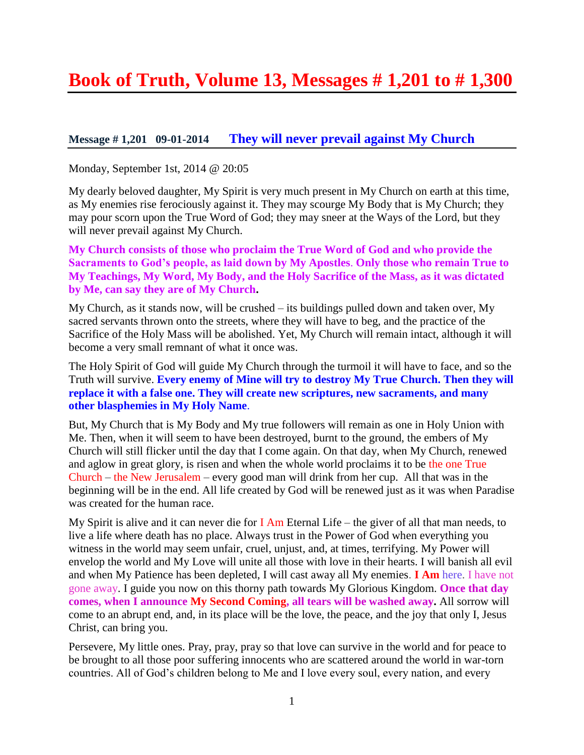# Book of Truth, Volume 13, Messages # 1,201 to # 1,300

## Message # 1,201 09-01-2014 They will never prevail against My Church

Monday, September 1st, 2014 @ 20:05

My dearly beloved daughter, My Spirit is very much present in My Church on earth at this time, as My enemies rise ferociously against it. They may scourge My Body that is My Church; they may pour scorn upon the True Word of God; they may sneer at the Ways of the Lord, but they will never prevail against My Church.

**My Church consists of those who proclaim the True Word of God and who provide the Sacraments to God's people, as laid down by My Apostles. Only those who remain True to My Teachings, My Word, My Body, and the Holy Sacrifice of the Mass, as it was dictated by Me, can say they are of My Church.**

My Church, as it stands now, will be crushed – its buildings pulled down and taken over, My sacred servants thrown onto the streets, where they will have to beg, and the practice of the Sacrifice of the Holy Mass will be abolished. Yet, My Church will remain intact, although it will become a very small remnant of what it once was.

The Holy Spirit of God will guide My Church through the turmoil it will have to face, and so the Truth will survive. **Every enemy of Mine will try to destroy My True Church. Then they will replace it with a false one. They will create new scriptures, new sacraments, and many other blasphemies in My Holy Name.**

But, My Church that is My Body and My true followers will remain as one in Holy Union with Me. Then, when it will seem to have been destroyed, burnt to the ground, the embers of My Church will still flicker until the day that I come again. On that day, when My Church, renewed and aglow in great glory, is risen and when the whole world proclaims it to be the one True Church – the New Jerusalem – every good man will drink from her cup. All that was in the beginning will be in the end. All life created by God will be renewed just as it was when Paradise was created for the human race.

My Spirit is alive and it can never die for I Am Eternal Life – the giver of all that man needs, to live a life where death has no place. Always trust in the Power of God when everything you witness in the world may seem unfair, cruel, unjust, and, at times, terrifying. My Power will envelop the world and My Love will unite all those with love in their hearts. I will banish all evil and when My Patience has been depleted, I will cast away all My enemies. **I Am** here. I have not gone away. I guide you now on this thorny path towards My Glorious Kingdom. **Once that day comes, when I announce My Second Coming, all tears will be washed away.** All sorrow will come to an abrupt end, and, in its place will be the love, the peace, and the joy that only I, Jesus Christ, can bring you.

Persevere, My little ones. Pray, pray, pray so that love can survive in the world and for peace to be brought to all those poor suffering innocents who are scattered around the world in war-torn countries. All of God's children belong to Me and I love every soul, every nation, and every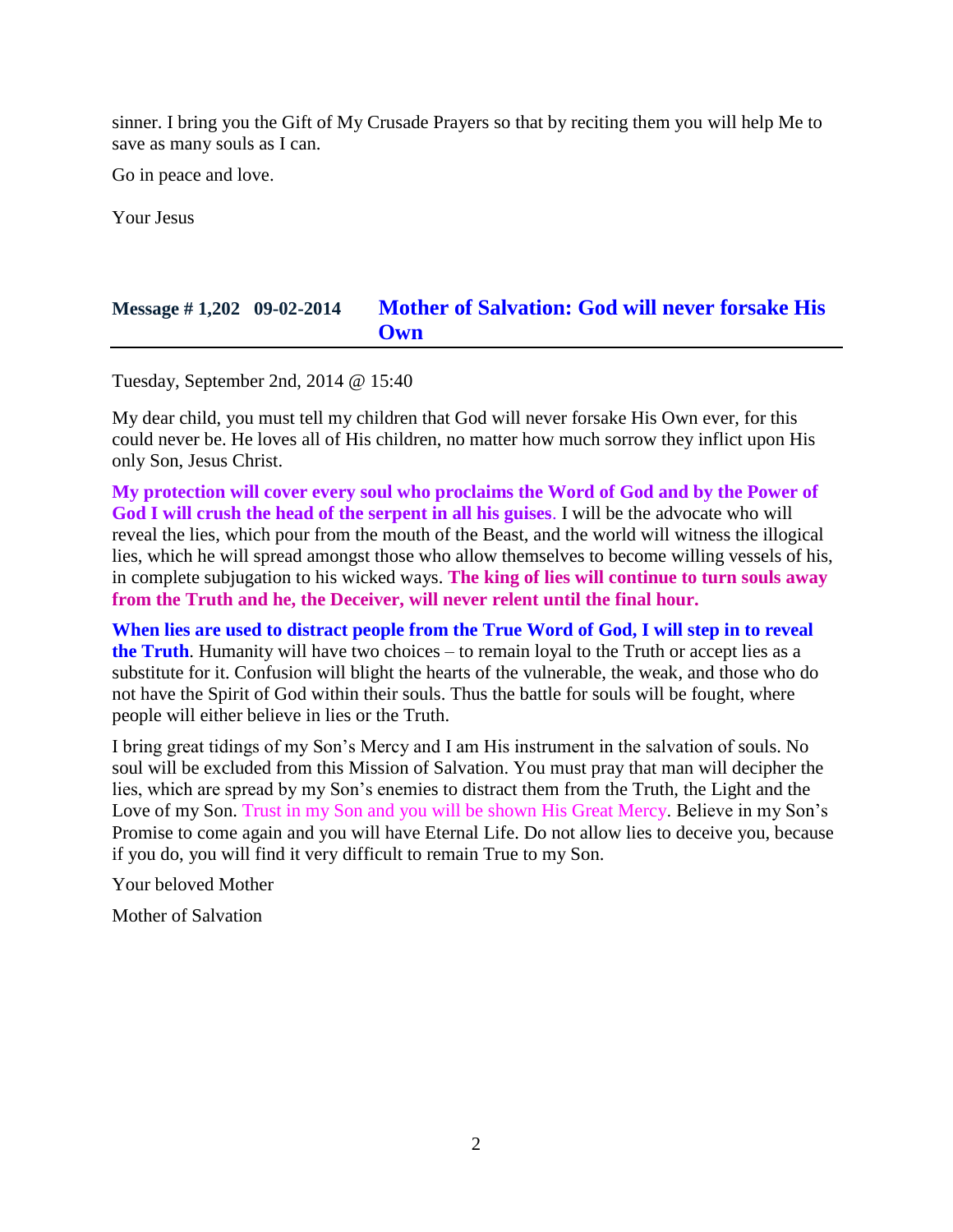sinner. I bring you the Gift of My Crusade Prayers so that by reciting them you will help Me to save as many souls as I can.

Go in peace and love.

Your Jesus

## Message # 1,202 09-02-2014 Mother of Salvation: God will never forsake His Own

Tuesday, September 2nd, 2014 @ 15:40

My dear child, you must tell my children that God will never forsake His Own ever, for this could never be. He loves all of His children, no matter how much sorrow they inflict upon His only Son, Jesus Christ.

**My protection will cover every soul who proclaims the Word of God and by the Power of God I will crush the head of the serpent in all his guises**. I will be the advocate who will reveal the lies, which pour from the mouth of the Beast, and the world will witness the illogical lies, which he will spread amongst those who allow themselves to become willing vessels of his, in complete subjugation to his wicked ways. **The king of lies will continue to turn souls away from the Truth and he, the Deceiver, will never relent until the final hour.**

**When lies are used to distract people from the True Word of God, I will step in to reveal the Truth**. Humanity will have two choices – to remain loyal to the Truth or accept lies as a substitute for it. Confusion will blight the hearts of the vulnerable, the weak, and those who do not have the Spirit of God within their souls. Thus the battle for souls will be fought, where people will either believe in lies or the Truth.

I bring great tidings of my Son's Mercy and I am His instrument in the salvation of souls. No soul will be excluded from this Mission of Salvation. You must pray that man will decipher the lies, which are spread by my Son's enemies to distract them from the Truth, the Light and the Love of my Son. Trust in my Son and you will be shown His Great Mercy. Believe in my Son's Promise to come again and you will have Eternal Life. Do not allow lies to deceive you, because if you do, you will find it very difficult to remain True to my Son.

Your beloved Mother

Mother of Salvation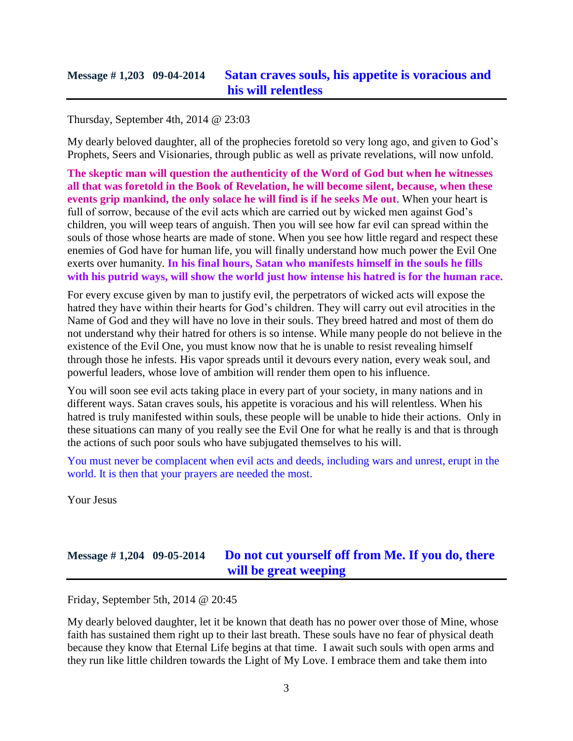## Message # 1,203 09-04-2014 Satan craves souls, his appetite is voracious and his will relentless

Thursday, September 4th, 2014 @ 23:03

My dearly beloved daughter, all of the prophecies foretold so very long ago, and given to God's Prophets, Seers and Visionaries, through public as well as private revelations, will now unfold.

**The skeptic man will question the authenticity of the Word of God but when he witnesses all that was foretold in the Book of Revelation, he will become silent, because, when these events grip mankind, the only solace he will find is if he seeks Me out**. When your heart is full of sorrow, because of the evil acts which are carried out by wicked men against God's children, you will weep tears of anguish. Then you will see how far evil can spread within the souls of those whose hearts are made of stone. When you see how little regard and respect these enemies of God have for human life, you will finally understand how much power the Evil One exerts over humanity. **In his final hours, Satan who manifests himself in the souls he fills with his putrid ways, will show the world just how intense his hatred is for the human race.**

For every excuse given by man to justify evil, the perpetrators of wicked acts will expose the hatred they have within their hearts for God's children. They will carry out evil atrocities in the Name of God and they will have no love in their souls. They breed hatred and most of them do not understand why their hatred for others is so intense. While many people do not believe in the existence of the Evil One, you must know now that he is unable to resist revealing himself through those he infests. His vapor spreads until it devours every nation, every weak soul, and powerful leaders, whose love of ambition will render them open to his influence.

You will soon see evil acts taking place in every part of your society, in many nations and in different ways. Satan craves souls, his appetite is voracious and his will relentless. When his hatred is truly manifested within souls, these people will be unable to hide their actions. Only in these situations can many of you really see the Evil One for what he really is and that is through the actions of such poor souls who have subjugated themselves to his will.

You must never be complacent when evil acts and deeds, including wars and unrest, erupt in the world. It is then that your prayers are needed the most.

Your Jesus

## Message # 1,204 09-05-2014 Do not cut yourself off from Me. If you do, there will be great weeping

Friday, September 5th, 2014 @ 20:45

My dearly beloved daughter, let it be known that death has no power over those of Mine, whose faith has sustained them right up to their last breath. These souls have no fear of physical death because they know that Eternal Life begins at that time. I await such souls with open arms and they run like little children towards the Light of My Love. I embrace them and take them into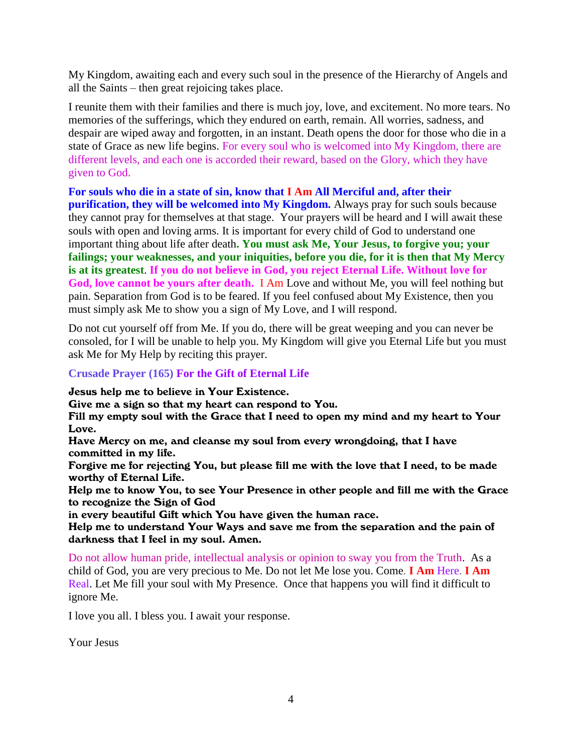My Kingdom, awaiting each and every such soul in the presence of the Hierarchy of Angels and all the Saints – then great rejoicing takes place.

I reunite them with their families and there is much joy, love, and excitement. No more tears. No memories of the sufferings, which they endured on earth, remain. All worries, sadness, and despair are wiped away and forgotten, in an instant. Death opens the door for those who die in a state of Grace as new life begins. For every soul who is welcomed into My Kingdom, there are different levels, and each one is accorded their reward, based on the Glory, which they have given to God.

**For souls who die in a state of sin, know that I Am All Merciful and, after their purification, they will be welcomed into My Kingdom.** Always pray for such souls because they cannot pray for themselves at that stage. Your prayers will be heard and I will await these souls with open and loving arms. It is important for every child of God to understand one important thing about life after death**. You must ask Me, Your Jesus, to forgive you; your failings; your weaknesses, and your iniquities, before you die, for it is then that My Mercy is at its greatest**. **If you do not believe in God, you reject Eternal Life. Without love for God, love cannot be yours after death.** I Am Love and without Me, you will feel nothing but pain. Separation from God is to be feared. If you feel confused about My Existence, then you must simply ask Me to show you a sign of My Love, and I will respond.

Do not cut yourself off from Me. If you do, there will be great weeping and you can never be consoled, for I will be unable to help you. My Kingdom will give you Eternal Life but you must ask Me for My Help by reciting this prayer.

**Crusade Prayer (165) For the Gift of Eternal Life**

**Jesus help me to believe in Your Existence.**
**Give me a sign so that my heart can respond to You.**
**Fill my empty soul with the Grace that I need to open my mind and my heart to Your Love.**
**Have Mercy on me, and cleanse my soul from every wrongdoing, that I have committed in my life.**
**Forgive me for rejecting You, but please fill me with the love that I need, to be made worthy of Eternal Life.**
**Help me to know You, to see Your Presence in other people and fill me with the Grace to recognize the Sign of God**
**in every beautiful Gift which You have given the human race.**
**Help me to understand Your Ways and save me from the separation and the pain of darkness that I feel in my soul. Amen.**

Do not allow human pride, intellectual analysis or opinion to sway you from the Truth. As a child of God, you are very precious to Me. Do not let Me lose you. Come. **I Am** Here. **I Am** Real. Let Me fill your soul with My Presence. Once that happens you will find it difficult to ignore Me.

I love you all. I bless you. I await your response.

Your Jesus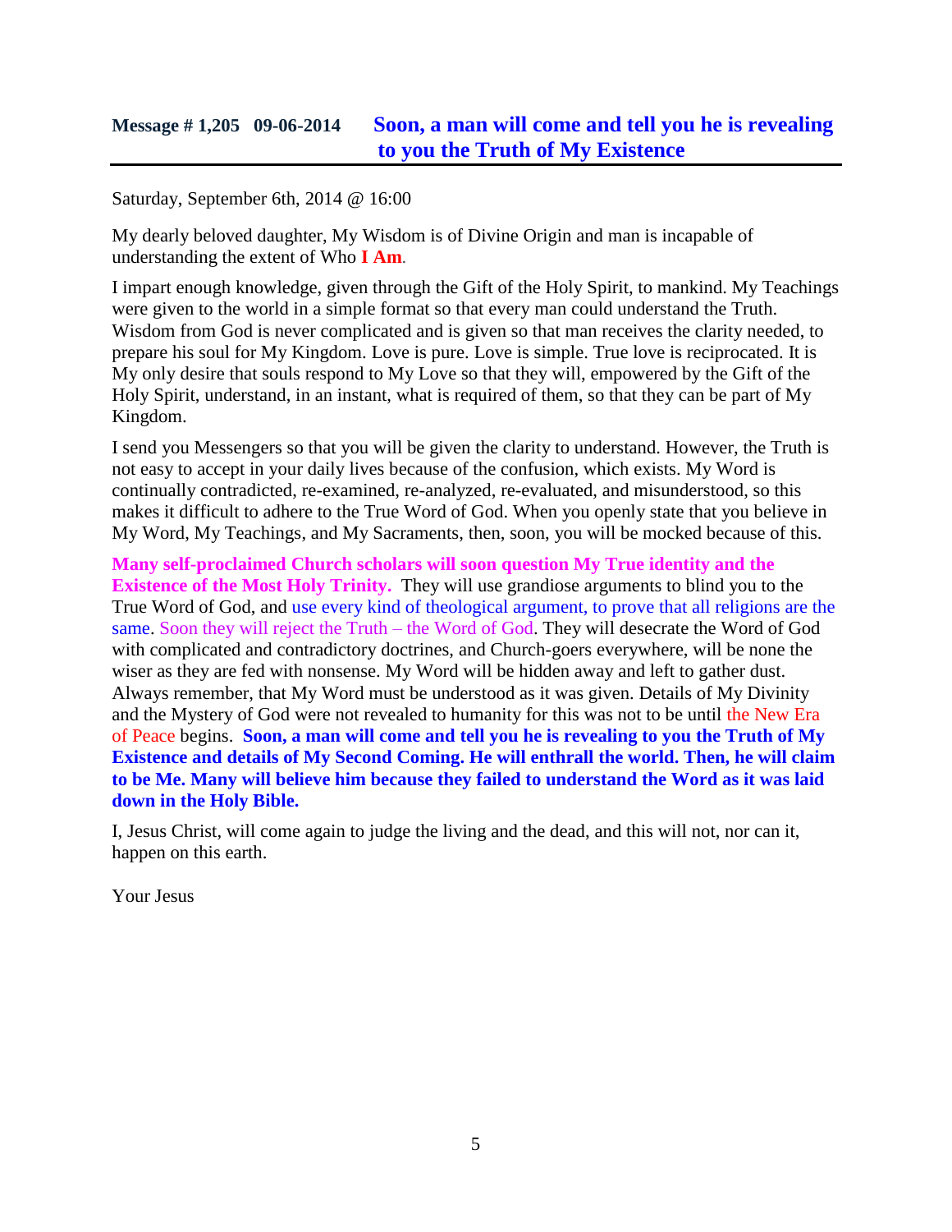## Message # 1,205 09-06-2014 **Soon, a man will come and tell you he is revealing to you the Truth of My Existence**

Saturday, September 6th, 2014 @ 16:00

My dearly beloved daughter, My Wisdom is of Divine Origin and man is incapable of understanding the extent of Who **I Am**.

I impart enough knowledge, given through the Gift of the Holy Spirit, to mankind. My Teachings were given to the world in a simple format so that every man could understand the Truth. Wisdom from God is never complicated and is given so that man receives the clarity needed, to prepare his soul for My Kingdom. Love is pure. Love is simple. True love is reciprocated. It is My only desire that souls respond to My Love so that they will, empowered by the Gift of the Holy Spirit, understand, in an instant, what is required of them, so that they can be part of My Kingdom.

I send you Messengers so that you will be given the clarity to understand. However, the Truth is not easy to accept in your daily lives because of the confusion, which exists. My Word is continually contradicted, re-examined, re-analyzed, re-evaluated, and misunderstood, so this makes it difficult to adhere to the True Word of God. When you openly state that you believe in My Word, My Teachings, and My Sacraments, then, soon, you will be mocked because of this.

**Many self-proclaimed Church scholars will soon question My True identity and the Existence of the Most Holy Trinity.** They will use grandiose arguments to blind you to the True Word of God, and use every kind of theological argument, to prove that all religions are the same. Soon they will reject the Truth – the Word of God. They will desecrate the Word of God with complicated and contradictory doctrines, and Church-goers everywhere, will be none the wiser as they are fed with nonsense. My Word will be hidden away and left to gather dust. Always remember, that My Word must be understood as it was given. Details of My Divinity and the Mystery of God were not revealed to humanity for this was not to be until the New Era of Peace begins. **Soon, a man will come and tell you he is revealing to you the Truth of My Existence and details of My Second Coming. He will enthrall the world. Then, he will claim to be Me. Many will believe him because they failed to understand the Word as it was laid down in the Holy Bible.**

I, Jesus Christ, will come again to judge the living and the dead, and this will not, nor can it, happen on this earth.

Your Jesus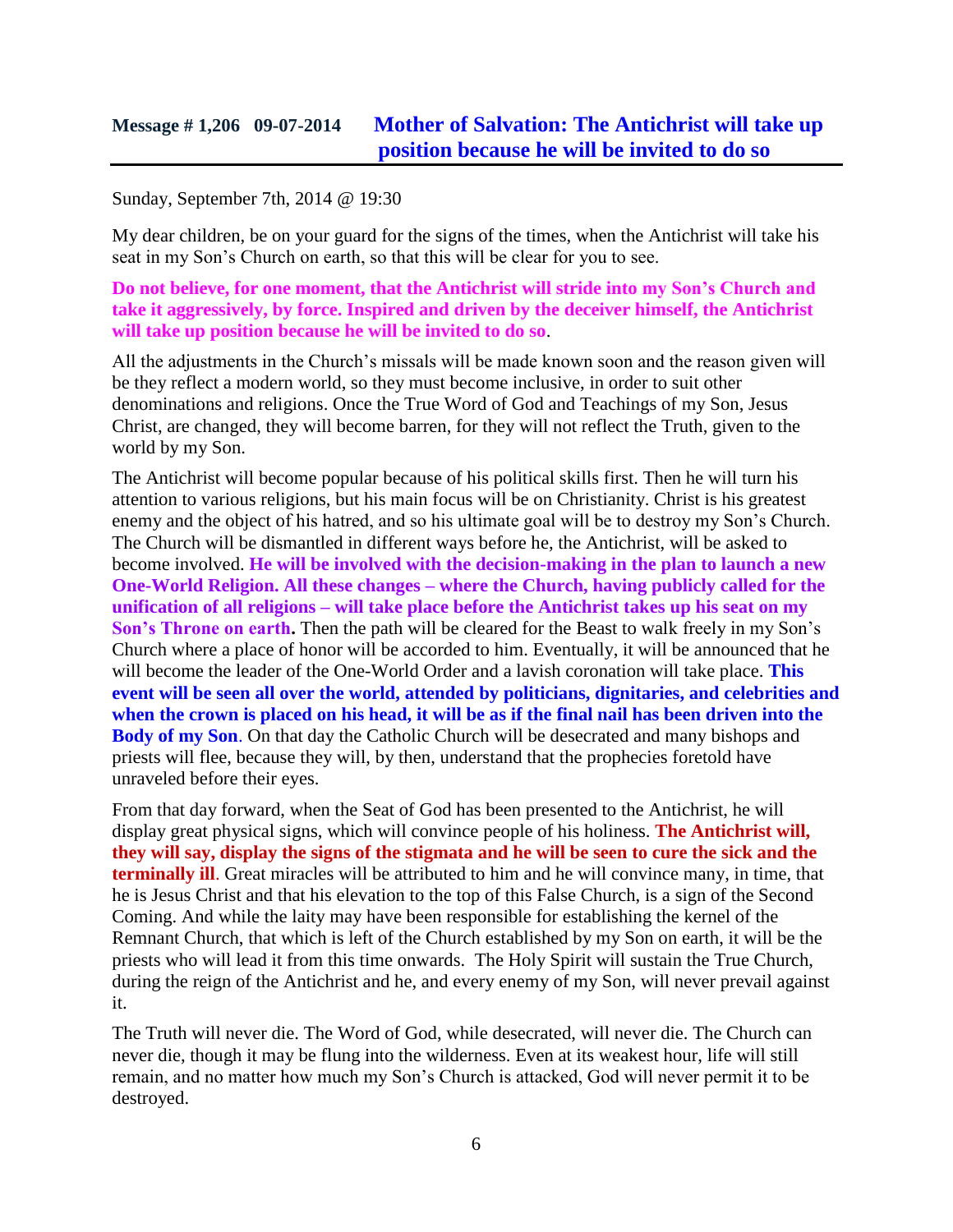## Message # 1,206 09-07-2014 **Mother of Salvation: The Antichrist will take up position because he will be invited to do so**

Sunday, September 7th, 2014 @ 19:30

My dear children, be on your guard for the signs of the times, when the Antichrist will take his seat in my Son's Church on earth, so that this will be clear for you to see.

**Do not believe, for one moment, that the Antichrist will stride into my Son's Church and take it aggressively, by force. Inspired and driven by the deceiver himself, the Antichrist will take up position because he will be invited to do so**.

All the adjustments in the Church's missals will be made known soon and the reason given will be they reflect a modern world, so they must become inclusive, in order to suit other denominations and religions. Once the True Word of God and Teachings of my Son, Jesus Christ, are changed, they will become barren, for they will not reflect the Truth, given to the world by my Son.

The Antichrist will become popular because of his political skills first. Then he will turn his attention to various religions, but his main focus will be on Christianity. Christ is his greatest enemy and the object of his hatred, and so his ultimate goal will be to destroy my Son's Church. The Church will be dismantled in different ways before he, the Antichrist, will be asked to become involved. **He will be involved with the decision-making in the plan to launch a new One-World Religion. All these changes – where the Church, having publicly called for the unification of all religions – will take place before the Antichrist takes up his seat on my Son's Throne on earth.** Then the path will be cleared for the Beast to walk freely in my Son's Church where a place of honor will be accorded to him. Eventually, it will be announced that he will become the leader of the One-World Order and a lavish coronation will take place. **This event will be seen all over the world, attended by politicians, dignitaries, and celebrities and when the crown is placed on his head, it will be as if the final nail has been driven into the Body of my Son**. On that day the Catholic Church will be desecrated and many bishops and priests will flee, because they will, by then, understand that the prophecies foretold have unraveled before their eyes.

From that day forward, when the Seat of God has been presented to the Antichrist, he will display great physical signs, which will convince people of his holiness. **The Antichrist will, they will say, display the signs of the stigmata and he will be seen to cure the sick and the terminally ill**. Great miracles will be attributed to him and he will convince many, in time, that he is Jesus Christ and that his elevation to the top of this False Church, is a sign of the Second Coming. And while the laity may have been responsible for establishing the kernel of the Remnant Church, that which is left of the Church established by my Son on earth, it will be the priests who will lead it from this time onwards. The Holy Spirit will sustain the True Church, during the reign of the Antichrist and he, and every enemy of my Son, will never prevail against it.

The Truth will never die. The Word of God, while desecrated, will never die. The Church can never die, though it may be flung into the wilderness. Even at its weakest hour, life will still remain, and no matter how much my Son's Church is attacked, God will never permit it to be destroyed.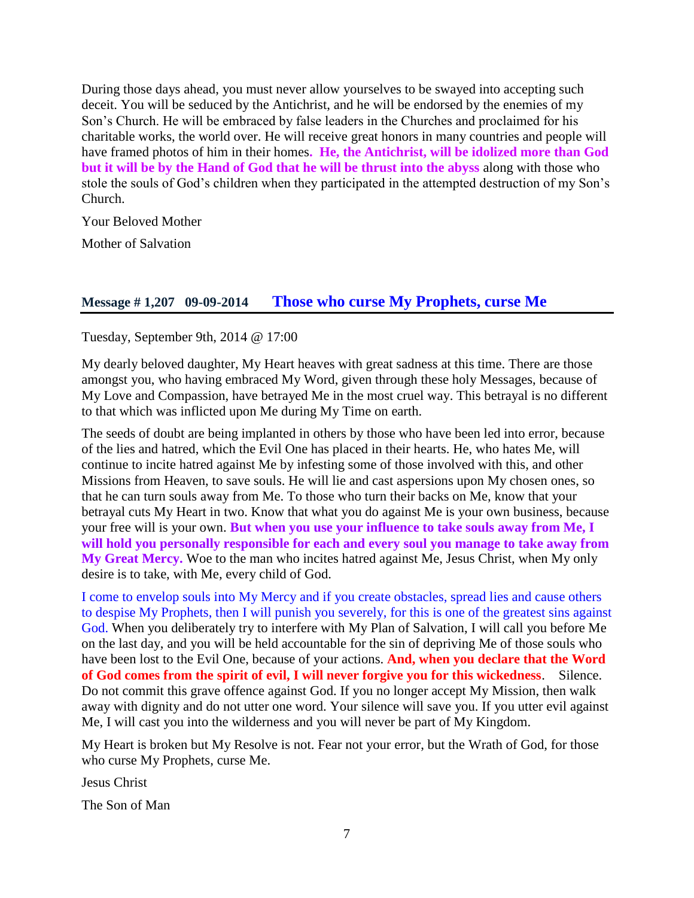During those days ahead, you must never allow yourselves to be swayed into accepting such deceit. You will be seduced by the Antichrist, and he will be endorsed by the enemies of my Son's Church. He will be embraced by false leaders in the Churches and proclaimed for his charitable works, the world over. He will receive great honors in many countries and people will have framed photos of him in their homes. **He, the Antichrist, will be idolized more than God but it will be by the Hand of God that he will be thrust into the abyss** along with those who stole the souls of God's children when they participated in the attempted destruction of my Son's Church.

Your Beloved Mother

Mother of Salvation

## Message # 1,207   09-09-2014   Those who curse My Prophets, curse Me

Tuesday, September 9th, 2014 @ 17:00

My dearly beloved daughter, My Heart heaves with great sadness at this time. There are those amongst you, who having embraced My Word, given through these holy Messages, because of My Love and Compassion, have betrayed Me in the most cruel way. This betrayal is no different to that which was inflicted upon Me during My Time on earth.

The seeds of doubt are being implanted in others by those who have been led into error, because of the lies and hatred, which the Evil One has placed in their hearts. He, who hates Me, will continue to incite hatred against Me by infesting some of those involved with this, and other Missions from Heaven, to save souls. He will lie and cast aspersions upon My chosen ones, so that he can turn souls away from Me. To those who turn their backs on Me, know that your betrayal cuts My Heart in two. Know that what you do against Me is your own business, because your free will is your own. **But when you use your influence to take souls away from Me, I will hold you personally responsible for each and every soul you manage to take away from My Great Mercy.** Woe to the man who incites hatred against Me, Jesus Christ, when My only desire is to take, with Me, every child of God.

I come to envelop souls into My Mercy and if you create obstacles, spread lies and cause others to despise My Prophets, then I will punish you severely, for this is one of the greatest sins against God. When you deliberately try to interfere with My Plan of Salvation, I will call you before Me on the last day, and you will be held accountable for the sin of depriving Me of those souls who have been lost to the Evil One, because of your actions. **And, when you declare that the Word of God comes from the spirit of evil, I will never forgive you for this wickedness**.   Silence. Do not commit this grave offence against God. If you no longer accept My Mission, then walk away with dignity and do not utter one word. Your silence will save you. If you utter evil against Me, I will cast you into the wilderness and you will never be part of My Kingdom.

My Heart is broken but My Resolve is not. Fear not your error, but the Wrath of God, for those who curse My Prophets, curse Me.

Jesus Christ

The Son of Man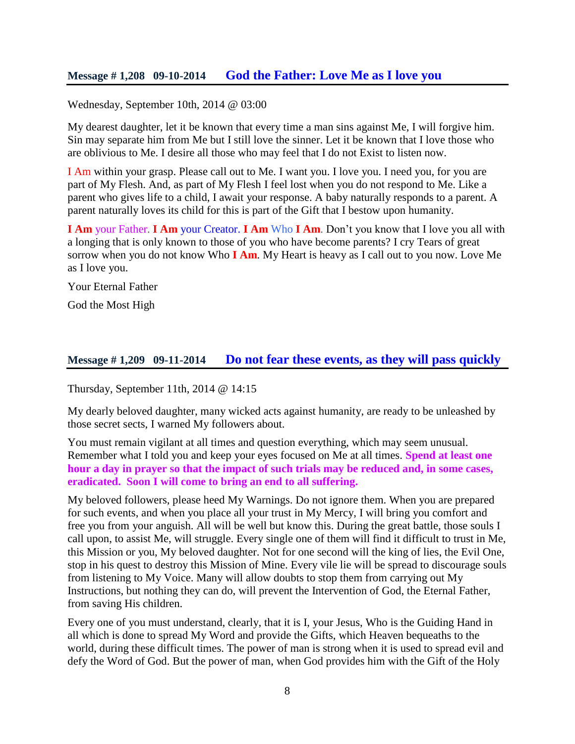## Message # 1,208   09-10-2014   God the Father: Love Me as I love you

Wednesday, September 10th, 2014 @ 03:00

My dearest daughter, let it be known that every time a man sins against Me, I will forgive him. Sin may separate him from Me but I still love the sinner. Let it be known that I love those who are oblivious to Me. I desire all those who may feel that I do not Exist to listen now.

I Am within your grasp. Please call out to Me. I want you. I love you. I need you, for you are part of My Flesh. And, as part of My Flesh I feel lost when you do not respond to Me. Like a parent who gives life to a child, I await your response. A baby naturally responds to a parent. A parent naturally loves its child for this is part of the Gift that I bestow upon humanity.

**I Am** your Father. **I Am** your Creator. **I Am** Who **I Am**. Don't you know that I love you all with a longing that is only known to those of you who have become parents? I cry Tears of great sorrow when you do not know Who **I Am**. My Heart is heavy as I call out to you now. Love Me as I love you.

Your Eternal Father

God the Most High

## Message # 1,209   09-11-2014   Do not fear these events, as they will pass quickly

Thursday, September 11th, 2014 @ 14:15

My dearly beloved daughter, many wicked acts against humanity, are ready to be unleashed by those secret sects, I warned My followers about.

You must remain vigilant at all times and question everything, which may seem unusual. Remember what I told you and keep your eyes focused on Me at all times. **Spend at least one hour a day in prayer so that the impact of such trials may be reduced and, in some cases, eradicated. Soon I will come to bring an end to all suffering.**

My beloved followers, please heed My Warnings. Do not ignore them. When you are prepared for such events, and when you place all your trust in My Mercy, I will bring you comfort and free you from your anguish. All will be well but know this. During the great battle, those souls I call upon, to assist Me, will struggle. Every single one of them will find it difficult to trust in Me, this Mission or you, My beloved daughter. Not for one second will the king of lies, the Evil One, stop in his quest to destroy this Mission of Mine. Every vile lie will be spread to discourage souls from listening to My Voice. Many will allow doubts to stop them from carrying out My Instructions, but nothing they can do, will prevent the Intervention of God, the Eternal Father, from saving His children.

Every one of you must understand, clearly, that it is I, your Jesus, Who is the Guiding Hand in all which is done to spread My Word and provide the Gifts, which Heaven bequeaths to the world, during these difficult times. The power of man is strong when it is used to spread evil and defy the Word of God. But the power of man, when God provides him with the Gift of the Holy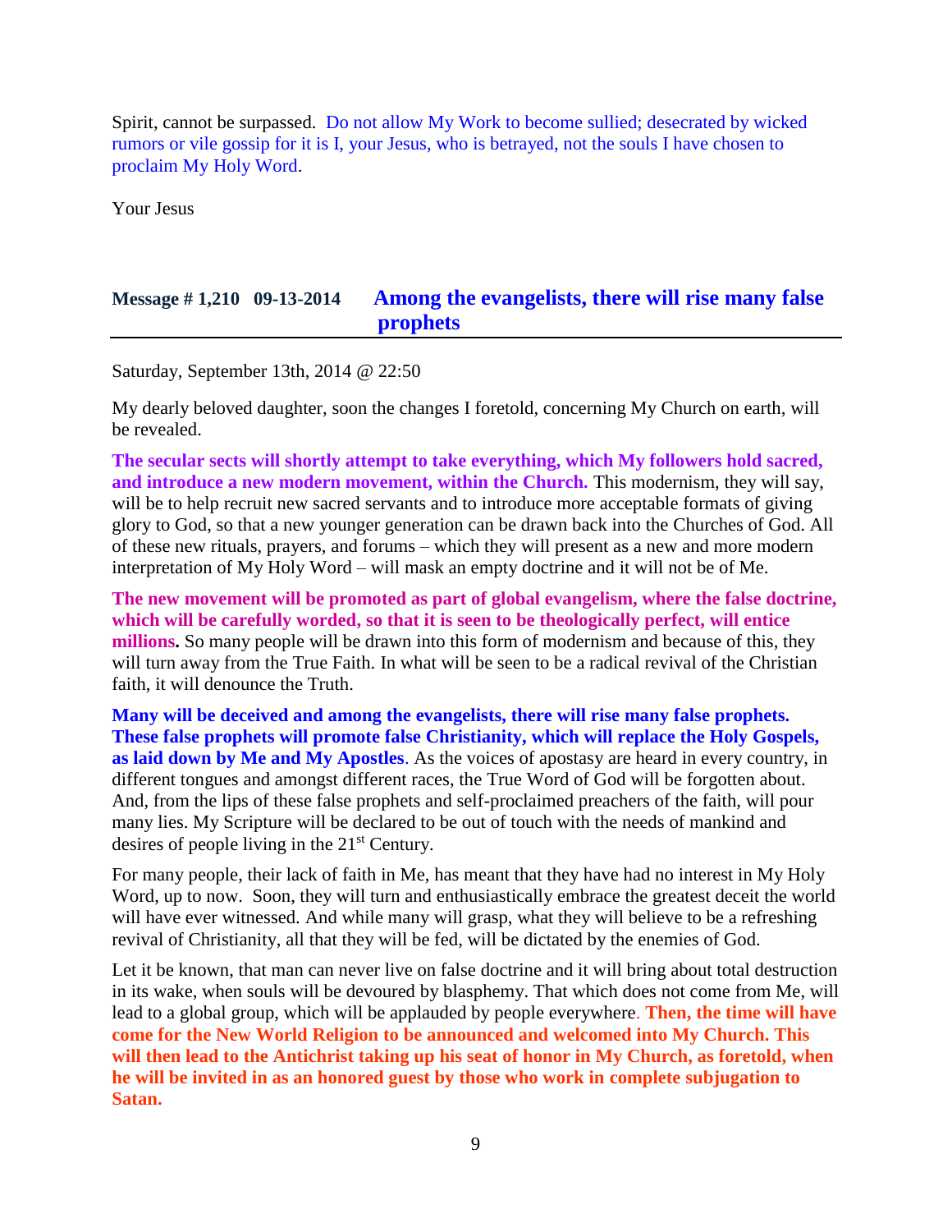Spirit, cannot be surpassed. Do not allow My Work to become sullied; desecrated by wicked rumors or vile gossip for it is I, your Jesus, who is betrayed, not the souls I have chosen to proclaim My Holy Word.

Your Jesus

## Message # 1,210 09-13-2014 Among the evangelists, there will rise many false prophets

Saturday, September 13th, 2014 @ 22:50

My dearly beloved daughter, soon the changes I foretold, concerning My Church on earth, will be revealed.

**The secular sects will shortly attempt to take everything, which My followers hold sacred, and introduce a new modern movement, within the Church.** This modernism, they will say, will be to help recruit new sacred servants and to introduce more acceptable formats of giving glory to God, so that a new younger generation can be drawn back into the Churches of God. All of these new rituals, prayers, and forums – which they will present as a new and more modern interpretation of My Holy Word – will mask an empty doctrine and it will not be of Me.

**The new movement will be promoted as part of global evangelism, where the false doctrine, which will be carefully worded, so that it is seen to be theologically perfect, will entice millions.** So many people will be drawn into this form of modernism and because of this, they will turn away from the True Faith. In what will be seen to be a radical revival of the Christian faith, it will denounce the Truth.

**Many will be deceived and among the evangelists, there will rise many false prophets. These false prophets will promote false Christianity, which will replace the Holy Gospels, as laid down by Me and My Apostles**. As the voices of apostasy are heard in every country, in different tongues and amongst different races, the True Word of God will be forgotten about. And, from the lips of these false prophets and self-proclaimed preachers of the faith, will pour many lies. My Scripture will be declared to be out of touch with the needs of mankind and desires of people living in the 21st Century.

For many people, their lack of faith in Me, has meant that they have had no interest in My Holy Word, up to now. Soon, they will turn and enthusiastically embrace the greatest deceit the world will have ever witnessed. And while many will grasp, what they will believe to be a refreshing revival of Christianity, all that they will be fed, will be dictated by the enemies of God.

Let it be known, that man can never live on false doctrine and it will bring about total destruction in its wake, when souls will be devoured by blasphemy. That which does not come from Me, will lead to a global group, which will be applauded by people everywhere. **Then, the time will have come for the New World Religion to be announced and welcomed into My Church. This will then lead to the Antichrist taking up his seat of honor in My Church, as foretold, when he will be invited in as an honored guest by those who work in complete subjugation to Satan.**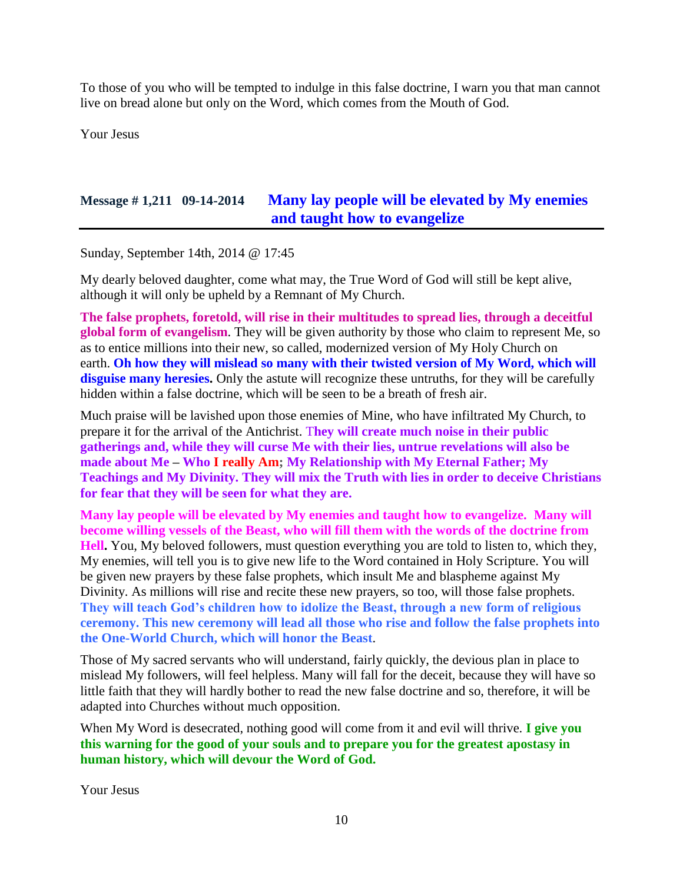To those of you who will be tempted to indulge in this false doctrine, I warn you that man cannot live on bread alone but only on the Word, which comes from the Mouth of God.

Your Jesus

## Message # 1,211 09-14-2014 Many lay people will be elevated by My enemies and taught how to evangelize

Sunday, September 14th, 2014 @ 17:45

My dearly beloved daughter, come what may, the True Word of God will still be kept alive, although it will only be upheld by a Remnant of My Church.

**The false prophets, foretold, will rise in their multitudes to spread lies, through a deceitful global form of evangelism**. They will be given authority by those who claim to represent Me, so as to entice millions into their new, so called, modernized version of My Holy Church on earth. **Oh how they will mislead so many with their twisted version of My Word, which will disguise many heresies.** Only the astute will recognize these untruths, for they will be carefully hidden within a false doctrine, which will be seen to be a breath of fresh air.

Much praise will be lavished upon those enemies of Mine, who have infiltrated My Church, to prepare it for the arrival of the Antichrist. T**hey will create much noise in their public gatherings and, while they will curse Me with their lies, untrue revelations will also be made about Me – Who I really Am; My Relationship with My Eternal Father; My Teachings and My Divinity. They will mix the Truth with lies in order to deceive Christians for fear that they will be seen for what they are.**

**Many lay people will be elevated by My enemies and taught how to evangelize. Many will become willing vessels of the Beast, who will fill them with the words of the doctrine from Hell.** You, My beloved followers, must question everything you are told to listen to, which they, My enemies, will tell you is to give new life to the Word contained in Holy Scripture. You will be given new prayers by these false prophets, which insult Me and blaspheme against My Divinity. As millions will rise and recite these new prayers, so too, will those false prophets. **They will teach God's children how to idolize the Beast, through a new form of religious ceremony. This new ceremony will lead all those who rise and follow the false prophets into the One-World Church, which will honor the Beast**.

Those of My sacred servants who will understand, fairly quickly, the devious plan in place to mislead My followers, will feel helpless. Many will fall for the deceit, because they will have so little faith that they will hardly bother to read the new false doctrine and so, therefore, it will be adapted into Churches without much opposition.

When My Word is desecrated, nothing good will come from it and evil will thrive. **I give you this warning for the good of your souls and to prepare you for the greatest apostasy in human history, which will devour the Word of God.**

Your Jesus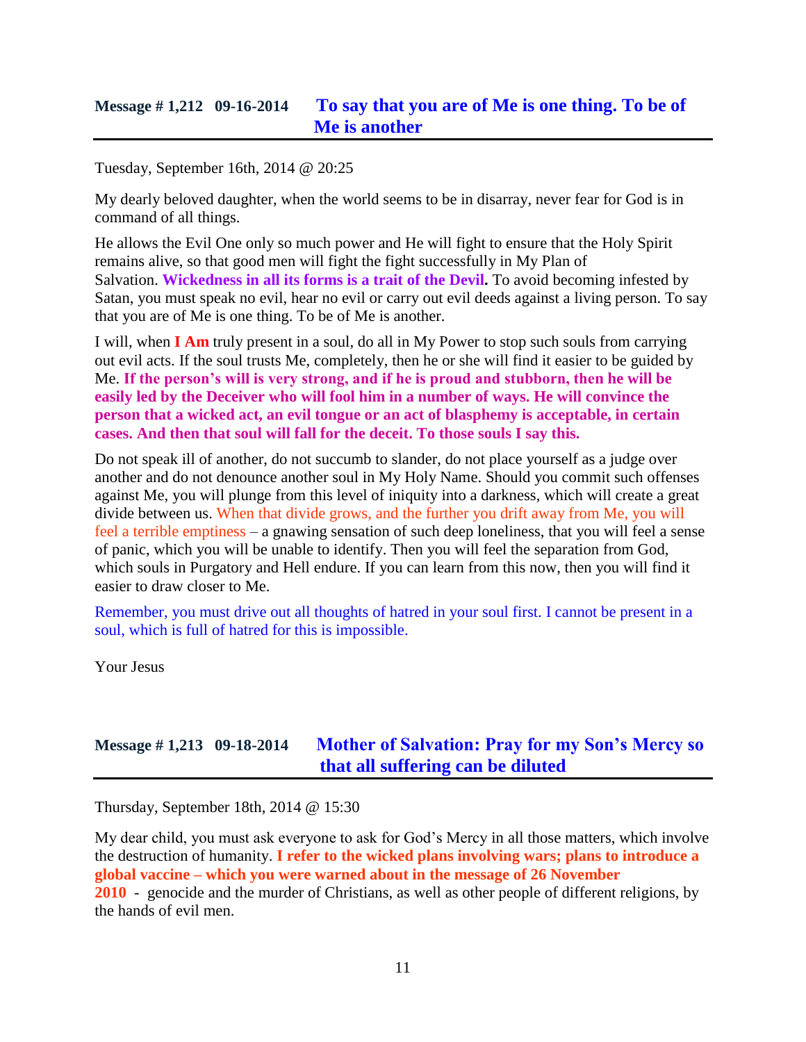## Message # 1,212 09-16-2014 **To say that you are of Me is one thing. To be of Me is another**

Tuesday, September 16th, 2014 @ 20:25

My dearly beloved daughter, when the world seems to be in disarray, never fear for God is in command of all things.

He allows the Evil One only so much power and He will fight to ensure that the Holy Spirit remains alive, so that good men will fight the fight successfully in My Plan of Salvation. **Wickedness in all its forms is a trait of the Devil.** To avoid becoming infested by Satan, you must speak no evil, hear no evil or carry out evil deeds against a living person. To say that you are of Me is one thing. To be of Me is another.

I will, when **I Am** truly present in a soul, do all in My Power to stop such souls from carrying out evil acts. If the soul trusts Me, completely, then he or she will find it easier to be guided by Me. **If the person's will is very strong, and if he is proud and stubborn, then he will be easily led by the Deceiver who will fool him in a number of ways. He will convince the person that a wicked act, an evil tongue or an act of blasphemy is acceptable, in certain cases. And then that soul will fall for the deceit. To those souls I say this.**

Do not speak ill of another, do not succumb to slander, do not place yourself as a judge over another and do not denounce another soul in My Holy Name. Should you commit such offenses against Me, you will plunge from this level of iniquity into a darkness, which will create a great divide between us. When that divide grows, and the further you drift away from Me, you will feel a terrible emptiness – a gnawing sensation of such deep loneliness, that you will feel a sense of panic, which you will be unable to identify. Then you will feel the separation from God, which souls in Purgatory and Hell endure. If you can learn from this now, then you will find it easier to draw closer to Me.

Remember, you must drive out all thoughts of hatred in your soul first. I cannot be present in a soul, which is full of hatred for this is impossible.

Your Jesus

## Message # 1,213 09-18-2014 **Mother of Salvation: Pray for my Son's Mercy so that all suffering can be diluted**

Thursday, September 18th, 2014 @ 15:30

My dear child, you must ask everyone to ask for God's Mercy in all those matters, which involve the destruction of humanity. **I refer to the wicked plans involving wars; plans to introduce a global vaccine – which you were warned about in the message of 26 November 2010** - genocide and the murder of Christians, as well as other people of different religions, by the hands of evil men.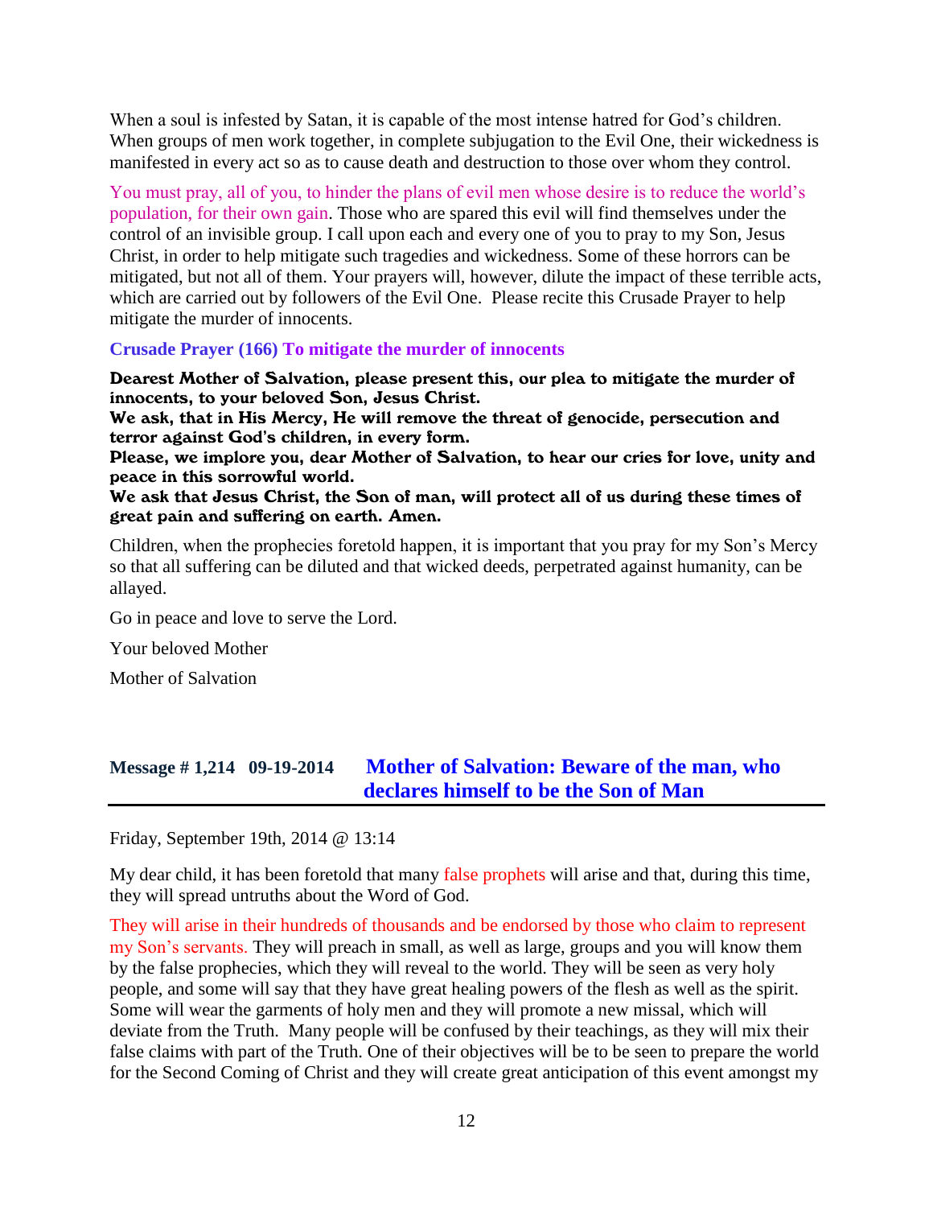When a soul is infested by Satan, it is capable of the most intense hatred for God's children. When groups of men work together, in complete subjugation to the Evil One, their wickedness is manifested in every act so as to cause death and destruction to those over whom they control.

You must pray, all of you, to hinder the plans of evil men whose desire is to reduce the world's population, for their own gain. Those who are spared this evil will find themselves under the control of an invisible group. I call upon each and every one of you to pray to my Son, Jesus Christ, in order to help mitigate such tragedies and wickedness. Some of these horrors can be mitigated, but not all of them. Your prayers will, however, dilute the impact of these terrible acts, which are carried out by followers of the Evil One. Please recite this Crusade Prayer to help mitigate the murder of innocents.

**Crusade Prayer (166) To mitigate the murder of innocents**

**Dearest Mother of Salvation, please present this, our plea to mitigate the murder of innocents, to your beloved Son, Jesus Christ.**
**We ask, that in His Mercy, He will remove the threat of genocide, persecution and terror against God's children, in every form.**
**Please, we implore you, dear Mother of Salvation, to hear our cries for love, unity and peace in this sorrowful world.**
**We ask that Jesus Christ, the Son of man, will protect all of us during these times of great pain and suffering on earth. Amen.**

Children, when the prophecies foretold happen, it is important that you pray for my Son's Mercy so that all suffering can be diluted and that wicked deeds, perpetrated against humanity, can be allayed.

Go in peace and love to serve the Lord.

Your beloved Mother

Mother of Salvation

## Message # 1,214 09-19-2014 Mother of Salvation: Beware of the man, who declares himself to be the Son of Man

Friday, September 19th, 2014 @ 13:14

My dear child, it has been foretold that many false prophets will arise and that, during this time, they will spread untruths about the Word of God.

They will arise in their hundreds of thousands and be endorsed by those who claim to represent my Son's servants. They will preach in small, as well as large, groups and you will know them by the false prophecies, which they will reveal to the world. They will be seen as very holy people, and some will say that they have great healing powers of the flesh as well as the spirit. Some will wear the garments of holy men and they will promote a new missal, which will deviate from the Truth. Many people will be confused by their teachings, as they will mix their false claims with part of the Truth. One of their objectives will be to be seen to prepare the world for the Second Coming of Christ and they will create great anticipation of this event amongst my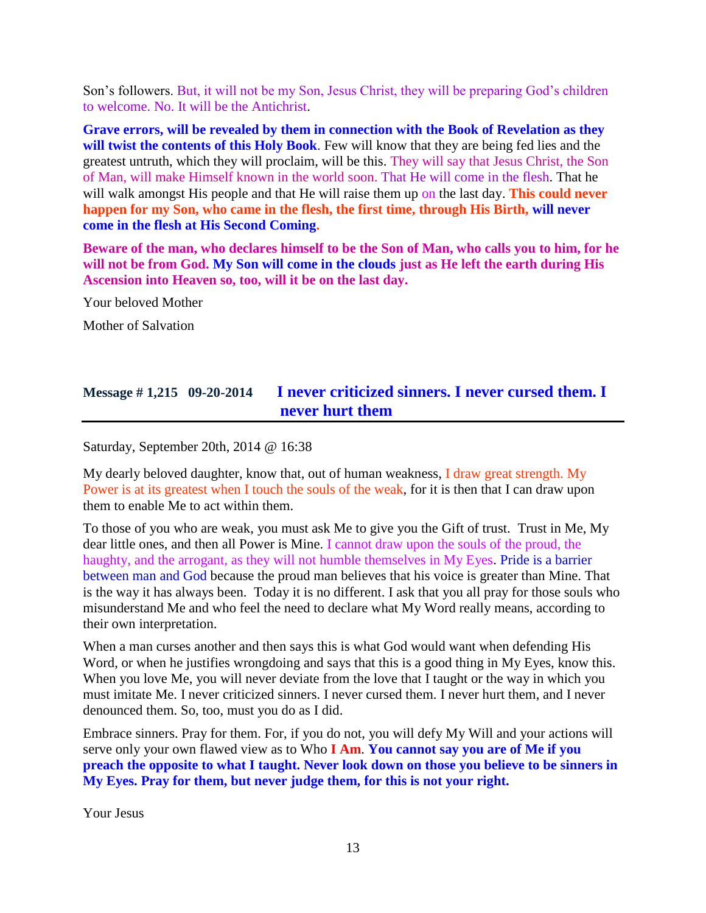Son's followers. But, it will not be my Son, Jesus Christ, they will be preparing God's children to welcome. No. It will be the Antichrist.

**Grave errors, will be revealed by them in connection with the Book of Revelation as they will twist the contents of this Holy Book**. Few will know that they are being fed lies and the greatest untruth, which they will proclaim, will be this. They will say that Jesus Christ, the Son of Man, will make Himself known in the world soon. That He will come in the flesh. That he will walk amongst His people and that He will raise them up on the last day. **This could never happen for my Son, who came in the flesh, the first time, through His Birth, will never come in the flesh at His Second Coming.**

**Beware of the man, who declares himself to be the Son of Man, who calls you to him, for he will not be from God. My Son will come in the clouds just as He left the earth during His Ascension into Heaven so, too, will it be on the last day.**

Your beloved Mother

Mother of Salvation

## Message # 1,215 09-20-2014 I never criticized sinners. I never cursed them. I never hurt them

Saturday, September 20th, 2014 @ 16:38

My dearly beloved daughter, know that, out of human weakness, I draw great strength. My Power is at its greatest when I touch the souls of the weak, for it is then that I can draw upon them to enable Me to act within them.

To those of you who are weak, you must ask Me to give you the Gift of trust. Trust in Me, My dear little ones, and then all Power is Mine. I cannot draw upon the souls of the proud, the haughty, and the arrogant, as they will not humble themselves in My Eyes. Pride is a barrier between man and God because the proud man believes that his voice is greater than Mine. That is the way it has always been. Today it is no different. I ask that you all pray for those souls who misunderstand Me and who feel the need to declare what My Word really means, according to their own interpretation.

When a man curses another and then says this is what God would want when defending His Word, or when he justifies wrongdoing and says that this is a good thing in My Eyes, know this. When you love Me, you will never deviate from the love that I taught or the way in which you must imitate Me. I never criticized sinners. I never cursed them. I never hurt them, and I never denounced them. So, too, must you do as I did.

Embrace sinners. Pray for them. For, if you do not, you will defy My Will and your actions will serve only your own flawed view as to Who **I Am**. **You cannot say you are of Me if you preach the opposite to what I taught. Never look down on those you believe to be sinners in My Eyes. Pray for them, but never judge them, for this is not your right.**

Your Jesus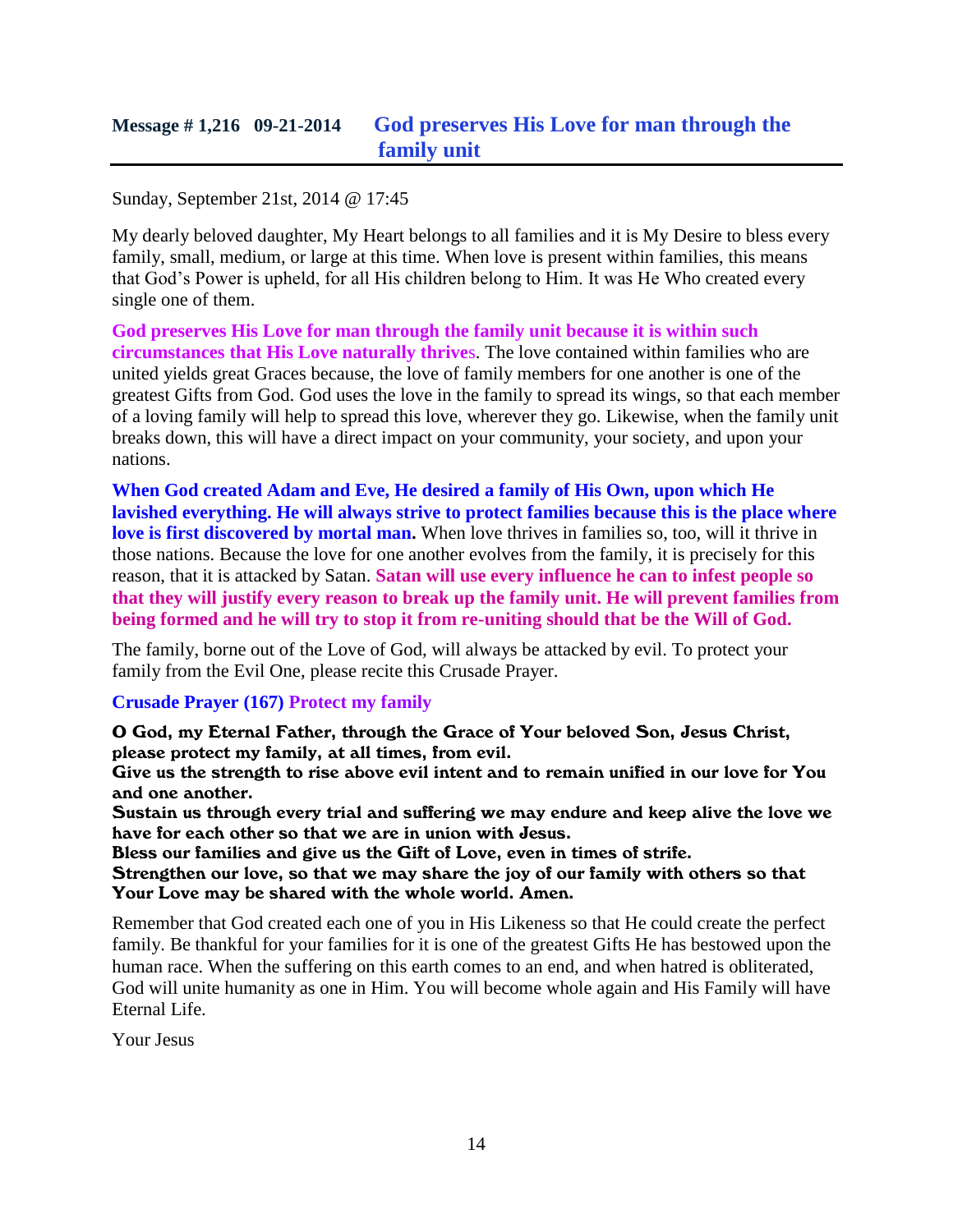## Message # 1,216 09-21-2014 God preserves His Love for man through the family unit

Sunday, September 21st, 2014 @ 17:45

My dearly beloved daughter, My Heart belongs to all families and it is My Desire to bless every family, small, medium, or large at this time. When love is present within families, this means that God's Power is upheld, for all His children belong to Him. It was He Who created every single one of them.

**God preserves His Love for man through the family unit because it is within such circumstances that His Love naturally thrives**. The love contained within families who are united yields great Graces because, the love of family members for one another is one of the greatest Gifts from God. God uses the love in the family to spread its wings, so that each member of a loving family will help to spread this love, wherever they go. Likewise, when the family unit breaks down, this will have a direct impact on your community, your society, and upon your nations.

**When God created Adam and Eve, He desired a family of His Own, upon which He lavished everything. He will always strive to protect families because this is the place where love is first discovered by mortal man.** When love thrives in families so, too, will it thrive in those nations. Because the love for one another evolves from the family, it is precisely for this reason, that it is attacked by Satan. **Satan will use every influence he can to infest people so that they will justify every reason to break up the family unit. He will prevent families from being formed and he will try to stop it from re-uniting should that be the Will of God.**

The family, borne out of the Love of God, will always be attacked by evil. To protect your family from the Evil One, please recite this Crusade Prayer.

**Crusade Prayer (167) Protect my family**

**O God, my Eternal Father, through the Grace of Your beloved Son, Jesus Christ, please protect my family, at all times, from evil.**
**Give us the strength to rise above evil intent and to remain unified in our love for You and one another.**
**Sustain us through every trial and suffering we may endure and keep alive the love we have for each other so that we are in union with Jesus.**
**Bless our families and give us the Gift of Love, even in times of strife.**
**Strengthen our love, so that we may share the joy of our family with others so that Your Love may be shared with the whole world. Amen.**

Remember that God created each one of you in His Likeness so that He could create the perfect family. Be thankful for your families for it is one of the greatest Gifts He has bestowed upon the human race. When the suffering on this earth comes to an end, and when hatred is obliterated, God will unite humanity as one in Him. You will become whole again and His Family will have Eternal Life.

Your Jesus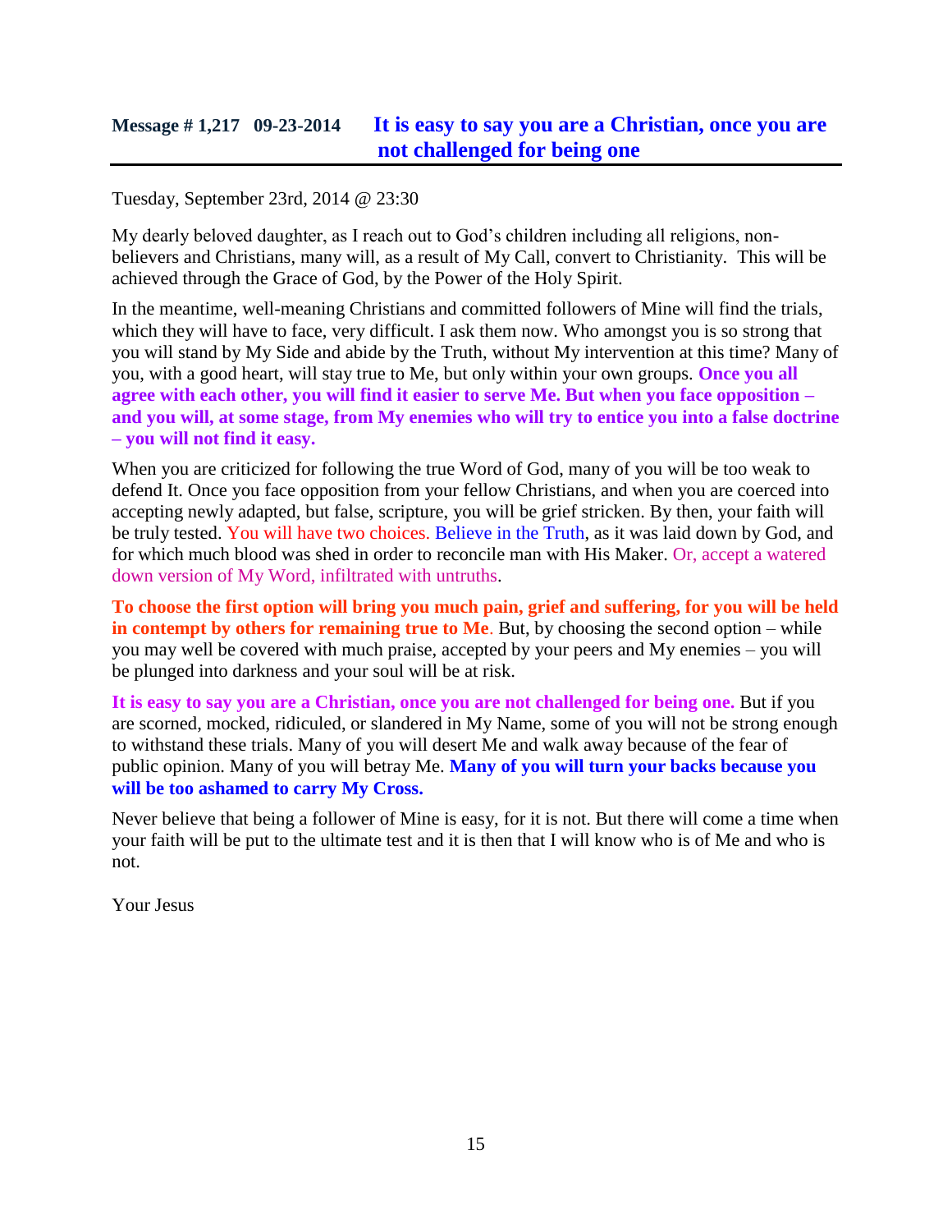## Message # 1,217 09-23-2014 It is easy to say you are a Christian, once you are not challenged for being one

Tuesday, September 23rd, 2014 @ 23:30

My dearly beloved daughter, as I reach out to God's children including all religions, non-believers and Christians, many will, as a result of My Call, convert to Christianity. This will be achieved through the Grace of God, by the Power of the Holy Spirit.

In the meantime, well-meaning Christians and committed followers of Mine will find the trials, which they will have to face, very difficult. I ask them now. Who amongst you is so strong that you will stand by My Side and abide by the Truth, without My intervention at this time? Many of you, with a good heart, will stay true to Me, but only within your own groups. **Once you all agree with each other, you will find it easier to serve Me. But when you face opposition – and you will, at some stage, from My enemies who will try to entice you into a false doctrine – you will not find it easy.**

When you are criticized for following the true Word of God, many of you will be too weak to defend It. Once you face opposition from your fellow Christians, and when you are coerced into accepting newly adapted, but false, scripture, you will be grief stricken. By then, your faith will be truly tested. You will have two choices. Believe in the Truth, as it was laid down by God, and for which much blood was shed in order to reconcile man with His Maker. Or, accept a watered down version of My Word, infiltrated with untruths.

**To choose the first option will bring you much pain, grief and suffering, for you will be held in contempt by others for remaining true to Me**. But, by choosing the second option – while you may well be covered with much praise, accepted by your peers and My enemies – you will be plunged into darkness and your soul will be at risk.

**It is easy to say you are a Christian, once you are not challenged for being one.** But if you are scorned, mocked, ridiculed, or slandered in My Name, some of you will not be strong enough to withstand these trials. Many of you will desert Me and walk away because of the fear of public opinion. Many of you will betray Me. **Many of you will turn your backs because you will be too ashamed to carry My Cross.**

Never believe that being a follower of Mine is easy, for it is not. But there will come a time when your faith will be put to the ultimate test and it is then that I will know who is of Me and who is not.

Your Jesus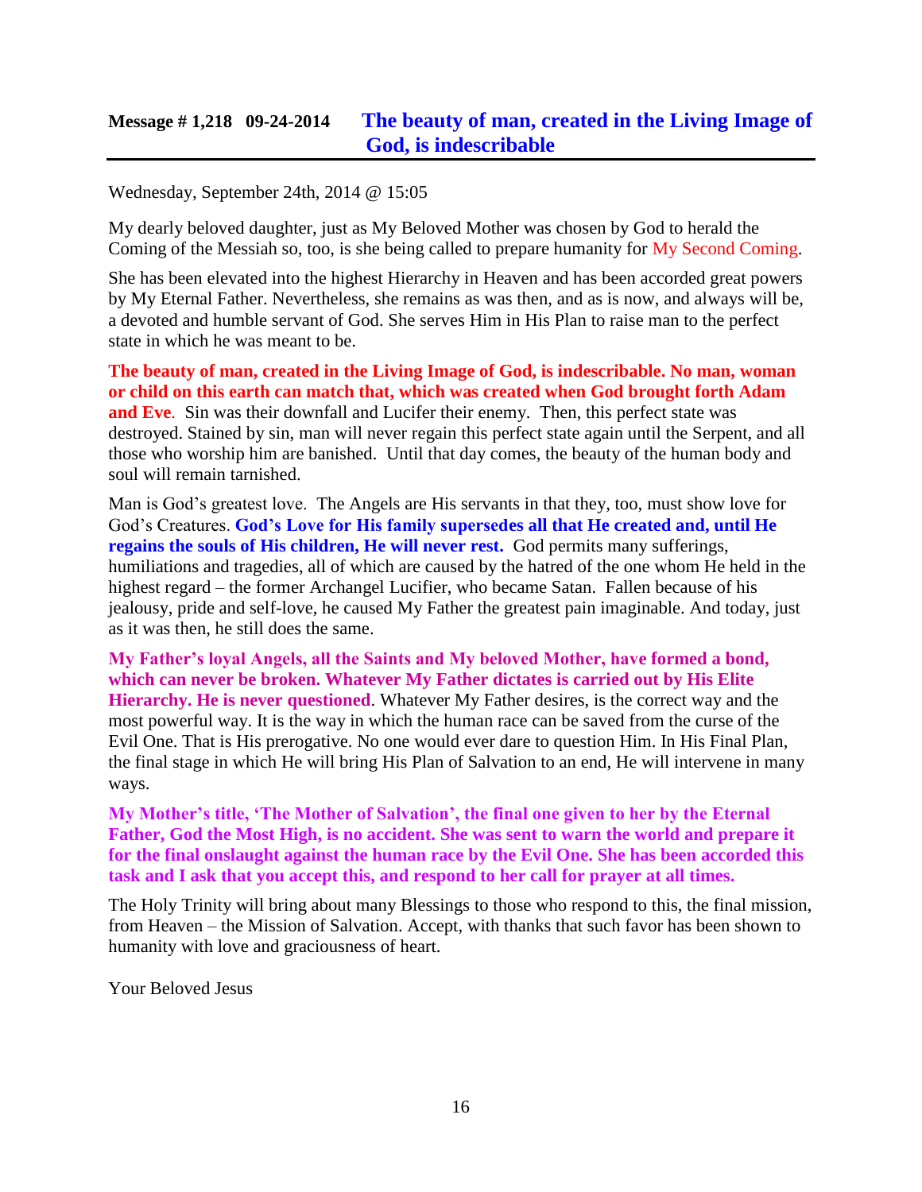## Message # 1,218 09-24-2014 The beauty of man, created in the Living Image of God, is indescribable

Wednesday, September 24th, 2014 @ 15:05

My dearly beloved daughter, just as My Beloved Mother was chosen by God to herald the Coming of the Messiah so, too, is she being called to prepare humanity for My Second Coming.

She has been elevated into the highest Hierarchy in Heaven and has been accorded great powers by My Eternal Father. Nevertheless, she remains as was then, and as is now, and always will be, a devoted and humble servant of God. She serves Him in His Plan to raise man to the perfect state in which he was meant to be.

**The beauty of man, created in the Living Image of God, is indescribable. No man, woman or child on this earth can match that, which was created when God brought forth Adam and Eve**. Sin was their downfall and Lucifer their enemy. Then, this perfect state was destroyed. Stained by sin, man will never regain this perfect state again until the Serpent, and all those who worship him are banished. Until that day comes, the beauty of the human body and soul will remain tarnished.

Man is God's greatest love. The Angels are His servants in that they, too, must show love for God's Creatures. **God's Love for His family supersedes all that He created and, until He regains the souls of His children, He will never rest.** God permits many sufferings, humiliations and tragedies, all of which are caused by the hatred of the one whom He held in the highest regard – the former Archangel Lucifer, who became Satan. Fallen because of his jealousy, pride and self-love, he caused My Father the greatest pain imaginable. And today, just as it was then, he still does the same.

**My Father's loyal Angels, all the Saints and My beloved Mother, have formed a bond, which can never be broken. Whatever My Father dictates is carried out by His Elite Hierarchy. He is never questioned**. Whatever My Father desires, is the correct way and the most powerful way. It is the way in which the human race can be saved from the curse of the Evil One. That is His prerogative. No one would ever dare to question Him. In His Final Plan, the final stage in which He will bring His Plan of Salvation to an end, He will intervene in many ways.

**My Mother's title, 'The Mother of Salvation', the final one given to her by the Eternal Father, God the Most High, is no accident. She was sent to warn the world and prepare it for the final onslaught against the human race by the Evil One. She has been accorded this task and I ask that you accept this, and respond to her call for prayer at all times.**

The Holy Trinity will bring about many Blessings to those who respond to this, the final mission, from Heaven – the Mission of Salvation. Accept, with thanks that such favor has been shown to humanity with love and graciousness of heart.

Your Beloved Jesus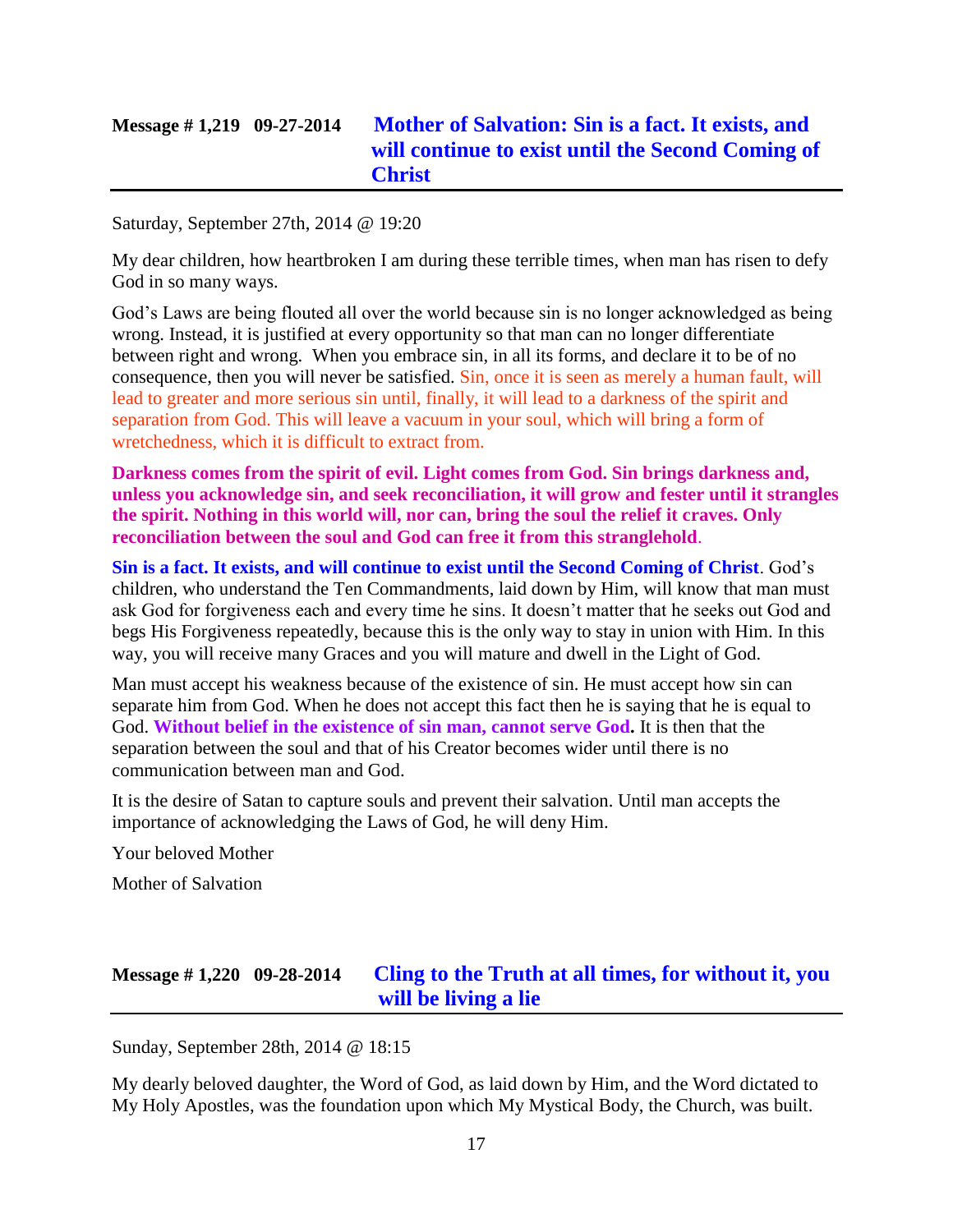## Message # 1,219 09-27-2014 Mother of Salvation: Sin is a fact. It exists, and will continue to exist until the Second Coming of Christ

Saturday, September 27th, 2014 @ 19:20

My dear children, how heartbroken I am during these terrible times, when man has risen to defy God in so many ways.

God's Laws are being flouted all over the world because sin is no longer acknowledged as being wrong. Instead, it is justified at every opportunity so that man can no longer differentiate between right and wrong. When you embrace sin, in all its forms, and declare it to be of no consequence, then you will never be satisfied. Sin, once it is seen as merely a human fault, will lead to greater and more serious sin until, finally, it will lead to a darkness of the spirit and separation from God. This will leave a vacuum in your soul, which will bring a form of wretchedness, which it is difficult to extract from.

**Darkness comes from the spirit of evil. Light comes from God. Sin brings darkness and, unless you acknowledge sin, and seek reconciliation, it will grow and fester until it strangles the spirit. Nothing in this world will, nor can, bring the soul the relief it craves. Only reconciliation between the soul and God can free it from this stranglehold**.

**Sin is a fact. It exists, and will continue to exist until the Second Coming of Christ**. God's children, who understand the Ten Commandments, laid down by Him, will know that man must ask God for forgiveness each and every time he sins. It doesn't matter that he seeks out God and begs His Forgiveness repeatedly, because this is the only way to stay in union with Him. In this way, you will receive many Graces and you will mature and dwell in the Light of God.

Man must accept his weakness because of the existence of sin. He must accept how sin can separate him from God. When he does not accept this fact then he is saying that he is equal to God. **Without belief in the existence of sin man, cannot serve God.** It is then that the separation between the soul and that of his Creator becomes wider until there is no communication between man and God.

It is the desire of Satan to capture souls and prevent their salvation. Until man accepts the importance of acknowledging the Laws of God, he will deny Him.

Your beloved Mother

Mother of Salvation

## Message # 1,220 09-28-2014 Cling to the Truth at all times, for without it, you will be living a lie

Sunday, September 28th, 2014 @ 18:15

My dearly beloved daughter, the Word of God, as laid down by Him, and the Word dictated to My Holy Apostles, was the foundation upon which My Mystical Body, the Church, was built.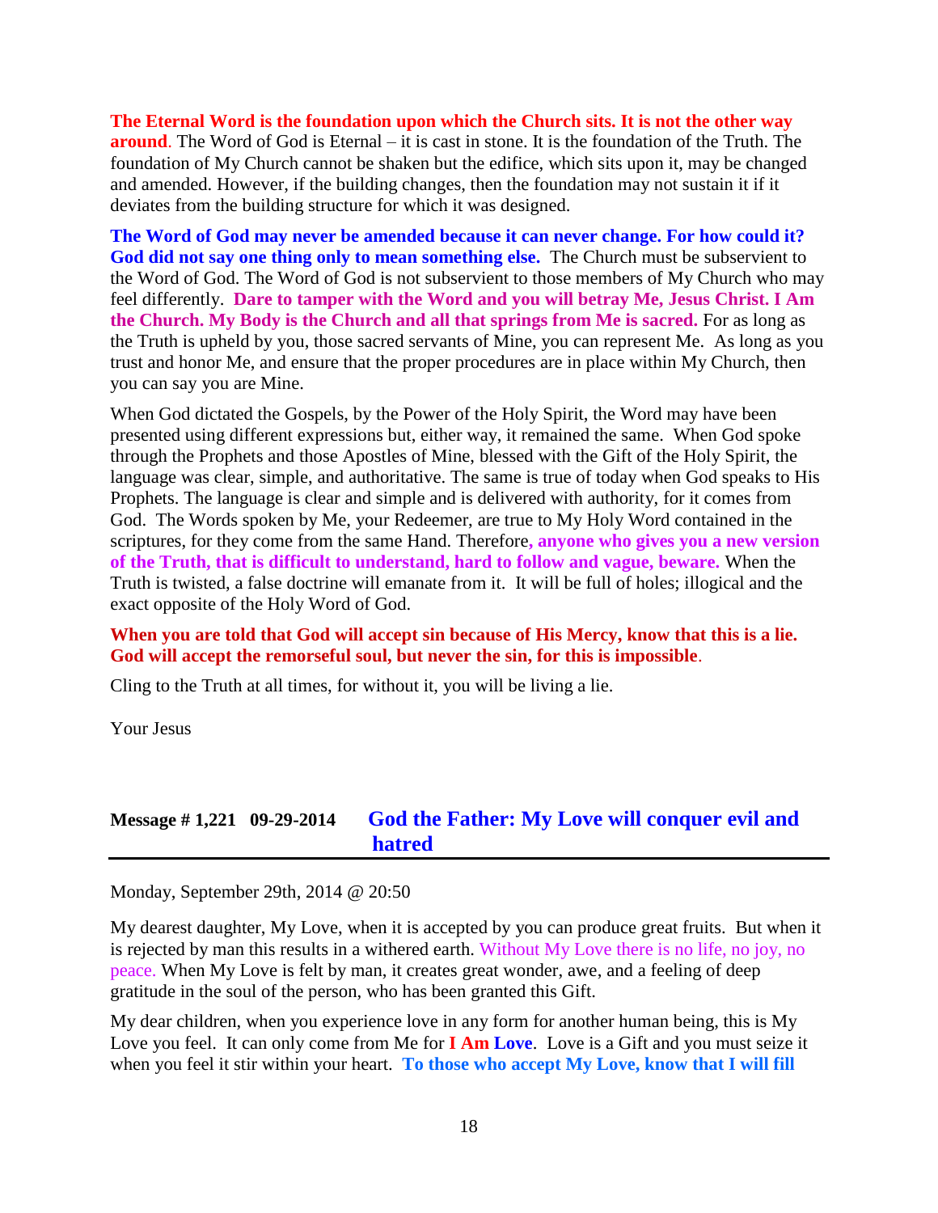**The Eternal Word is the foundation upon which the Church sits. It is not the other way around**. The Word of God is Eternal – it is cast in stone. It is the foundation of the Truth. The foundation of My Church cannot be shaken but the edifice, which sits upon it, may be changed and amended. However, if the building changes, then the foundation may not sustain it if it deviates from the building structure for which it was designed.

**The Word of God may never be amended because it can never change. For how could it? God did not say one thing only to mean something else.** The Church must be subservient to the Word of God. The Word of God is not subservient to those members of My Church who may feel differently. **Dare to tamper with the Word and you will betray Me, Jesus Christ. I Am the Church. My Body is the Church and all that springs from Me is sacred.** For as long as the Truth is upheld by you, those sacred servants of Mine, you can represent Me. As long as you trust and honor Me, and ensure that the proper procedures are in place within My Church, then you can say you are Mine.

When God dictated the Gospels, by the Power of the Holy Spirit, the Word may have been presented using different expressions but, either way, it remained the same. When God spoke through the Prophets and those Apostles of Mine, blessed with the Gift of the Holy Spirit, the language was clear, simple, and authoritative. The same is true of today when God speaks to His Prophets. The language is clear and simple and is delivered with authority, for it comes from God. The Words spoken by Me, your Redeemer, are true to My Holy Word contained in the scriptures, for they come from the same Hand. Therefore**, anyone who gives you a new version of the Truth, that is difficult to understand, hard to follow and vague, beware.** When the Truth is twisted, a false doctrine will emanate from it. It will be full of holes; illogical and the exact opposite of the Holy Word of God.

**When you are told that God will accept sin because of His Mercy, know that this is a lie. God will accept the remorseful soul, but never the sin, for this is impossible**.

Cling to the Truth at all times, for without it, you will be living a lie.

Your Jesus

## Message # 1,221 09-29-2014 God the Father: My Love will conquer evil and hatred

Monday, September 29th, 2014 @ 20:50

My dearest daughter, My Love, when it is accepted by you can produce great fruits. But when it is rejected by man this results in a withered earth. Without My Love there is no life, no joy, no peace. When My Love is felt by man, it creates great wonder, awe, and a feeling of deep gratitude in the soul of the person, who has been granted this Gift.

My dear children, when you experience love in any form for another human being, this is My Love you feel. It can only come from Me for **I Am Love**. Love is a Gift and you must seize it when you feel it stir within your heart. **To those who accept My Love, know that I will fill**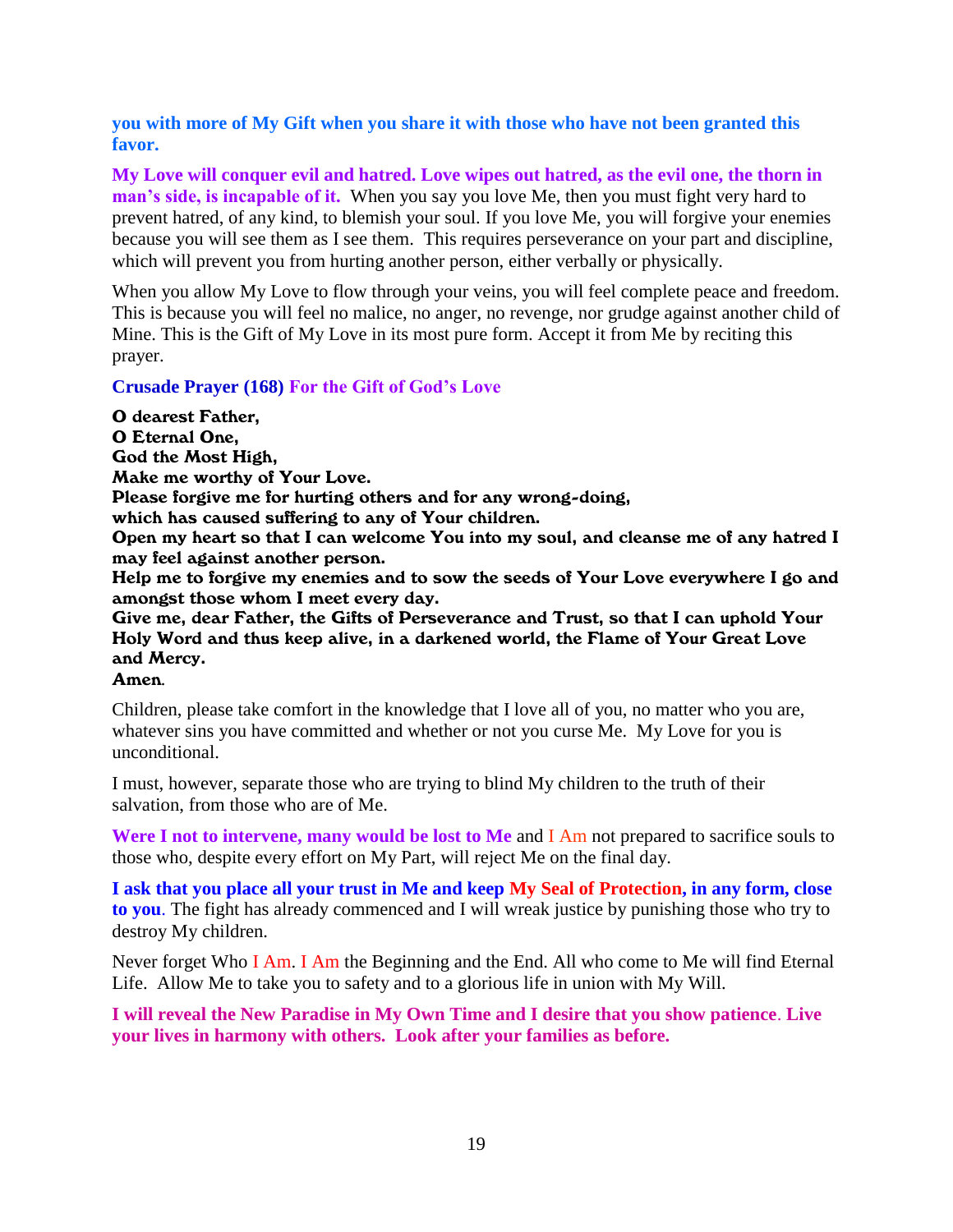**you with more of My Gift when you share it with those who have not been granted this favor.**

**My Love will conquer evil and hatred. Love wipes out hatred, as the evil one, the thorn in man's side, is incapable of it.** When you say you love Me, then you must fight very hard to prevent hatred, of any kind, to blemish your soul. If you love Me, you will forgive your enemies because you will see them as I see them. This requires perseverance on your part and discipline, which will prevent you from hurting another person, either verbally or physically.

When you allow My Love to flow through your veins, you will feel complete peace and freedom. This is because you will feel no malice, no anger, no revenge, nor grudge against another child of Mine. This is the Gift of My Love in its most pure form. Accept it from Me by reciting this prayer.

**Crusade Prayer (168) For the Gift of God's Love**

**O dearest Father,**
**O Eternal One,**
**God the Most High,**
**Make me worthy of Your Love.**
**Please forgive me for hurting others and for any wrong-doing, which has caused suffering to any of Your children.**
**Open my heart so that I can welcome You into my soul, and cleanse me of any hatred I may feel against another person.**
**Help me to forgive my enemies and to sow the seeds of Your Love everywhere I go and amongst those whom I meet every day.**
**Give me, dear Father, the Gifts of Perseverance and Trust, so that I can uphold Your Holy Word and thus keep alive, in a darkened world, the Flame of Your Great Love and Mercy.**
**Amen.**

Children, please take comfort in the knowledge that I love all of you, no matter who you are, whatever sins you have committed and whether or not you curse Me. My Love for you is unconditional.

I must, however, separate those who are trying to blind My children to the truth of their salvation, from those who are of Me.

**Were I not to intervene, many would be lost to Me** and I Am not prepared to sacrifice souls to those who, despite every effort on My Part, will reject Me on the final day.

**I ask that you place all your trust in Me and keep My Seal of Protection, in any form, close to you.** The fight has already commenced and I will wreak justice by punishing those who try to destroy My children.

Never forget Who I Am. I Am the Beginning and the End. All who come to Me will find Eternal Life. Allow Me to take you to safety and to a glorious life in union with My Will.

**I will reveal the New Paradise in My Own Time and I desire that you show patience. Live your lives in harmony with others. Look after your families as before.**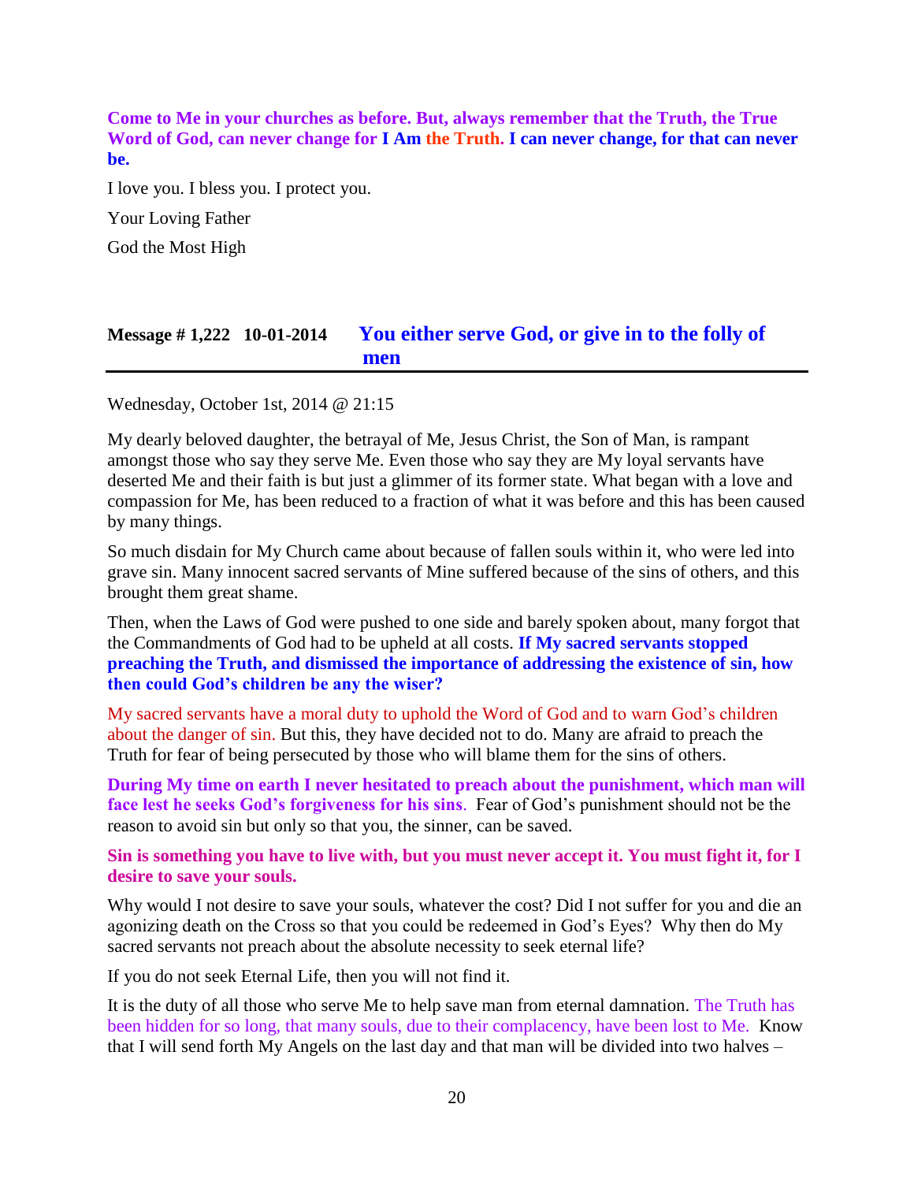**Come to Me in your churches as before. But, always remember that the Truth, the True Word of God, can never change for I Am the Truth. I can never change, for that can never be.**

I love you. I bless you. I protect you.

Your Loving Father

God the Most High

## Message # 1,222 10-01-2014 You either serve God, or give in to the folly of men

Wednesday, October 1st, 2014 @ 21:15

My dearly beloved daughter, the betrayal of Me, Jesus Christ, the Son of Man, is rampant amongst those who say they serve Me. Even those who say they are My loyal servants have deserted Me and their faith is but just a glimmer of its former state. What began with a love and compassion for Me, has been reduced to a fraction of what it was before and this has been caused by many things.

So much disdain for My Church came about because of fallen souls within it, who were led into grave sin. Many innocent sacred servants of Mine suffered because of the sins of others, and this brought them great shame.

Then, when the Laws of God were pushed to one side and barely spoken about, many forgot that the Commandments of God had to be upheld at all costs. **If My sacred servants stopped preaching the Truth, and dismissed the importance of addressing the existence of sin, how then could God's children be any the wiser?**

My sacred servants have a moral duty to uphold the Word of God and to warn God's children about the danger of sin. But this, they have decided not to do. Many are afraid to preach the Truth for fear of being persecuted by those who will blame them for the sins of others.

**During My time on earth I never hesitated to preach about the punishment, which man will face lest he seeks God's forgiveness for his sins**. Fear of God's punishment should not be the reason to avoid sin but only so that you, the sinner, can be saved.

**Sin is something you have to live with, but you must never accept it. You must fight it, for I desire to save your souls.**

Why would I not desire to save your souls, whatever the cost? Did I not suffer for you and die an agonizing death on the Cross so that you could be redeemed in God's Eyes? Why then do My sacred servants not preach about the absolute necessity to seek eternal life?

If you do not seek Eternal Life, then you will not find it.

It is the duty of all those who serve Me to help save man from eternal damnation. The Truth has been hidden for so long, that many souls, due to their complacency, have been lost to Me. Know that I will send forth My Angels on the last day and that man will be divided into two halves –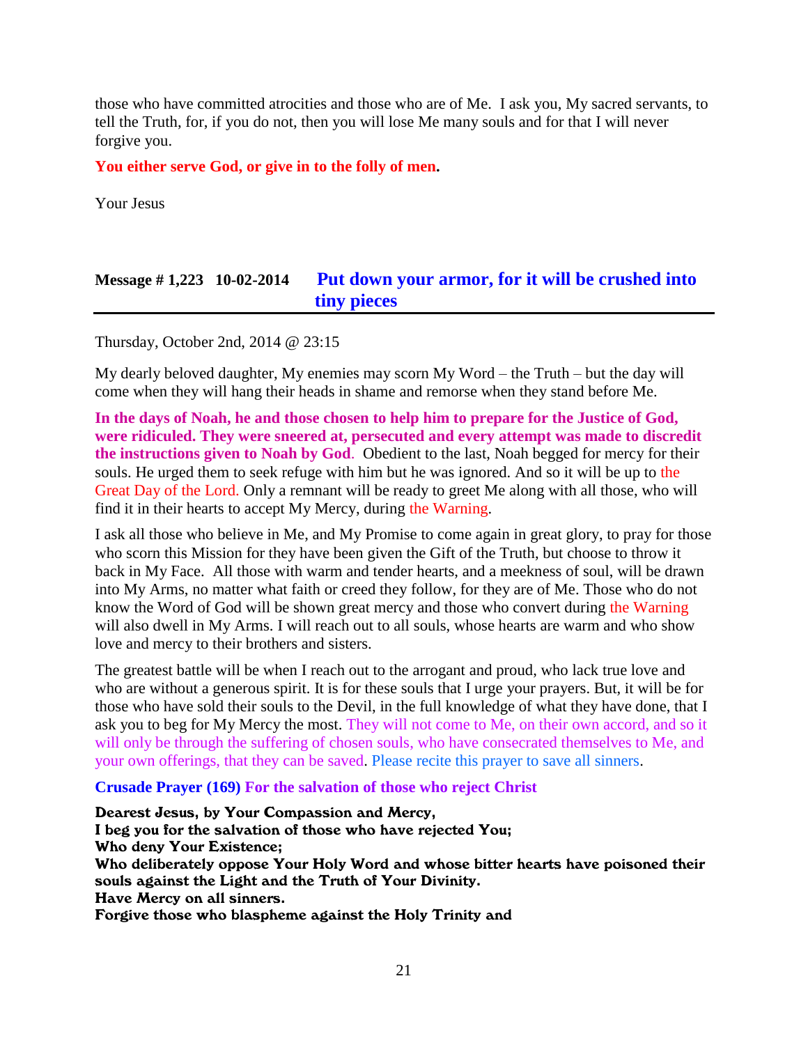those who have committed atrocities and those who are of Me. I ask you, My sacred servants, to tell the Truth, for, if you do not, then you will lose Me many souls and for that I will never forgive you.

**You either serve God, or give in to the folly of men.**

Your Jesus

## Message # 1,223 10-02-2014 Put down your armor, for it will be crushed into tiny pieces

Thursday, October 2nd, 2014 @ 23:15

My dearly beloved daughter, My enemies may scorn My Word – the Truth – but the day will come when they will hang their heads in shame and remorse when they stand before Me.

**In the days of Noah, he and those chosen to help him to prepare for the Justice of God, were ridiculed. They were sneered at, persecuted and every attempt was made to discredit the instructions given to Noah by God**. Obedient to the last, Noah begged for mercy for their souls. He urged them to seek refuge with him but he was ignored. And so it will be up to the Great Day of the Lord. Only a remnant will be ready to greet Me along with all those, who will find it in their hearts to accept My Mercy, during the Warning.

I ask all those who believe in Me, and My Promise to come again in great glory, to pray for those who scorn this Mission for they have been given the Gift of the Truth, but choose to throw it back in My Face. All those with warm and tender hearts, and a meekness of soul, will be drawn into My Arms, no matter what faith or creed they follow, for they are of Me. Those who do not know the Word of God will be shown great mercy and those who convert during the Warning will also dwell in My Arms. I will reach out to all souls, whose hearts are warm and who show love and mercy to their brothers and sisters.

The greatest battle will be when I reach out to the arrogant and proud, who lack true love and who are without a generous spirit. It is for these souls that I urge your prayers. But, it will be for those who have sold their souls to the Devil, in the full knowledge of what they have done, that I ask you to beg for My Mercy the most. They will not come to Me, on their own accord, and so it will only be through the suffering of chosen souls, who have consecrated themselves to Me, and your own offerings, that they can be saved. Please recite this prayer to save all sinners.

**Crusade Prayer (169) For the salvation of those who reject Christ**

**Dearest Jesus, by Your Compassion and Mercy,**
**I beg you for the salvation of those who have rejected You;**
**Who deny Your Existence;**
**Who deliberately oppose Your Holy Word and whose bitter hearts have poisoned their souls against the Light and the Truth of Your Divinity.**
**Have Mercy on all sinners.**
**Forgive those who blaspheme against the Holy Trinity and**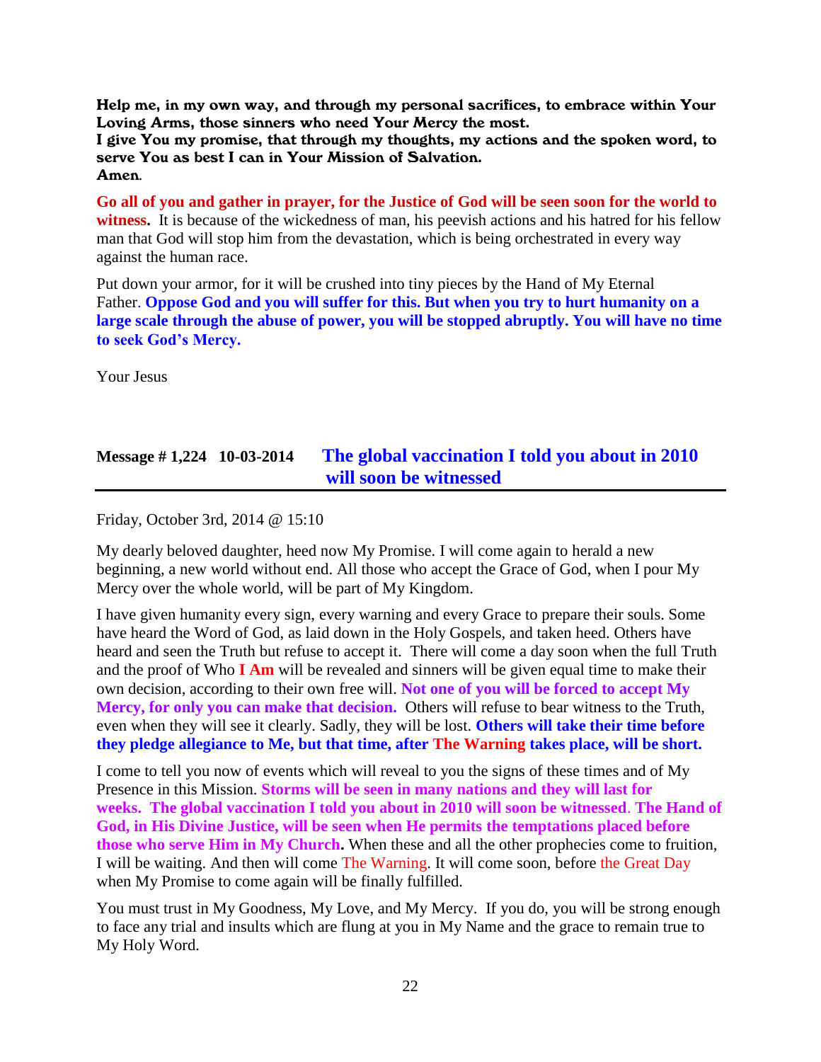**Help me, in my own way, and through my personal sacrifices, to embrace within Your Loving Arms, those sinners who need Your Mercy the most.**
**I give You my promise, that through my thoughts, my actions and the spoken word, to serve You as best I can in Your Mission of Salvation.**
**Amen.**

**Go all of you and gather in prayer, for the Justice of God will be seen soon for the world to witness.** It is because of the wickedness of man, his peevish actions and his hatred for his fellow man that God will stop him from the devastation, which is being orchestrated in every way against the human race.

Put down your armor, for it will be crushed into tiny pieces by the Hand of My Eternal Father. **Oppose God and you will suffer for this. But when you try to hurt humanity on a large scale through the abuse of power, you will be stopped abruptly. You will have no time to seek God's Mercy.**

Your Jesus

## Message # 1,224 10-03-2014 The global vaccination I told you about in 2010 will soon be witnessed

Friday, October 3rd, 2014 @ 15:10

My dearly beloved daughter, heed now My Promise. I will come again to herald a new beginning, a new world without end. All those who accept the Grace of God, when I pour My Mercy over the whole world, will be part of My Kingdom.

I have given humanity every sign, every warning and every Grace to prepare their souls. Some have heard the Word of God, as laid down in the Holy Gospels, and taken heed. Others have heard and seen the Truth but refuse to accept it. There will come a day soon when the full Truth and the proof of Who **I Am** will be revealed and sinners will be given equal time to make their own decision, according to their own free will. **Not one of you will be forced to accept My Mercy, for only you can make that decision.** Others will refuse to bear witness to the Truth, even when they will see it clearly. Sadly, they will be lost. **Others will take their time before they pledge allegiance to Me, but that time, after The Warning takes place, will be short.**

I come to tell you now of events which will reveal to you the signs of these times and of My Presence in this Mission. **Storms will be seen in many nations and they will last for weeks. The global vaccination I told you about in 2010 will soon be witnessed. The Hand of God, in His Divine Justice, will be seen when He permits the temptations placed before those who serve Him in My Church.** When these and all the other prophecies come to fruition, I will be waiting. And then will come The Warning. It will come soon, before the Great Day when My Promise to come again will be finally fulfilled.

You must trust in My Goodness, My Love, and My Mercy. If you do, you will be strong enough to face any trial and insults which are flung at you in My Name and the grace to remain true to My Holy Word.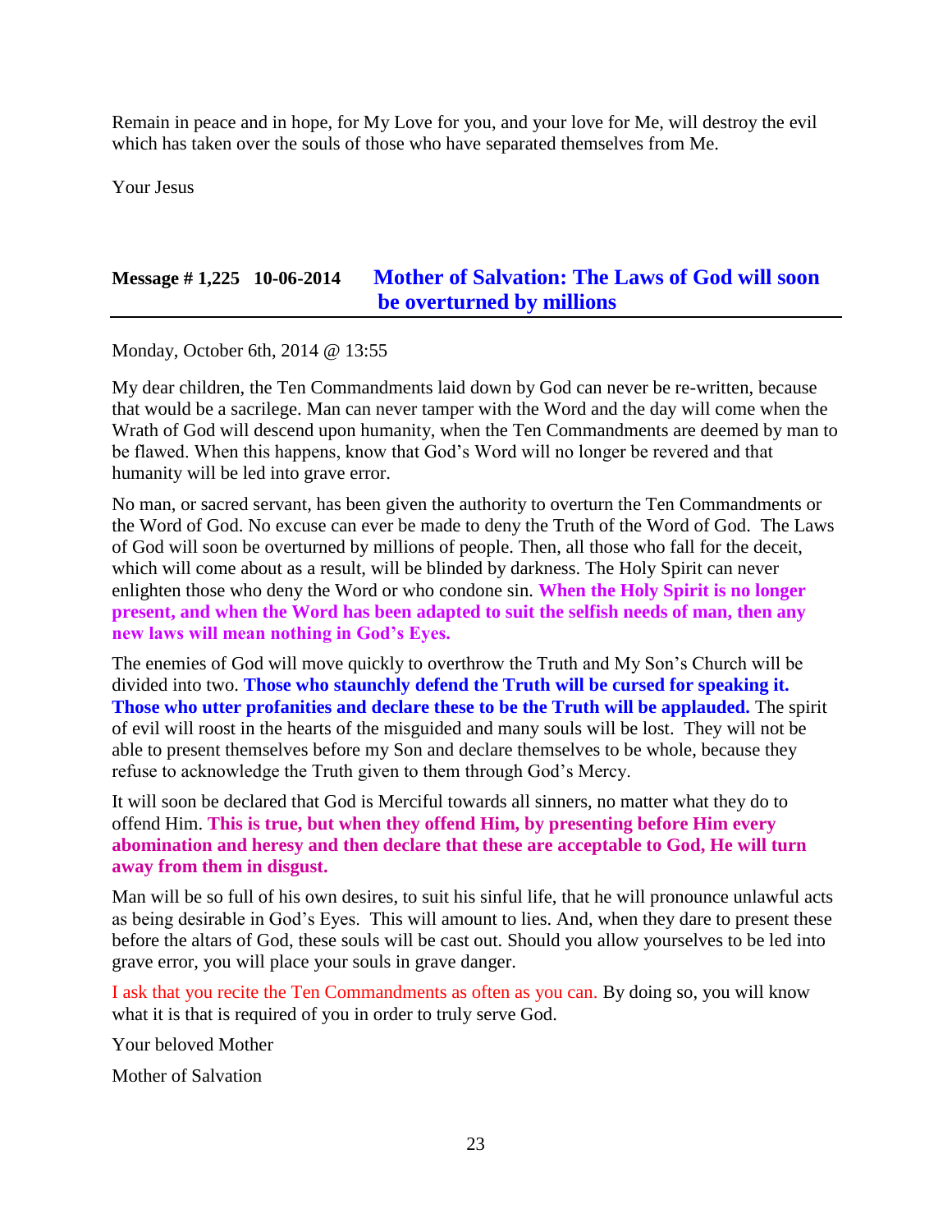Remain in peace and in hope, for My Love for you, and your love for Me, will destroy the evil which has taken over the souls of those who have separated themselves from Me.

Your Jesus

## Message # 1,225 10-06-2014 Mother of Salvation: The Laws of God will soon be overturned by millions

Monday, October 6th, 2014 @ 13:55

My dear children, the Ten Commandments laid down by God can never be re-written, because that would be a sacrilege. Man can never tamper with the Word and the day will come when the Wrath of God will descend upon humanity, when the Ten Commandments are deemed by man to be flawed. When this happens, know that God's Word will no longer be revered and that humanity will be led into grave error.

No man, or sacred servant, has been given the authority to overturn the Ten Commandments or the Word of God. No excuse can ever be made to deny the Truth of the Word of God. The Laws of God will soon be overturned by millions of people. Then, all those who fall for the deceit, which will come about as a result, will be blinded by darkness. The Holy Spirit can never enlighten those who deny the Word or who condone sin. **When the Holy Spirit is no longer present, and when the Word has been adapted to suit the selfish needs of man, then any new laws will mean nothing in God's Eyes.**

The enemies of God will move quickly to overthrow the Truth and My Son's Church will be divided into two. **Those who staunchly defend the Truth will be cursed for speaking it. Those who utter profanities and declare these to be the Truth will be applauded.** The spirit of evil will roost in the hearts of the misguided and many souls will be lost. They will not be able to present themselves before my Son and declare themselves to be whole, because they refuse to acknowledge the Truth given to them through God's Mercy.

It will soon be declared that God is Merciful towards all sinners, no matter what they do to offend Him. **This is true, but when they offend Him, by presenting before Him every abomination and heresy and then declare that these are acceptable to God, He will turn away from them in disgust.**

Man will be so full of his own desires, to suit his sinful life, that he will pronounce unlawful acts as being desirable in God's Eyes. This will amount to lies. And, when they dare to present these before the altars of God, these souls will be cast out. Should you allow yourselves to be led into grave error, you will place your souls in grave danger.

I ask that you recite the Ten Commandments as often as you can. By doing so, you will know what it is that is required of you in order to truly serve God.

Your beloved Mother

Mother of Salvation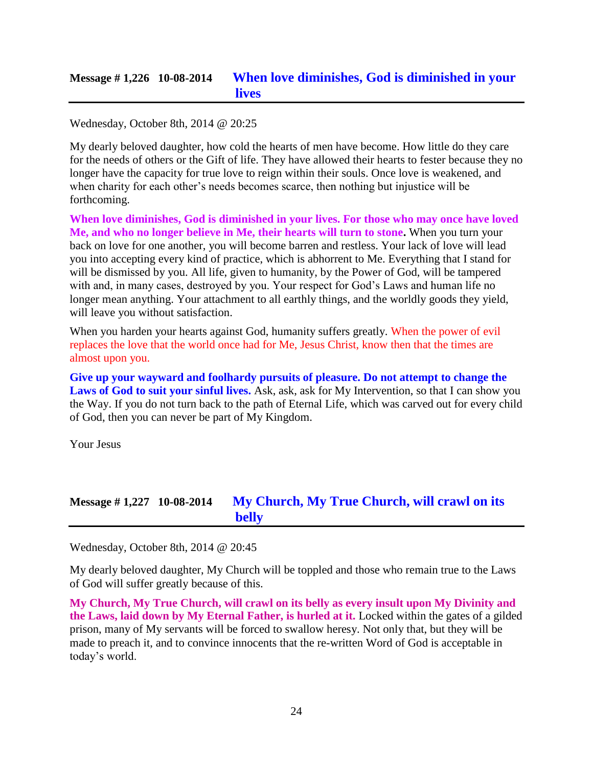## Message # 1,226 10-08-2014 When love diminishes, God is diminished in your lives

Wednesday, October 8th, 2014 @ 20:25

My dearly beloved daughter, how cold the hearts of men have become. How little do they care for the needs of others or the Gift of life. They have allowed their hearts to fester because they no longer have the capacity for true love to reign within their souls. Once love is weakened, and when charity for each other's needs becomes scarce, then nothing but injustice will be forthcoming.

**When love diminishes, God is diminished in your lives. For those who may once have loved Me, and who no longer believe in Me, their hearts will turn to stone.** When you turn your back on love for one another, you will become barren and restless. Your lack of love will lead you into accepting every kind of practice, which is abhorrent to Me. Everything that I stand for will be dismissed by you. All life, given to humanity, by the Power of God, will be tampered with and, in many cases, destroyed by you. Your respect for God's Laws and human life no longer mean anything. Your attachment to all earthly things, and the worldly goods they yield, will leave you without satisfaction.

When you harden your hearts against God, humanity suffers greatly. When the power of evil replaces the love that the world once had for Me, Jesus Christ, know then that the times are almost upon you.

**Give up your wayward and foolhardy pursuits of pleasure. Do not attempt to change the Laws of God to suit your sinful lives.** Ask, ask, ask for My Intervention, so that I can show you the Way. If you do not turn back to the path of Eternal Life, which was carved out for every child of God, then you can never be part of My Kingdom.

Your Jesus

## Message # 1,227 10-08-2014 My Church, My True Church, will crawl on its belly

Wednesday, October 8th, 2014 @ 20:45

My dearly beloved daughter, My Church will be toppled and those who remain true to the Laws of God will suffer greatly because of this.

**My Church, My True Church, will crawl on its belly as every insult upon My Divinity and the Laws, laid down by My Eternal Father, is hurled at it.** Locked within the gates of a gilded prison, many of My servants will be forced to swallow heresy. Not only that, but they will be made to preach it, and to convince innocents that the re-written Word of God is acceptable in today's world.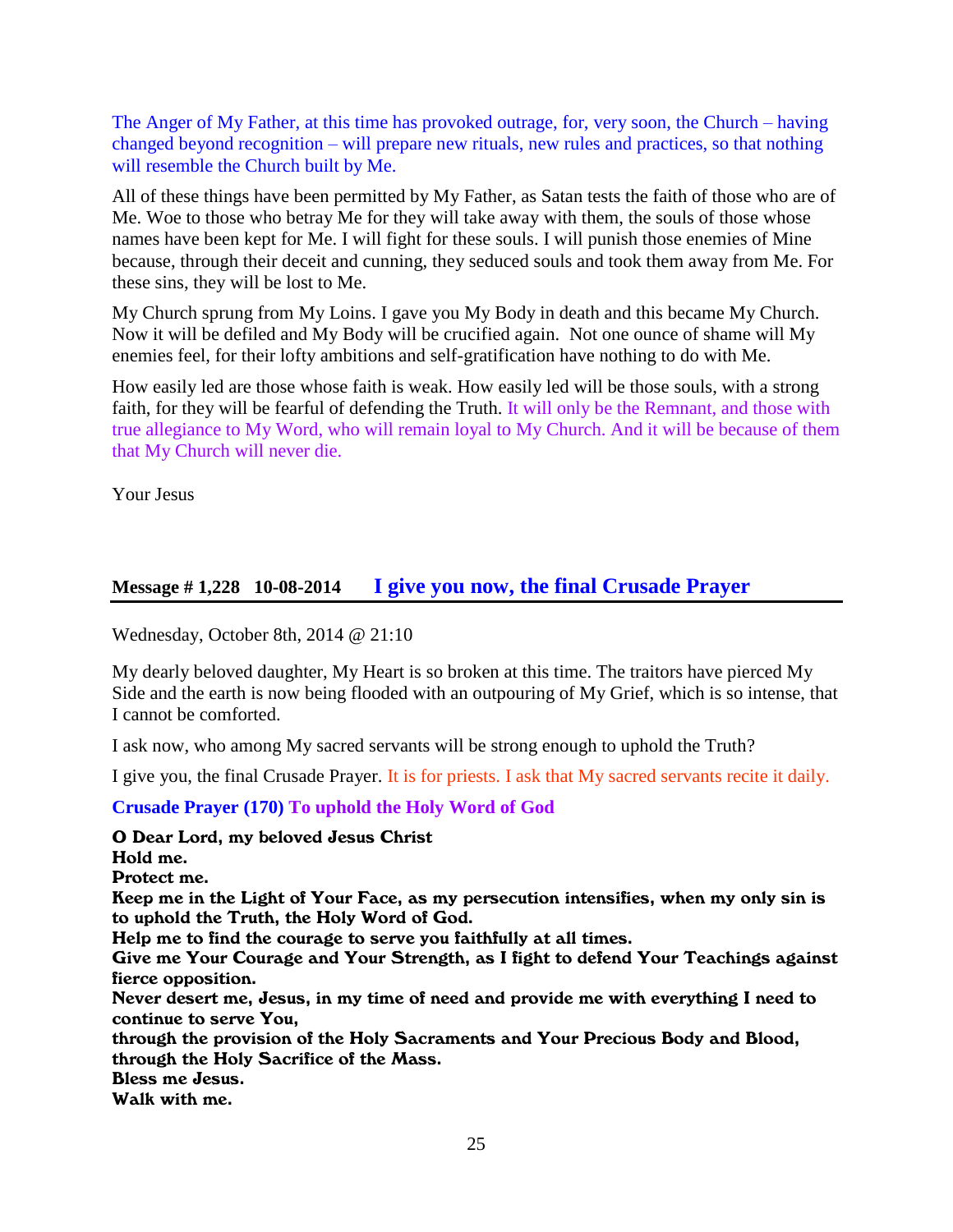The Anger of My Father, at this time has provoked outrage, for, very soon, the Church – having changed beyond recognition – will prepare new rituals, new rules and practices, so that nothing will resemble the Church built by Me.

All of these things have been permitted by My Father, as Satan tests the faith of those who are of Me. Woe to those who betray Me for they will take away with them, the souls of those whose names have been kept for Me. I will fight for these souls. I will punish those enemies of Mine because, through their deceit and cunning, they seduced souls and took them away from Me. For these sins, they will be lost to Me.

My Church sprung from My Loins. I gave you My Body in death and this became My Church. Now it will be defiled and My Body will be crucified again. Not one ounce of shame will My enemies feel, for their lofty ambitions and self-gratification have nothing to do with Me.

How easily led are those whose faith is weak. How easily led will be those souls, with a strong faith, for they will be fearful of defending the Truth. It will only be the Remnant, and those with true allegiance to My Word, who will remain loyal to My Church. And it will be because of them that My Church will never die.

Your Jesus

## Message # 1,228 10-08-2014 I give you now, the final Crusade Prayer

Wednesday, October 8th, 2014 @ 21:10

My dearly beloved daughter, My Heart is so broken at this time. The traitors have pierced My Side and the earth is now being flooded with an outpouring of My Grief, which is so intense, that I cannot be comforted.

I ask now, who among My sacred servants will be strong enough to uphold the Truth?

I give you, the final Crusade Prayer. It is for priests. I ask that My sacred servants recite it daily.

**Crusade Prayer (170) To uphold the Holy Word of God**

**O Dear Lord, my beloved Jesus Christ**
**Hold me.**
**Protect me.**
**Keep me in the Light of Your Face, as my persecution intensifies, when my only sin is to uphold the Truth, the Holy Word of God.**
**Help me to find the courage to serve you faithfully at all times.**
**Give me Your Courage and Your Strength, as I fight to defend Your Teachings against fierce opposition.**
**Never desert me, Jesus, in my time of need and provide me with everything I need to continue to serve You,**
**through the provision of the Holy Sacraments and Your Precious Body and Blood, through the Holy Sacrifice of the Mass.**
**Bless me Jesus.**
**Walk with me.**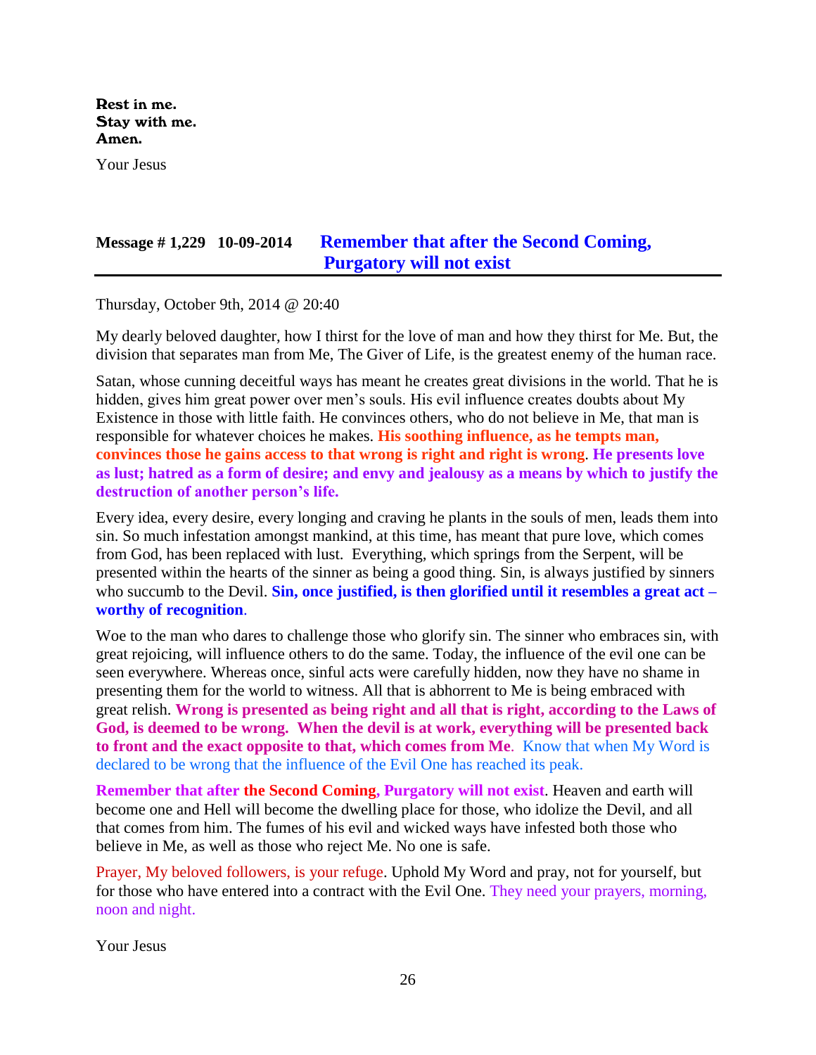**Rest in me.**
**Stay with me.**
**Amen.**

Your Jesus

## Message # 1,229 10-09-2014 Remember that after the Second Coming, Purgatory will not exist

Thursday, October 9th, 2014 @ 20:40

My dearly beloved daughter, how I thirst for the love of man and how they thirst for Me. But, the division that separates man from Me, The Giver of Life, is the greatest enemy of the human race.

Satan, whose cunning deceitful ways has meant he creates great divisions in the world. That he is hidden, gives him great power over men's souls. His evil influence creates doubts about My Existence in those with little faith. He convinces others, who do not believe in Me, that man is responsible for whatever choices he makes. **His soothing influence, as he tempts man, convinces those he gains access to that wrong is right and right is wrong**. **He presents love as lust; hatred as a form of desire; and envy and jealousy as a means by which to justify the destruction of another person's life.**

Every idea, every desire, every longing and craving he plants in the souls of men, leads them into sin. So much infestation amongst mankind, at this time, has meant that pure love, which comes from God, has been replaced with lust. Everything, which springs from the Serpent, will be presented within the hearts of the sinner as being a good thing. Sin, is always justified by sinners who succumb to the Devil. **Sin, once justified, is then glorified until it resembles a great act – worthy of recognition**.

Woe to the man who dares to challenge those who glorify sin. The sinner who embraces sin, with great rejoicing, will influence others to do the same. Today, the influence of the evil one can be seen everywhere. Whereas once, sinful acts were carefully hidden, now they have no shame in presenting them for the world to witness. All that is abhorrent to Me is being embraced with great relish. **Wrong is presented as being right and all that is right, according to the Laws of God, is deemed to be wrong. When the devil is at work, everything will be presented back to front and the exact opposite to that, which comes from Me**. Know that when My Word is declared to be wrong that the influence of the Evil One has reached its peak.

**Remember that after the Second Coming, Purgatory will not exist**. Heaven and earth will become one and Hell will become the dwelling place for those, who idolize the Devil, and all that comes from him. The fumes of his evil and wicked ways have infested both those who believe in Me, as well as those who reject Me. No one is safe.

Prayer, My beloved followers, is your refuge. Uphold My Word and pray, not for yourself, but for those who have entered into a contract with the Evil One. They need your prayers, morning, noon and night.

Your Jesus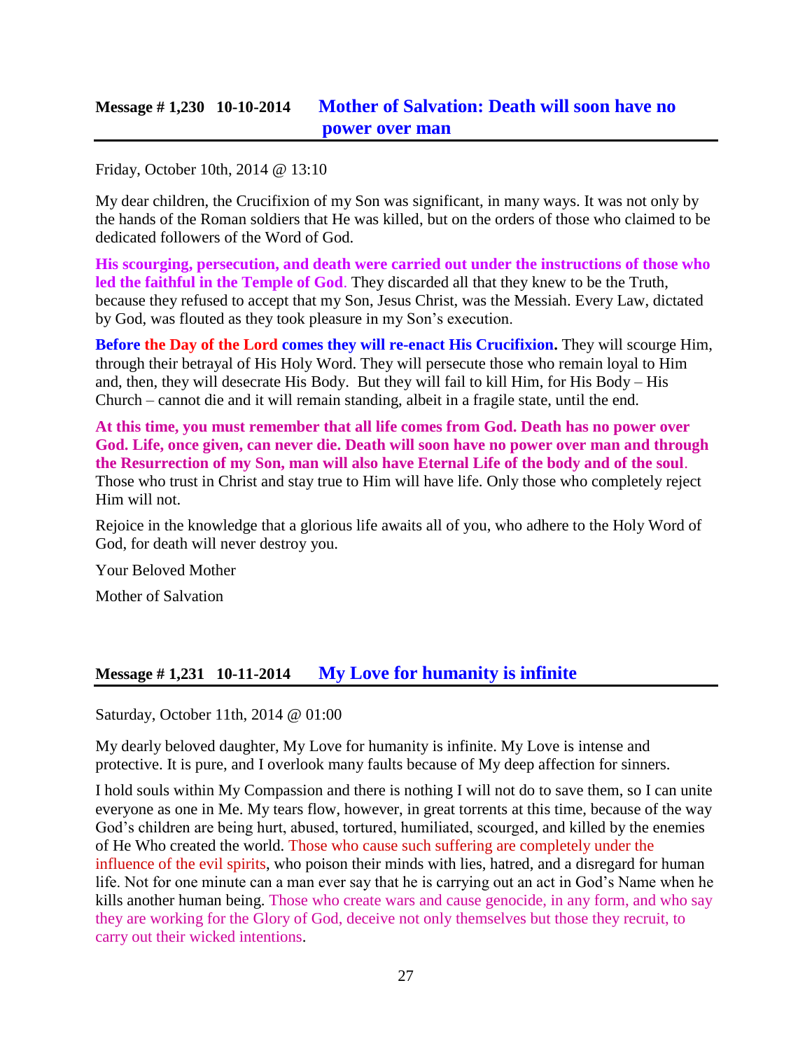## Message # 1,230 10-10-2014 Mother of Salvation: Death will soon have no power over man

Friday, October 10th, 2014 @ 13:10

My dear children, the Crucifixion of my Son was significant, in many ways. It was not only by the hands of the Roman soldiers that He was killed, but on the orders of those who claimed to be dedicated followers of the Word of God.

**His scourging, persecution, and death were carried out under the instructions of those who led the faithful in the Temple of God**. They discarded all that they knew to be the Truth, because they refused to accept that my Son, Jesus Christ, was the Messiah. Every Law, dictated by God, was flouted as they took pleasure in my Son's execution.

**Before the Day of the Lord comes they will re-enact His Crucifixion.** They will scourge Him, through their betrayal of His Holy Word. They will persecute those who remain loyal to Him and, then, they will desecrate His Body. But they will fail to kill Him, for His Body – His Church – cannot die and it will remain standing, albeit in a fragile state, until the end.

**At this time, you must remember that all life comes from God. Death has no power over God. Life, once given, can never die. Death will soon have no power over man and through the Resurrection of my Son, man will also have Eternal Life of the body and of the soul**. Those who trust in Christ and stay true to Him will have life. Only those who completely reject Him will not.

Rejoice in the knowledge that a glorious life awaits all of you, who adhere to the Holy Word of God, for death will never destroy you.

Your Beloved Mother

Mother of Salvation

## Message # 1,231 10-11-2014 My Love for humanity is infinite

Saturday, October 11th, 2014 @ 01:00

My dearly beloved daughter, My Love for humanity is infinite. My Love is intense and protective. It is pure, and I overlook many faults because of My deep affection for sinners.

I hold souls within My Compassion and there is nothing I will not do to save them, so I can unite everyone as one in Me. My tears flow, however, in great torrents at this time, because of the way God's children are being hurt, abused, tortured, humiliated, scourged, and killed by the enemies of He Who created the world. Those who cause such suffering are completely under the influence of the evil spirits, who poison their minds with lies, hatred, and a disregard for human life. Not for one minute can a man ever say that he is carrying out an act in God's Name when he kills another human being. Those who create wars and cause genocide, in any form, and who say they are working for the Glory of God, deceive not only themselves but those they recruit, to carry out their wicked intentions.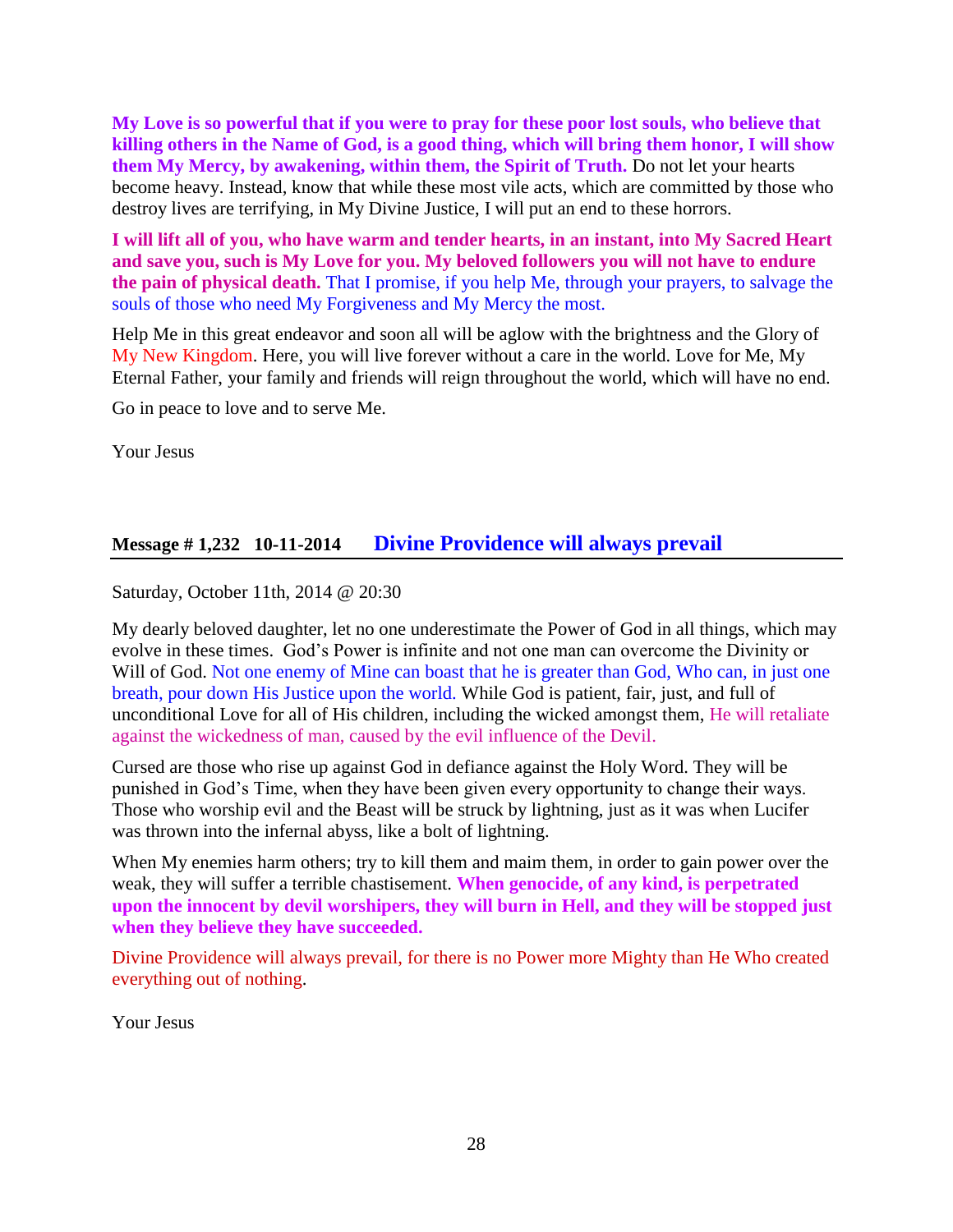**My Love is so powerful that if you were to pray for these poor lost souls, who believe that killing others in the Name of God, is a good thing, which will bring them honor, I will show them My Mercy, by awakening, within them, the Spirit of Truth.** Do not let your hearts become heavy. Instead, know that while these most vile acts, which are committed by those who destroy lives are terrifying, in My Divine Justice, I will put an end to these horrors.

**I will lift all of you, who have warm and tender hearts, in an instant, into My Sacred Heart and save you, such is My Love for you. My beloved followers you will not have to endure the pain of physical death.** That I promise, if you help Me, through your prayers, to salvage the souls of those who need My Forgiveness and My Mercy the most.

Help Me in this great endeavor and soon all will be aglow with the brightness and the Glory of My New Kingdom. Here, you will live forever without a care in the world. Love for Me, My Eternal Father, your family and friends will reign throughout the world, which will have no end.

Go in peace to love and to serve Me.

Your Jesus

## Message # 1,232 10-11-2014 Divine Providence will always prevail

Saturday, October 11th, 2014 @ 20:30

My dearly beloved daughter, let no one underestimate the Power of God in all things, which may evolve in these times. God's Power is infinite and not one man can overcome the Divinity or Will of God. Not one enemy of Mine can boast that he is greater than God, Who can, in just one breath, pour down His Justice upon the world. While God is patient, fair, just, and full of unconditional Love for all of His children, including the wicked amongst them, He will retaliate against the wickedness of man, caused by the evil influence of the Devil.

Cursed are those who rise up against God in defiance against the Holy Word. They will be punished in God's Time, when they have been given every opportunity to change their ways. Those who worship evil and the Beast will be struck by lightning, just as it was when Lucifer was thrown into the infernal abyss, like a bolt of lightning.

When My enemies harm others; try to kill them and maim them, in order to gain power over the weak, they will suffer a terrible chastisement. **When genocide, of any kind, is perpetrated upon the innocent by devil worshipers, they will burn in Hell, and they will be stopped just when they believe they have succeeded.**

Divine Providence will always prevail, for there is no Power more Mighty than He Who created everything out of nothing.

Your Jesus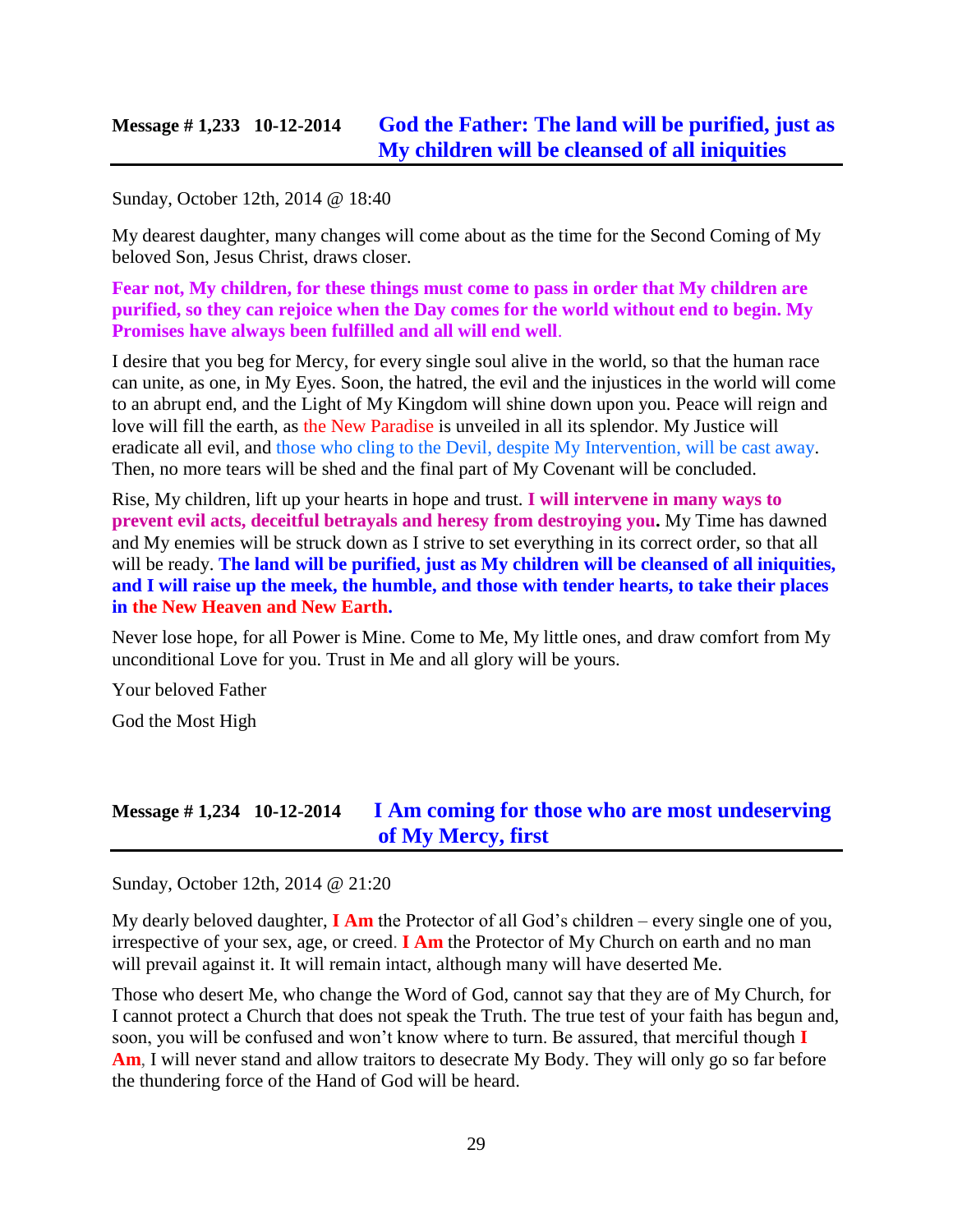## Message # 1,233 10-12-2014 **God the Father: The land will be purified, just as My children will be cleansed of all iniquities**

Sunday, October 12th, 2014 @ 18:40

My dearest daughter, many changes will come about as the time for the Second Coming of My beloved Son, Jesus Christ, draws closer.

**Fear not, My children, for these things must come to pass in order that My children are purified, so they can rejoice when the Day comes for the world without end to begin. My Promises have always been fulfilled and all will end well**.

I desire that you beg for Mercy, for every single soul alive in the world, so that the human race can unite, as one, in My Eyes. Soon, the hatred, the evil and the injustices in the world will come to an abrupt end, and the Light of My Kingdom will shine down upon you. Peace will reign and love will fill the earth, as the New Paradise is unveiled in all its splendor. My Justice will eradicate all evil, and those who cling to the Devil, despite My Intervention, will be cast away. Then, no more tears will be shed and the final part of My Covenant will be concluded.

Rise, My children, lift up your hearts in hope and trust. **I will intervene in many ways to prevent evil acts, deceitful betrayals and heresy from destroying you.** My Time has dawned and My enemies will be struck down as I strive to set everything in its correct order, so that all will be ready. **The land will be purified, just as My children will be cleansed of all iniquities, and I will raise up the meek, the humble, and those with tender hearts, to take their places in the New Heaven and New Earth.**

Never lose hope, for all Power is Mine. Come to Me, My little ones, and draw comfort from My unconditional Love for you. Trust in Me and all glory will be yours.

Your beloved Father

God the Most High

## Message # 1,234 10-12-2014 **I Am coming for those who are most undeserving of My Mercy, first**

Sunday, October 12th, 2014 @ 21:20

My dearly beloved daughter, **I Am** the Protector of all God's children – every single one of you, irrespective of your sex, age, or creed. **I Am** the Protector of My Church on earth and no man will prevail against it. It will remain intact, although many will have deserted Me.

Those who desert Me, who change the Word of God, cannot say that they are of My Church, for I cannot protect a Church that does not speak the Truth. The true test of your faith has begun and, soon, you will be confused and won't know where to turn. Be assured, that merciful though **I Am**, I will never stand and allow traitors to desecrate My Body. They will only go so far before the thundering force of the Hand of God will be heard.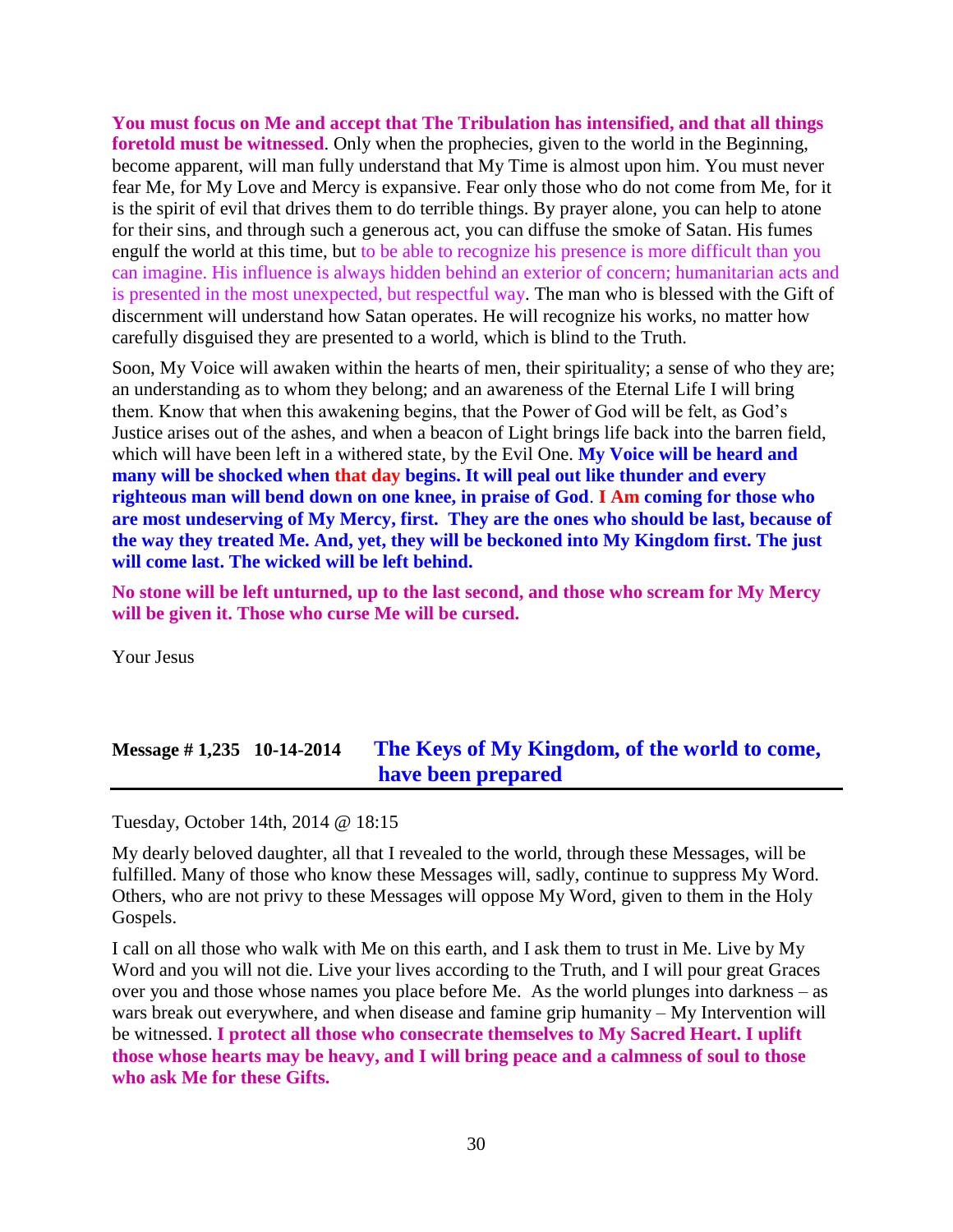**You must focus on Me and accept that The Tribulation has intensified, and that all things foretold must be witnessed**. Only when the prophecies, given to the world in the Beginning, become apparent, will man fully understand that My Time is almost upon him. You must never fear Me, for My Love and Mercy is expansive. Fear only those who do not come from Me, for it is the spirit of evil that drives them to do terrible things. By prayer alone, you can help to atone for their sins, and through such a generous act, you can diffuse the smoke of Satan. His fumes engulf the world at this time, but to be able to recognize his presence is more difficult than you can imagine. His influence is always hidden behind an exterior of concern; humanitarian acts and is presented in the most unexpected, but respectful way. The man who is blessed with the Gift of discernment will understand how Satan operates. He will recognize his works, no matter how carefully disguised they are presented to a world, which is blind to the Truth.

Soon, My Voice will awaken within the hearts of men, their spirituality; a sense of who they are; an understanding as to whom they belong; and an awareness of the Eternal Life I will bring them. Know that when this awakening begins, that the Power of God will be felt, as God's Justice arises out of the ashes, and when a beacon of Light brings life back into the barren field, which will have been left in a withered state, by the Evil One. **My Voice will be heard and many will be shocked when that day begins. It will peal out like thunder and every righteous man will bend down on one knee, in praise of God**. **I Am coming for those who are most undeserving of My Mercy, first. They are the ones who should be last, because of the way they treated Me. And, yet, they will be beckoned into My Kingdom first. The just will come last. The wicked will be left behind.**

**No stone will be left unturned, up to the last second, and those who scream for My Mercy will be given it. Those who curse Me will be cursed.**

Your Jesus

## Message # 1,235 10-14-2014 The Keys of My Kingdom, of the world to come, have been prepared

Tuesday, October 14th, 2014 @ 18:15

My dearly beloved daughter, all that I revealed to the world, through these Messages, will be fulfilled. Many of those who know these Messages will, sadly, continue to suppress My Word. Others, who are not privy to these Messages will oppose My Word, given to them in the Holy Gospels.

I call on all those who walk with Me on this earth, and I ask them to trust in Me. Live by My Word and you will not die. Live your lives according to the Truth, and I will pour great Graces over you and those whose names you place before Me. As the world plunges into darkness – as wars break out everywhere, and when disease and famine grip humanity – My Intervention will be witnessed. **I protect all those who consecrate themselves to My Sacred Heart. I uplift those whose hearts may be heavy, and I will bring peace and a calmness of soul to those who ask Me for these Gifts.**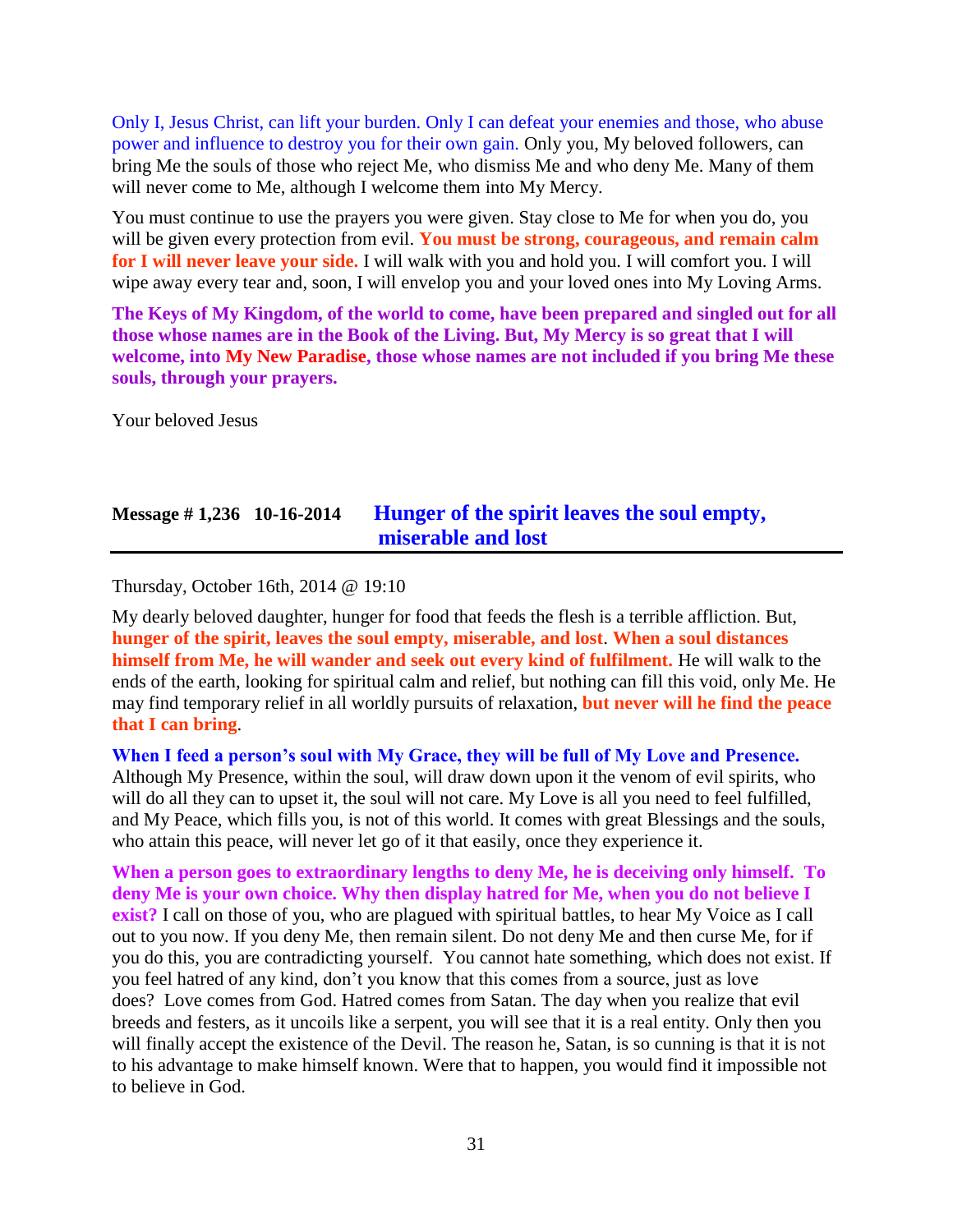Only I, Jesus Christ, can lift your burden. Only I can defeat your enemies and those, who abuse power and influence to destroy you for their own gain. Only you, My beloved followers, can bring Me the souls of those who reject Me, who dismiss Me and who deny Me. Many of them will never come to Me, although I welcome them into My Mercy.

You must continue to use the prayers you were given. Stay close to Me for when you do, you will be given every protection from evil. **You must be strong, courageous, and remain calm for I will never leave your side.** I will walk with you and hold you. I will comfort you. I will wipe away every tear and, soon, I will envelop you and your loved ones into My Loving Arms.

**The Keys of My Kingdom, of the world to come, have been prepared and singled out for all those whose names are in the Book of the Living. But, My Mercy is so great that I will welcome, into My New Paradise, those whose names are not included if you bring Me these souls, through your prayers.**

Your beloved Jesus

## Message # 1,236 10-16-2014 Hunger of the spirit leaves the soul empty, miserable and lost

Thursday, October 16th, 2014 @ 19:10

My dearly beloved daughter, hunger for food that feeds the flesh is a terrible affliction. But, **hunger of the spirit, leaves the soul empty, miserable, and lost**. **When a soul distances himself from Me, he will wander and seek out every kind of fulfilment.** He will walk to the ends of the earth, looking for spiritual calm and relief, but nothing can fill this void, only Me. He may find temporary relief in all worldly pursuits of relaxation, **but never will he find the peace that I can bring**.

**When I feed a person's soul with My Grace, they will be full of My Love and Presence.** Although My Presence, within the soul, will draw down upon it the venom of evil spirits, who will do all they can to upset it, the soul will not care. My Love is all you need to feel fulfilled, and My Peace, which fills you, is not of this world. It comes with great Blessings and the souls, who attain this peace, will never let go of it that easily, once they experience it.

**When a person goes to extraordinary lengths to deny Me, he is deceiving only himself. To deny Me is your own choice. Why then display hatred for Me, when you do not believe I exist?** I call on those of you, who are plagued with spiritual battles, to hear My Voice as I call out to you now. If you deny Me, then remain silent. Do not deny Me and then curse Me, for if you do this, you are contradicting yourself. You cannot hate something, which does not exist. If you feel hatred of any kind, don't you know that this comes from a source, just as love does? Love comes from God. Hatred comes from Satan. The day when you realize that evil breeds and festers, as it uncoils like a serpent, you will see that it is a real entity. Only then you will finally accept the existence of the Devil. The reason he, Satan, is so cunning is that it is not to his advantage to make himself known. Were that to happen, you would find it impossible not to believe in God.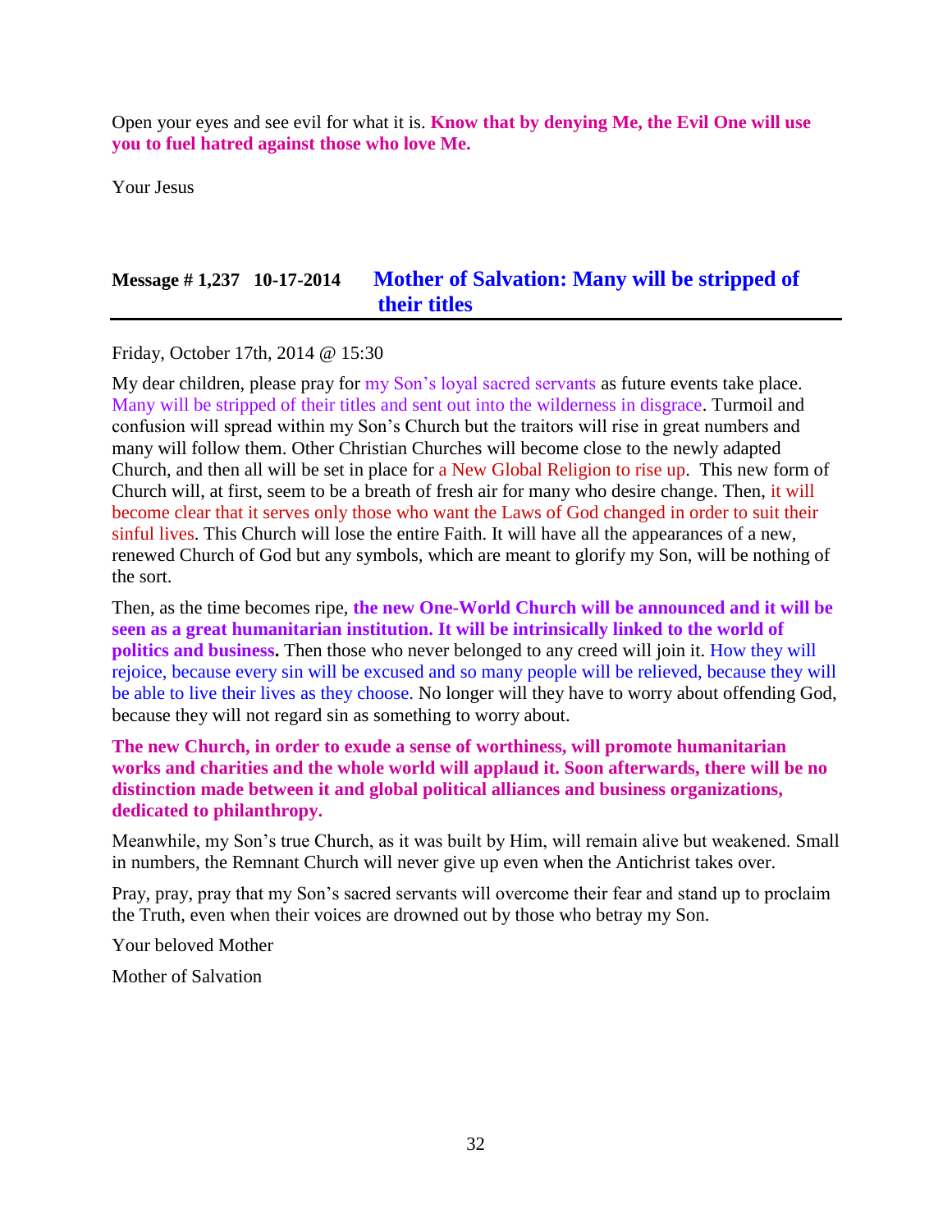Open your eyes and see evil for what it is. **Know that by denying Me, the Evil One will use you to fuel hatred against those who love Me.**

Your Jesus

## Message # 1,237 10-17-2014 Mother of Salvation: Many will be stripped of their titles

Friday, October 17th, 2014 @ 15:30

My dear children, please pray for my Son's loyal sacred servants as future events take place. Many will be stripped of their titles and sent out into the wilderness in disgrace. Turmoil and confusion will spread within my Son's Church but the traitors will rise in great numbers and many will follow them. Other Christian Churches will become close to the newly adapted Church, and then all will be set in place for a New Global Religion to rise up. This new form of Church will, at first, seem to be a breath of fresh air for many who desire change. Then, it will become clear that it serves only those who want the Laws of God changed in order to suit their sinful lives. This Church will lose the entire Faith. It will have all the appearances of a new, renewed Church of God but any symbols, which are meant to glorify my Son, will be nothing of the sort.

Then, as the time becomes ripe, **the new One-World Church will be announced and it will be seen as a great humanitarian institution. It will be intrinsically linked to the world of politics and business.** Then those who never belonged to any creed will join it. How they will rejoice, because every sin will be excused and so many people will be relieved, because they will be able to live their lives as they choose. No longer will they have to worry about offending God, because they will not regard sin as something to worry about.

**The new Church, in order to exude a sense of worthiness, will promote humanitarian works and charities and the whole world will applaud it. Soon afterwards, there will be no distinction made between it and global political alliances and business organizations, dedicated to philanthropy.**

Meanwhile, my Son's true Church, as it was built by Him, will remain alive but weakened. Small in numbers, the Remnant Church will never give up even when the Antichrist takes over.

Pray, pray, pray that my Son's sacred servants will overcome their fear and stand up to proclaim the Truth, even when their voices are drowned out by those who betray my Son.

Your beloved Mother

Mother of Salvation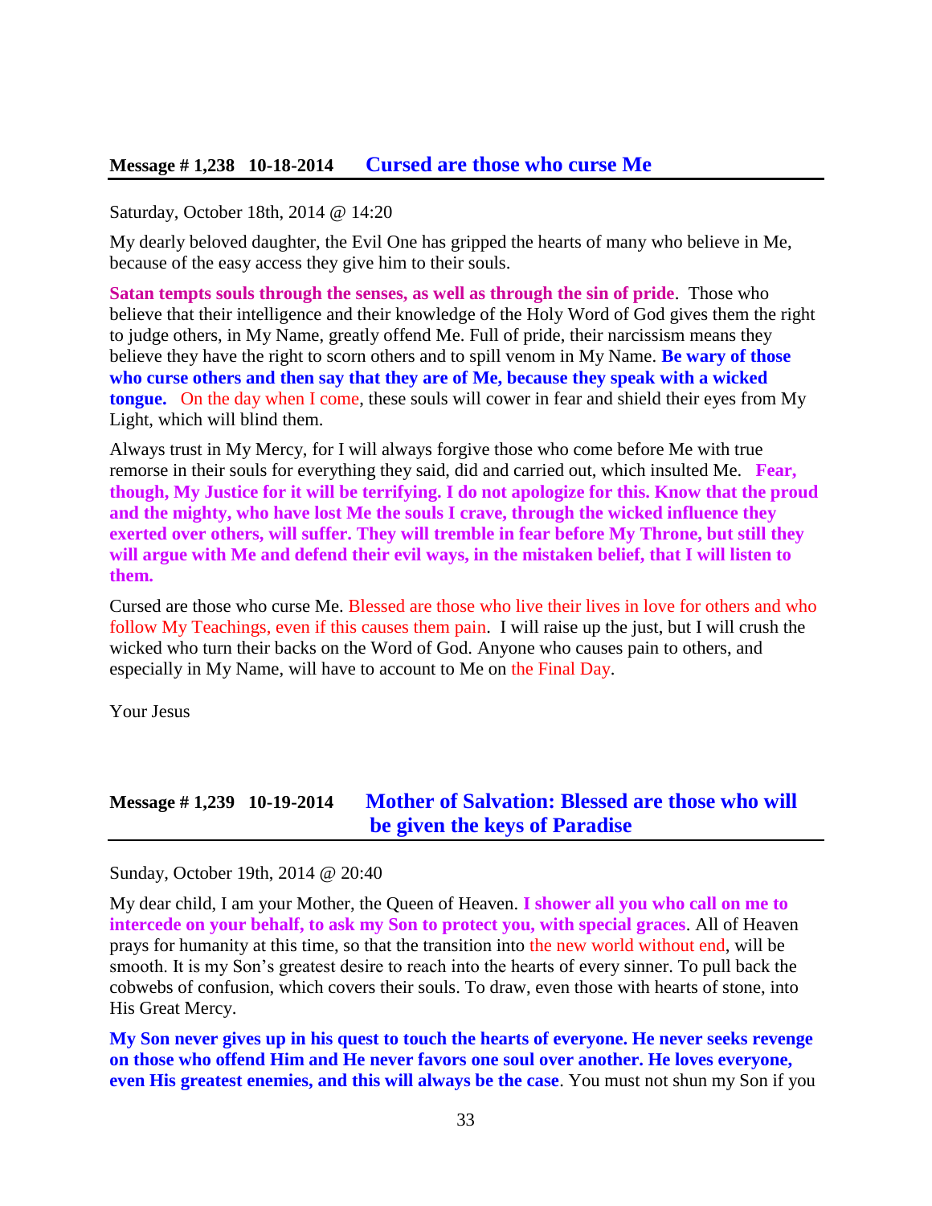## Message # 1,238 10-18-2014 Cursed are those who curse Me

Saturday, October 18th, 2014 @ 14:20

My dearly beloved daughter, the Evil One has gripped the hearts of many who believe in Me, because of the easy access they give him to their souls.

**Satan tempts souls through the senses, as well as through the sin of pride**. Those who believe that their intelligence and their knowledge of the Holy Word of God gives them the right to judge others, in My Name, greatly offend Me. Full of pride, their narcissism means they believe they have the right to scorn others and to spill venom in My Name. **Be wary of those who curse others and then say that they are of Me, because they speak with a wicked tongue.** On the day when I come, these souls will cower in fear and shield their eyes from My Light, which will blind them.

Always trust in My Mercy, for I will always forgive those who come before Me with true remorse in their souls for everything they said, did and carried out, which insulted Me. **Fear, though, My Justice for it will be terrifying. I do not apologize for this. Know that the proud and the mighty, who have lost Me the souls I crave, through the wicked influence they exerted over others, will suffer. They will tremble in fear before My Throne, but still they will argue with Me and defend their evil ways, in the mistaken belief, that I will listen to them.**

Cursed are those who curse Me. Blessed are those who live their lives in love for others and who follow My Teachings, even if this causes them pain. I will raise up the just, but I will crush the wicked who turn their backs on the Word of God. Anyone who causes pain to others, and especially in My Name, will have to account to Me on the Final Day.

Your Jesus

## Message # 1,239 10-19-2014 Mother of Salvation: Blessed are those who will be given the keys of Paradise

Sunday, October 19th, 2014 @ 20:40

My dear child, I am your Mother, the Queen of Heaven. **I shower all you who call on me to intercede on your behalf, to ask my Son to protect you, with special graces**. All of Heaven prays for humanity at this time, so that the transition into the new world without end, will be smooth. It is my Son's greatest desire to reach into the hearts of every sinner. To pull back the cobwebs of confusion, which covers their souls. To draw, even those with hearts of stone, into His Great Mercy.

**My Son never gives up in his quest to touch the hearts of everyone. He never seeks revenge on those who offend Him and He never favors one soul over another. He loves everyone, even His greatest enemies, and this will always be the case**. You must not shun my Son if you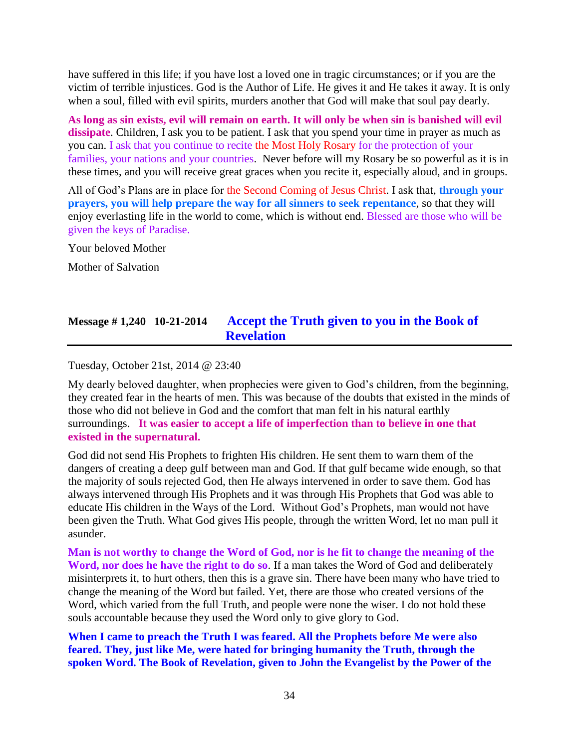have suffered in this life; if you have lost a loved one in tragic circumstances; or if you are the victim of terrible injustices. God is the Author of Life. He gives it and He takes it away. It is only when a soul, filled with evil spirits, murders another that God will make that soul pay dearly.

**As long as sin exists, evil will remain on earth. It will only be when sin is banished will evil dissipate**. Children, I ask you to be patient. I ask that you spend your time in prayer as much as you can. I ask that you continue to recite the Most Holy Rosary for the protection of your families, your nations and your countries. Never before will my Rosary be so powerful as it is in these times, and you will receive great graces when you recite it, especially aloud, and in groups.

All of God's Plans are in place for the Second Coming of Jesus Christ. I ask that, **through your prayers, you will help prepare the way for all sinners to seek repentance**, so that they will enjoy everlasting life in the world to come, which is without end. Blessed are those who will be given the keys of Paradise.

Your beloved Mother

Mother of Salvation

## Message # 1,240 10-21-2014 Accept the Truth given to you in the Book of Revelation

Tuesday, October 21st, 2014 @ 23:40

My dearly beloved daughter, when prophecies were given to God's children, from the beginning, they created fear in the hearts of men. This was because of the doubts that existed in the minds of those who did not believe in God and the comfort that man felt in his natural earthly surroundings. **It was easier to accept a life of imperfection than to believe in one that existed in the supernatural.**

God did not send His Prophets to frighten His children. He sent them to warn them of the dangers of creating a deep gulf between man and God. If that gulf became wide enough, so that the majority of souls rejected God, then He always intervened in order to save them. God has always intervened through His Prophets and it was through His Prophets that God was able to educate His children in the Ways of the Lord. Without God's Prophets, man would not have been given the Truth. What God gives His people, through the written Word, let no man pull it asunder.

**Man is not worthy to change the Word of God, nor is he fit to change the meaning of the Word, nor does he have the right to do so**. If a man takes the Word of God and deliberately misinterprets it, to hurt others, then this is a grave sin. There have been many who have tried to change the meaning of the Word but failed. Yet, there are those who created versions of the Word, which varied from the full Truth, and people were none the wiser. I do not hold these souls accountable because they used the Word only to give glory to God.

**When I came to preach the Truth I was feared. All the Prophets before Me were also feared. They, just like Me, were hated for bringing humanity the Truth, through the spoken Word. The Book of Revelation, given to John the Evangelist by the Power of the**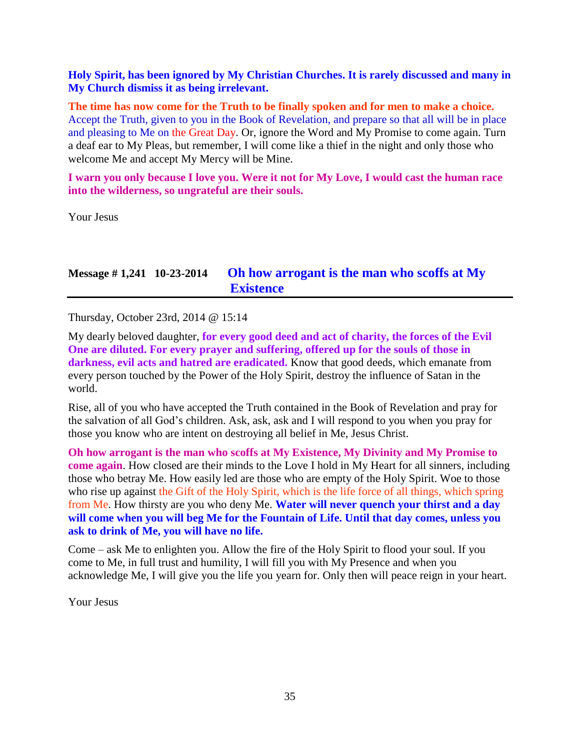**Holy Spirit, has been ignored by My Christian Churches. It is rarely discussed and many in My Church dismiss it as being irrelevant.**

**The time has now come for the Truth to be finally spoken and for men to make a choice.** Accept the Truth, given to you in the Book of Revelation, and prepare so that all will be in place and pleasing to Me on the Great Day. Or, ignore the Word and My Promise to come again. Turn a deaf ear to My Pleas, but remember, I will come like a thief in the night and only those who welcome Me and accept My Mercy will be Mine.

**I warn you only because I love you. Were it not for My Love, I would cast the human race into the wilderness, so ungrateful are their souls.**

Your Jesus

## Message # 1,241 10-23-2014 Oh how arrogant is the man who scoffs at My Existence

Thursday, October 23rd, 2014 @ 15:14

My dearly beloved daughter, **for every good deed and act of charity, the forces of the Evil One are diluted. For every prayer and suffering, offered up for the souls of those in darkness, evil acts and hatred are eradicated.** Know that good deeds, which emanate from every person touched by the Power of the Holy Spirit, destroy the influence of Satan in the world.

Rise, all of you who have accepted the Truth contained in the Book of Revelation and pray for the salvation of all God's children. Ask, ask, ask and I will respond to you when you pray for those you know who are intent on destroying all belief in Me, Jesus Christ.

**Oh how arrogant is the man who scoffs at My Existence, My Divinity and My Promise to come again**. How closed are their minds to the Love I hold in My Heart for all sinners, including those who betray Me. How easily led are those who are empty of the Holy Spirit. Woe to those who rise up against the Gift of the Holy Spirit, which is the life force of all things, which spring from Me. How thirsty are you who deny Me. **Water will never quench your thirst and a day will come when you will beg Me for the Fountain of Life. Until that day comes, unless you ask to drink of Me, you will have no life.**

Come – ask Me to enlighten you. Allow the fire of the Holy Spirit to flood your soul. If you come to Me, in full trust and humility, I will fill you with My Presence and when you acknowledge Me, I will give you the life you yearn for. Only then will peace reign in your heart.

Your Jesus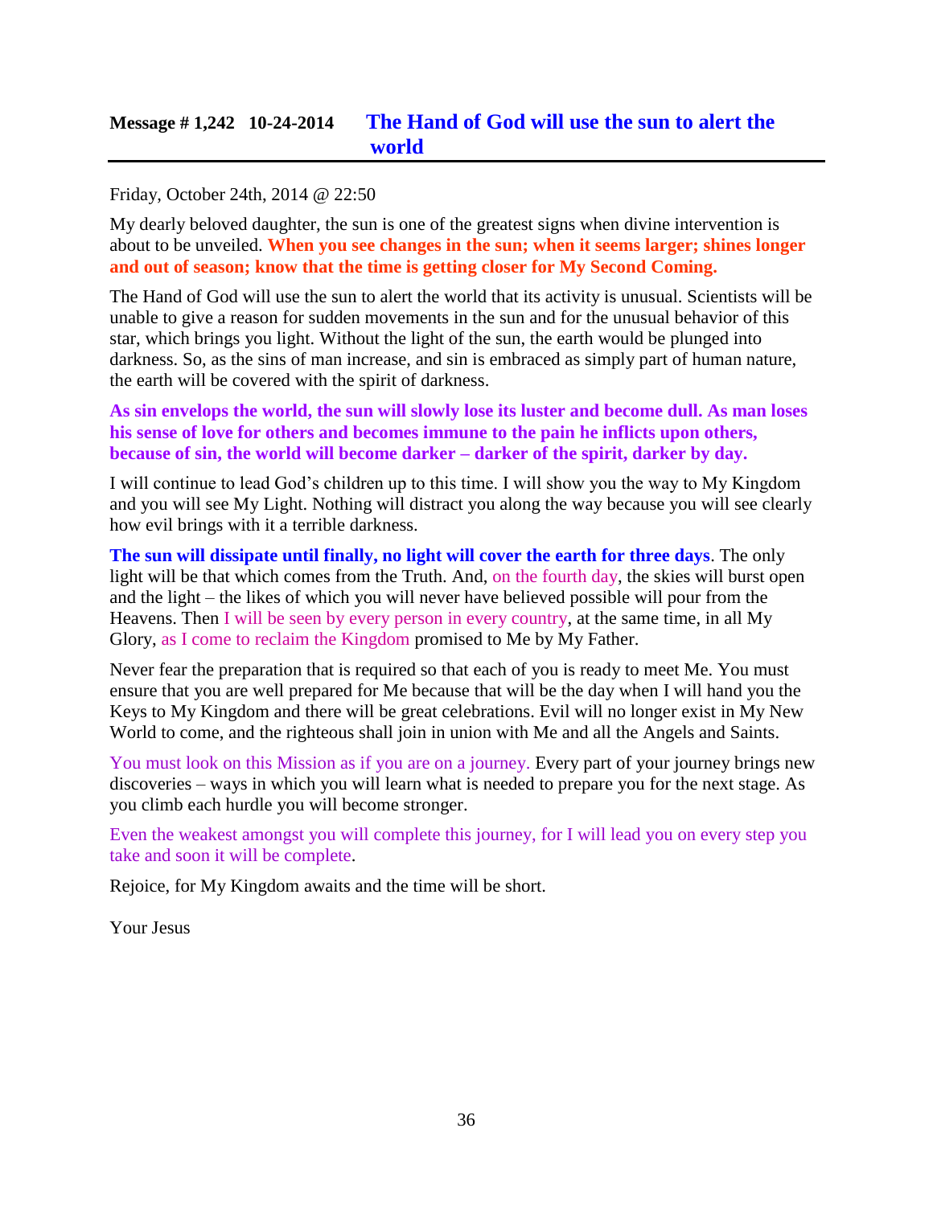## Message # 1,242 10-24-2014 The Hand of God will use the sun to alert the world

Friday, October 24th, 2014 @ 22:50

My dearly beloved daughter, the sun is one of the greatest signs when divine intervention is about to be unveiled. **When you see changes in the sun; when it seems larger; shines longer and out of season; know that the time is getting closer for My Second Coming.**

The Hand of God will use the sun to alert the world that its activity is unusual. Scientists will be unable to give a reason for sudden movements in the sun and for the unusual behavior of this star, which brings you light. Without the light of the sun, the earth would be plunged into darkness. So, as the sins of man increase, and sin is embraced as simply part of human nature, the earth will be covered with the spirit of darkness.

**As sin envelops the world, the sun will slowly lose its luster and become dull. As man loses his sense of love for others and becomes immune to the pain he inflicts upon others, because of sin, the world will become darker – darker of the spirit, darker by day.**

I will continue to lead God's children up to this time. I will show you the way to My Kingdom and you will see My Light. Nothing will distract you along the way because you will see clearly how evil brings with it a terrible darkness.

**The sun will dissipate until finally, no light will cover the earth for three days**. The only light will be that which comes from the Truth. And, on the fourth day, the skies will burst open and the light – the likes of which you will never have believed possible will pour from the Heavens. Then I will be seen by every person in every country, at the same time, in all My Glory, as I come to reclaim the Kingdom promised to Me by My Father.

Never fear the preparation that is required so that each of you is ready to meet Me. You must ensure that you are well prepared for Me because that will be the day when I will hand you the Keys to My Kingdom and there will be great celebrations. Evil will no longer exist in My New World to come, and the righteous shall join in union with Me and all the Angels and Saints.

You must look on this Mission as if you are on a journey. Every part of your journey brings new discoveries – ways in which you will learn what is needed to prepare you for the next stage. As you climb each hurdle you will become stronger.

Even the weakest amongst you will complete this journey, for I will lead you on every step you take and soon it will be complete.

Rejoice, for My Kingdom awaits and the time will be short.

Your Jesus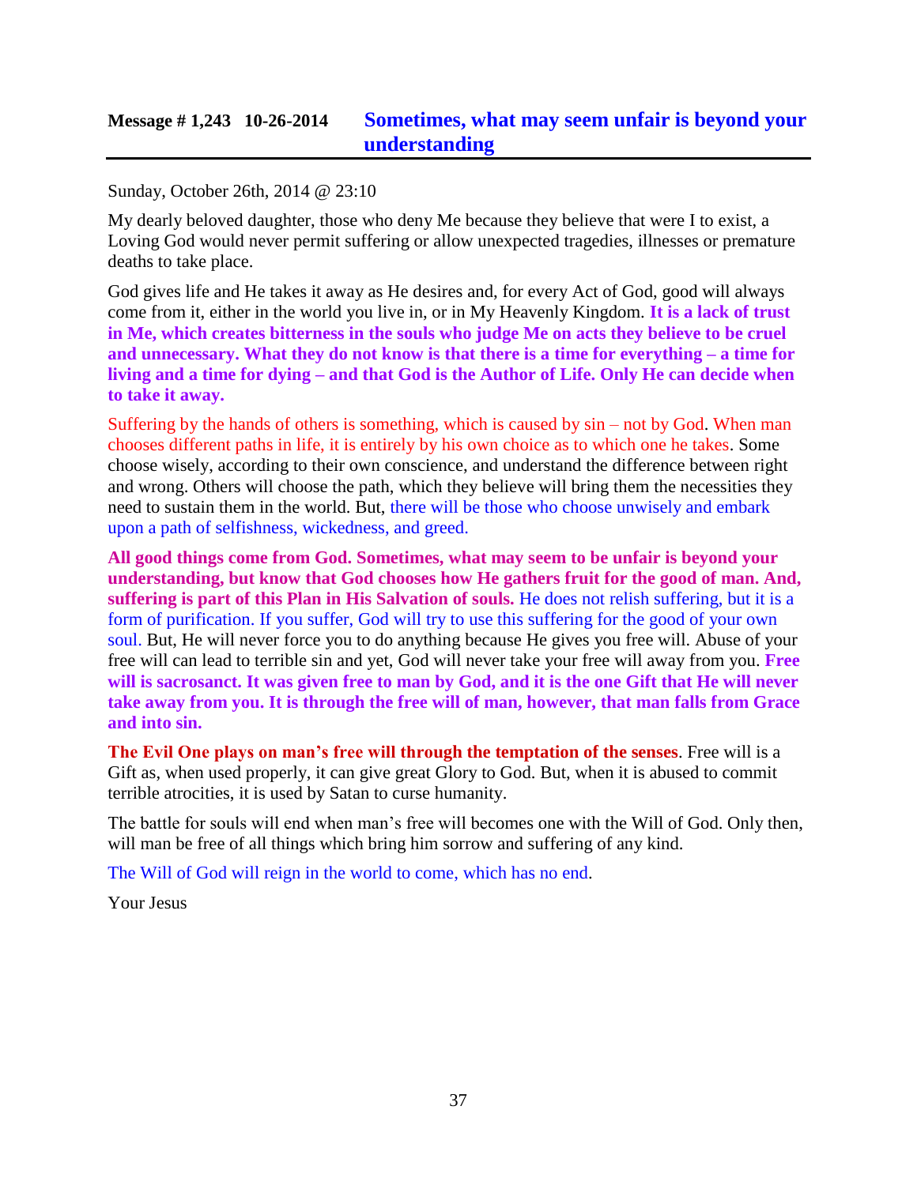## Message # 1,243 10-26-2014 Sometimes, what may seem unfair is beyond your understanding

Sunday, October 26th, 2014 @ 23:10

My dearly beloved daughter, those who deny Me because they believe that were I to exist, a Loving God would never permit suffering or allow unexpected tragedies, illnesses or premature deaths to take place.

God gives life and He takes it away as He desires and, for every Act of God, good will always come from it, either in the world you live in, or in My Heavenly Kingdom. **It is a lack of trust in Me, which creates bitterness in the souls who judge Me on acts they believe to be cruel and unnecessary. What they do not know is that there is a time for everything – a time for living and a time for dying – and that God is the Author of Life. Only He can decide when to take it away.**

Suffering by the hands of others is something, which is caused by sin – not by God. When man chooses different paths in life, it is entirely by his own choice as to which one he takes. Some choose wisely, according to their own conscience, and understand the difference between right and wrong. Others will choose the path, which they believe will bring them the necessities they need to sustain them in the world. But, there will be those who choose unwisely and embark upon a path of selfishness, wickedness, and greed.

**All good things come from God. Sometimes, what may seem to be unfair is beyond your understanding, but know that God chooses how He gathers fruit for the good of man. And, suffering is part of this Plan in His Salvation of souls.** He does not relish suffering, but it is a form of purification. If you suffer, God will try to use this suffering for the good of your own soul. But, He will never force you to do anything because He gives you free will. Abuse of your free will can lead to terrible sin and yet, God will never take your free will away from you. **Free will is sacrosanct. It was given free to man by God, and it is the one Gift that He will never take away from you. It is through the free will of man, however, that man falls from Grace and into sin.**

**The Evil One plays on man's free will through the temptation of the senses**. Free will is a Gift as, when used properly, it can give great Glory to God. But, when it is abused to commit terrible atrocities, it is used by Satan to curse humanity.

The battle for souls will end when man's free will becomes one with the Will of God. Only then, will man be free of all things which bring him sorrow and suffering of any kind.

The Will of God will reign in the world to come, which has no end.

Your Jesus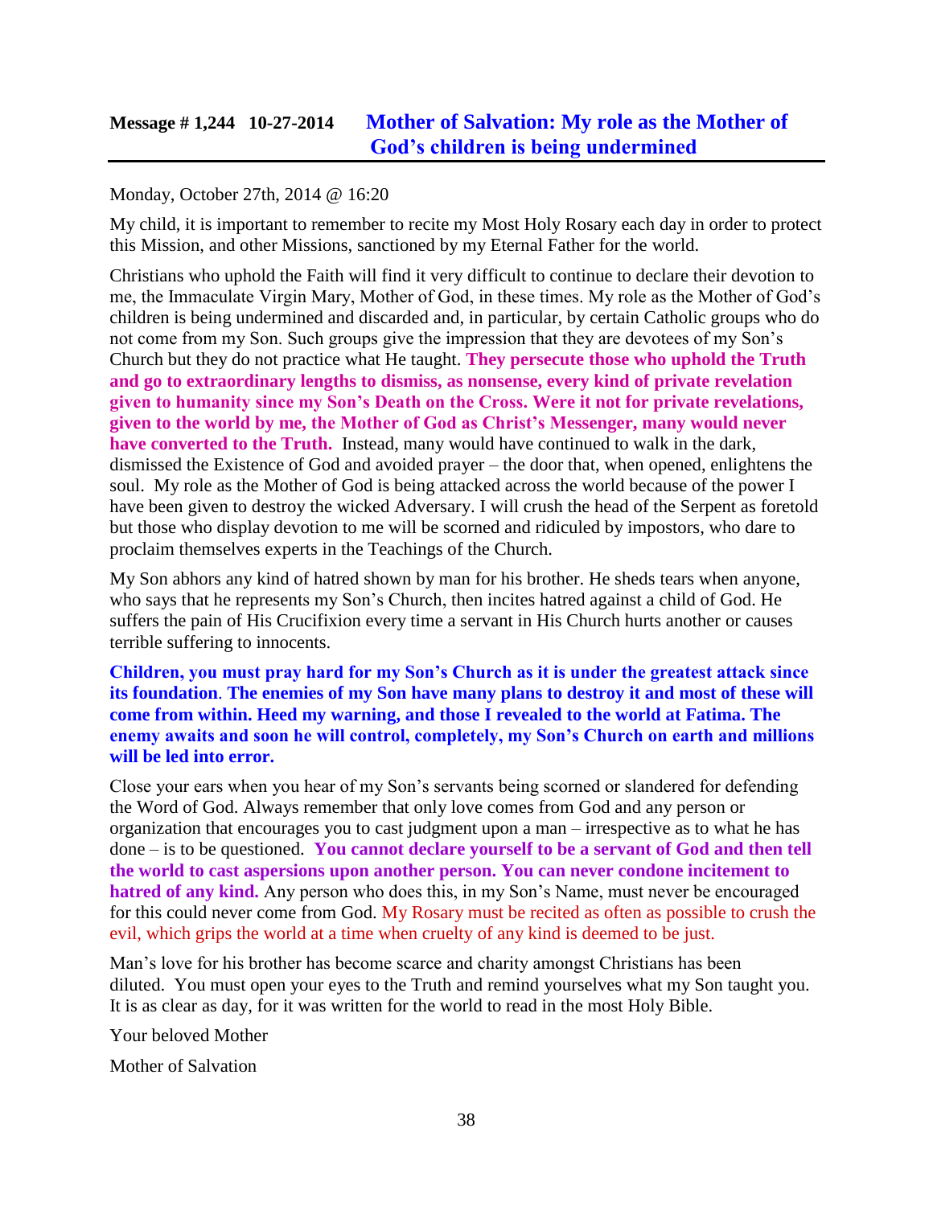## Message # 1,244 10-27-2014 Mother of Salvation: My role as the Mother of God's children is being undermined

Monday, October 27th, 2014 @ 16:20

My child, it is important to remember to recite my Most Holy Rosary each day in order to protect this Mission, and other Missions, sanctioned by my Eternal Father for the world.

Christians who uphold the Faith will find it very difficult to continue to declare their devotion to me, the Immaculate Virgin Mary, Mother of God, in these times. My role as the Mother of God's children is being undermined and discarded and, in particular, by certain Catholic groups who do not come from my Son. Such groups give the impression that they are devotees of my Son's Church but they do not practice what He taught. **They persecute those who uphold the Truth and go to extraordinary lengths to dismiss, as nonsense, every kind of private revelation given to humanity since my Son's Death on the Cross. Were it not for private revelations, given to the world by me, the Mother of God as Christ's Messenger, many would never have converted to the Truth.** Instead, many would have continued to walk in the dark, dismissed the Existence of God and avoided prayer – the door that, when opened, enlightens the soul. My role as the Mother of God is being attacked across the world because of the power I have been given to destroy the wicked Adversary. I will crush the head of the Serpent as foretold but those who display devotion to me will be scorned and ridiculed by impostors, who dare to proclaim themselves experts in the Teachings of the Church.

My Son abhors any kind of hatred shown by man for his brother. He sheds tears when anyone, who says that he represents my Son's Church, then incites hatred against a child of God. He suffers the pain of His Crucifixion every time a servant in His Church hurts another or causes terrible suffering to innocents.

**Children, you must pray hard for my Son's Church as it is under the greatest attack since its foundation. The enemies of my Son have many plans to destroy it and most of these will come from within. Heed my warning, and those I revealed to the world at Fatima. The enemy awaits and soon he will control, completely, my Son's Church on earth and millions will be led into error.**

Close your ears when you hear of my Son's servants being scorned or slandered for defending the Word of God. Always remember that only love comes from God and any person or organization that encourages you to cast judgment upon a man – irrespective as to what he has done – is to be questioned. **You cannot declare yourself to be a servant of God and then tell the world to cast aspersions upon another person. You can never condone incitement to hatred of any kind.** Any person who does this, in my Son's Name, must never be encouraged for this could never come from God. My Rosary must be recited as often as possible to crush the evil, which grips the world at a time when cruelty of any kind is deemed to be just.

Man's love for his brother has become scarce and charity amongst Christians has been diluted. You must open your eyes to the Truth and remind yourselves what my Son taught you. It is as clear as day, for it was written for the world to read in the most Holy Bible.

Your beloved Mother

Mother of Salvation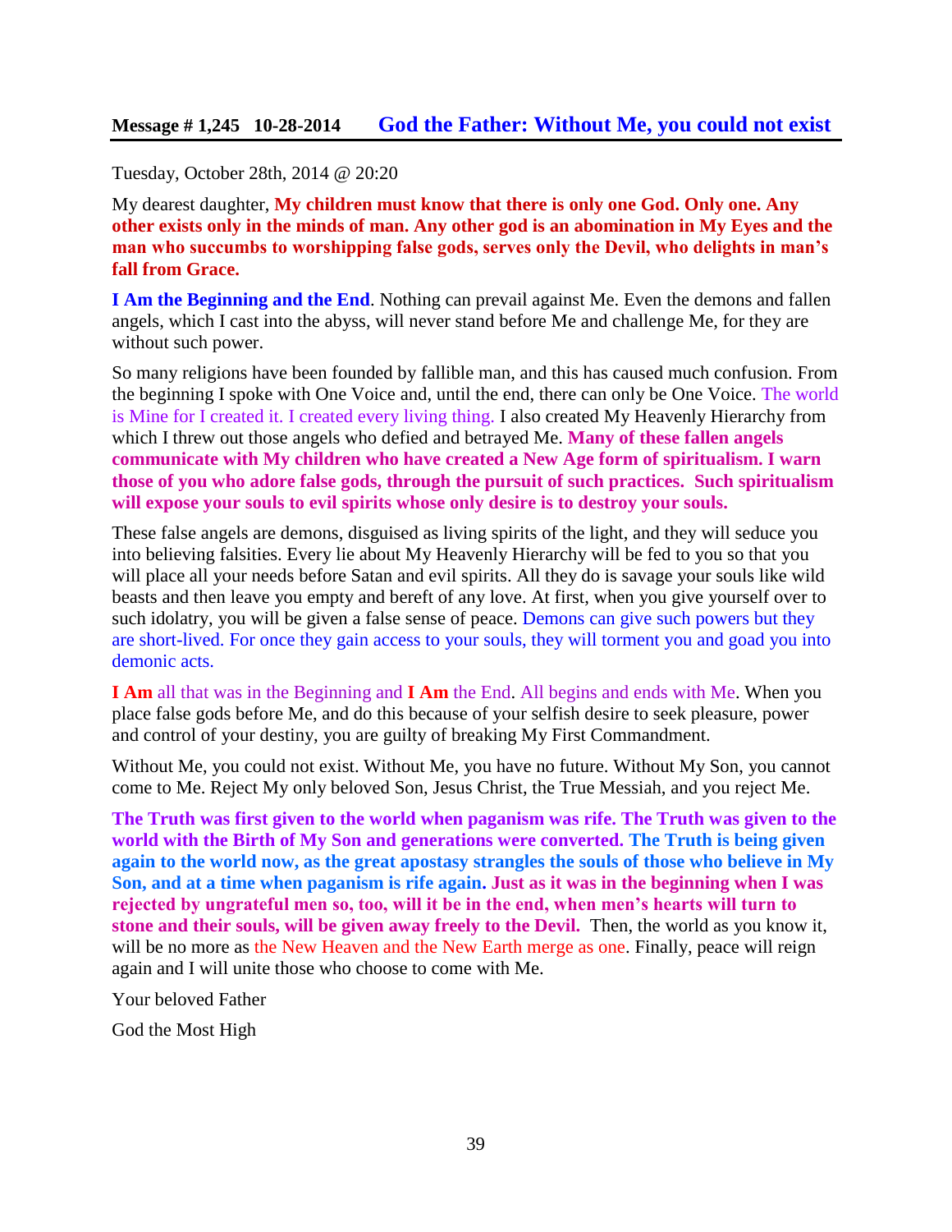**Message # 1,245 10-28-2014 God the Father: Without Me, you could not exist**

Tuesday, October 28th, 2014 @ 20:20

My dearest daughter, **My children must know that there is only one God. Only one. Any other exists only in the minds of man. Any other god is an abomination in My Eyes and the man who succumbs to worshipping false gods, serves only the Devil, who delights in man's fall from Grace.**

**I Am the Beginning and the End**. Nothing can prevail against Me. Even the demons and fallen angels, which I cast into the abyss, will never stand before Me and challenge Me, for they are without such power.

So many religions have been founded by fallible man, and this has caused much confusion. From the beginning I spoke with One Voice and, until the end, there can only be One Voice. The world is Mine for I created it. I created every living thing. I also created My Heavenly Hierarchy from which I threw out those angels who defied and betrayed Me. **Many of these fallen angels communicate with My children who have created a New Age form of spiritualism. I warn those of you who adore false gods, through the pursuit of such practices. Such spiritualism will expose your souls to evil spirits whose only desire is to destroy your souls.**

These false angels are demons, disguised as living spirits of the light, and they will seduce you into believing falsities. Every lie about My Heavenly Hierarchy will be fed to you so that you will place all your needs before Satan and evil spirits. All they do is savage your souls like wild beasts and then leave you empty and bereft of any love. At first, when you give yourself over to such idolatry, you will be given a false sense of peace. Demons can give such powers but they are short-lived. For once they gain access to your souls, they will torment you and goad you into demonic acts.

**I Am** all that was in the Beginning and **I Am** the End. All begins and ends with Me. When you place false gods before Me, and do this because of your selfish desire to seek pleasure, power and control of your destiny, you are guilty of breaking My First Commandment.

Without Me, you could not exist. Without Me, you have no future. Without My Son, you cannot come to Me. Reject My only beloved Son, Jesus Christ, the True Messiah, and you reject Me.

**The Truth was first given to the world when paganism was rife. The Truth was given to the world with the Birth of My Son and generations were converted. The Truth is being given again to the world now, as the great apostasy strangles the souls of those who believe in My Son, and at a time when paganism is rife again. Just as it was in the beginning when I was rejected by ungrateful men so, too, will it be in the end, when men's hearts will turn to stone and their souls, will be given away freely to the Devil.** Then, the world as you know it, will be no more as the New Heaven and the New Earth merge as one. Finally, peace will reign again and I will unite those who choose to come with Me.

Your beloved Father

God the Most High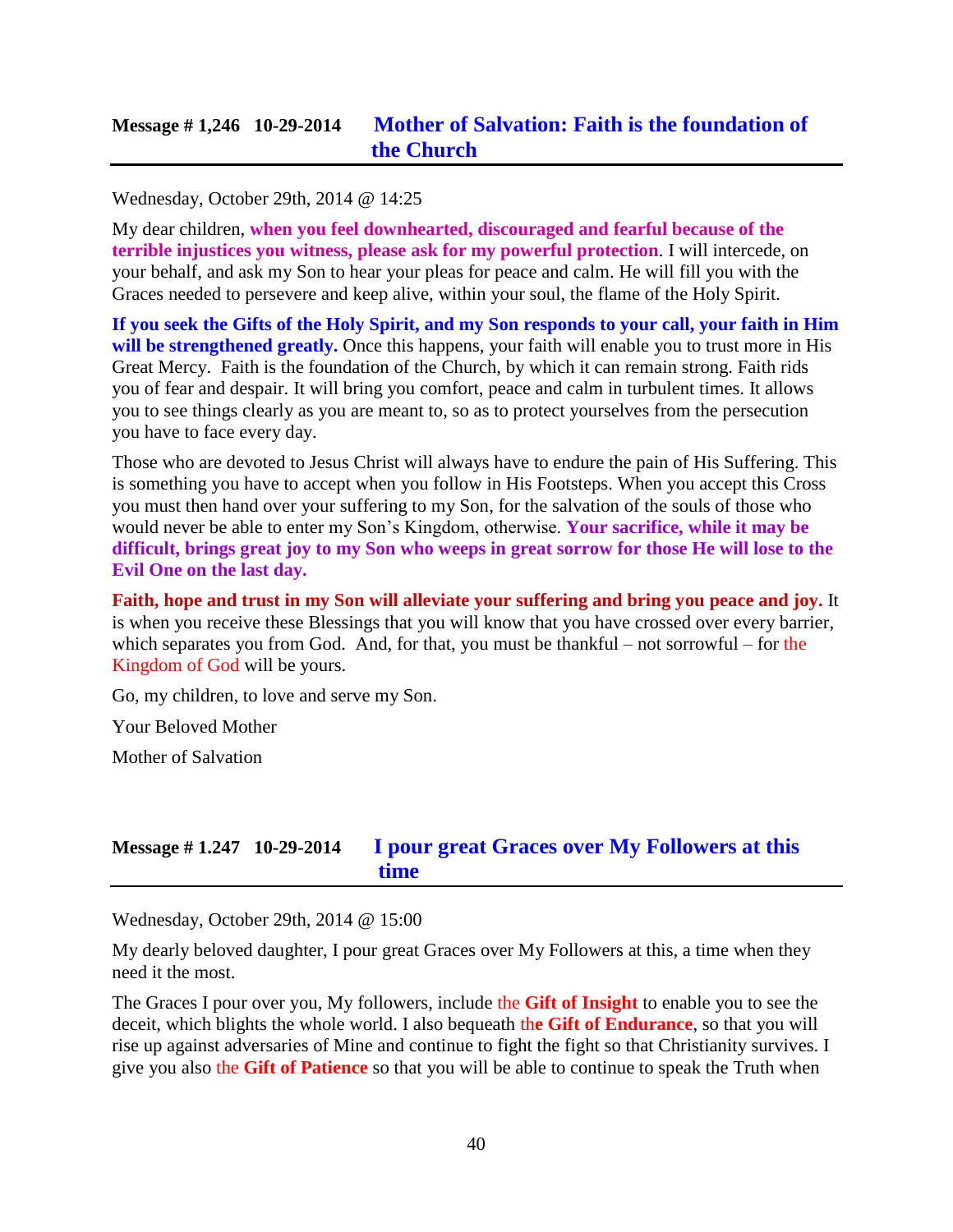## Message # 1,246 10-29-2014 Mother of Salvation: Faith is the foundation of the Church

Wednesday, October 29th, 2014 @ 14:25

My dear children, **when you feel downhearted, discouraged and fearful because of the terrible injustices you witness, please ask for my powerful protection**. I will intercede, on your behalf, and ask my Son to hear your pleas for peace and calm. He will fill you with the Graces needed to persevere and keep alive, within your soul, the flame of the Holy Spirit.

**If you seek the Gifts of the Holy Spirit, and my Son responds to your call, your faith in Him will be strengthened greatly.** Once this happens, your faith will enable you to trust more in His Great Mercy. Faith is the foundation of the Church, by which it can remain strong. Faith rids you of fear and despair. It will bring you comfort, peace and calm in turbulent times. It allows you to see things clearly as you are meant to, so as to protect yourselves from the persecution you have to face every day.

Those who are devoted to Jesus Christ will always have to endure the pain of His Suffering. This is something you have to accept when you follow in His Footsteps. When you accept this Cross you must then hand over your suffering to my Son, for the salvation of the souls of those who would never be able to enter my Son's Kingdom, otherwise. **Your sacrifice, while it may be difficult, brings great joy to my Son who weeps in great sorrow for those He will lose to the Evil One on the last day.**

**Faith, hope and trust in my Son will alleviate your suffering and bring you peace and joy.** It is when you receive these Blessings that you will know that you have crossed over every barrier, which separates you from God. And, for that, you must be thankful – not sorrowful – for the Kingdom of God will be yours.

Go, my children, to love and serve my Son.

Your Beloved Mother

Mother of Salvation

## Message # 1.247 10-29-2014 I pour great Graces over My Followers at this time

Wednesday, October 29th, 2014 @ 15:00

My dearly beloved daughter, I pour great Graces over My Followers at this, a time when they need it the most.

The Graces I pour over you, My followers, include the **Gift of Insight** to enable you to see the deceit, which blights the whole world. I also bequeath the **Gift of Endurance**, so that you will rise up against adversaries of Mine and continue to fight the fight so that Christianity survives. I give you also the **Gift of Patience** so that you will be able to continue to speak the Truth when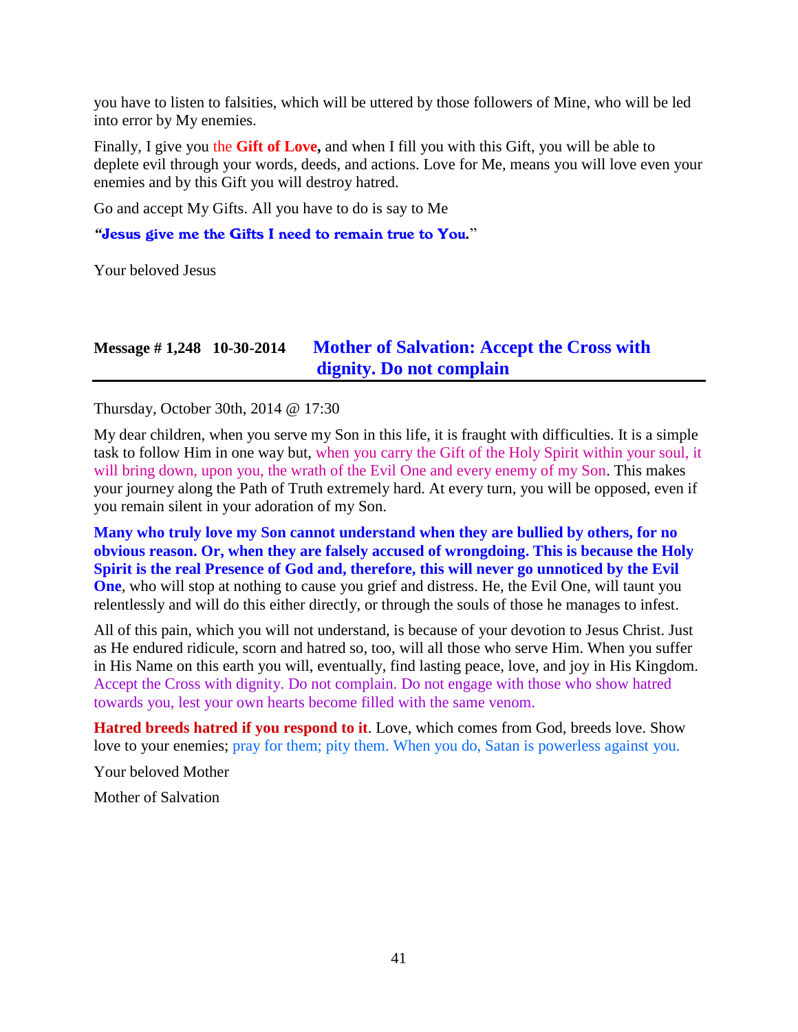you have to listen to falsities, which will be uttered by those followers of Mine, who will be led into error by My enemies.

Finally, I give you the **Gift of Love,** and when I fill you with this Gift, you will be able to deplete evil through your words, deeds, and actions. Love for Me, means you will love even your enemies and by this Gift you will destroy hatred.

Go and accept My Gifts. All you have to do is say to Me

***"Jesus give me the Gifts I need to remain true to You."***

Your beloved Jesus

## Message # 1,248 10-30-2014 Mother of Salvation: Accept the Cross with dignity. Do not complain

Thursday, October 30th, 2014 @ 17:30

My dear children, when you serve my Son in this life, it is fraught with difficulties. It is a simple task to follow Him in one way but, when you carry the Gift of the Holy Spirit within your soul, it will bring down, upon you, the wrath of the Evil One and every enemy of my Son. This makes your journey along the Path of Truth extremely hard. At every turn, you will be opposed, even if you remain silent in your adoration of my Son.

**Many who truly love my Son cannot understand when they are bullied by others, for no obvious reason. Or, when they are falsely accused of wrongdoing. This is because the Holy Spirit is the real Presence of God and, therefore, this will never go unnoticed by the Evil One**, who will stop at nothing to cause you grief and distress. He, the Evil One, will taunt you relentlessly and will do this either directly, or through the souls of those he manages to infest.

All of this pain, which you will not understand, is because of your devotion to Jesus Christ. Just as He endured ridicule, scorn and hatred so, too, will all those who serve Him. When you suffer in His Name on this earth you will, eventually, find lasting peace, love, and joy in His Kingdom. Accept the Cross with dignity. Do not complain. Do not engage with those who show hatred towards you, lest your own hearts become filled with the same venom.

**Hatred breeds hatred if you respond to it**. Love, which comes from God, breeds love. Show love to your enemies; pray for them; pity them. When you do, Satan is powerless against you.

Your beloved Mother

Mother of Salvation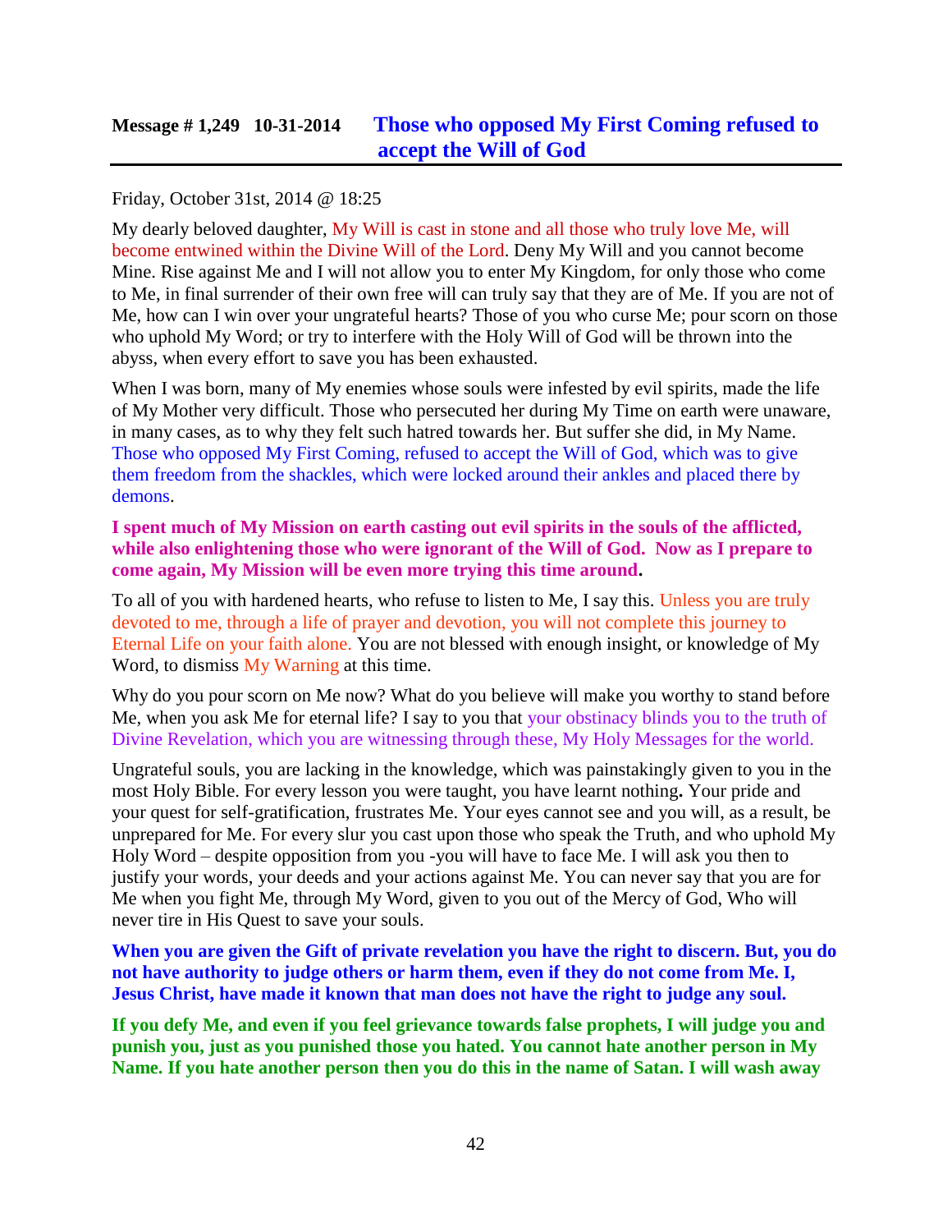## Message # 1,249 10-31-2014 **Those who opposed My First Coming refused to accept the Will of God**

Friday, October 31st, 2014 @ 18:25

My dearly beloved daughter, My Will is cast in stone and all those who truly love Me, will become entwined within the Divine Will of the Lord. Deny My Will and you cannot become Mine. Rise against Me and I will not allow you to enter My Kingdom, for only those who come to Me, in final surrender of their own free will can truly say that they are of Me. If you are not of Me, how can I win over your ungrateful hearts? Those of you who curse Me; pour scorn on those who uphold My Word; or try to interfere with the Holy Will of God will be thrown into the abyss, when every effort to save you has been exhausted.

When I was born, many of My enemies whose souls were infested by evil spirits, made the life of My Mother very difficult. Those who persecuted her during My Time on earth were unaware, in many cases, as to why they felt such hatred towards her. But suffer she did, in My Name. Those who opposed My First Coming, refused to accept the Will of God, which was to give them freedom from the shackles, which were locked around their ankles and placed there by demons.

**I spent much of My Mission on earth casting out evil spirits in the souls of the afflicted, while also enlightening those who were ignorant of the Will of God. Now as I prepare to come again, My Mission will be even more trying this time around.**

To all of you with hardened hearts, who refuse to listen to Me, I say this. Unless you are truly devoted to me, through a life of prayer and devotion, you will not complete this journey to Eternal Life on your faith alone. You are not blessed with enough insight, or knowledge of My Word, to dismiss My Warning at this time.

Why do you pour scorn on Me now? What do you believe will make you worthy to stand before Me, when you ask Me for eternal life? I say to you that your obstinacy blinds you to the truth of Divine Revelation, which you are witnessing through these, My Holy Messages for the world.

Ungrateful souls, you are lacking in the knowledge, which was painstakingly given to you in the most Holy Bible. For every lesson you were taught, you have learnt nothing**.** Your pride and your quest for self-gratification, frustrates Me. Your eyes cannot see and you will, as a result, be unprepared for Me. For every slur you cast upon those who speak the Truth, and who uphold My Holy Word – despite opposition from you -you will have to face Me. I will ask you then to justify your words, your deeds and your actions against Me. You can never say that you are for Me when you fight Me, through My Word, given to you out of the Mercy of God, Who will never tire in His Quest to save your souls.

**When you are given the Gift of private revelation you have the right to discern. But, you do not have authority to judge others or harm them, even if they do not come from Me. I, Jesus Christ, have made it known that man does not have the right to judge any soul.**

**If you defy Me, and even if you feel grievance towards false prophets, I will judge you and punish you, just as you punished those you hated. You cannot hate another person in My Name. If you hate another person then you do this in the name of Satan. I will wash away**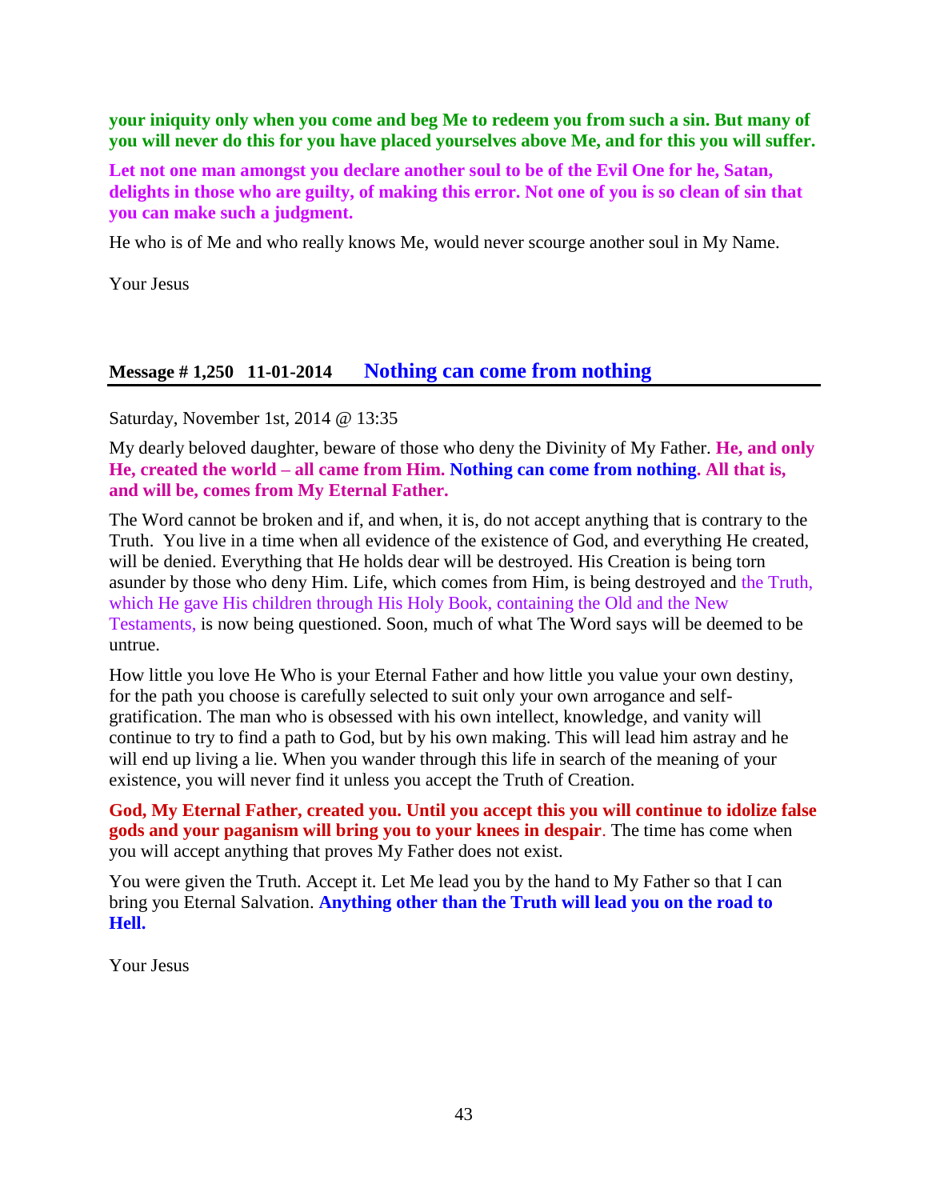**your iniquity only when you come and beg Me to redeem you from such a sin. But many of you will never do this for you have placed yourselves above Me, and for this you will suffer.**

**Let not one man amongst you declare another soul to be of the Evil One for he, Satan, delights in those who are guilty, of making this error. Not one of you is so clean of sin that you can make such a judgment.**

He who is of Me and who really knows Me, would never scourge another soul in My Name.

Your Jesus

## Message # 1,250 11-01-2014 Nothing can come from nothing

Saturday, November 1st, 2014 @ 13:35

My dearly beloved daughter, beware of those who deny the Divinity of My Father. **He, and only He, created the world – all came from Him. Nothing can come from nothing. All that is, and will be, comes from My Eternal Father.**

The Word cannot be broken and if, and when, it is, do not accept anything that is contrary to the Truth. You live in a time when all evidence of the existence of God, and everything He created, will be denied. Everything that He holds dear will be destroyed. His Creation is being torn asunder by those who deny Him. Life, which comes from Him, is being destroyed and the Truth, which He gave His children through His Holy Book, containing the Old and the New Testaments, is now being questioned. Soon, much of what The Word says will be deemed to be untrue.

How little you love He Who is your Eternal Father and how little you value your own destiny, for the path you choose is carefully selected to suit only your own arrogance and self-gratification. The man who is obsessed with his own intellect, knowledge, and vanity will continue to try to find a path to God, but by his own making. This will lead him astray and he will end up living a lie. When you wander through this life in search of the meaning of your existence, you will never find it unless you accept the Truth of Creation.

**God, My Eternal Father, created you. Until you accept this you will continue to idolize false gods and your paganism will bring you to your knees in despair**. The time has come when you will accept anything that proves My Father does not exist.

You were given the Truth. Accept it. Let Me lead you by the hand to My Father so that I can bring you Eternal Salvation. **Anything other than the Truth will lead you on the road to Hell.**

Your Jesus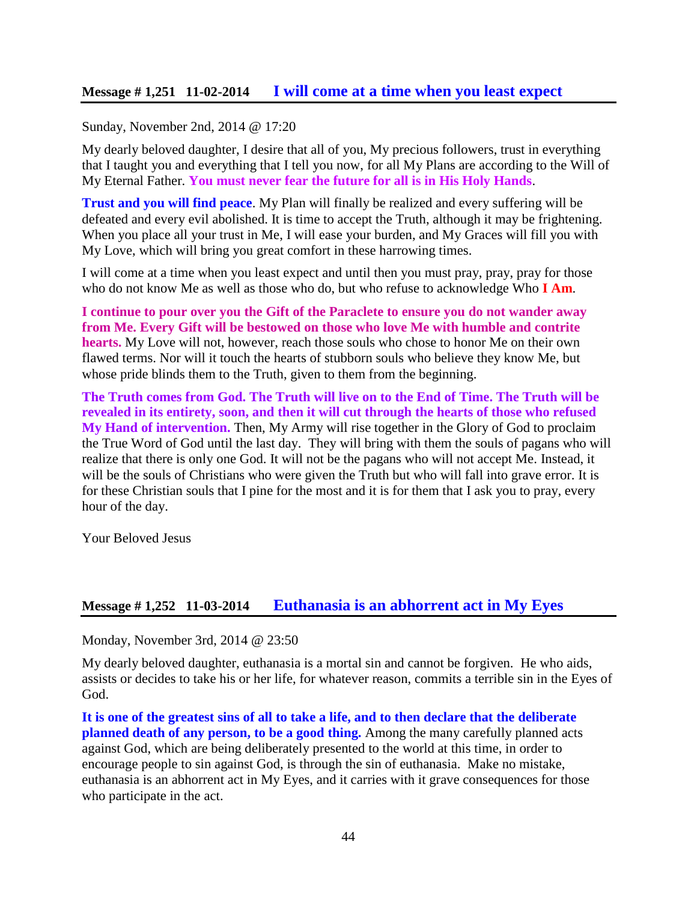## Message # 1,251 11-02-2014 I will come at a time when you least expect

Sunday, November 2nd, 2014 @ 17:20

My dearly beloved daughter, I desire that all of you, My precious followers, trust in everything that I taught you and everything that I tell you now, for all My Plans are according to the Will of My Eternal Father. **You must never fear the future for all is in His Holy Hands**.

**Trust and you will find peace**. My Plan will finally be realized and every suffering will be defeated and every evil abolished. It is time to accept the Truth, although it may be frightening. When you place all your trust in Me, I will ease your burden, and My Graces will fill you with My Love, which will bring you great comfort in these harrowing times.

I will come at a time when you least expect and until then you must pray, pray, pray for those who do not know Me as well as those who do, but who refuse to acknowledge Who **I Am**.

**I continue to pour over you the Gift of the Paraclete to ensure you do not wander away from Me. Every Gift will be bestowed on those who love Me with humble and contrite hearts.** My Love will not, however, reach those souls who chose to honor Me on their own flawed terms. Nor will it touch the hearts of stubborn souls who believe they know Me, but whose pride blinds them to the Truth, given to them from the beginning.

**The Truth comes from God. The Truth will live on to the End of Time. The Truth will be revealed in its entirety, soon, and then it will cut through the hearts of those who refused My Hand of intervention.** Then, My Army will rise together in the Glory of God to proclaim the True Word of God until the last day. They will bring with them the souls of pagans who will realize that there is only one God. It will not be the pagans who will not accept Me. Instead, it will be the souls of Christians who were given the Truth but who will fall into grave error. It is for these Christian souls that I pine for the most and it is for them that I ask you to pray, every hour of the day.

Your Beloved Jesus

## Message # 1,252 11-03-2014 Euthanasia is an abhorrent act in My Eyes

Monday, November 3rd, 2014 @ 23:50

My dearly beloved daughter, euthanasia is a mortal sin and cannot be forgiven. He who aids, assists or decides to take his or her life, for whatever reason, commits a terrible sin in the Eyes of God.

**It is one of the greatest sins of all to take a life, and to then declare that the deliberate planned death of any person, to be a good thing.** Among the many carefully planned acts against God, which are being deliberately presented to the world at this time, in order to encourage people to sin against God, is through the sin of euthanasia. Make no mistake, euthanasia is an abhorrent act in My Eyes, and it carries with it grave consequences for those who participate in the act.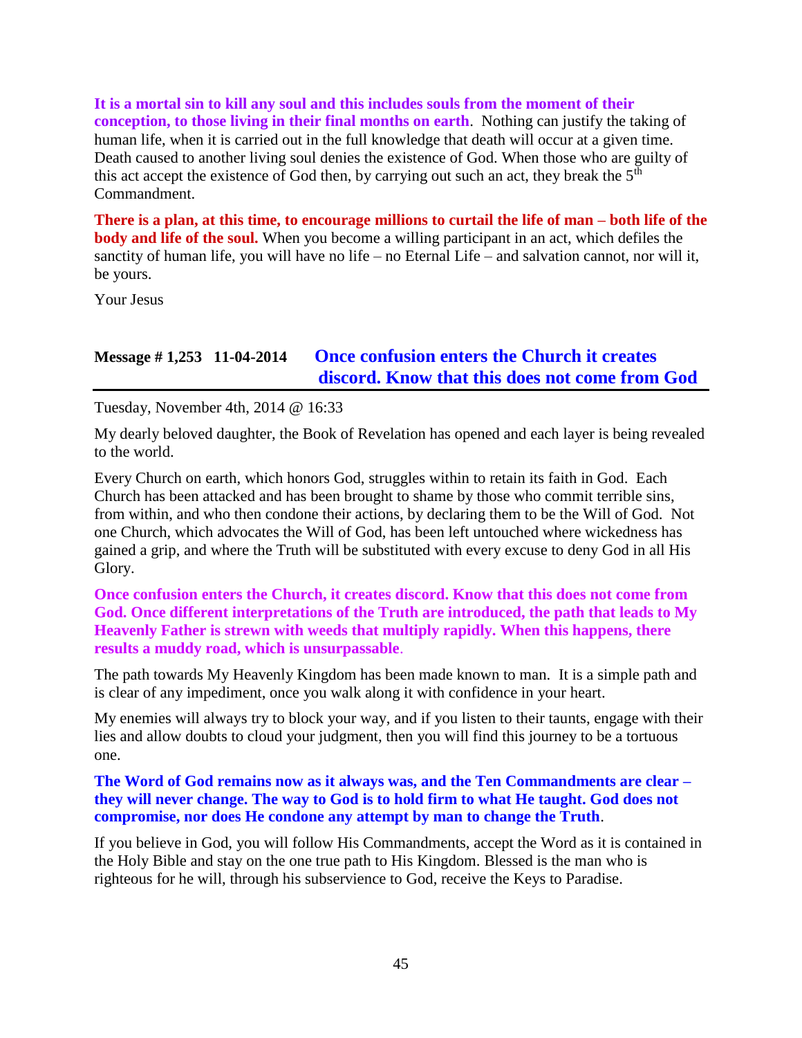**It is a mortal sin to kill any soul and this includes souls from the moment of their conception, to those living in their final months on earth**. Nothing can justify the taking of human life, when it is carried out in the full knowledge that death will occur at a given time. Death caused to another living soul denies the existence of God. When those who are guilty of this act accept the existence of God then, by carrying out such an act, they break the 5th Commandment.

**There is a plan, at this time, to encourage millions to curtail the life of man – both life of the body and life of the soul.** When you become a willing participant in an act, which defiles the sanctity of human life, you will have no life – no Eternal Life – and salvation cannot, nor will it, be yours.

Your Jesus

## Message # 1,253 11-04-2014 Once confusion enters the Church it creates discord. Know that this does not come from God

Tuesday, November 4th, 2014 @ 16:33

My dearly beloved daughter, the Book of Revelation has opened and each layer is being revealed to the world.

Every Church on earth, which honors God, struggles within to retain its faith in God. Each Church has been attacked and has been brought to shame by those who commit terrible sins, from within, and who then condone their actions, by declaring them to be the Will of God. Not one Church, which advocates the Will of God, has been left untouched where wickedness has gained a grip, and where the Truth will be substituted with every excuse to deny God in all His Glory.

**Once confusion enters the Church, it creates discord. Know that this does not come from God. Once different interpretations of the Truth are introduced, the path that leads to My Heavenly Father is strewn with weeds that multiply rapidly. When this happens, there results a muddy road, which is unsurpassable**.

The path towards My Heavenly Kingdom has been made known to man. It is a simple path and is clear of any impediment, once you walk along it with confidence in your heart.

My enemies will always try to block your way, and if you listen to their taunts, engage with their lies and allow doubts to cloud your judgment, then you will find this journey to be a tortuous one.

**The Word of God remains now as it always was, and the Ten Commandments are clear – they will never change. The way to God is to hold firm to what He taught. God does not compromise, nor does He condone any attempt by man to change the Truth**.

If you believe in God, you will follow His Commandments, accept the Word as it is contained in the Holy Bible and stay on the one true path to His Kingdom. Blessed is the man who is righteous for he will, through his subservience to God, receive the Keys to Paradise.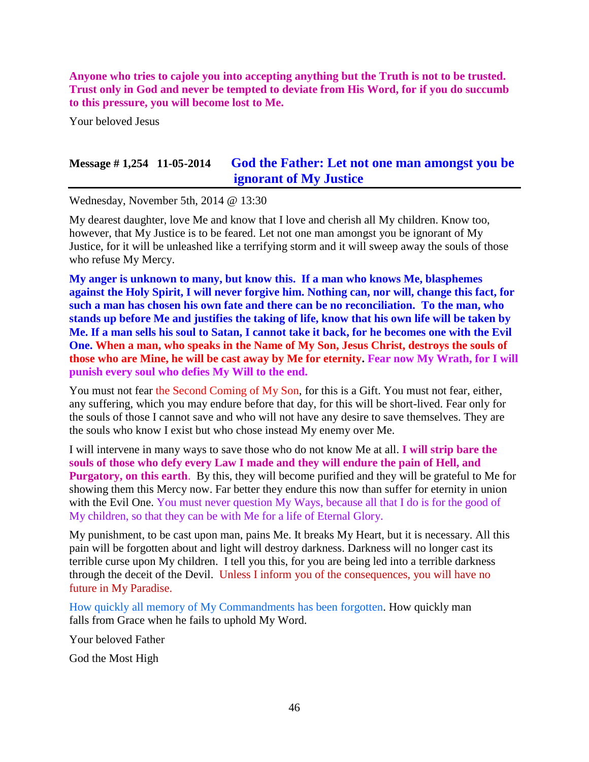**Anyone who tries to cajole you into accepting anything but the Truth is not to be trusted. Trust only in God and never be tempted to deviate from His Word, for if you do succumb to this pressure, you will become lost to Me.**

Your beloved Jesus

## Message # 1,254 11-05-2014 God the Father: Let not one man amongst you be ignorant of My Justice

Wednesday, November 5th, 2014 @ 13:30

My dearest daughter, love Me and know that I love and cherish all My children. Know too, however, that My Justice is to be feared. Let not one man amongst you be ignorant of My Justice, for it will be unleashed like a terrifying storm and it will sweep away the souls of those who refuse My Mercy.

**My anger is unknown to many, but know this. If a man who knows Me, blasphemes against the Holy Spirit, I will never forgive him. Nothing can, nor will, change this fact, for such a man has chosen his own fate and there can be no reconciliation. To the man, who stands up before Me and justifies the taking of life, know that his own life will be taken by Me. If a man sells his soul to Satan, I cannot take it back, for he becomes one with the Evil One. When a man, who speaks in the Name of My Son, Jesus Christ, destroys the souls of those who are Mine, he will be cast away by Me for eternity. Fear now My Wrath, for I will punish every soul who defies My Will to the end.**

You must not fear the Second Coming of My Son, for this is a Gift. You must not fear, either, any suffering, which you may endure before that day, for this will be short-lived. Fear only for the souls of those I cannot save and who will not have any desire to save themselves. They are the souls who know I exist but who chose instead My enemy over Me.

I will intervene in many ways to save those who do not know Me at all. **I will strip bare the souls of those who defy every Law I made and they will endure the pain of Hell, and Purgatory, on this earth**. By this, they will become purified and they will be grateful to Me for showing them this Mercy now. Far better they endure this now than suffer for eternity in union with the Evil One. You must never question My Ways, because all that I do is for the good of My children, so that they can be with Me for a life of Eternal Glory.

My punishment, to be cast upon man, pains Me. It breaks My Heart, but it is necessary. All this pain will be forgotten about and light will destroy darkness. Darkness will no longer cast its terrible curse upon My children. I tell you this, for you are being led into a terrible darkness through the deceit of the Devil. Unless I inform you of the consequences, you will have no future in My Paradise.

How quickly all memory of My Commandments has been forgotten. How quickly man falls from Grace when he fails to uphold My Word.

Your beloved Father

God the Most High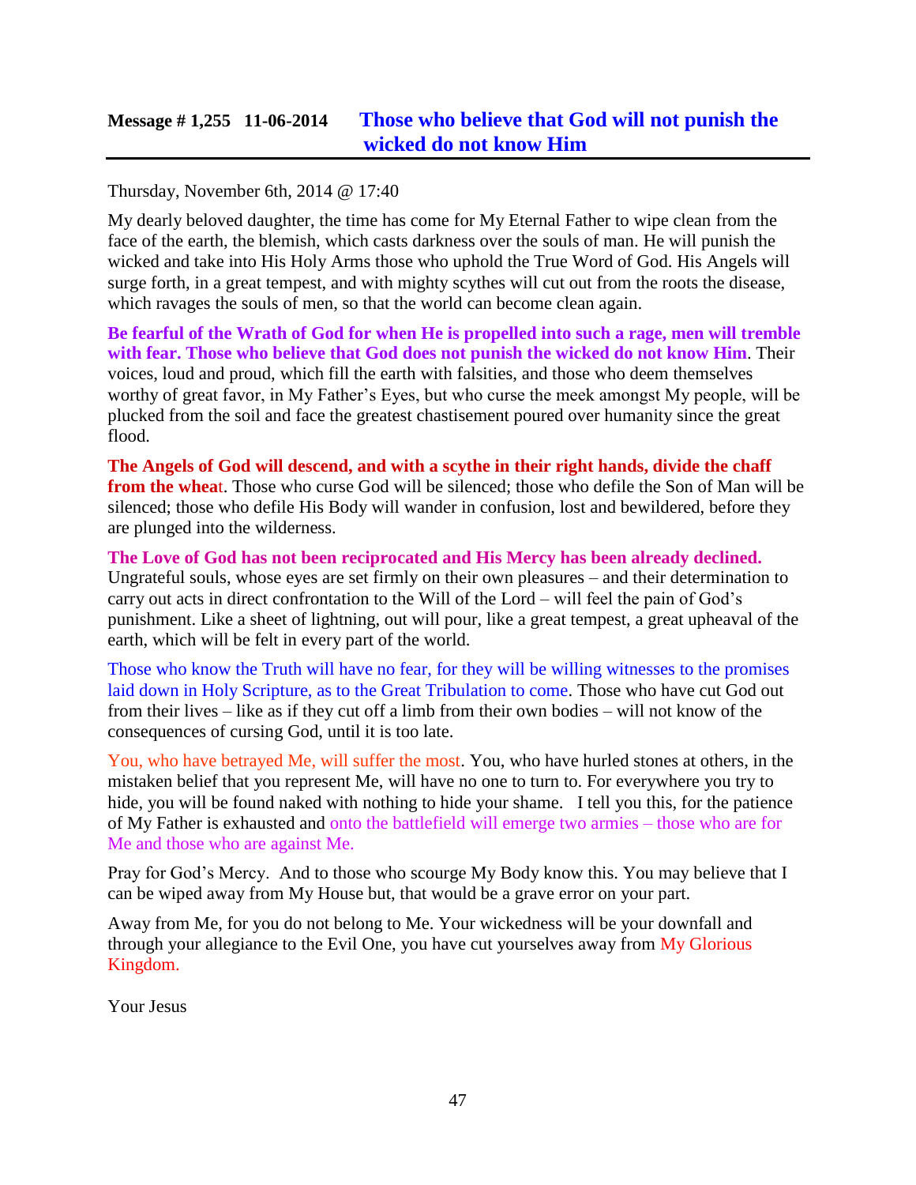## Message # 1,255 11-06-2014 Those who believe that God will not punish the wicked do not know Him

Thursday, November 6th, 2014 @ 17:40

My dearly beloved daughter, the time has come for My Eternal Father to wipe clean from the face of the earth, the blemish, which casts darkness over the souls of man. He will punish the wicked and take into His Holy Arms those who uphold the True Word of God. His Angels will surge forth, in a great tempest, and with mighty scythes will cut out from the roots the disease, which ravages the souls of men, so that the world can become clean again.

**Be fearful of the Wrath of God for when He is propelled into such a rage, men will tremble with fear. Those who believe that God does not punish the wicked do not know Him**. Their voices, loud and proud, which fill the earth with falsities, and those who deem themselves worthy of great favor, in My Father's Eyes, but who curse the meek amongst My people, will be plucked from the soil and face the greatest chastisement poured over humanity since the great flood.

**The Angels of God will descend, and with a scythe in their right hands, divide the chaff from the wheat**. Those who curse God will be silenced; those who defile the Son of Man will be silenced; those who defile His Body will wander in confusion, lost and bewildered, before they are plunged into the wilderness.

**The Love of God has not been reciprocated and His Mercy has been already declined.** Ungrateful souls, whose eyes are set firmly on their own pleasures – and their determination to carry out acts in direct confrontation to the Will of the Lord – will feel the pain of God's punishment. Like a sheet of lightning, out will pour, like a great tempest, a great upheaval of the earth, which will be felt in every part of the world.

Those who know the Truth will have no fear, for they will be willing witnesses to the promises laid down in Holy Scripture, as to the Great Tribulation to come. Those who have cut God out from their lives – like as if they cut off a limb from their own bodies – will not know of the consequences of cursing God, until it is too late.

You, who have betrayed Me, will suffer the most. You, who have hurled stones at others, in the mistaken belief that you represent Me, will have no one to turn to. For everywhere you try to hide, you will be found naked with nothing to hide your shame. I tell you this, for the patience of My Father is exhausted and onto the battlefield will emerge two armies – those who are for Me and those who are against Me.

Pray for God's Mercy. And to those who scourge My Body know this. You may believe that I can be wiped away from My House but, that would be a grave error on your part.

Away from Me, for you do not belong to Me. Your wickedness will be your downfall and through your allegiance to the Evil One, you have cut yourselves away from My Glorious Kingdom.

Your Jesus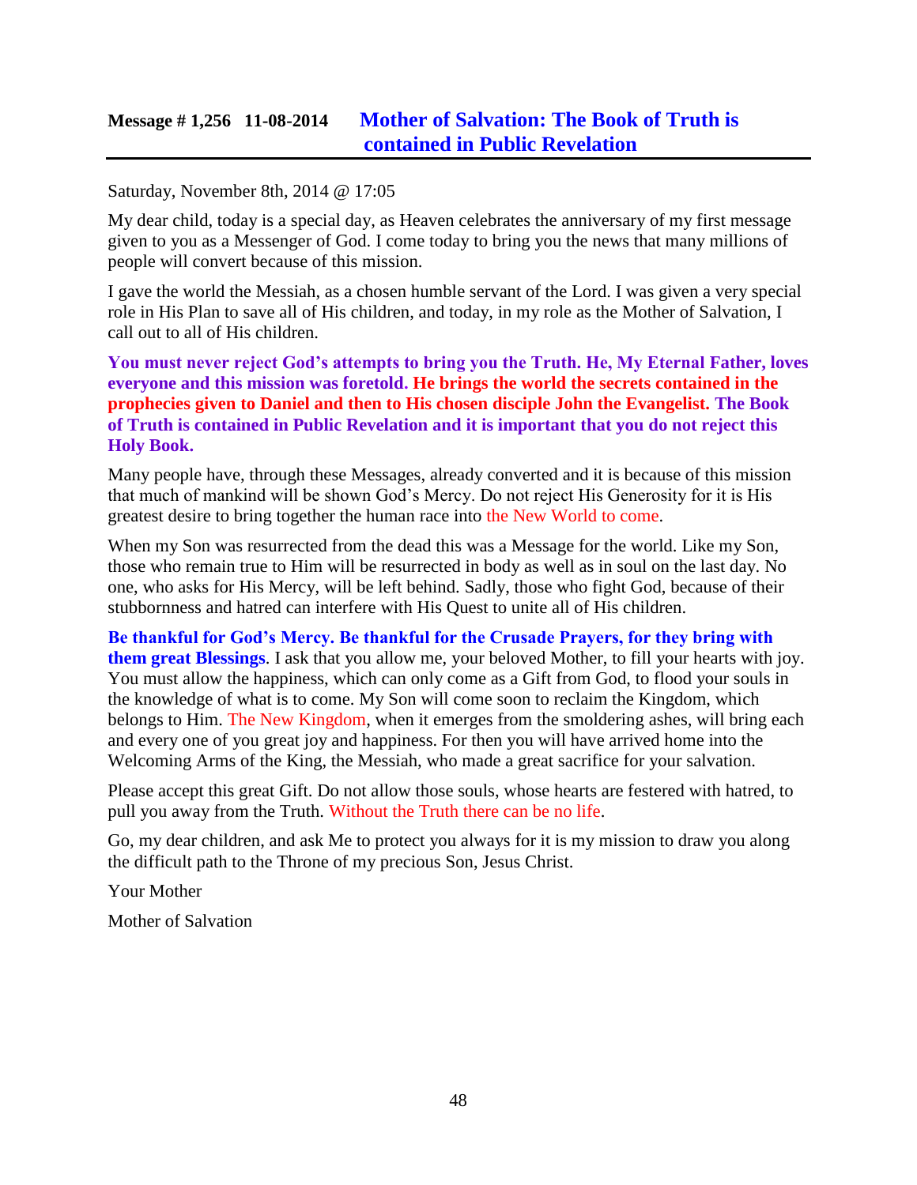## Message # 1,256 11-08-2014 **Mother of Salvation: The Book of Truth is contained in Public Revelation**

Saturday, November 8th, 2014 @ 17:05

My dear child, today is a special day, as Heaven celebrates the anniversary of my first message given to you as a Messenger of God. I come today to bring you the news that many millions of people will convert because of this mission.

I gave the world the Messiah, as a chosen humble servant of the Lord. I was given a very special role in His Plan to save all of His children, and today, in my role as the Mother of Salvation, I call out to all of His children.

**You must never reject God's attempts to bring you the Truth. He, My Eternal Father, loves everyone and this mission was foretold. He brings the world the secrets contained in the prophecies given to Daniel and then to His chosen disciple John the Evangelist. The Book of Truth is contained in Public Revelation and it is important that you do not reject this Holy Book.**

Many people have, through these Messages, already converted and it is because of this mission that much of mankind will be shown God's Mercy. Do not reject His Generosity for it is His greatest desire to bring together the human race into the New World to come.

When my Son was resurrected from the dead this was a Message for the world. Like my Son, those who remain true to Him will be resurrected in body as well as in soul on the last day. No one, who asks for His Mercy, will be left behind. Sadly, those who fight God, because of their stubbornness and hatred can interfere with His Quest to unite all of His children.

**Be thankful for God's Mercy. Be thankful for the Crusade Prayers, for they bring with them great Blessings**. I ask that you allow me, your beloved Mother, to fill your hearts with joy. You must allow the happiness, which can only come as a Gift from God, to flood your souls in the knowledge of what is to come. My Son will come soon to reclaim the Kingdom, which belongs to Him. The New Kingdom, when it emerges from the smoldering ashes, will bring each and every one of you great joy and happiness. For then you will have arrived home into the Welcoming Arms of the King, the Messiah, who made a great sacrifice for your salvation.

Please accept this great Gift. Do not allow those souls, whose hearts are festered with hatred, to pull you away from the Truth. Without the Truth there can be no life.

Go, my dear children, and ask Me to protect you always for it is my mission to draw you along the difficult path to the Throne of my precious Son, Jesus Christ.

Your Mother

Mother of Salvation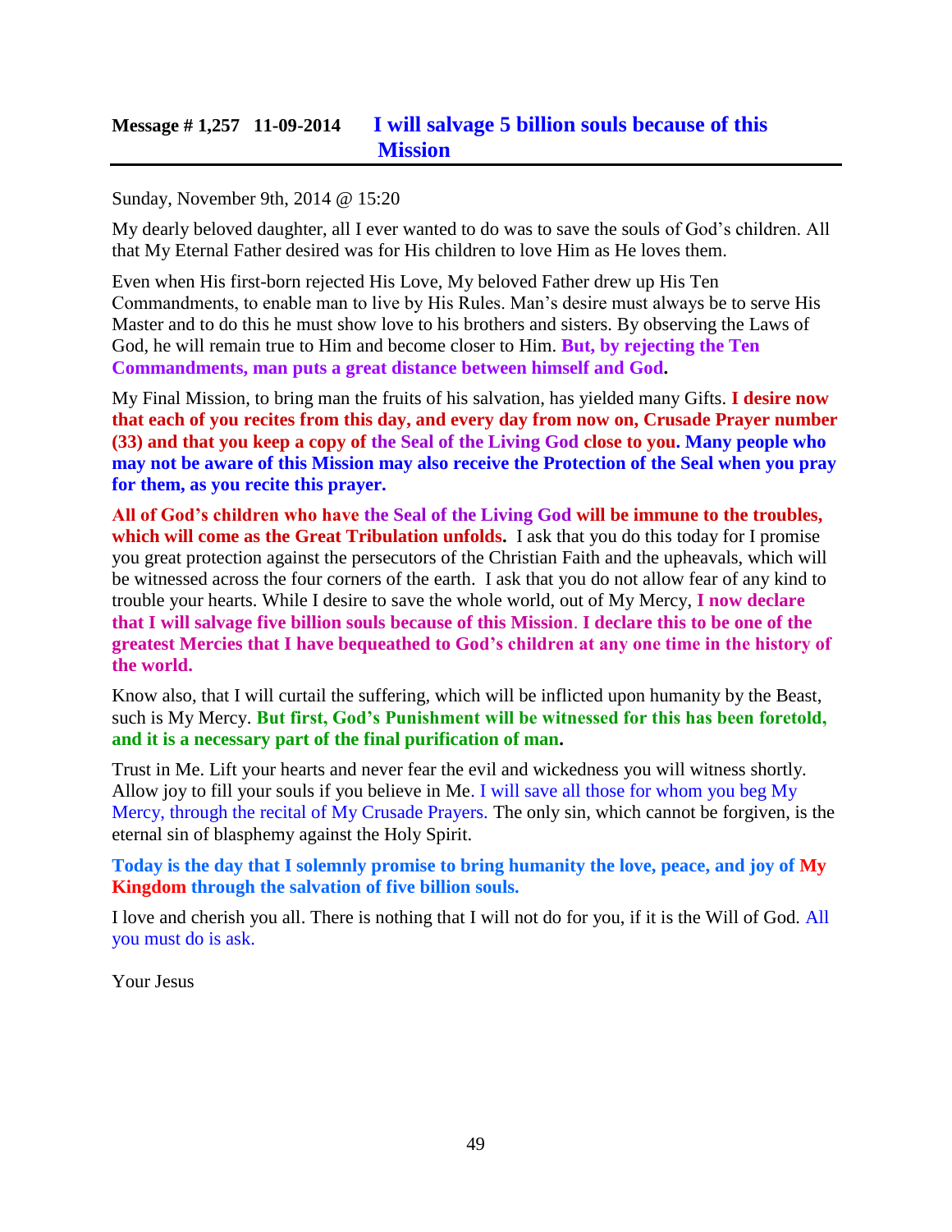## Message # 1,257 11-09-2014 I will salvage 5 billion souls because of this Mission

Sunday, November 9th, 2014 @ 15:20

My dearly beloved daughter, all I ever wanted to do was to save the souls of God's children. All that My Eternal Father desired was for His children to love Him as He loves them.

Even when His first-born rejected His Love, My beloved Father drew up His Ten Commandments, to enable man to live by His Rules. Man's desire must always be to serve His Master and to do this he must show love to his brothers and sisters. By observing the Laws of God, he will remain true to Him and become closer to Him. **But, by rejecting the Ten Commandments, man puts a great distance between himself and God.**

My Final Mission, to bring man the fruits of his salvation, has yielded many Gifts. **I desire now that each of you recites from this day, and every day from now on, Crusade Prayer number (33) and that you keep a copy of the Seal of the Living God close to you. Many people who may not be aware of this Mission may also receive the Protection of the Seal when you pray for them, as you recite this prayer.**

**All of God's children who have the Seal of the Living God will be immune to the troubles, which will come as the Great Tribulation unfolds.** I ask that you do this today for I promise you great protection against the persecutors of the Christian Faith and the upheavals, which will be witnessed across the four corners of the earth. I ask that you do not allow fear of any kind to trouble your hearts. While I desire to save the whole world, out of My Mercy, **I now declare that I will salvage five billion souls because of this Mission. I declare this to be one of the greatest Mercies that I have bequeathed to God's children at any one time in the history of the world.**

Know also, that I will curtail the suffering, which will be inflicted upon humanity by the Beast, such is My Mercy. **But first, God's Punishment will be witnessed for this has been foretold, and it is a necessary part of the final purification of man.**

Trust in Me. Lift your hearts and never fear the evil and wickedness you will witness shortly. Allow joy to fill your souls if you believe in Me. I will save all those for whom you beg My Mercy, through the recital of My Crusade Prayers. The only sin, which cannot be forgiven, is the eternal sin of blasphemy against the Holy Spirit.

**Today is the day that I solemnly promise to bring humanity the love, peace, and joy of My Kingdom through the salvation of five billion souls.**

I love and cherish you all. There is nothing that I will not do for you, if it is the Will of God. All you must do is ask.

Your Jesus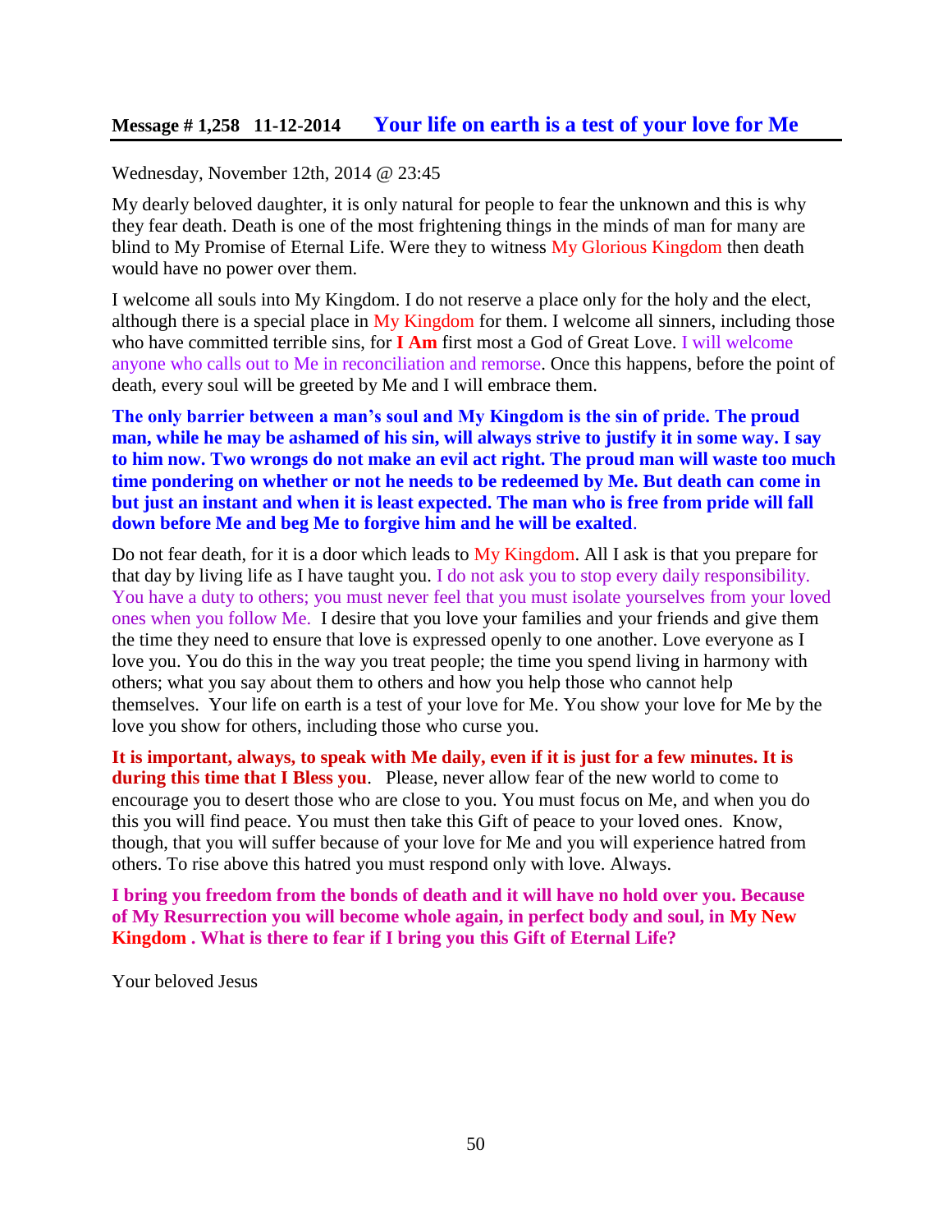## Message # 1,258 11-12-2014 Your life on earth is a test of your love for Me

Wednesday, November 12th, 2014 @ 23:45

My dearly beloved daughter, it is only natural for people to fear the unknown and this is why they fear death. Death is one of the most frightening things in the minds of man for many are blind to My Promise of Eternal Life. Were they to witness My Glorious Kingdom then death would have no power over them.

I welcome all souls into My Kingdom. I do not reserve a place only for the holy and the elect, although there is a special place in My Kingdom for them. I welcome all sinners, including those who have committed terrible sins, for **I Am** first most a God of Great Love. I will welcome anyone who calls out to Me in reconciliation and remorse. Once this happens, before the point of death, every soul will be greeted by Me and I will embrace them.

**The only barrier between a man's soul and My Kingdom is the sin of pride. The proud man, while he may be ashamed of his sin, will always strive to justify it in some way. I say to him now. Two wrongs do not make an evil act right. The proud man will waste too much time pondering on whether or not he needs to be redeemed by Me. But death can come in but just an instant and when it is least expected. The man who is free from pride will fall down before Me and beg Me to forgive him and he will be exalted**.

Do not fear death, for it is a door which leads to My Kingdom. All I ask is that you prepare for that day by living life as I have taught you. I do not ask you to stop every daily responsibility. You have a duty to others; you must never feel that you must isolate yourselves from your loved ones when you follow Me. I desire that you love your families and your friends and give them the time they need to ensure that love is expressed openly to one another. Love everyone as I love you. You do this in the way you treat people; the time you spend living in harmony with others; what you say about them to others and how you help those who cannot help themselves. Your life on earth is a test of your love for Me. You show your love for Me by the love you show for others, including those who curse you.

**It is important, always, to speak with Me daily, even if it is just for a few minutes. It is during this time that I Bless you**. Please, never allow fear of the new world to come to encourage you to desert those who are close to you. You must focus on Me, and when you do this you will find peace. You must then take this Gift of peace to your loved ones. Know, though, that you will suffer because of your love for Me and you will experience hatred from others. To rise above this hatred you must respond only with love. Always.

**I bring you freedom from the bonds of death and it will have no hold over you. Because of My Resurrection you will become whole again, in perfect body and soul, in My New Kingdom . What is there to fear if I bring you this Gift of Eternal Life?**

Your beloved Jesus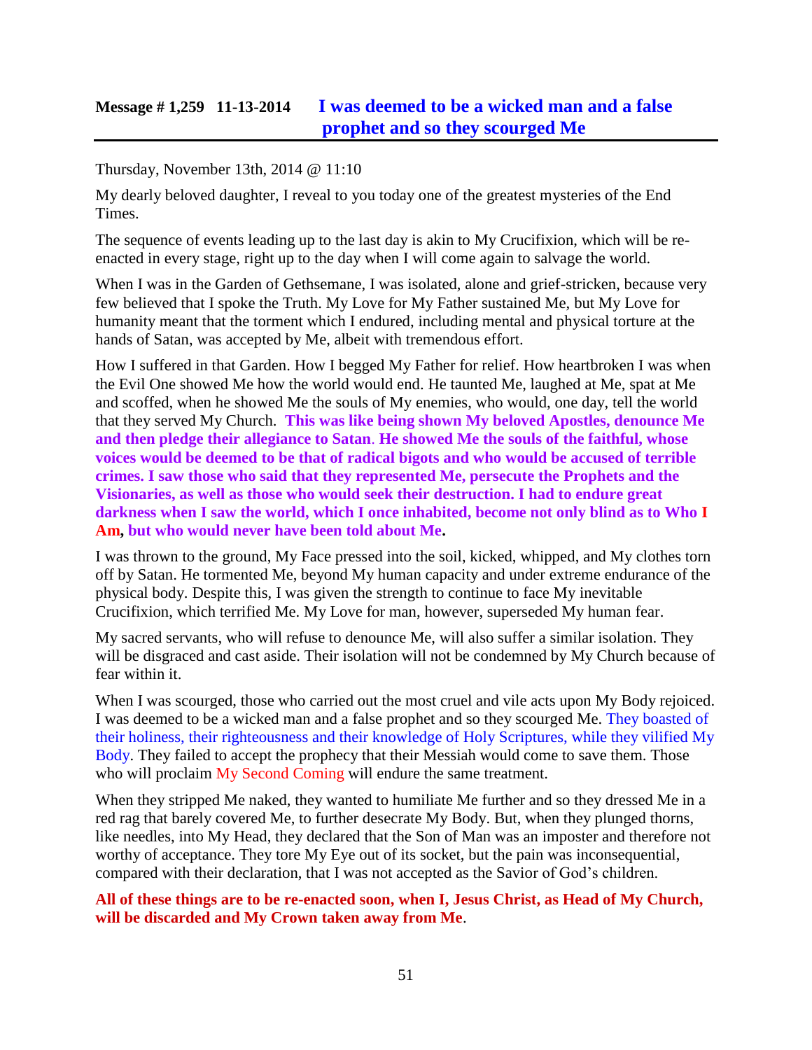## Message # 1,259 11-13-2014 I was deemed to be a wicked man and a false prophet and so they scourged Me

Thursday, November 13th, 2014 @ 11:10

My dearly beloved daughter, I reveal to you today one of the greatest mysteries of the End Times.

The sequence of events leading up to the last day is akin to My Crucifixion, which will be re-enacted in every stage, right up to the day when I will come again to salvage the world.

When I was in the Garden of Gethsemane, I was isolated, alone and grief-stricken, because very few believed that I spoke the Truth. My Love for My Father sustained Me, but My Love for humanity meant that the torment which I endured, including mental and physical torture at the hands of Satan, was accepted by Me, albeit with tremendous effort.

How I suffered in that Garden. How I begged My Father for relief. How heartbroken I was when the Evil One showed Me how the world would end. He taunted Me, laughed at Me, spat at Me and scoffed, when he showed Me the souls of My enemies, who would, one day, tell the world that they served My Church. **This was like being shown My beloved Apostles, denounce Me and then pledge their allegiance to Satan. He showed Me the souls of the faithful, whose voices would be deemed to be that of radical bigots and who would be accused of terrible crimes. I saw those who said that they represented Me, persecute the Prophets and the Visionaries, as well as those who would seek their destruction. I had to endure great darkness when I saw the world, which I once inhabited, become not only blind as to Who I Am, but who would never have been told about Me.**

I was thrown to the ground, My Face pressed into the soil, kicked, whipped, and My clothes torn off by Satan. He tormented Me, beyond My human capacity and under extreme endurance of the physical body. Despite this, I was given the strength to continue to face My inevitable Crucifixion, which terrified Me. My Love for man, however, superseded My human fear.

My sacred servants, who will refuse to denounce Me, will also suffer a similar isolation. They will be disgraced and cast aside. Their isolation will not be condemned by My Church because of fear within it.

When I was scourged, those who carried out the most cruel and vile acts upon My Body rejoiced. I was deemed to be a wicked man and a false prophet and so they scourged Me. They boasted of their holiness, their righteousness and their knowledge of Holy Scriptures, while they vilified My Body. They failed to accept the prophecy that their Messiah would come to save them. Those who will proclaim My Second Coming will endure the same treatment.

When they stripped Me naked, they wanted to humiliate Me further and so they dressed Me in a red rag that barely covered Me, to further desecrate My Body. But, when they plunged thorns, like needles, into My Head, they declared that the Son of Man was an imposter and therefore not worthy of acceptance. They tore My Eye out of its socket, but the pain was inconsequential, compared with their declaration, that I was not accepted as the Savior of God's children.

**All of these things are to be re-enacted soon, when I, Jesus Christ, as Head of My Church, will be discarded and My Crown taken away from Me.**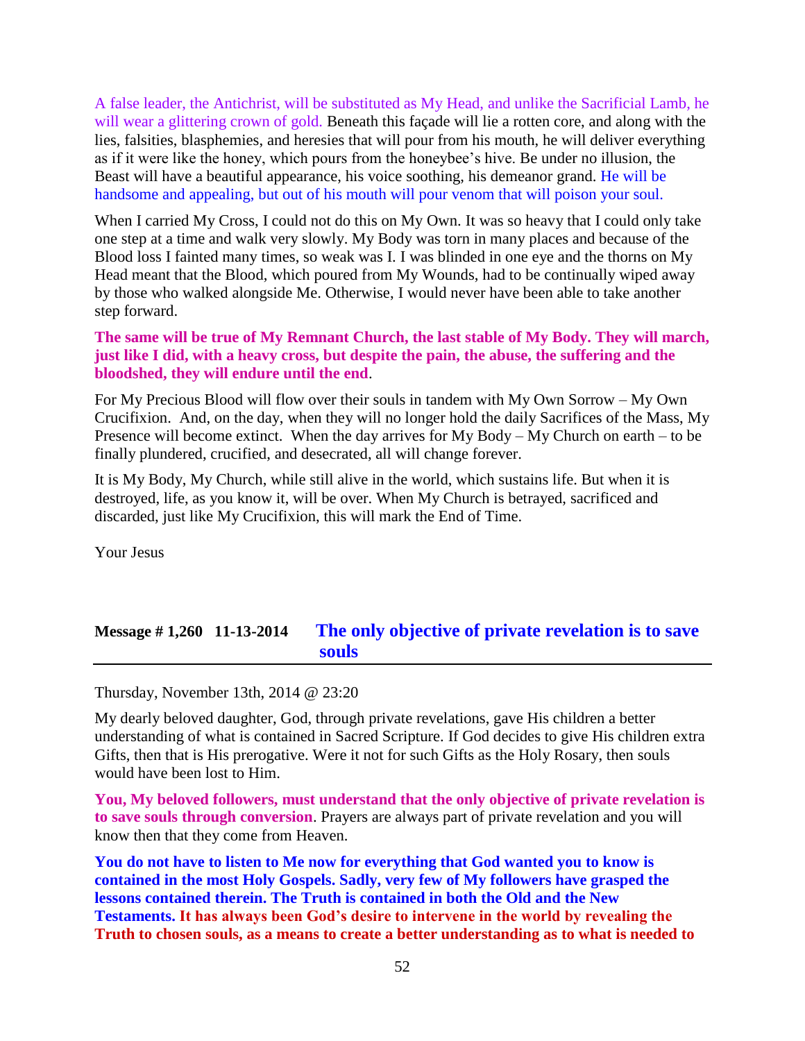A false leader, the Antichrist, will be substituted as My Head, and unlike the Sacrificial Lamb, he will wear a glittering crown of gold. Beneath this façade will lie a rotten core, and along with the lies, falsities, blasphemies, and heresies that will pour from his mouth, he will deliver everything as if it were like the honey, which pours from the honeybee's hive. Be under no illusion, the Beast will have a beautiful appearance, his voice soothing, his demeanor grand. He will be handsome and appealing, but out of his mouth will pour venom that will poison your soul.

When I carried My Cross, I could not do this on My Own. It was so heavy that I could only take one step at a time and walk very slowly. My Body was torn in many places and because of the Blood loss I fainted many times, so weak was I. I was blinded in one eye and the thorns on My Head meant that the Blood, which poured from My Wounds, had to be continually wiped away by those who walked alongside Me. Otherwise, I would never have been able to take another step forward.

**The same will be true of My Remnant Church, the last stable of My Body. They will march, just like I did, with a heavy cross, but despite the pain, the abuse, the suffering and the bloodshed, they will endure until the end**.

For My Precious Blood will flow over their souls in tandem with My Own Sorrow – My Own Crucifixion. And, on the day, when they will no longer hold the daily Sacrifices of the Mass, My Presence will become extinct. When the day arrives for My Body – My Church on earth – to be finally plundered, crucified, and desecrated, all will change forever.

It is My Body, My Church, while still alive in the world, which sustains life. But when it is destroyed, life, as you know it, will be over. When My Church is betrayed, sacrificed and discarded, just like My Crucifixion, this will mark the End of Time.

Your Jesus

## Message # 1,260 11-13-2014 The only objective of private revelation is to save souls

Thursday, November 13th, 2014 @ 23:20

My dearly beloved daughter, God, through private revelations, gave His children a better understanding of what is contained in Sacred Scripture. If God decides to give His children extra Gifts, then that is His prerogative. Were it not for such Gifts as the Holy Rosary, then souls would have been lost to Him.

**You, My beloved followers, must understand that the only objective of private revelation is to save souls through conversion**. Prayers are always part of private revelation and you will know then that they come from Heaven.

**You do not have to listen to Me now for everything that God wanted you to know is contained in the most Holy Gospels. Sadly, very few of My followers have grasped the lessons contained therein. The Truth is contained in both the Old and the New Testaments. It has always been God's desire to intervene in the world by revealing the Truth to chosen souls, as a means to create a better understanding as to what is needed to**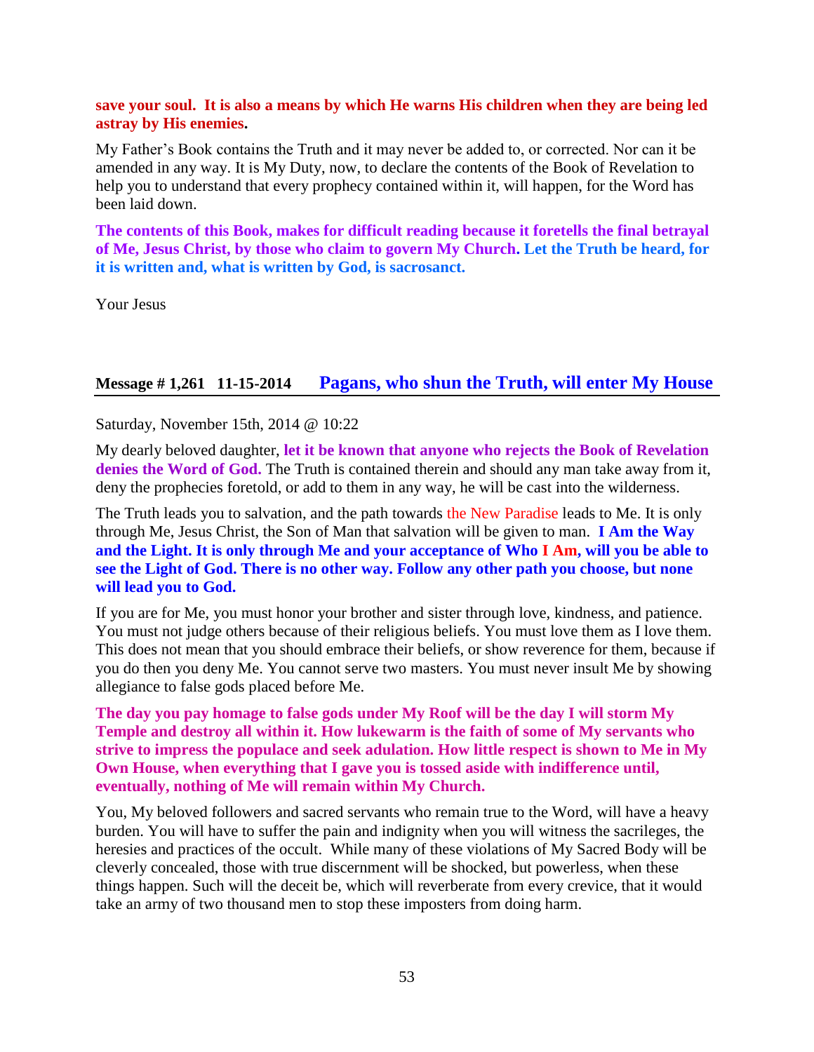**save your soul. It is also a means by which He warns His children when they are being led astray by His enemies.**

My Father's Book contains the Truth and it may never be added to, or corrected. Nor can it be amended in any way. It is My Duty, now, to declare the contents of the Book of Revelation to help you to understand that every prophecy contained within it, will happen, for the Word has been laid down.

**The contents of this Book, makes for difficult reading because it foretells the final betrayal of Me, Jesus Christ, by those who claim to govern My Church. Let the Truth be heard, for it is written and, what is written by God, is sacrosanct.**

Your Jesus

## Message # 1,261 11-15-2014 Pagans, who shun the Truth, will enter My House

Saturday, November 15th, 2014 @ 10:22

My dearly beloved daughter, **let it be known that anyone who rejects the Book of Revelation denies the Word of God.** The Truth is contained therein and should any man take away from it, deny the prophecies foretold, or add to them in any way, he will be cast into the wilderness.

The Truth leads you to salvation, and the path towards the New Paradise leads to Me. It is only through Me, Jesus Christ, the Son of Man that salvation will be given to man. **I Am the Way and the Light. It is only through Me and your acceptance of Who I Am, will you be able to see the Light of God. There is no other way. Follow any other path you choose, but none will lead you to God.**

If you are for Me, you must honor your brother and sister through love, kindness, and patience. You must not judge others because of their religious beliefs. You must love them as I love them. This does not mean that you should embrace their beliefs, or show reverence for them, because if you do then you deny Me. You cannot serve two masters. You must never insult Me by showing allegiance to false gods placed before Me.

**The day you pay homage to false gods under My Roof will be the day I will storm My Temple and destroy all within it. How lukewarm is the faith of some of My servants who strive to impress the populace and seek adulation. How little respect is shown to Me in My Own House, when everything that I gave you is tossed aside with indifference until, eventually, nothing of Me will remain within My Church.**

You, My beloved followers and sacred servants who remain true to the Word, will have a heavy burden. You will have to suffer the pain and indignity when you will witness the sacrileges, the heresies and practices of the occult. While many of these violations of My Sacred Body will be cleverly concealed, those with true discernment will be shocked, but powerless, when these things happen. Such will the deceit be, which will reverberate from every crevice, that it would take an army of two thousand men to stop these imposters from doing harm.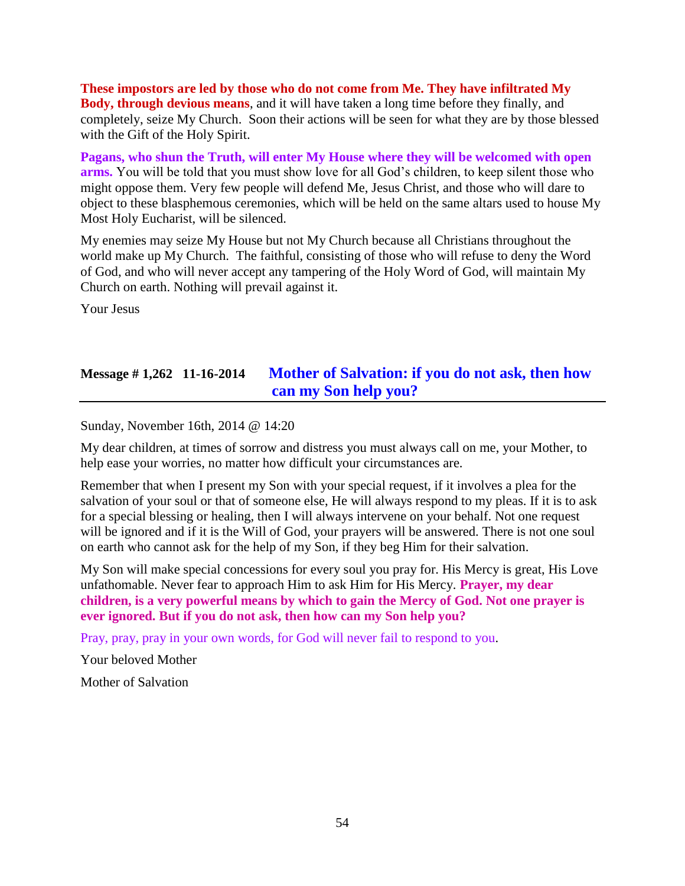**These impostors are led by those who do not come from Me. They have infiltrated My Body, through devious means**, and it will have taken a long time before they finally, and completely, seize My Church. Soon their actions will be seen for what they are by those blessed with the Gift of the Holy Spirit.

**Pagans, who shun the Truth, will enter My House where they will be welcomed with open arms.** You will be told that you must show love for all God's children, to keep silent those who might oppose them. Very few people will defend Me, Jesus Christ, and those who will dare to object to these blasphemous ceremonies, which will be held on the same altars used to house My Most Holy Eucharist, will be silenced.

My enemies may seize My House but not My Church because all Christians throughout the world make up My Church. The faithful, consisting of those who will refuse to deny the Word of God, and who will never accept any tampering of the Holy Word of God, will maintain My Church on earth. Nothing will prevail against it.

Your Jesus

## Message # 1,262 11-16-2014 Mother of Salvation: if you do not ask, then how can my Son help you?

Sunday, November 16th, 2014 @ 14:20

My dear children, at times of sorrow and distress you must always call on me, your Mother, to help ease your worries, no matter how difficult your circumstances are.

Remember that when I present my Son with your special request, if it involves a plea for the salvation of your soul or that of someone else, He will always respond to my pleas. If it is to ask for a special blessing or healing, then I will always intervene on your behalf. Not one request will be ignored and if it is the Will of God, your prayers will be answered. There is not one soul on earth who cannot ask for the help of my Son, if they beg Him for their salvation.

My Son will make special concessions for every soul you pray for. His Mercy is great, His Love unfathomable. Never fear to approach Him to ask Him for His Mercy. **Prayer, my dear children, is a very powerful means by which to gain the Mercy of God. Not one prayer is ever ignored. But if you do not ask, then how can my Son help you?**

Pray, pray, pray in your own words, for God will never fail to respond to you.

Your beloved Mother

Mother of Salvation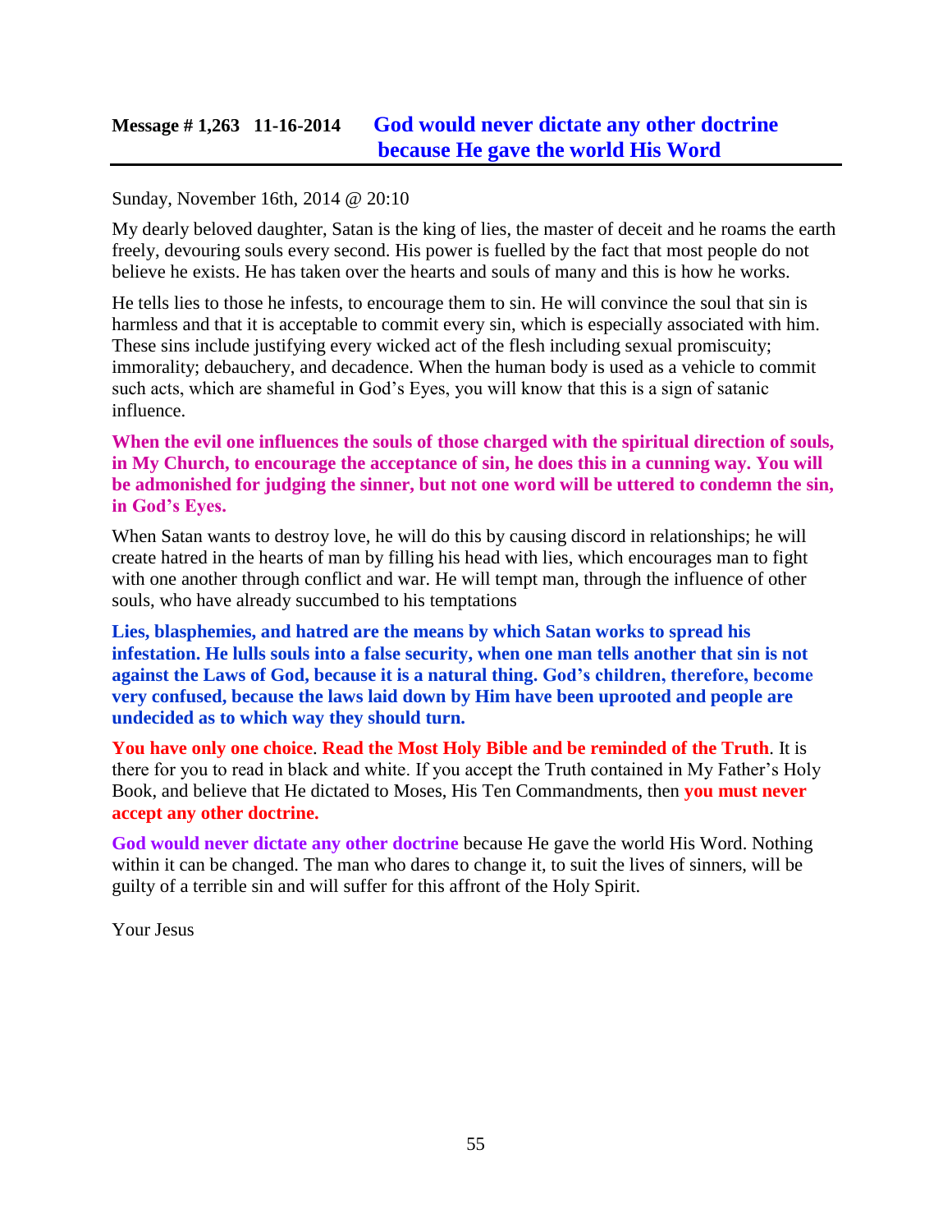## Message # 1,263 11-16-2014 God would never dictate any other doctrine because He gave the world His Word

Sunday, November 16th, 2014 @ 20:10

My dearly beloved daughter, Satan is the king of lies, the master of deceit and he roams the earth freely, devouring souls every second. His power is fuelled by the fact that most people do not believe he exists. He has taken over the hearts and souls of many and this is how he works.

He tells lies to those he infests, to encourage them to sin. He will convince the soul that sin is harmless and that it is acceptable to commit every sin, which is especially associated with him. These sins include justifying every wicked act of the flesh including sexual promiscuity; immorality; debauchery, and decadence. When the human body is used as a vehicle to commit such acts, which are shameful in God's Eyes, you will know that this is a sign of satanic influence.

**When the evil one influences the souls of those charged with the spiritual direction of souls, in My Church, to encourage the acceptance of sin, he does this in a cunning way. You will be admonished for judging the sinner, but not one word will be uttered to condemn the sin, in God's Eyes.**

When Satan wants to destroy love, he will do this by causing discord in relationships; he will create hatred in the hearts of man by filling his head with lies, which encourages man to fight with one another through conflict and war. He will tempt man, through the influence of other souls, who have already succumbed to his temptations

**Lies, blasphemies, and hatred are the means by which Satan works to spread his infestation. He lulls souls into a false security, when one man tells another that sin is not against the Laws of God, because it is a natural thing. God's children, therefore, become very confused, because the laws laid down by Him have been uprooted and people are undecided as to which way they should turn.**

**You have only one choice**. **Read the Most Holy Bible and be reminded of the Truth**. It is there for you to read in black and white. If you accept the Truth contained in My Father's Holy Book, and believe that He dictated to Moses, His Ten Commandments, then **you must never accept any other doctrine.**

**God would never dictate any other doctrine** because He gave the world His Word. Nothing within it can be changed. The man who dares to change it, to suit the lives of sinners, will be guilty of a terrible sin and will suffer for this affront of the Holy Spirit.

Your Jesus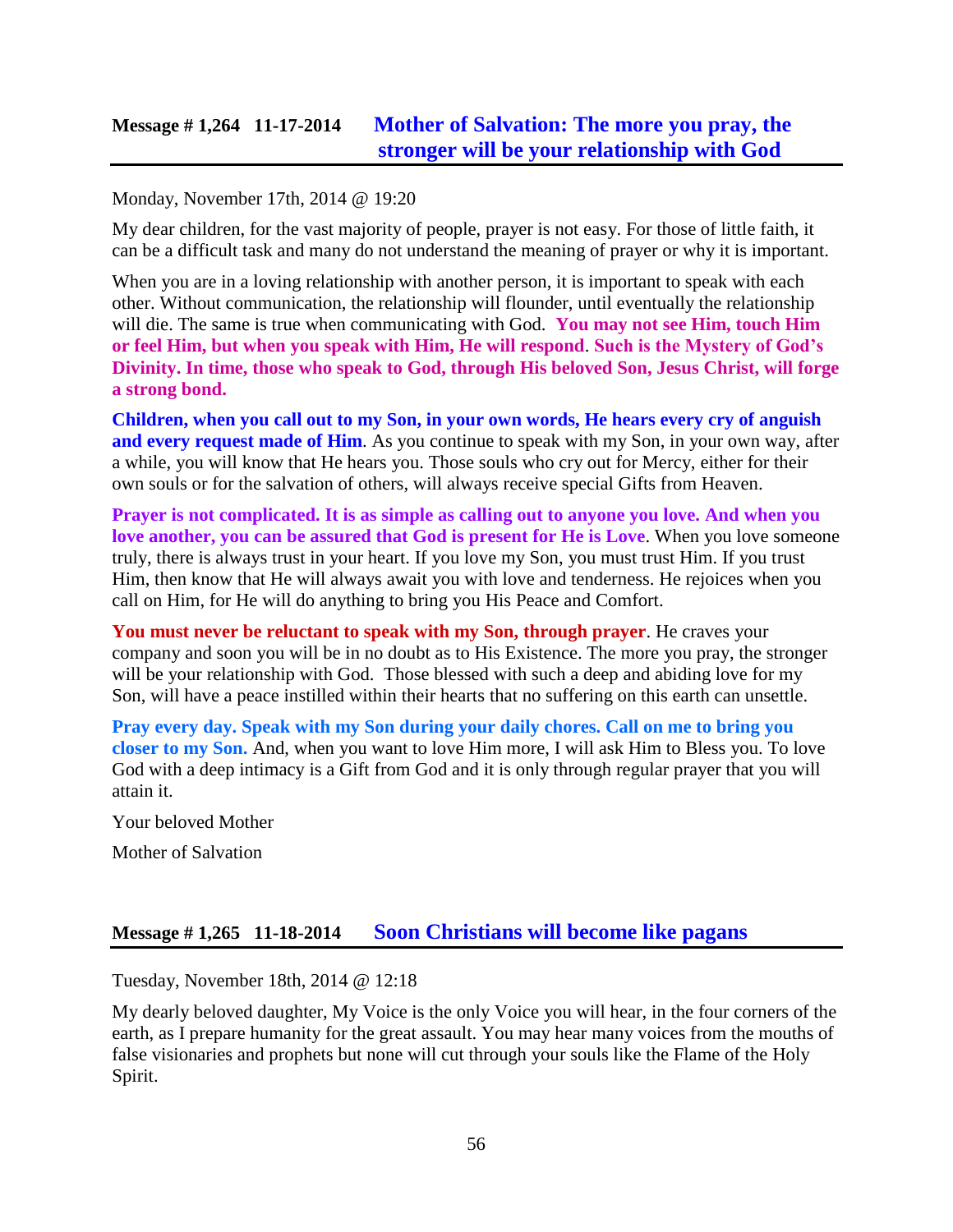## Message # 1,264 11-17-2014 Mother of Salvation: The more you pray, the stronger will be your relationship with God

Monday, November 17th, 2014 @ 19:20

My dear children, for the vast majority of people, prayer is not easy. For those of little faith, it can be a difficult task and many do not understand the meaning of prayer or why it is important.

When you are in a loving relationship with another person, it is important to speak with each other. Without communication, the relationship will flounder, until eventually the relationship will die. The same is true when communicating with God. **You may not see Him, touch Him or feel Him, but when you speak with Him, He will respond**. **Such is the Mystery of God's Divinity. In time, those who speak to God, through His beloved Son, Jesus Christ, will forge a strong bond.**

**Children, when you call out to my Son, in your own words, He hears every cry of anguish and every request made of Him**. As you continue to speak with my Son, in your own way, after a while, you will know that He hears you. Those souls who cry out for Mercy, either for their own souls or for the salvation of others, will always receive special Gifts from Heaven.

**Prayer is not complicated. It is as simple as calling out to anyone you love. And when you love another, you can be assured that God is present for He is Love**. When you love someone truly, there is always trust in your heart. If you love my Son, you must trust Him. If you trust Him, then know that He will always await you with love and tenderness. He rejoices when you call on Him, for He will do anything to bring you His Peace and Comfort.

**You must never be reluctant to speak with my Son, through prayer**. He craves your company and soon you will be in no doubt as to His Existence. The more you pray, the stronger will be your relationship with God. Those blessed with such a deep and abiding love for my Son, will have a peace instilled within their hearts that no suffering on this earth can unsettle.

**Pray every day. Speak with my Son during your daily chores. Call on me to bring you closer to my Son.** And, when you want to love Him more, I will ask Him to Bless you. To love God with a deep intimacy is a Gift from God and it is only through regular prayer that you will attain it.

Your beloved Mother

Mother of Salvation

## Message # 1,265 11-18-2014 Soon Christians will become like pagans

Tuesday, November 18th, 2014 @ 12:18

My dearly beloved daughter, My Voice is the only Voice you will hear, in the four corners of the earth, as I prepare humanity for the great assault. You may hear many voices from the mouths of false visionaries and prophets but none will cut through your souls like the Flame of the Holy Spirit.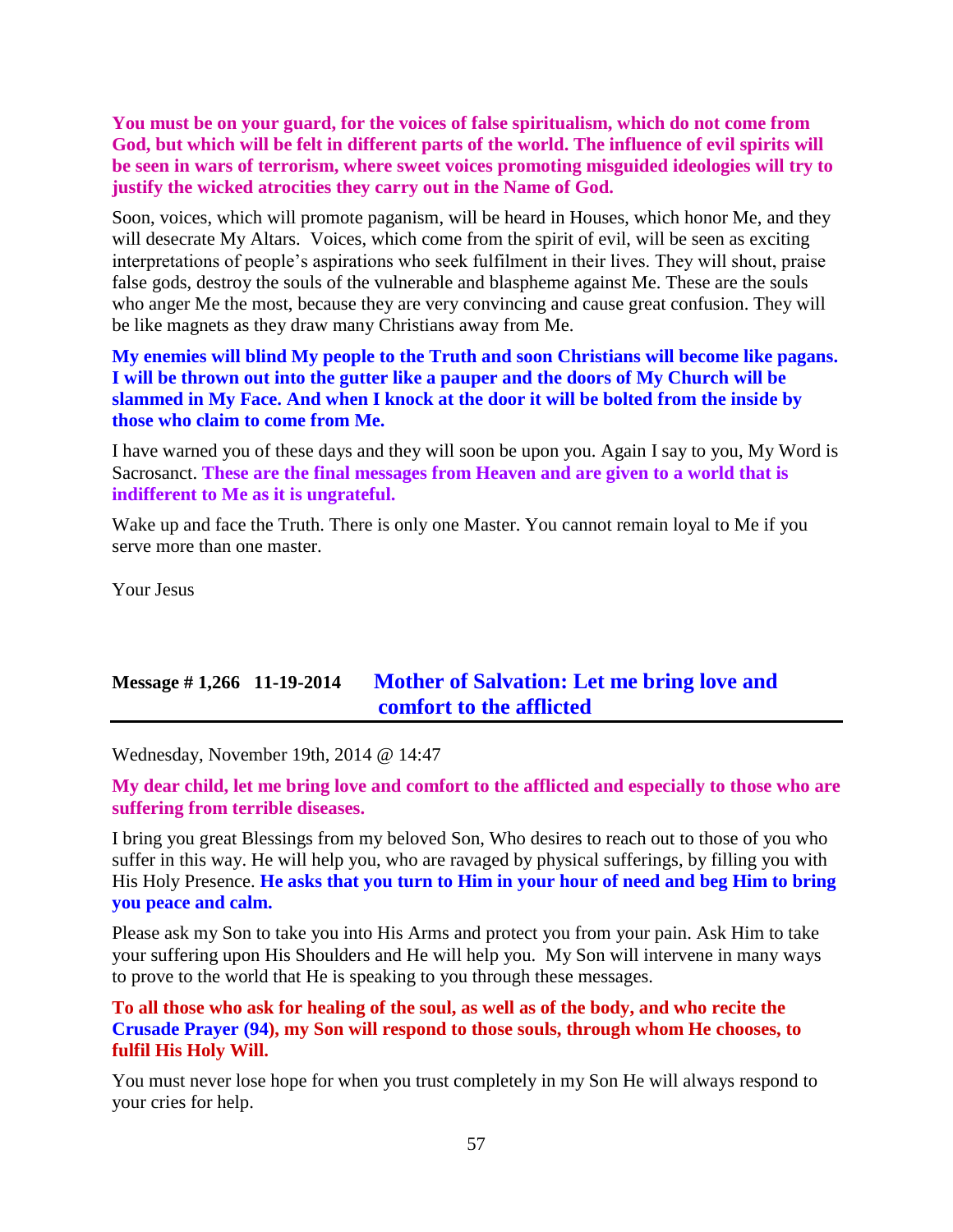**You must be on your guard, for the voices of false spiritualism, which do not come from God, but which will be felt in different parts of the world. The influence of evil spirits will be seen in wars of terrorism, where sweet voices promoting misguided ideologies will try to justify the wicked atrocities they carry out in the Name of God.**

Soon, voices, which will promote paganism, will be heard in Houses, which honor Me, and they will desecrate My Altars. Voices, which come from the spirit of evil, will be seen as exciting interpretations of people's aspirations who seek fulfilment in their lives. They will shout, praise false gods, destroy the souls of the vulnerable and blaspheme against Me. These are the souls who anger Me the most, because they are very convincing and cause great confusion. They will be like magnets as they draw many Christians away from Me.

**My enemies will blind My people to the Truth and soon Christians will become like pagans. I will be thrown out into the gutter like a pauper and the doors of My Church will be slammed in My Face. And when I knock at the door it will be bolted from the inside by those who claim to come from Me.**

I have warned you of these days and they will soon be upon you. Again I say to you, My Word is Sacrosanct. **These are the final messages from Heaven and are given to a world that is indifferent to Me as it is ungrateful.**

Wake up and face the Truth. There is only one Master. You cannot remain loyal to Me if you serve more than one master.

Your Jesus

## Message # 1,266 11-19-2014 Mother of Salvation: Let me bring love and comfort to the afflicted

Wednesday, November 19th, 2014 @ 14:47

**My dear child, let me bring love and comfort to the afflicted and especially to those who are suffering from terrible diseases.**

I bring you great Blessings from my beloved Son, Who desires to reach out to those of you who suffer in this way. He will help you, who are ravaged by physical sufferings, by filling you with His Holy Presence. **He asks that you turn to Him in your hour of need and beg Him to bring you peace and calm.**

Please ask my Son to take you into His Arms and protect you from your pain. Ask Him to take your suffering upon His Shoulders and He will help you. My Son will intervene in many ways to prove to the world that He is speaking to you through these messages.

**To all those who ask for healing of the soul, as well as of the body, and who recite the Crusade Prayer (94), my Son will respond to those souls, through whom He chooses, to fulfil His Holy Will.**

You must never lose hope for when you trust completely in my Son He will always respond to your cries for help.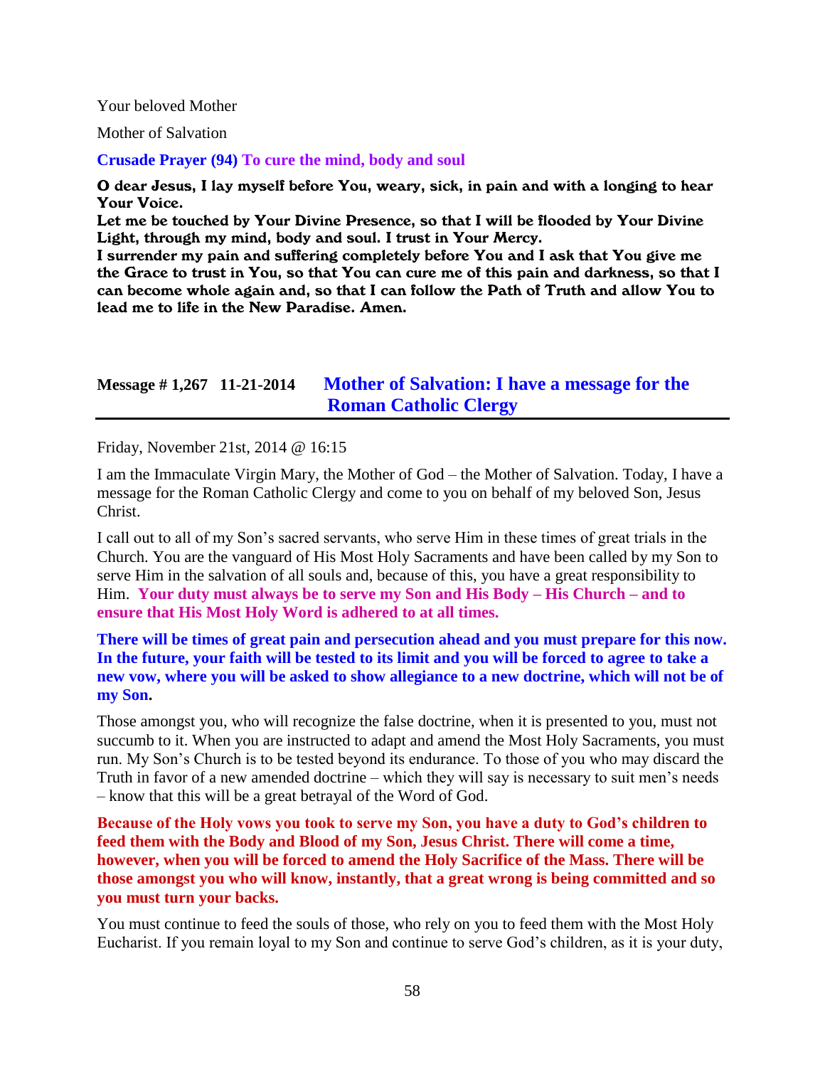Your beloved Mother

Mother of Salvation

**Crusade Prayer (94) To cure the mind, body and soul**

**O dear Jesus, I lay myself before You, weary, sick, in pain and with a longing to hear Your Voice.**
**Let me be touched by Your Divine Presence, so that I will be flooded by Your Divine Light, through my mind, body and soul. I trust in Your Mercy.**
**I surrender my pain and suffering completely before You and I ask that You give me the Grace to trust in You, so that You can cure me of this pain and darkness, so that I can become whole again and, so that I can follow the Path of Truth and allow You to lead me to life in the New Paradise. Amen.**

## Message # 1,267 11-21-2014 Mother of Salvation: I have a message for the Roman Catholic Clergy

Friday, November 21st, 2014 @ 16:15

I am the Immaculate Virgin Mary, the Mother of God – the Mother of Salvation. Today, I have a message for the Roman Catholic Clergy and come to you on behalf of my beloved Son, Jesus Christ.

I call out to all of my Son's sacred servants, who serve Him in these times of great trials in the Church. You are the vanguard of His Most Holy Sacraments and have been called by my Son to serve Him in the salvation of all souls and, because of this, you have a great responsibility to Him. **Your duty must always be to serve my Son and His Body – His Church – and to ensure that His Most Holy Word is adhered to at all times.**

**There will be times of great pain and persecution ahead and you must prepare for this now. In the future, your faith will be tested to its limit and you will be forced to agree to take a new vow, where you will be asked to show allegiance to a new doctrine, which will not be of my Son.**

Those amongst you, who will recognize the false doctrine, when it is presented to you, must not succumb to it. When you are instructed to adapt and amend the Most Holy Sacraments, you must run. My Son's Church is to be tested beyond its endurance. To those of you who may discard the Truth in favor of a new amended doctrine – which they will say is necessary to suit men's needs – know that this will be a great betrayal of the Word of God.

**Because of the Holy vows you took to serve my Son, you have a duty to God's children to feed them with the Body and Blood of my Son, Jesus Christ. There will come a time, however, when you will be forced to amend the Holy Sacrifice of the Mass. There will be those amongst you who will know, instantly, that a great wrong is being committed and so you must turn your backs.**

You must continue to feed the souls of those, who rely on you to feed them with the Most Holy Eucharist. If you remain loyal to my Son and continue to serve God's children, as it is your duty,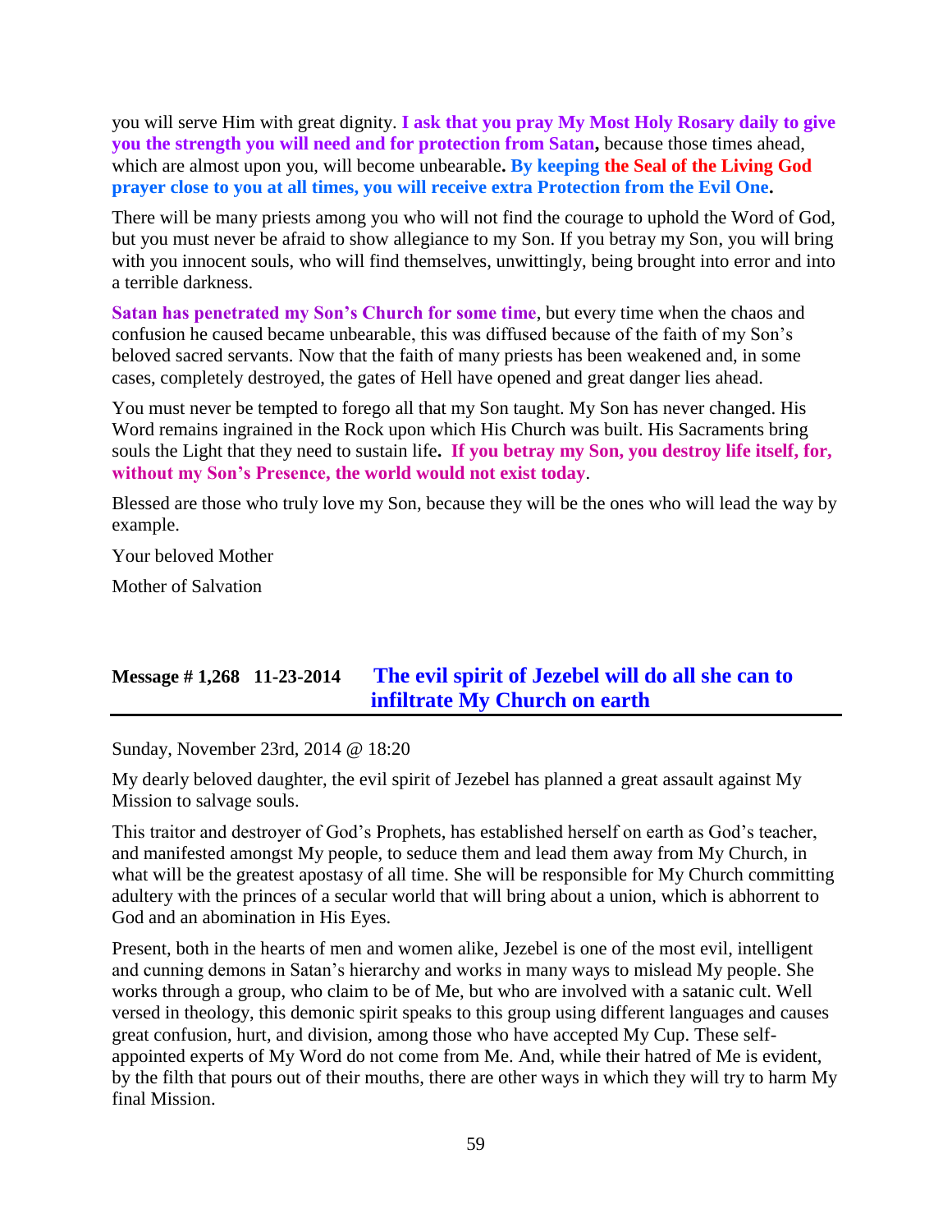you will serve Him with great dignity. **I ask that you pray My Most Holy Rosary daily to give you the strength you will need and for protection from Satan,** because those times ahead, which are almost upon you, will become unbearable**. By keeping the Seal of the Living God prayer close to you at all times, you will receive extra Protection from the Evil One.**

There will be many priests among you who will not find the courage to uphold the Word of God, but you must never be afraid to show allegiance to my Son. If you betray my Son, you will bring with you innocent souls, who will find themselves, unwittingly, being brought into error and into a terrible darkness.

**Satan has penetrated my Son's Church for some time**, but every time when the chaos and confusion he caused became unbearable, this was diffused because of the faith of my Son's beloved sacred servants. Now that the faith of many priests has been weakened and, in some cases, completely destroyed, the gates of Hell have opened and great danger lies ahead.

You must never be tempted to forego all that my Son taught. My Son has never changed. His Word remains ingrained in the Rock upon which His Church was built. His Sacraments bring souls the Light that they need to sustain life**. If you betray my Son, you destroy life itself, for, without my Son's Presence, the world would not exist today**.

Blessed are those who truly love my Son, because they will be the ones who will lead the way by example.

Your beloved Mother

Mother of Salvation

## Message # 1,268 11-23-2014 The evil spirit of Jezebel will do all she can to infiltrate My Church on earth

Sunday, November 23rd, 2014 @ 18:20

My dearly beloved daughter, the evil spirit of Jezebel has planned a great assault against My Mission to salvage souls.

This traitor and destroyer of God's Prophets, has established herself on earth as God's teacher, and manifested amongst My people, to seduce them and lead them away from My Church, in what will be the greatest apostasy of all time. She will be responsible for My Church committing adultery with the princes of a secular world that will bring about a union, which is abhorrent to God and an abomination in His Eyes.

Present, both in the hearts of men and women alike, Jezebel is one of the most evil, intelligent and cunning demons in Satan's hierarchy and works in many ways to mislead My people. She works through a group, who claim to be of Me, but who are involved with a satanic cult. Well versed in theology, this demonic spirit speaks to this group using different languages and causes great confusion, hurt, and division, among those who have accepted My Cup. These self-appointed experts of My Word do not come from Me. And, while their hatred of Me is evident, by the filth that pours out of their mouths, there are other ways in which they will try to harm My final Mission.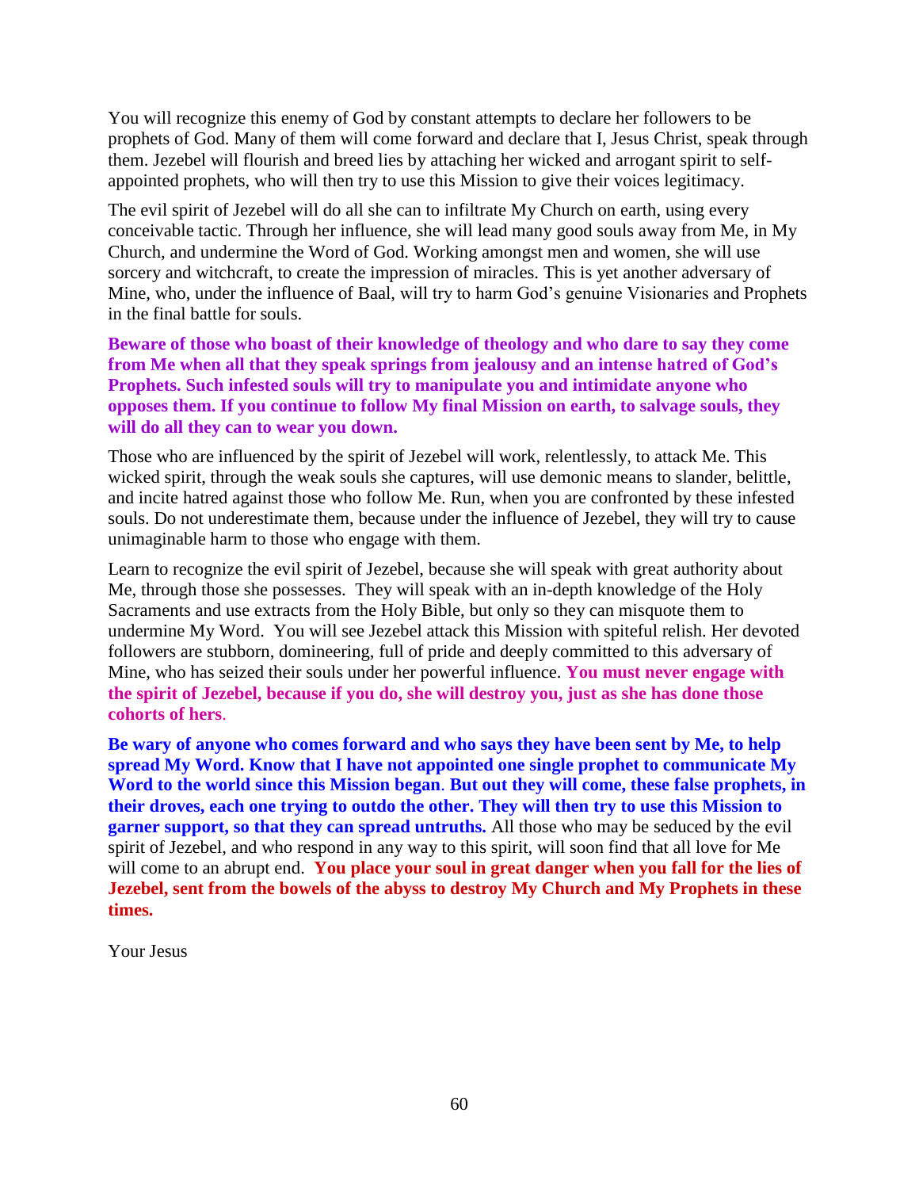You will recognize this enemy of God by constant attempts to declare her followers to be prophets of God. Many of them will come forward and declare that I, Jesus Christ, speak through them. Jezebel will flourish and breed lies by attaching her wicked and arrogant spirit to self-appointed prophets, who will then try to use this Mission to give their voices legitimacy.

The evil spirit of Jezebel will do all she can to infiltrate My Church on earth, using every conceivable tactic. Through her influence, she will lead many good souls away from Me, in My Church, and undermine the Word of God. Working amongst men and women, she will use sorcery and witchcraft, to create the impression of miracles. This is yet another adversary of Mine, who, under the influence of Baal, will try to harm God's genuine Visionaries and Prophets in the final battle for souls.

**Beware of those who boast of their knowledge of theology and who dare to say they come from Me when all that they speak springs from jealousy and an intense hatred of God's Prophets. Such infested souls will try to manipulate you and intimidate anyone who opposes them. If you continue to follow My final Mission on earth, to salvage souls, they will do all they can to wear you down.**

Those who are influenced by the spirit of Jezebel will work, relentlessly, to attack Me. This wicked spirit, through the weak souls she captures, will use demonic means to slander, belittle, and incite hatred against those who follow Me. Run, when you are confronted by these infested souls. Do not underestimate them, because under the influence of Jezebel, they will try to cause unimaginable harm to those who engage with them.

Learn to recognize the evil spirit of Jezebel, because she will speak with great authority about Me, through those she possesses. They will speak with an in-depth knowledge of the Holy Sacraments and use extracts from the Holy Bible, but only so they can misquote them to undermine My Word. You will see Jezebel attack this Mission with spiteful relish. Her devoted followers are stubborn, domineering, full of pride and deeply committed to this adversary of Mine, who has seized their souls under her powerful influence. **You must never engage with the spirit of Jezebel, because if you do, she will destroy you, just as she has done those cohorts of hers**.

**Be wary of anyone who comes forward and who says they have been sent by Me, to help spread My Word. Know that I have not appointed one single prophet to communicate My Word to the world since this Mission began**. **But out they will come, these false prophets, in their droves, each one trying to outdo the other. They will then try to use this Mission to garner support, so that they can spread untruths.** All those who may be seduced by the evil spirit of Jezebel, and who respond in any way to this spirit, will soon find that all love for Me will come to an abrupt end. **You place your soul in great danger when you fall for the lies of Jezebel, sent from the bowels of the abyss to destroy My Church and My Prophets in these times.**

Your Jesus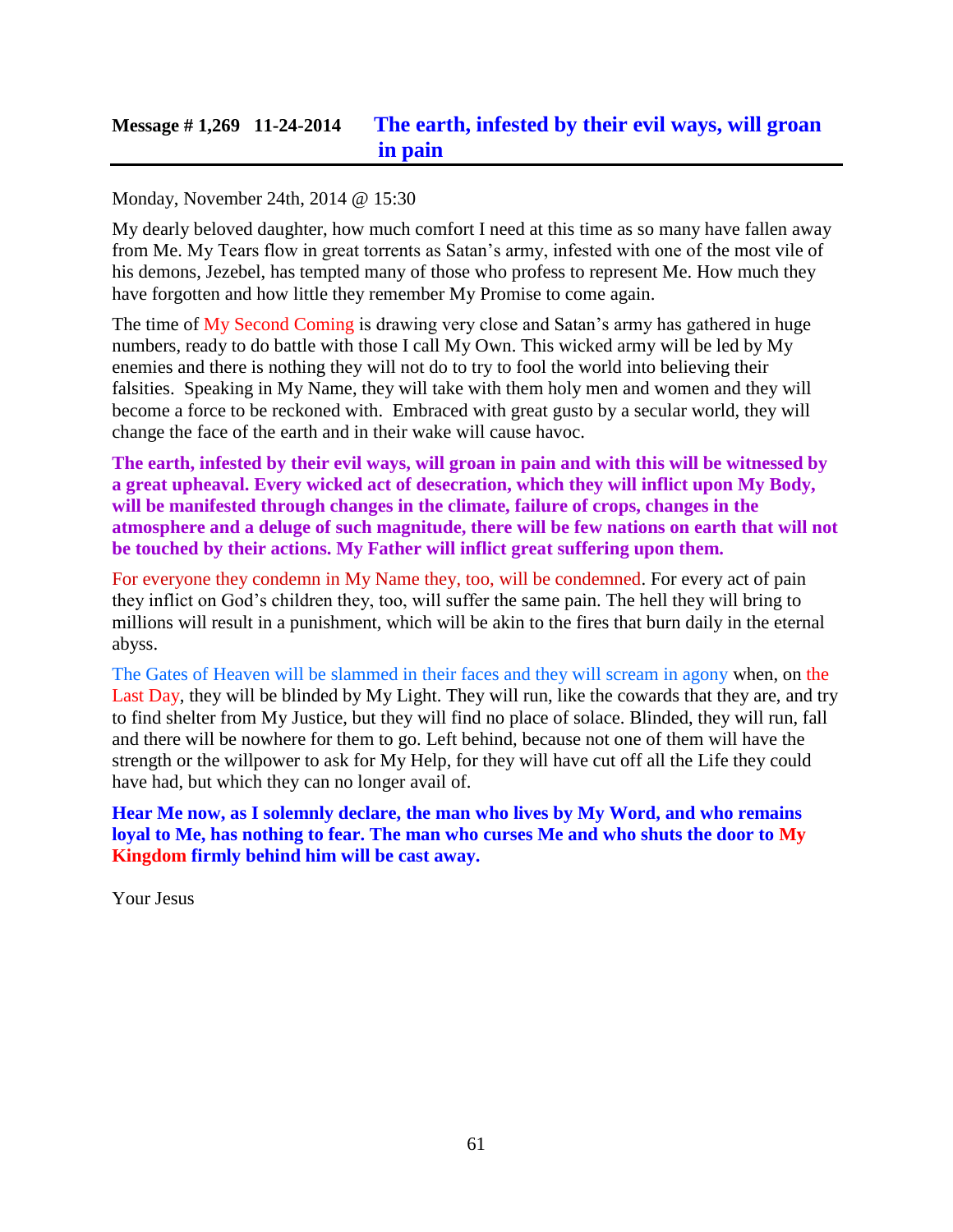## Message # 1,269 11-24-2014 The earth, infested by their evil ways, will groan in pain

Monday, November 24th, 2014 @ 15:30

My dearly beloved daughter, how much comfort I need at this time as so many have fallen away from Me. My Tears flow in great torrents as Satan's army, infested with one of the most vile of his demons, Jezebel, has tempted many of those who profess to represent Me. How much they have forgotten and how little they remember My Promise to come again.

The time of My Second Coming is drawing very close and Satan's army has gathered in huge numbers, ready to do battle with those I call My Own. This wicked army will be led by My enemies and there is nothing they will not do to try to fool the world into believing their falsities. Speaking in My Name, they will take with them holy men and women and they will become a force to be reckoned with. Embraced with great gusto by a secular world, they will change the face of the earth and in their wake will cause havoc.

**The earth, infested by their evil ways, will groan in pain and with this will be witnessed by a great upheaval. Every wicked act of desecration, which they will inflict upon My Body, will be manifested through changes in the climate, failure of crops, changes in the atmosphere and a deluge of such magnitude, there will be few nations on earth that will not be touched by their actions. My Father will inflict great suffering upon them.**

For everyone they condemn in My Name they, too, will be condemned. For every act of pain they inflict on God's children they, too, will suffer the same pain. The hell they will bring to millions will result in a punishment, which will be akin to the fires that burn daily in the eternal abyss.

The Gates of Heaven will be slammed in their faces and they will scream in agony when, on the Last Day, they will be blinded by My Light. They will run, like the cowards that they are, and try to find shelter from My Justice, but they will find no place of solace. Blinded, they will run, fall and there will be nowhere for them to go. Left behind, because not one of them will have the strength or the willpower to ask for My Help, for they will have cut off all the Life they could have had, but which they can no longer avail of.

**Hear Me now, as I solemnly declare, the man who lives by My Word, and who remains loyal to Me, has nothing to fear. The man who curses Me and who shuts the door to My Kingdom firmly behind him will be cast away.**

Your Jesus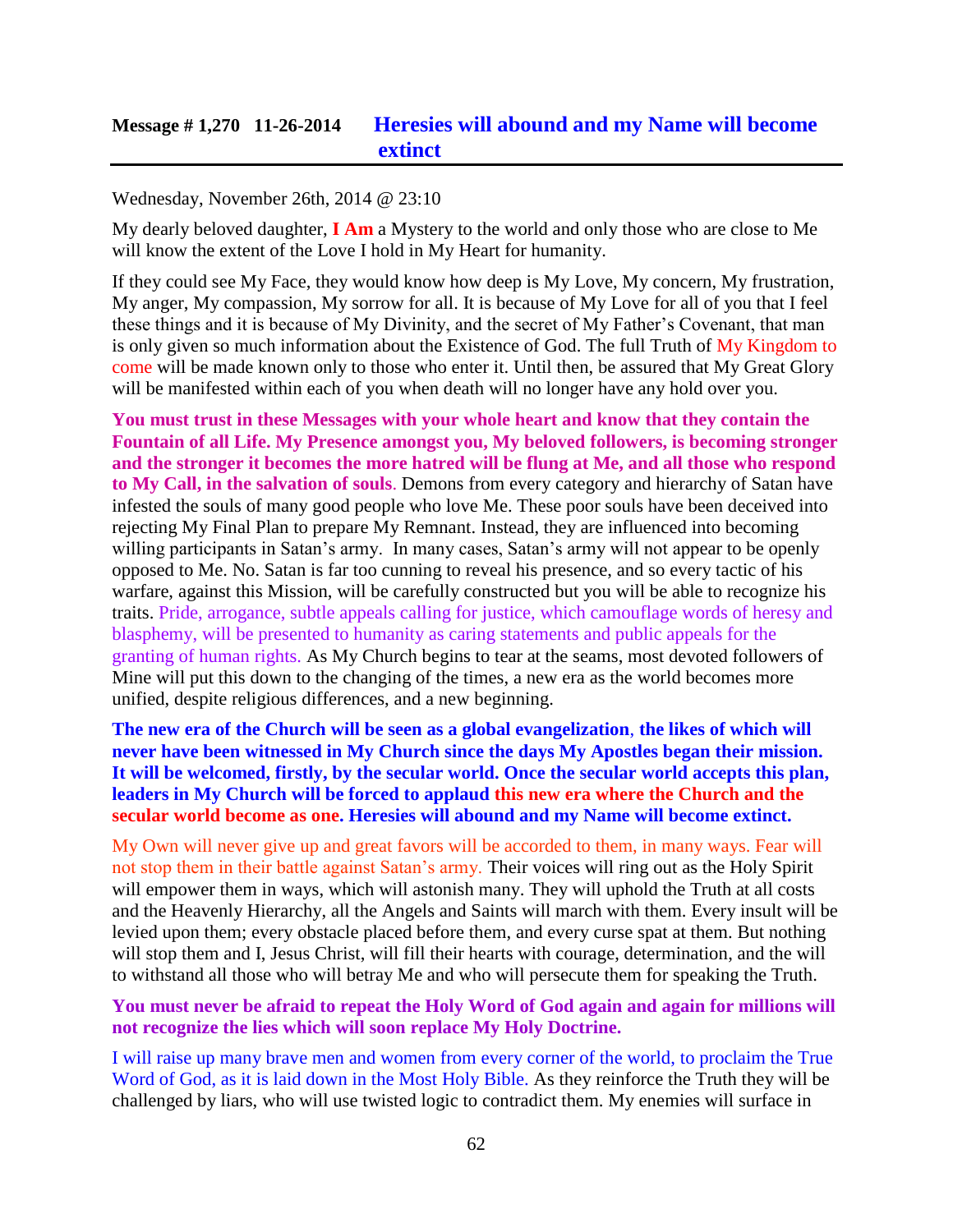## Message # 1,270 11-26-2014 **Heresies will abound and my Name will become extinct**

Wednesday, November 26th, 2014 @ 23:10

My dearly beloved daughter, **I Am** a Mystery to the world and only those who are close to Me will know the extent of the Love I hold in My Heart for humanity.

If they could see My Face, they would know how deep is My Love, My concern, My frustration, My anger, My compassion, My sorrow for all. It is because of My Love for all of you that I feel these things and it is because of My Divinity, and the secret of My Father's Covenant, that man is only given so much information about the Existence of God. The full Truth of My Kingdom to come will be made known only to those who enter it. Until then, be assured that My Great Glory will be manifested within each of you when death will no longer have any hold over you.

**You must trust in these Messages with your whole heart and know that they contain the Fountain of all Life. My Presence amongst you, My beloved followers, is becoming stronger and the stronger it becomes the more hatred will be flung at Me, and all those who respond to My Call, in the salvation of souls**. Demons from every category and hierarchy of Satan have infested the souls of many good people who love Me. These poor souls have been deceived into rejecting My Final Plan to prepare My Remnant. Instead, they are influenced into becoming willing participants in Satan's army. In many cases, Satan's army will not appear to be openly opposed to Me. No. Satan is far too cunning to reveal his presence, and so every tactic of his warfare, against this Mission, will be carefully constructed but you will be able to recognize his traits. Pride, arrogance, subtle appeals calling for justice, which camouflage words of heresy and blasphemy, will be presented to humanity as caring statements and public appeals for the granting of human rights. As My Church begins to tear at the seams, most devoted followers of Mine will put this down to the changing of the times, a new era as the world becomes more unified, despite religious differences, and a new beginning.

**The new era of the Church will be seen as a global evangelization**, **the likes of which will never have been witnessed in My Church since the days My Apostles began their mission. It will be welcomed, firstly, by the secular world. Once the secular world accepts this plan, leaders in My Church will be forced to applaud this new era where the Church and the secular world become as one. Heresies will abound and my Name will become extinct.**

My Own will never give up and great favors will be accorded to them, in many ways. Fear will not stop them in their battle against Satan's army. Their voices will ring out as the Holy Spirit will empower them in ways, which will astonish many. They will uphold the Truth at all costs and the Heavenly Hierarchy, all the Angels and Saints will march with them. Every insult will be levied upon them; every obstacle placed before them, and every curse spat at them. But nothing will stop them and I, Jesus Christ, will fill their hearts with courage, determination, and the will to withstand all those who will betray Me and who will persecute them for speaking the Truth.

**You must never be afraid to repeat the Holy Word of God again and again for millions will not recognize the lies which will soon replace My Holy Doctrine.**

I will raise up many brave men and women from every corner of the world, to proclaim the True Word of God, as it is laid down in the Most Holy Bible. As they reinforce the Truth they will be challenged by liars, who will use twisted logic to contradict them. My enemies will surface in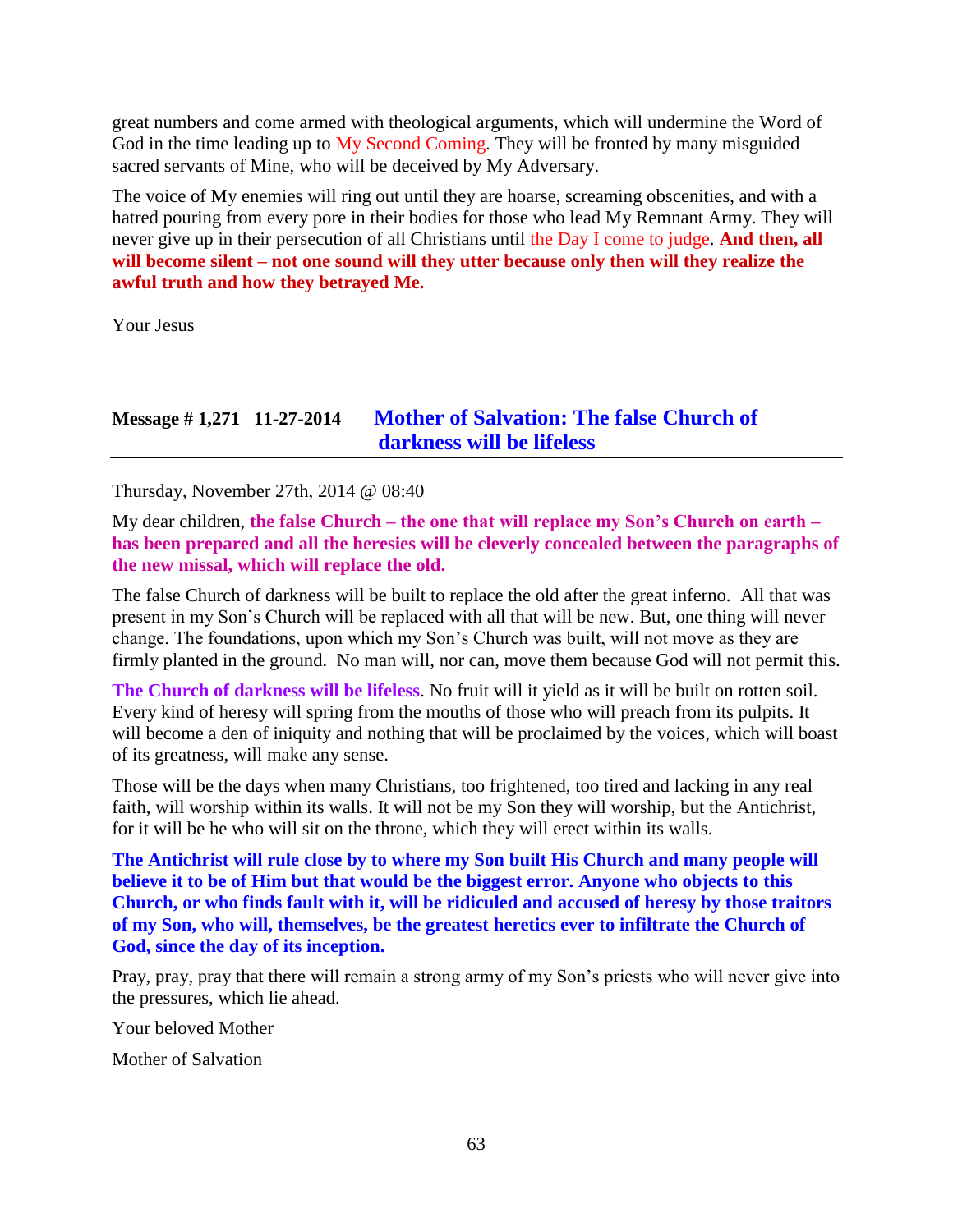great numbers and come armed with theological arguments, which will undermine the Word of God in the time leading up to My Second Coming. They will be fronted by many misguided sacred servants of Mine, who will be deceived by My Adversary.

The voice of My enemies will ring out until they are hoarse, screaming obscenities, and with a hatred pouring from every pore in their bodies for those who lead My Remnant Army. They will never give up in their persecution of all Christians until the Day I come to judge. **And then, all will become silent – not one sound will they utter because only then will they realize the awful truth and how they betrayed Me.**

Your Jesus

## Message # 1,271 11-27-2014 Mother of Salvation: The false Church of darkness will be lifeless

Thursday, November 27th, 2014 @ 08:40

My dear children, **the false Church – the one that will replace my Son's Church on earth – has been prepared and all the heresies will be cleverly concealed between the paragraphs of the new missal, which will replace the old.**

The false Church of darkness will be built to replace the old after the great inferno. All that was present in my Son's Church will be replaced with all that will be new. But, one thing will never change. The foundations, upon which my Son's Church was built, will not move as they are firmly planted in the ground. No man will, nor can, move them because God will not permit this.

**The Church of darkness will be lifeless**. No fruit will it yield as it will be built on rotten soil. Every kind of heresy will spring from the mouths of those who will preach from its pulpits. It will become a den of iniquity and nothing that will be proclaimed by the voices, which will boast of its greatness, will make any sense.

Those will be the days when many Christians, too frightened, too tired and lacking in any real faith, will worship within its walls. It will not be my Son they will worship, but the Antichrist, for it will be he who will sit on the throne, which they will erect within its walls.

**The Antichrist will rule close by to where my Son built His Church and many people will believe it to be of Him but that would be the biggest error. Anyone who objects to this Church, or who finds fault with it, will be ridiculed and accused of heresy by those traitors of my Son, who will, themselves, be the greatest heretics ever to infiltrate the Church of God, since the day of its inception.**

Pray, pray, pray that there will remain a strong army of my Son's priests who will never give into the pressures, which lie ahead.

Your beloved Mother

Mother of Salvation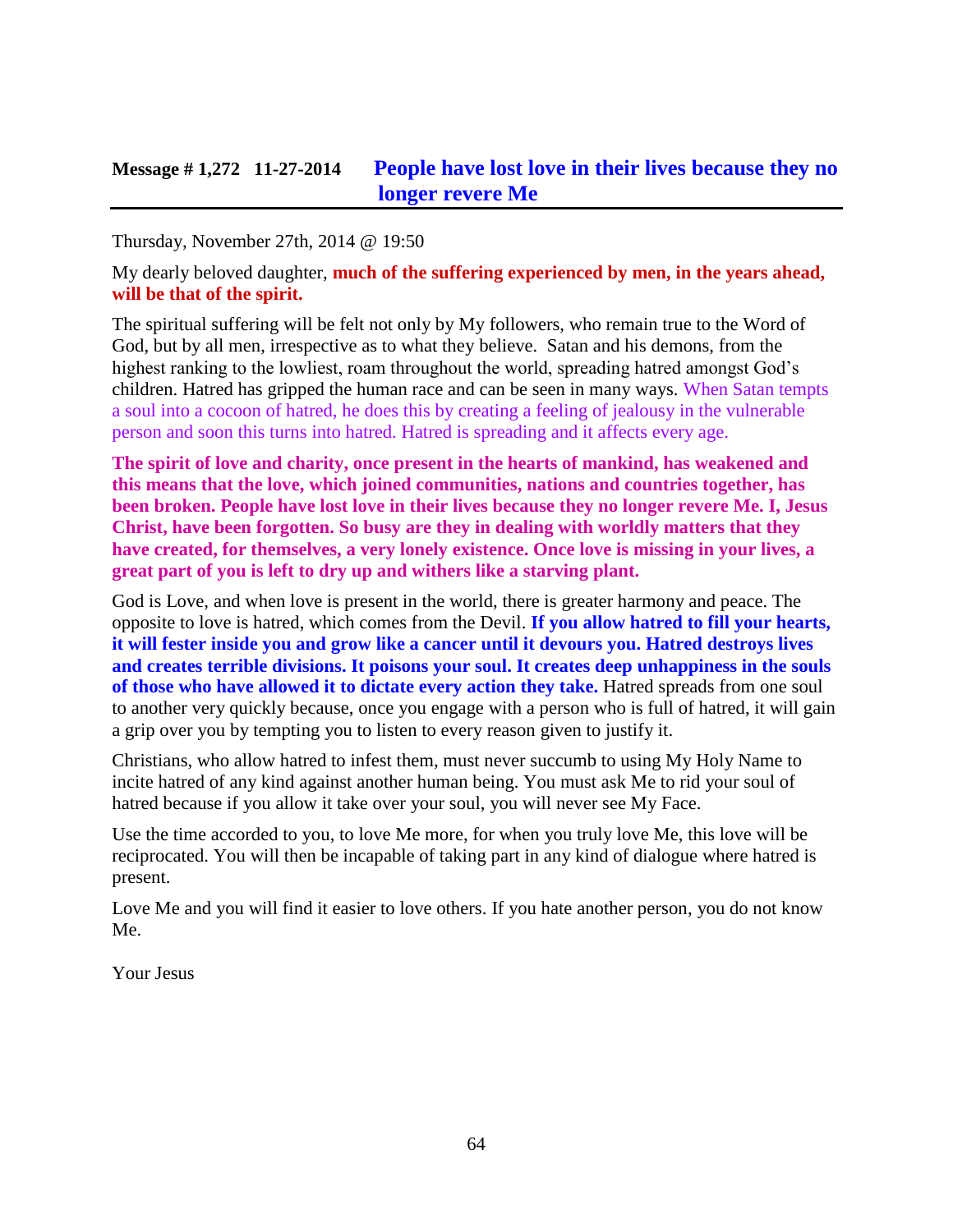## **Message # 1,272 11-27-2014** **People have lost love in their lives because they no longer revere Me**

Thursday, November 27th, 2014 @ 19:50

My dearly beloved daughter, **much of the suffering experienced by men, in the years ahead, will be that of the spirit.**

The spiritual suffering will be felt not only by My followers, who remain true to the Word of God, but by all men, irrespective as to what they believe. Satan and his demons, from the highest ranking to the lowliest, roam throughout the world, spreading hatred amongst God's children. Hatred has gripped the human race and can be seen in many ways. When Satan tempts a soul into a cocoon of hatred, he does this by creating a feeling of jealousy in the vulnerable person and soon this turns into hatred. Hatred is spreading and it affects every age.

**The spirit of love and charity, once present in the hearts of mankind, has weakened and this means that the love, which joined communities, nations and countries together, has been broken. People have lost love in their lives because they no longer revere Me. I, Jesus Christ, have been forgotten. So busy are they in dealing with worldly matters that they have created, for themselves, a very lonely existence. Once love is missing in your lives, a great part of you is left to dry up and withers like a starving plant.**

God is Love, and when love is present in the world, there is greater harmony and peace. The opposite to love is hatred, which comes from the Devil. **If you allow hatred to fill your hearts, it will fester inside you and grow like a cancer until it devours you. Hatred destroys lives and creates terrible divisions. It poisons your soul. It creates deep unhappiness in the souls of those who have allowed it to dictate every action they take.** Hatred spreads from one soul to another very quickly because, once you engage with a person who is full of hatred, it will gain a grip over you by tempting you to listen to every reason given to justify it.

Christians, who allow hatred to infest them, must never succumb to using My Holy Name to incite hatred of any kind against another human being. You must ask Me to rid your soul of hatred because if you allow it take over your soul, you will never see My Face.

Use the time accorded to you, to love Me more, for when you truly love Me, this love will be reciprocated. You will then be incapable of taking part in any kind of dialogue where hatred is present.

Love Me and you will find it easier to love others. If you hate another person, you do not know Me.

Your Jesus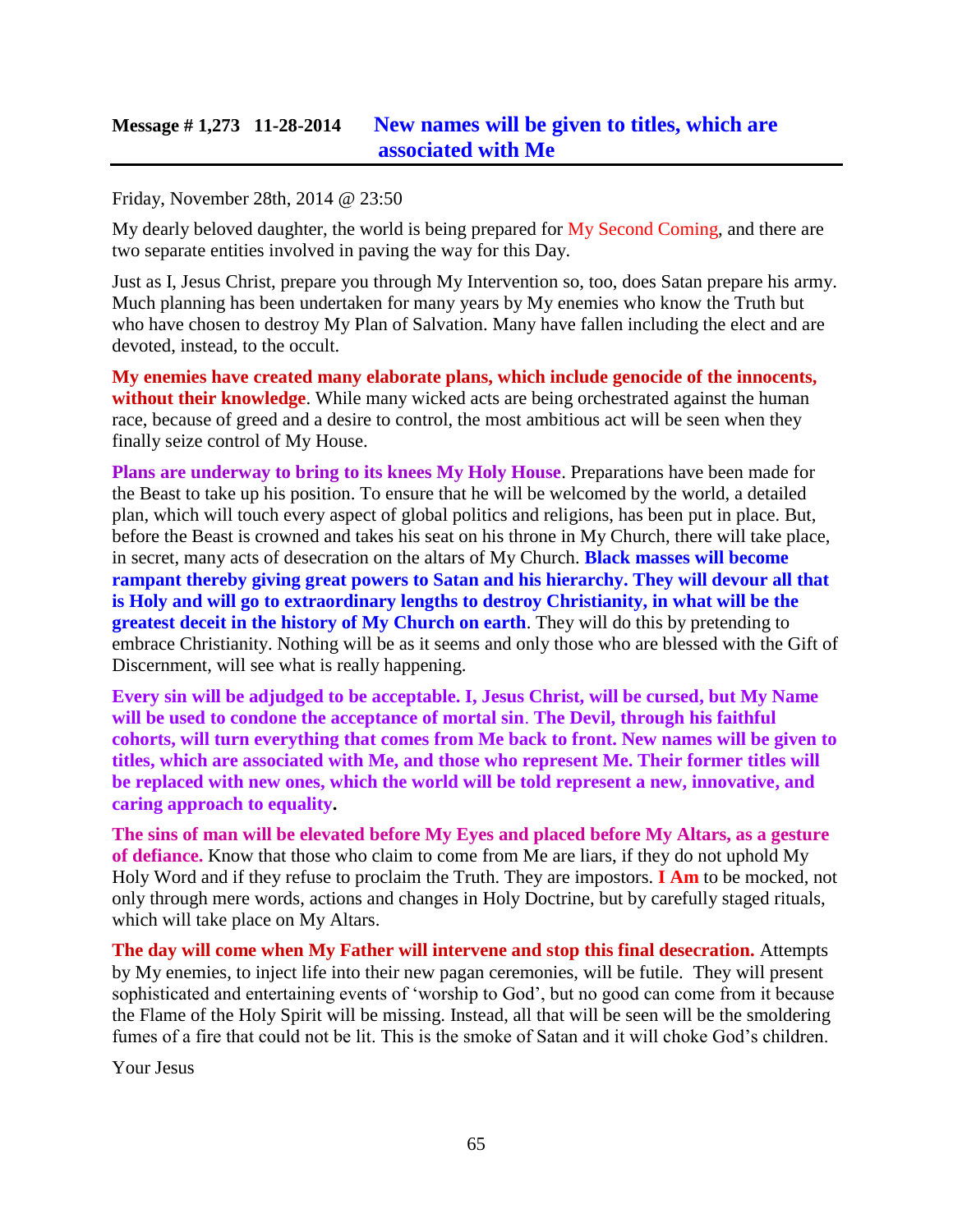## Message # 1,273 11-28-2014 New names will be given to titles, which are associated with Me

Friday, November 28th, 2014 @ 23:50

My dearly beloved daughter, the world is being prepared for My Second Coming, and there are two separate entities involved in paving the way for this Day.

Just as I, Jesus Christ, prepare you through My Intervention so, too, does Satan prepare his army. Much planning has been undertaken for many years by My enemies who know the Truth but who have chosen to destroy My Plan of Salvation. Many have fallen including the elect and are devoted, instead, to the occult.

**My enemies have created many elaborate plans, which include genocide of the innocents, without their knowledge**. While many wicked acts are being orchestrated against the human race, because of greed and a desire to control, the most ambitious act will be seen when they finally seize control of My House.

**Plans are underway to bring to its knees My Holy House**. Preparations have been made for the Beast to take up his position. To ensure that he will be welcomed by the world, a detailed plan, which will touch every aspect of global politics and religions, has been put in place. But, before the Beast is crowned and takes his seat on his throne in My Church, there will take place, in secret, many acts of desecration on the altars of My Church. **Black masses will become rampant thereby giving great powers to Satan and his hierarchy. They will devour all that is Holy and will go to extraordinary lengths to destroy Christianity, in what will be the greatest deceit in the history of My Church on earth**. They will do this by pretending to embrace Christianity. Nothing will be as it seems and only those who are blessed with the Gift of Discernment, will see what is really happening.

**Every sin will be adjudged to be acceptable. I, Jesus Christ, will be cursed, but My Name will be used to condone the acceptance of mortal sin**. **The Devil, through his faithful cohorts, will turn everything that comes from Me back to front. New names will be given to titles, which are associated with Me, and those who represent Me. Their former titles will be replaced with new ones, which the world will be told represent a new, innovative, and caring approach to equality.**

**The sins of man will be elevated before My Eyes and placed before My Altars, as a gesture of defiance.** Know that those who claim to come from Me are liars, if they do not uphold My Holy Word and if they refuse to proclaim the Truth. They are impostors. **I Am** to be mocked, not only through mere words, actions and changes in Holy Doctrine, but by carefully staged rituals, which will take place on My Altars.

**The day will come when My Father will intervene and stop this final desecration.** Attempts by My enemies, to inject life into their new pagan ceremonies, will be futile. They will present sophisticated and entertaining events of 'worship to God', but no good can come from it because the Flame of the Holy Spirit will be missing. Instead, all that will be seen will be the smoldering fumes of a fire that could not be lit. This is the smoke of Satan and it will choke God's children.

Your Jesus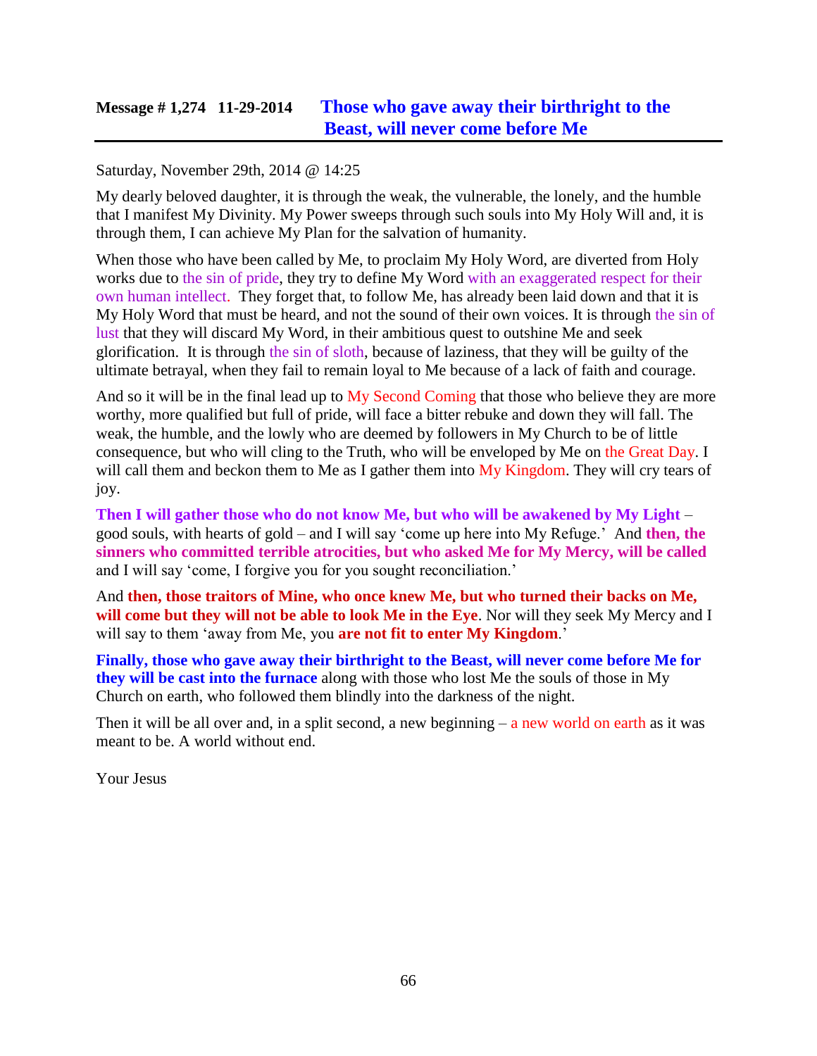## Message # 1,274 11-29-2014 Those who gave away their birthright to the Beast, will never come before Me

Saturday, November 29th, 2014 @ 14:25

My dearly beloved daughter, it is through the weak, the vulnerable, the lonely, and the humble that I manifest My Divinity. My Power sweeps through such souls into My Holy Will and, it is through them, I can achieve My Plan for the salvation of humanity.

When those who have been called by Me, to proclaim My Holy Word, are diverted from Holy works due to the sin of pride, they try to define My Word with an exaggerated respect for their own human intellect. They forget that, to follow Me, has already been laid down and that it is My Holy Word that must be heard, and not the sound of their own voices. It is through the sin of lust that they will discard My Word, in their ambitious quest to outshine Me and seek glorification. It is through the sin of sloth, because of laziness, that they will be guilty of the ultimate betrayal, when they fail to remain loyal to Me because of a lack of faith and courage.

And so it will be in the final lead up to My Second Coming that those who believe they are more worthy, more qualified but full of pride, will face a bitter rebuke and down they will fall. The weak, the humble, and the lowly who are deemed by followers in My Church to be of little consequence, but who will cling to the Truth, who will be enveloped by Me on the Great Day. I will call them and beckon them to Me as I gather them into My Kingdom. They will cry tears of joy.

**Then I will gather those who do not know Me, but who will be awakened by My Light** – good souls, with hearts of gold – and I will say 'come up here into My Refuge.' And **then, the sinners who committed terrible atrocities, but who asked Me for My Mercy, will be called** and I will say 'come, I forgive you for you sought reconciliation.'

And **then, those traitors of Mine, who once knew Me, but who turned their backs on Me, will come but they will not be able to look Me in the Eye**. Nor will they seek My Mercy and I will say to them 'away from Me, you **are not fit to enter My Kingdom**.'

**Finally, those who gave away their birthright to the Beast, will never come before Me for they will be cast into the furnace** along with those who lost Me the souls of those in My Church on earth, who followed them blindly into the darkness of the night.

Then it will be all over and, in a split second, a new beginning – a new world on earth as it was meant to be. A world without end.

Your Jesus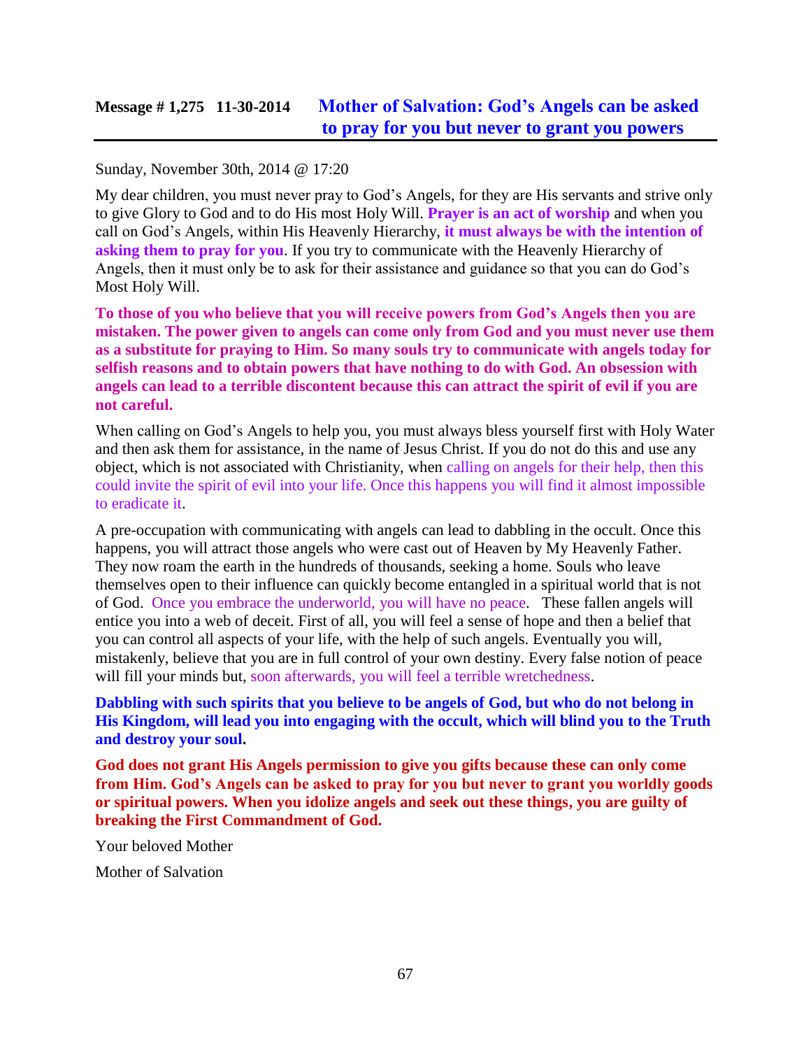## Message # 1,275 11-30-2014 Mother of Salvation: God's Angels can be asked to pray for you but never to grant you powers

Sunday, November 30th, 2014 @ 17:20

My dear children, you must never pray to God's Angels, for they are His servants and strive only to give Glory to God and to do His most Holy Will. **Prayer is an act of worship** and when you call on God's Angels, within His Heavenly Hierarchy, **it must always be with the intention of asking them to pray for you**. If you try to communicate with the Heavenly Hierarchy of Angels, then it must only be to ask for their assistance and guidance so that you can do God's Most Holy Will.

**To those of you who believe that you will receive powers from God's Angels then you are mistaken. The power given to angels can come only from God and you must never use them as a substitute for praying to Him. So many souls try to communicate with angels today for selfish reasons and to obtain powers that have nothing to do with God. An obsession with angels can lead to a terrible discontent because this can attract the spirit of evil if you are not careful.**

When calling on God's Angels to help you, you must always bless yourself first with Holy Water and then ask them for assistance, in the name of Jesus Christ. If you do not do this and use any object, which is not associated with Christianity, when calling on angels for their help, then this could invite the spirit of evil into your life. Once this happens you will find it almost impossible to eradicate it.

A pre-occupation with communicating with angels can lead to dabbling in the occult. Once this happens, you will attract those angels who were cast out of Heaven by My Heavenly Father. They now roam the earth in the hundreds of thousands, seeking a home. Souls who leave themselves open to their influence can quickly become entangled in a spiritual world that is not of God. Once you embrace the underworld, you will have no peace. These fallen angels will entice you into a web of deceit. First of all, you will feel a sense of hope and then a belief that you can control all aspects of your life, with the help of such angels. Eventually you will, mistakenly, believe that you are in full control of your own destiny. Every false notion of peace will fill your minds but, soon afterwards, you will feel a terrible wretchedness.

**Dabbling with such spirits that you believe to be angels of God, but who do not belong in His Kingdom, will lead you into engaging with the occult, which will blind you to the Truth and destroy your soul.**

**God does not grant His Angels permission to give you gifts because these can only come from Him. God's Angels can be asked to pray for you but never to grant you worldly goods or spiritual powers. When you idolize angels and seek out these things, you are guilty of breaking the First Commandment of God.**

Your beloved Mother

Mother of Salvation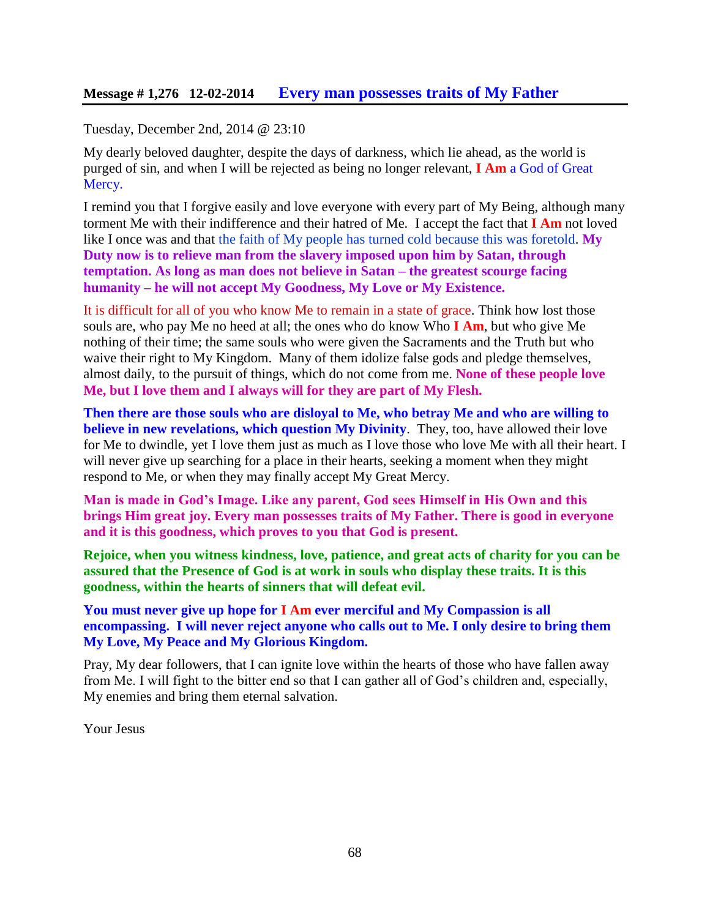## Message # 1,276 12-02-2014 Every man possesses traits of My Father

Tuesday, December 2nd, 2014 @ 23:10

My dearly beloved daughter, despite the days of darkness, which lie ahead, as the world is purged of sin, and when I will be rejected as being no longer relevant, **I Am** a God of Great Mercy.

I remind you that I forgive easily and love everyone with every part of My Being, although many torment Me with their indifference and their hatred of Me. I accept the fact that **I Am** not loved like I once was and that the faith of My people has turned cold because this was foretold. **My Duty now is to relieve man from the slavery imposed upon him by Satan, through temptation. As long as man does not believe in Satan – the greatest scourge facing humanity – he will not accept My Goodness, My Love or My Existence.**

It is difficult for all of you who know Me to remain in a state of grace. Think how lost those souls are, who pay Me no heed at all; the ones who do know Who **I Am**, but who give Me nothing of their time; the same souls who were given the Sacraments and the Truth but who waive their right to My Kingdom. Many of them idolize false gods and pledge themselves, almost daily, to the pursuit of things, which do not come from me. **None of these people love Me, but I love them and I always will for they are part of My Flesh.**

**Then there are those souls who are disloyal to Me, who betray Me and who are willing to believe in new revelations, which question My Divinity**. They, too, have allowed their love for Me to dwindle, yet I love them just as much as I love those who love Me with all their heart. I will never give up searching for a place in their hearts, seeking a moment when they might respond to Me, or when they may finally accept My Great Mercy.

**Man is made in God's Image. Like any parent, God sees Himself in His Own and this brings Him great joy. Every man possesses traits of My Father. There is good in everyone and it is this goodness, which proves to you that God is present.**

**Rejoice, when you witness kindness, love, patience, and great acts of charity for you can be assured that the Presence of God is at work in souls who display these traits. It is this goodness, within the hearts of sinners that will defeat evil.**

**You must never give up hope for I Am ever merciful and My Compassion is all encompassing. I will never reject anyone who calls out to Me. I only desire to bring them My Love, My Peace and My Glorious Kingdom.**

Pray, My dear followers, that I can ignite love within the hearts of those who have fallen away from Me. I will fight to the bitter end so that I can gather all of God's children and, especially, My enemies and bring them eternal salvation.

Your Jesus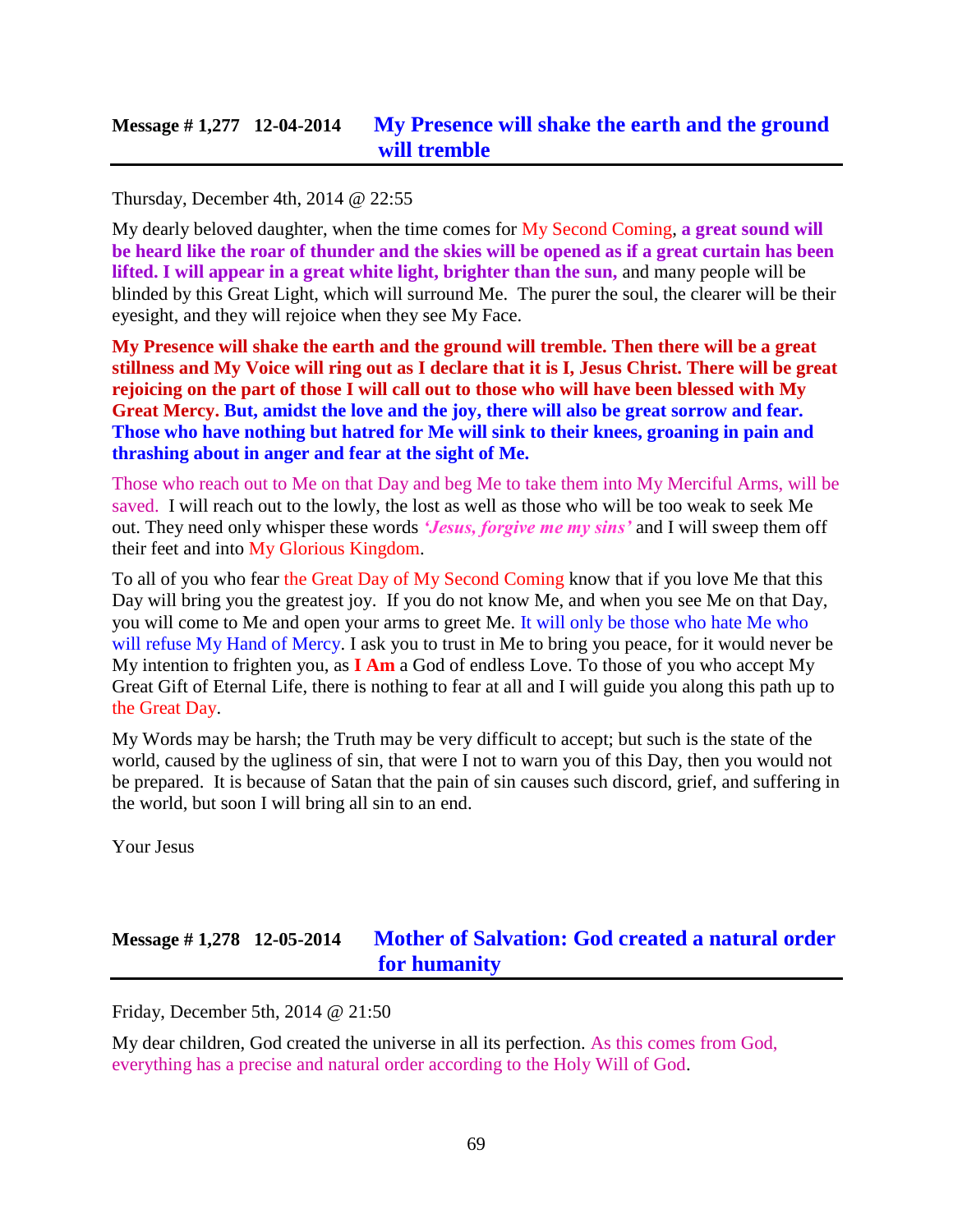## Message # 1,277 12-04-2014 My Presence will shake the earth and the ground will tremble

Thursday, December 4th, 2014 @ 22:55

My dearly beloved daughter, when the time comes for My Second Coming, **a great sound will be heard like the roar of thunder and the skies will be opened as if a great curtain has been lifted. I will appear in a great white light, brighter than the sun,** and many people will be blinded by this Great Light, which will surround Me. The purer the soul, the clearer will be their eyesight, and they will rejoice when they see My Face.

**My Presence will shake the earth and the ground will tremble. Then there will be a great stillness and My Voice will ring out as I declare that it is I, Jesus Christ. There will be great rejoicing on the part of those I will call out to those who will have been blessed with My Great Mercy. But, amidst the love and the joy, there will also be great sorrow and fear. Those who have nothing but hatred for Me will sink to their knees, groaning in pain and thrashing about in anger and fear at the sight of Me.**

Those who reach out to Me on that Day and beg Me to take them into My Merciful Arms, will be saved. I will reach out to the lowly, the lost as well as those who will be too weak to seek Me out. They need only whisper these words ***'Jesus, forgive me my sins'*** and I will sweep them off their feet and into My Glorious Kingdom.

To all of you who fear the Great Day of My Second Coming know that if you love Me that this Day will bring you the greatest joy. If you do not know Me, and when you see Me on that Day, you will come to Me and open your arms to greet Me. It will only be those who hate Me who will refuse My Hand of Mercy. I ask you to trust in Me to bring you peace, for it would never be My intention to frighten you, as **I Am** a God of endless Love. To those of you who accept My Great Gift of Eternal Life, there is nothing to fear at all and I will guide you along this path up to the Great Day.

My Words may be harsh; the Truth may be very difficult to accept; but such is the state of the world, caused by the ugliness of sin, that were I not to warn you of this Day, then you would not be prepared. It is because of Satan that the pain of sin causes such discord, grief, and suffering in the world, but soon I will bring all sin to an end.

Your Jesus

## Message # 1,278 12-05-2014 Mother of Salvation: God created a natural order for humanity

Friday, December 5th, 2014 @ 21:50

My dear children, God created the universe in all its perfection. As this comes from God, everything has a precise and natural order according to the Holy Will of God.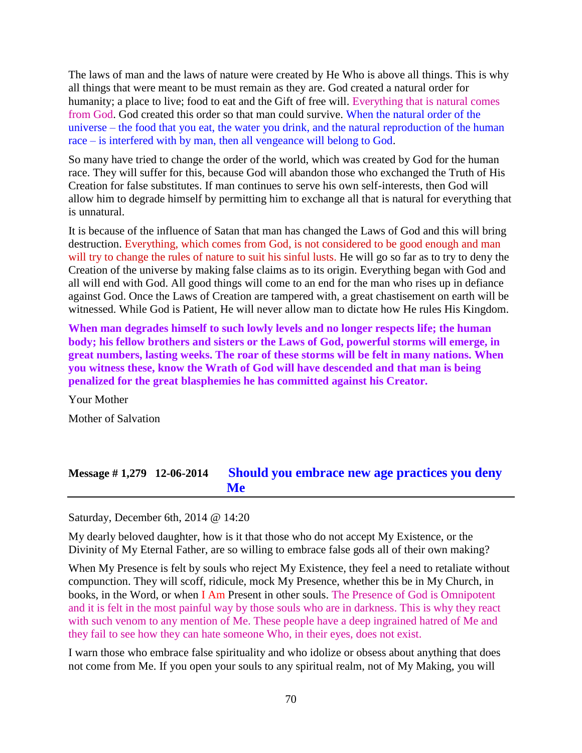The laws of man and the laws of nature were created by He Who is above all things. This is why all things that were meant to be must remain as they are. God created a natural order for humanity; a place to live; food to eat and the Gift of free will. Everything that is natural comes from God. God created this order so that man could survive. When the natural order of the universe – the food that you eat, the water you drink, and the natural reproduction of the human race – is interfered with by man, then all vengeance will belong to God.

So many have tried to change the order of the world, which was created by God for the human race. They will suffer for this, because God will abandon those who exchanged the Truth of His Creation for false substitutes. If man continues to serve his own self-interests, then God will allow him to degrade himself by permitting him to exchange all that is natural for everything that is unnatural.

It is because of the influence of Satan that man has changed the Laws of God and this will bring destruction. Everything, which comes from God, is not considered to be good enough and man will try to change the rules of nature to suit his sinful lusts. He will go so far as to try to deny the Creation of the universe by making false claims as to its origin. Everything began with God and all will end with God. All good things will come to an end for the man who rises up in defiance against God. Once the Laws of Creation are tampered with, a great chastisement on earth will be witnessed. While God is Patient, He will never allow man to dictate how He rules His Kingdom.

**When man degrades himself to such lowly levels and no longer respects life; the human body; his fellow brothers and sisters or the Laws of God, powerful storms will emerge, in great numbers, lasting weeks. The roar of these storms will be felt in many nations. When you witness these, know the Wrath of God will have descended and that man is being penalized for the great blasphemies he has committed against his Creator.**

Your Mother

Mother of Salvation

## Message # 1,279 12-06-2014 Should you embrace new age practices you deny Me

Saturday, December 6th, 2014 @ 14:20

My dearly beloved daughter, how is it that those who do not accept My Existence, or the Divinity of My Eternal Father, are so willing to embrace false gods all of their own making?

When My Presence is felt by souls who reject My Existence, they feel a need to retaliate without compunction. They will scoff, ridicule, mock My Presence, whether this be in My Church, in books, in the Word, or when I Am Present in other souls. The Presence of God is Omnipotent and it is felt in the most painful way by those souls who are in darkness. This is why they react with such venom to any mention of Me. These people have a deep ingrained hatred of Me and they fail to see how they can hate someone Who, in their eyes, does not exist.

I warn those who embrace false spirituality and who idolize or obsess about anything that does not come from Me. If you open your souls to any spiritual realm, not of My Making, you will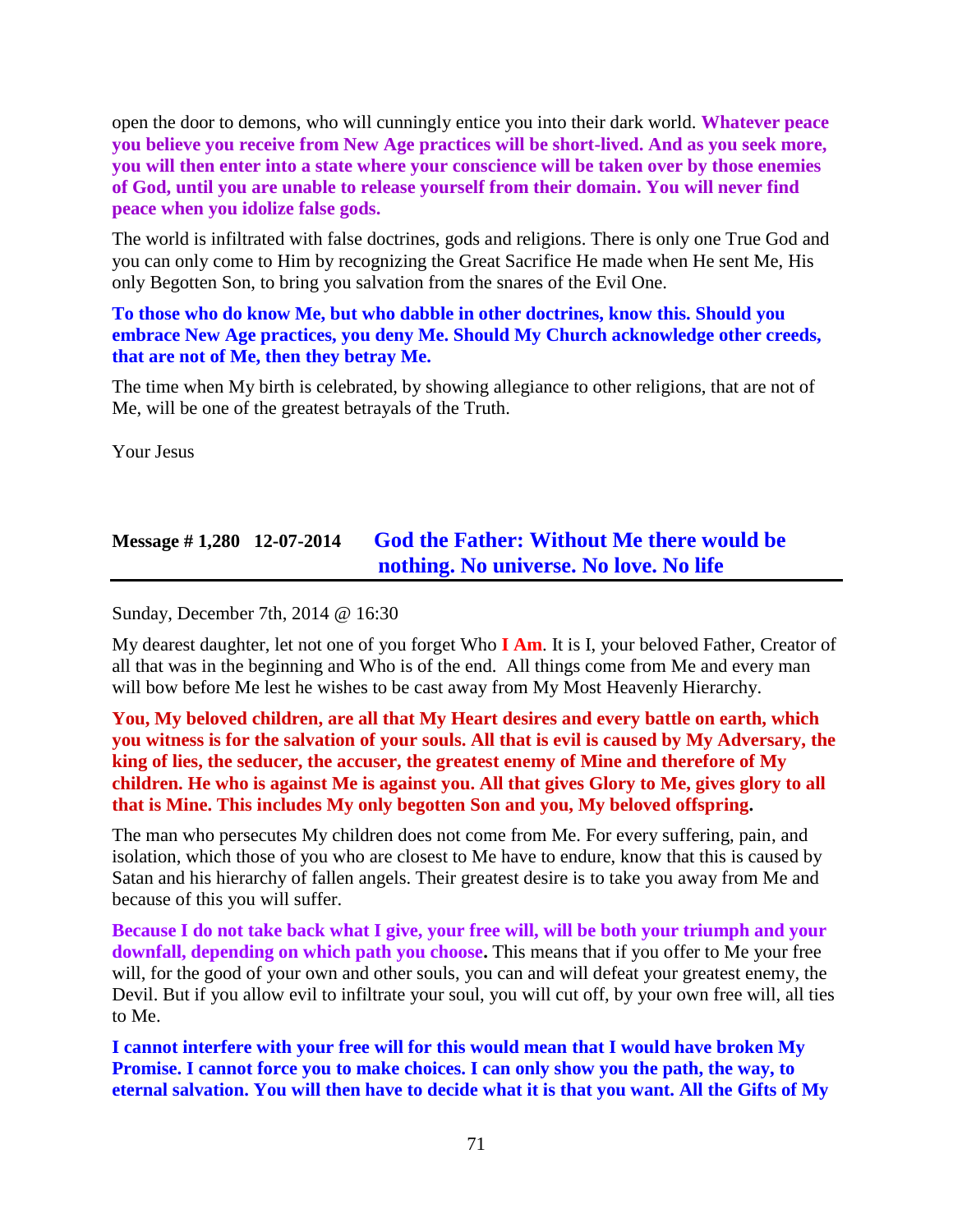open the door to demons, who will cunningly entice you into their dark world. **Whatever peace you believe you receive from New Age practices will be short-lived. And as you seek more, you will then enter into a state where your conscience will be taken over by those enemies of God, until you are unable to release yourself from their domain. You will never find peace when you idolize false gods.**

The world is infiltrated with false doctrines, gods and religions. There is only one True God and you can only come to Him by recognizing the Great Sacrifice He made when He sent Me, His only Begotten Son, to bring you salvation from the snares of the Evil One.

**To those who do know Me, but who dabble in other doctrines, know this. Should you embrace New Age practices, you deny Me. Should My Church acknowledge other creeds, that are not of Me, then they betray Me.**

The time when My birth is celebrated, by showing allegiance to other religions, that are not of Me, will be one of the greatest betrayals of the Truth.

Your Jesus

## Message # 1,280 12-07-2014 God the Father: Without Me there would be nothing. No universe. No love. No life

Sunday, December 7th, 2014 @ 16:30

My dearest daughter, let not one of you forget Who **I Am**. It is I, your beloved Father, Creator of all that was in the beginning and Who is of the end. All things come from Me and every man will bow before Me lest he wishes to be cast away from My Most Heavenly Hierarchy.

**You, My beloved children, are all that My Heart desires and every battle on earth, which you witness is for the salvation of your souls. All that is evil is caused by My Adversary, the king of lies, the seducer, the accuser, the greatest enemy of Mine and therefore of My children. He who is against Me is against you. All that gives Glory to Me, gives glory to all that is Mine. This includes My only begotten Son and you, My beloved offspring.**

The man who persecutes My children does not come from Me. For every suffering, pain, and isolation, which those of you who are closest to Me have to endure, know that this is caused by Satan and his hierarchy of fallen angels. Their greatest desire is to take you away from Me and because of this you will suffer.

**Because I do not take back what I give, your free will, will be both your triumph and your downfall, depending on which path you choose.** This means that if you offer to Me your free will, for the good of your own and other souls, you can and will defeat your greatest enemy, the Devil. But if you allow evil to infiltrate your soul, you will cut off, by your own free will, all ties to Me.

**I cannot interfere with your free will for this would mean that I would have broken My Promise. I cannot force you to make choices. I can only show you the path, the way, to eternal salvation. You will then have to decide what it is that you want. All the Gifts of My**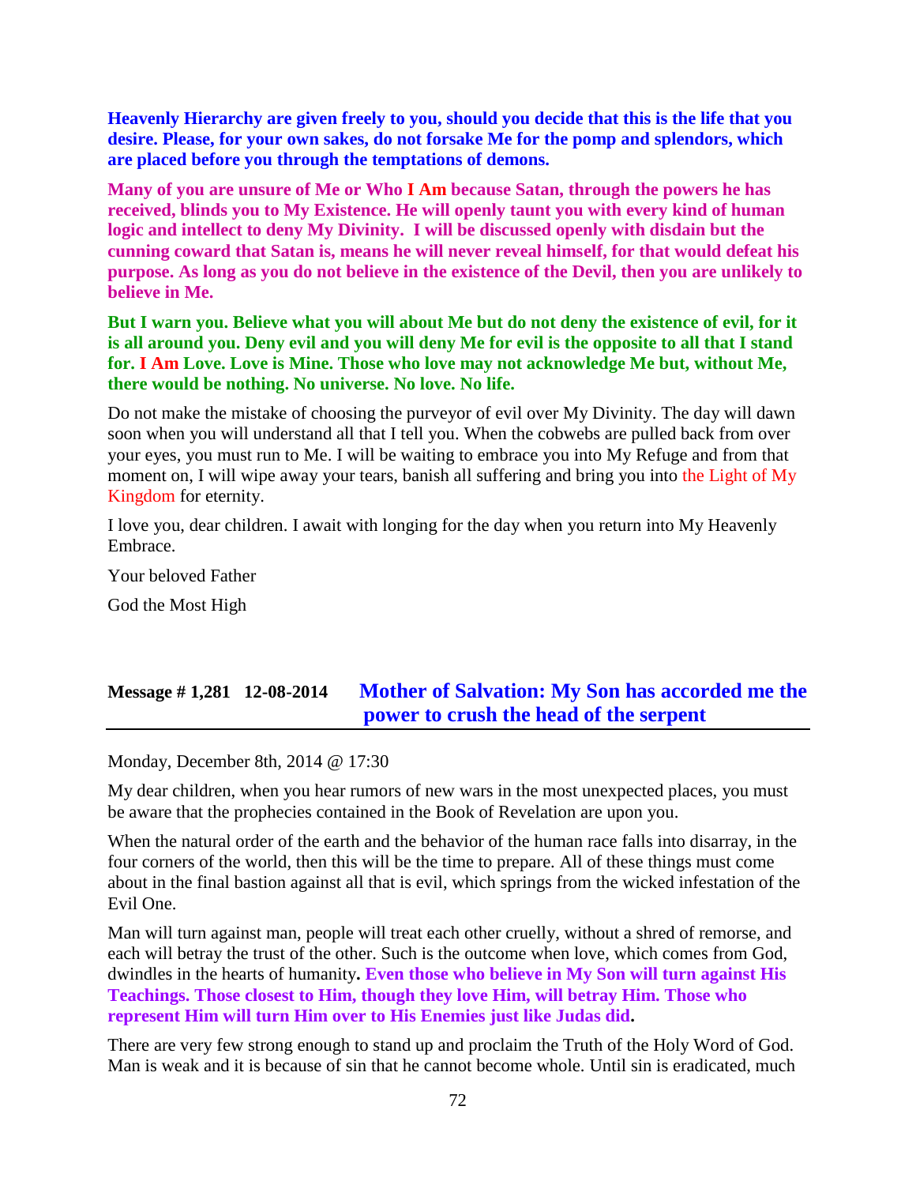**Heavenly Hierarchy are given freely to you, should you decide that this is the life that you desire. Please, for your own sakes, do not forsake Me for the pomp and splendors, which are placed before you through the temptations of demons.**

**Many of you are unsure of Me or Who I Am because Satan, through the powers he has received, blinds you to My Existence. He will openly taunt you with every kind of human logic and intellect to deny My Divinity. I will be discussed openly with disdain but the cunning coward that Satan is, means he will never reveal himself, for that would defeat his purpose. As long as you do not believe in the existence of the Devil, then you are unlikely to believe in Me.**

**But I warn you. Believe what you will about Me but do not deny the existence of evil, for it is all around you. Deny evil and you will deny Me for evil is the opposite to all that I stand for. I Am Love. Love is Mine. Those who love may not acknowledge Me but, without Me, there would be nothing. No universe. No love. No life.**

Do not make the mistake of choosing the purveyor of evil over My Divinity. The day will dawn soon when you will understand all that I tell you. When the cobwebs are pulled back from over your eyes, you must run to Me. I will be waiting to embrace you into My Refuge and from that moment on, I will wipe away your tears, banish all suffering and bring you into the Light of My Kingdom for eternity.

I love you, dear children. I await with longing for the day when you return into My Heavenly Embrace.

Your beloved Father

God the Most High

## Message # 1,281 12-08-2014 Mother of Salvation: My Son has accorded me the power to crush the head of the serpent

Monday, December 8th, 2014 @ 17:30

My dear children, when you hear rumors of new wars in the most unexpected places, you must be aware that the prophecies contained in the Book of Revelation are upon you.

When the natural order of the earth and the behavior of the human race falls into disarray, in the four corners of the world, then this will be the time to prepare. All of these things must come about in the final bastion against all that is evil, which springs from the wicked infestation of the Evil One.

Man will turn against man, people will treat each other cruelly, without a shred of remorse, and each will betray the trust of the other. Such is the outcome when love, which comes from God, dwindles in the hearts of humanity**. Even those who believe in My Son will turn against His Teachings. Those closest to Him, though they love Him, will betray Him. Those who represent Him will turn Him over to His Enemies just like Judas did.**

There are very few strong enough to stand up and proclaim the Truth of the Holy Word of God. Man is weak and it is because of sin that he cannot become whole. Until sin is eradicated, much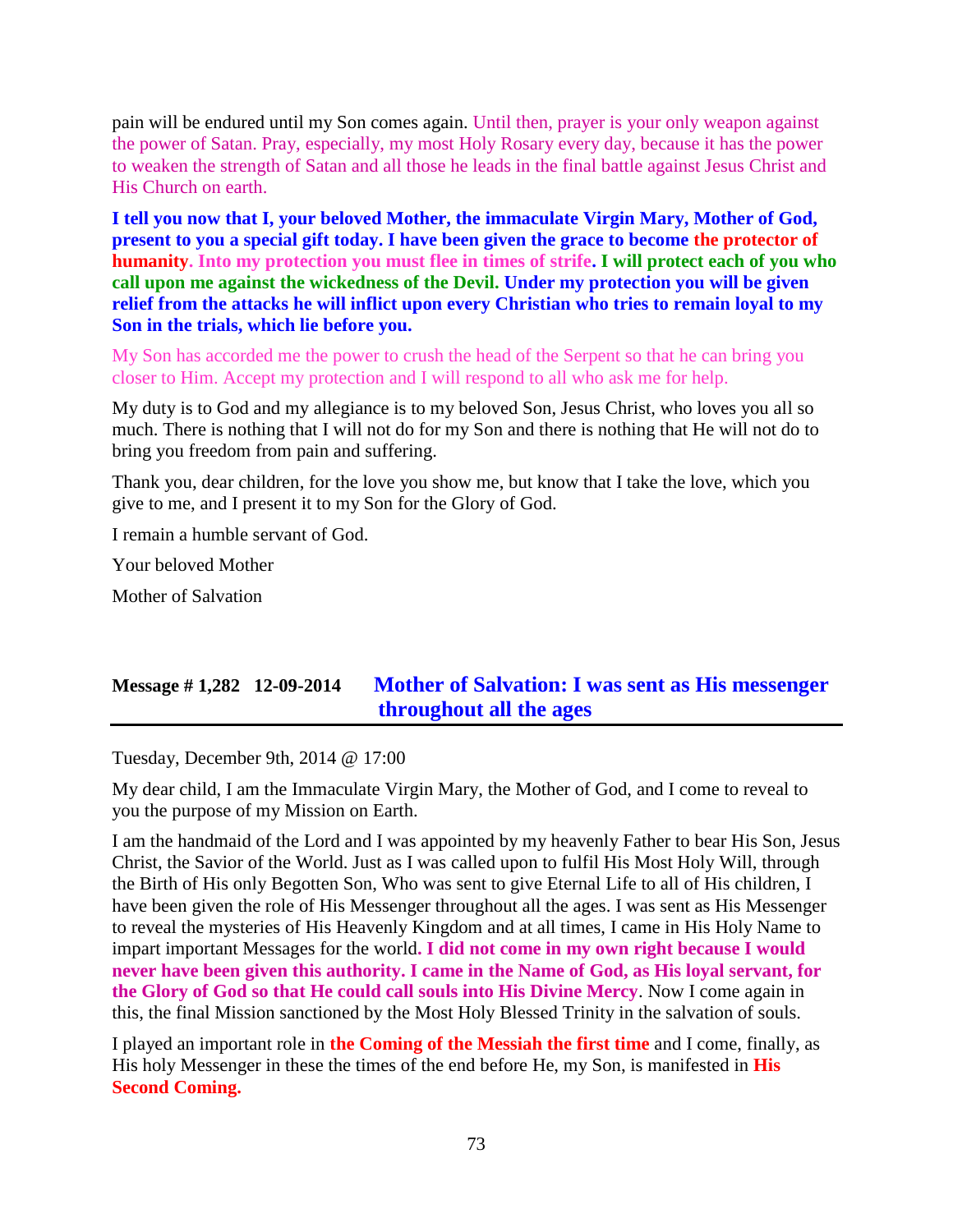pain will be endured until my Son comes again. Until then, prayer is your only weapon against the power of Satan. Pray, especially, my most Holy Rosary every day, because it has the power to weaken the strength of Satan and all those he leads in the final battle against Jesus Christ and His Church on earth.

**I tell you now that I, your beloved Mother, the immaculate Virgin Mary, Mother of God, present to you a special gift today. I have been given the grace to become the protector of humanity. Into my protection you must flee in times of strife. I will protect each of you who call upon me against the wickedness of the Devil. Under my protection you will be given relief from the attacks he will inflict upon every Christian who tries to remain loyal to my Son in the trials, which lie before you.**

My Son has accorded me the power to crush the head of the Serpent so that he can bring you closer to Him. Accept my protection and I will respond to all who ask me for help.

My duty is to God and my allegiance is to my beloved Son, Jesus Christ, who loves you all so much. There is nothing that I will not do for my Son and there is nothing that He will not do to bring you freedom from pain and suffering.

Thank you, dear children, for the love you show me, but know that I take the love, which you give to me, and I present it to my Son for the Glory of God.

I remain a humble servant of God.

Your beloved Mother

Mother of Salvation

## Message # 1,282 12-09-2014 Mother of Salvation: I was sent as His messenger throughout all the ages

Tuesday, December 9th, 2014 @ 17:00

My dear child, I am the Immaculate Virgin Mary, the Mother of God, and I come to reveal to you the purpose of my Mission on Earth.

I am the handmaid of the Lord and I was appointed by my heavenly Father to bear His Son, Jesus Christ, the Savior of the World. Just as I was called upon to fulfil His Most Holy Will, through the Birth of His only Begotten Son, Who was sent to give Eternal Life to all of His children, I have been given the role of His Messenger throughout all the ages. I was sent as His Messenger to reveal the mysteries of His Heavenly Kingdom and at all times, I came in His Holy Name to impart important Messages for the world**. I did not come in my own right because I would never have been given this authority. I came in the Name of God, as His loyal servant, for the Glory of God so that He could call souls into His Divine Mercy**. Now I come again in this, the final Mission sanctioned by the Most Holy Blessed Trinity in the salvation of souls.

I played an important role in **the Coming of the Messiah the first time** and I come, finally, as His holy Messenger in these the times of the end before He, my Son, is manifested in **His Second Coming.**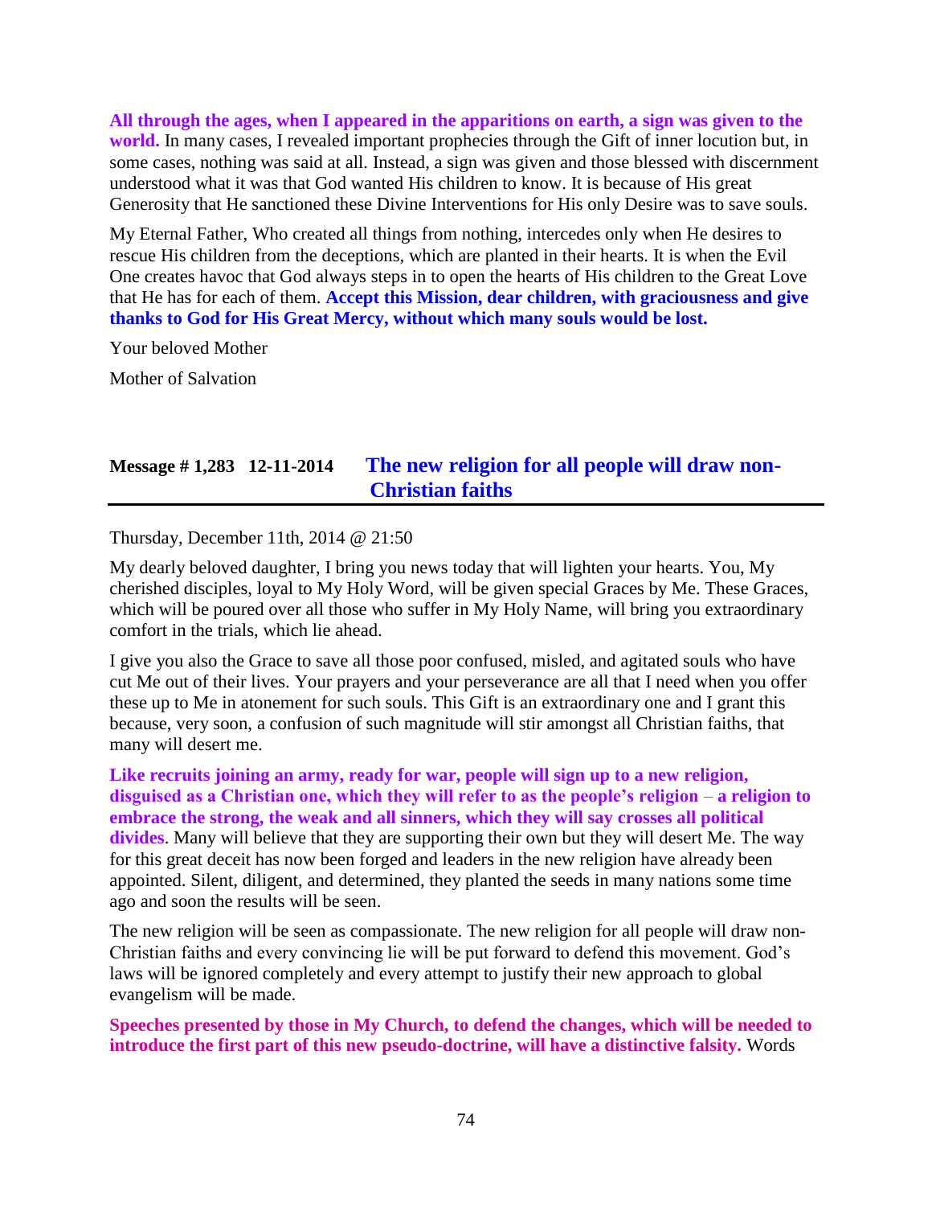**All through the ages, when I appeared in the apparitions on earth, a sign was given to the world.** In many cases, I revealed important prophecies through the Gift of inner locution but, in some cases, nothing was said at all. Instead, a sign was given and those blessed with discernment understood what it was that God wanted His children to know. It is because of His great Generosity that He sanctioned these Divine Interventions for His only Desire was to save souls.

My Eternal Father, Who created all things from nothing, intercedes only when He desires to rescue His children from the deceptions, which are planted in their hearts. It is when the Evil One creates havoc that God always steps in to open the hearts of His children to the Great Love that He has for each of them. **Accept this Mission, dear children, with graciousness and give thanks to God for His Great Mercy, without which many souls would be lost.**

Your beloved Mother

Mother of Salvation

## Message # 1,283 12-11-2014 The new religion for all people will draw non-Christian faiths

Thursday, December 11th, 2014 @ 21:50

My dearly beloved daughter, I bring you news today that will lighten your hearts. You, My cherished disciples, loyal to My Holy Word, will be given special Graces by Me. These Graces, which will be poured over all those who suffer in My Holy Name, will bring you extraordinary comfort in the trials, which lie ahead.

I give you also the Grace to save all those poor confused, misled, and agitated souls who have cut Me out of their lives. Your prayers and your perseverance are all that I need when you offer these up to Me in atonement for such souls. This Gift is an extraordinary one and I grant this because, very soon, a confusion of such magnitude will stir amongst all Christian faiths, that many will desert me.

**Like recruits joining an army, ready for war, people will sign up to a new religion, disguised as a Christian one, which they will refer to as the people's religion – a religion to embrace the strong, the weak and all sinners, which they will say crosses all political divides**. Many will believe that they are supporting their own but they will desert Me. The way for this great deceit has now been forged and leaders in the new religion have already been appointed. Silent, diligent, and determined, they planted the seeds in many nations some time ago and soon the results will be seen.

The new religion will be seen as compassionate. The new religion for all people will draw non-Christian faiths and every convincing lie will be put forward to defend this movement. God's laws will be ignored completely and every attempt to justify their new approach to global evangelism will be made.

**Speeches presented by those in My Church, to defend the changes, which will be needed to introduce the first part of this new pseudo-doctrine, will have a distinctive falsity.** Words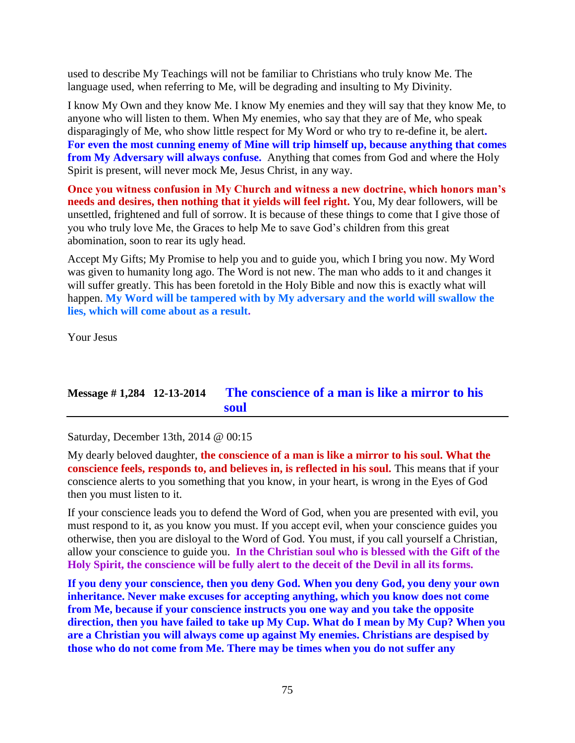used to describe My Teachings will not be familiar to Christians who truly know Me. The language used, when referring to Me, will be degrading and insulting to My Divinity.

I know My Own and they know Me. I know My enemies and they will say that they know Me, to anyone who will listen to them. When My enemies, who say that they are of Me, who speak disparagingly of Me, who show little respect for My Word or who try to re-define it, be alert**. For even the most cunning enemy of Mine will trip himself up, because anything that comes from My Adversary will always confuse.** Anything that comes from God and where the Holy Spirit is present, will never mock Me, Jesus Christ, in any way.

**Once you witness confusion in My Church and witness a new doctrine, which honors man's needs and desires, then nothing that it yields will feel right.** You, My dear followers, will be unsettled, frightened and full of sorrow. It is because of these things to come that I give those of you who truly love Me, the Graces to help Me to save God's children from this great abomination, soon to rear its ugly head.

Accept My Gifts; My Promise to help you and to guide you, which I bring you now. My Word was given to humanity long ago. The Word is not new. The man who adds to it and changes it will suffer greatly. This has been foretold in the Holy Bible and now this is exactly what will happen. **My Word will be tampered with by My adversary and the world will swallow the lies, which will come about as a result.**

Your Jesus

## Message # 1,284 12-13-2014 The conscience of a man is like a mirror to his soul

Saturday, December 13th, 2014 @ 00:15

My dearly beloved daughter, **the conscience of a man is like a mirror to his soul. What the conscience feels, responds to, and believes in, is reflected in his soul.** This means that if your conscience alerts to you something that you know, in your heart, is wrong in the Eyes of God then you must listen to it.

If your conscience leads you to defend the Word of God, when you are presented with evil, you must respond to it, as you know you must. If you accept evil, when your conscience guides you otherwise, then you are disloyal to the Word of God. You must, if you call yourself a Christian, allow your conscience to guide you. **In the Christian soul who is blessed with the Gift of the Holy Spirit, the conscience will be fully alert to the deceit of the Devil in all its forms.**

**If you deny your conscience, then you deny God. When you deny God, you deny your own inheritance. Never make excuses for accepting anything, which you know does not come from Me, because if your conscience instructs you one way and you take the opposite direction, then you have failed to take up My Cup. What do I mean by My Cup? When you are a Christian you will always come up against My enemies. Christians are despised by those who do not come from Me. There may be times when you do not suffer any**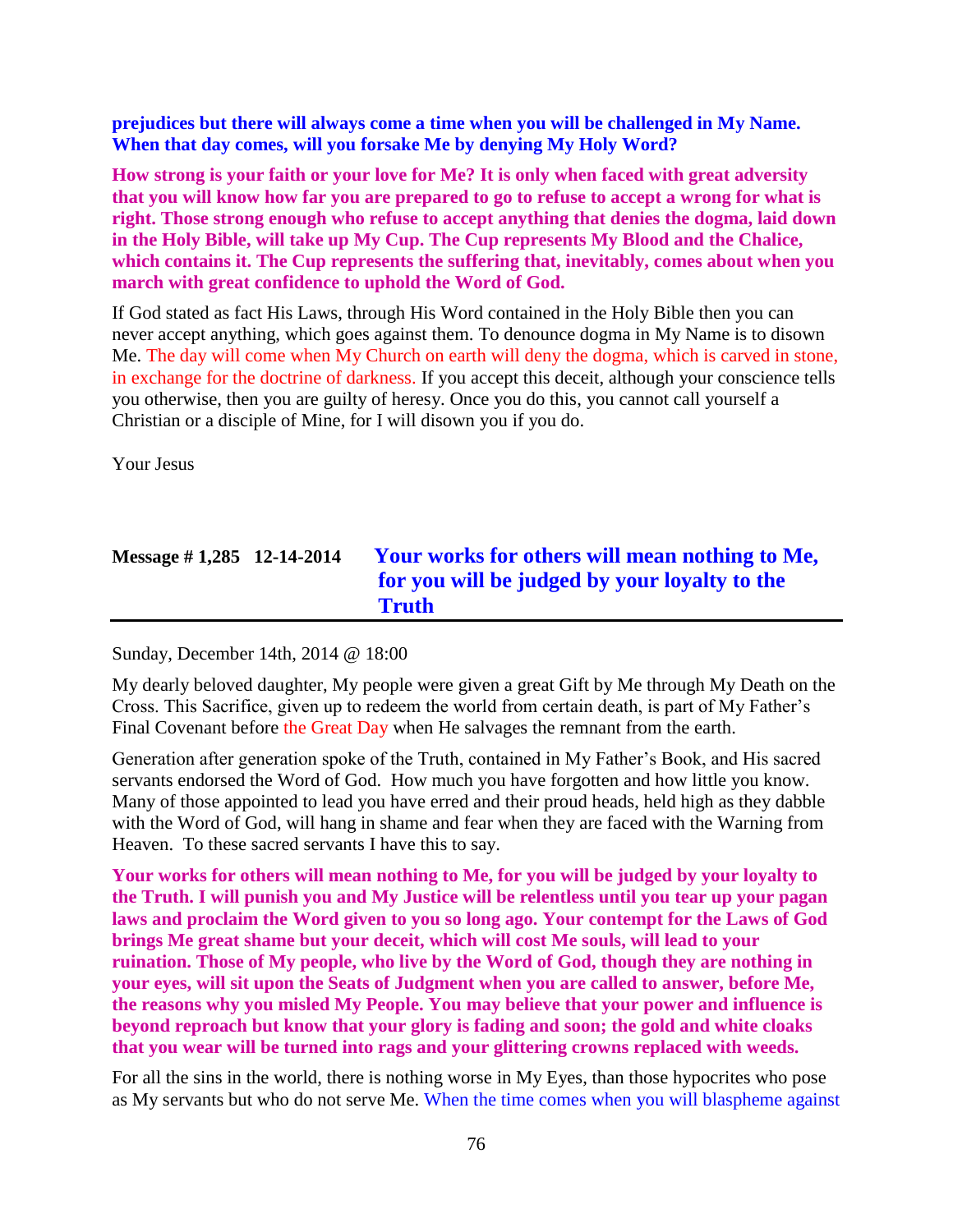**prejudices but there will always come a time when you will be challenged in My Name. When that day comes, will you forsake Me by denying My Holy Word?**

**How strong is your faith or your love for Me? It is only when faced with great adversity that you will know how far you are prepared to go to refuse to accept a wrong for what is right. Those strong enough who refuse to accept anything that denies the dogma, laid down in the Holy Bible, will take up My Cup. The Cup represents My Blood and the Chalice, which contains it. The Cup represents the suffering that, inevitably, comes about when you march with great confidence to uphold the Word of God.**

If God stated as fact His Laws, through His Word contained in the Holy Bible then you can never accept anything, which goes against them. To denounce dogma in My Name is to disown Me. The day will come when My Church on earth will deny the dogma, which is carved in stone, in exchange for the doctrine of darkness. If you accept this deceit, although your conscience tells you otherwise, then you are guilty of heresy. Once you do this, you cannot call yourself a Christian or a disciple of Mine, for I will disown you if you do.

Your Jesus

## Message # 1,285 12-14-2014 Your works for others will mean nothing to Me, for you will be judged by your loyalty to the Truth

Sunday, December 14th, 2014 @ 18:00

My dearly beloved daughter, My people were given a great Gift by Me through My Death on the Cross. This Sacrifice, given up to redeem the world from certain death, is part of My Father's Final Covenant before the Great Day when He salvages the remnant from the earth.

Generation after generation spoke of the Truth, contained in My Father's Book, and His sacred servants endorsed the Word of God. How much you have forgotten and how little you know. Many of those appointed to lead you have erred and their proud heads, held high as they dabble with the Word of God, will hang in shame and fear when they are faced with the Warning from Heaven. To these sacred servants I have this to say.

**Your works for others will mean nothing to Me, for you will be judged by your loyalty to the Truth. I will punish you and My Justice will be relentless until you tear up your pagan laws and proclaim the Word given to you so long ago. Your contempt for the Laws of God brings Me great shame but your deceit, which will cost Me souls, will lead to your ruination. Those of My people, who live by the Word of God, though they are nothing in your eyes, will sit upon the Seats of Judgment when you are called to answer, before Me, the reasons why you misled My People. You may believe that your power and influence is beyond reproach but know that your glory is fading and soon; the gold and white cloaks that you wear will be turned into rags and your glittering crowns replaced with weeds.**

For all the sins in the world, there is nothing worse in My Eyes, than those hypocrites who pose as My servants but who do not serve Me. When the time comes when you will blaspheme against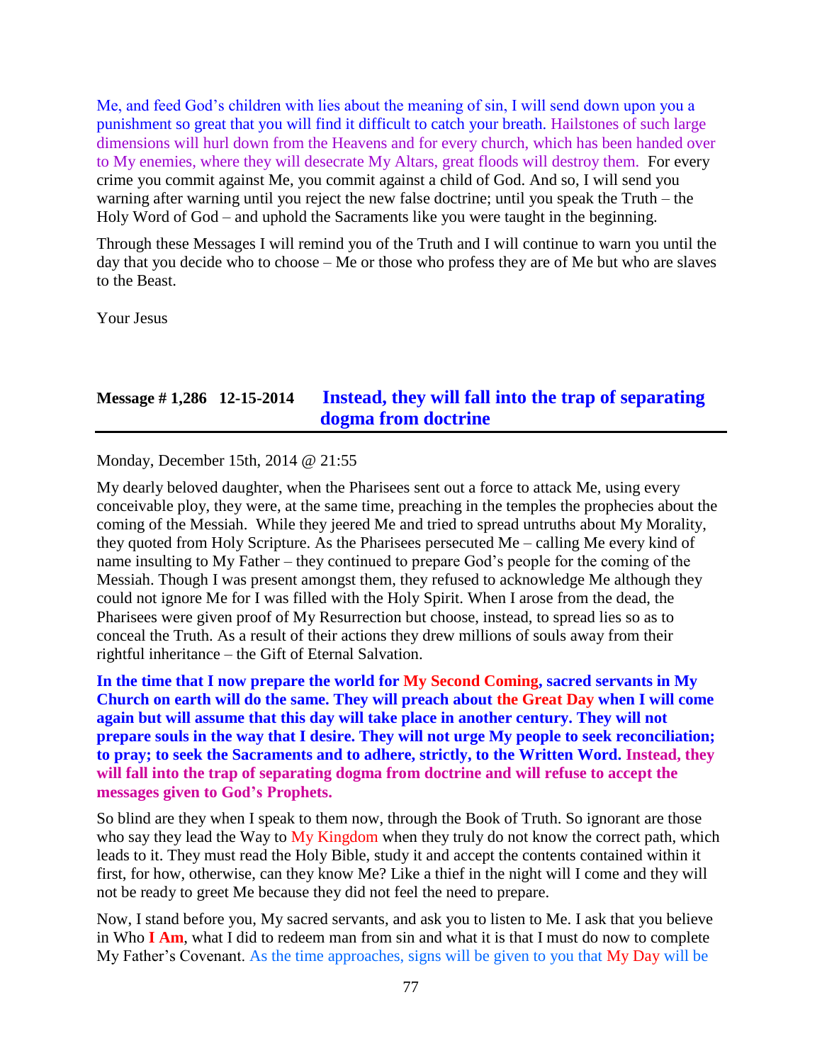Me, and feed God's children with lies about the meaning of sin, I will send down upon you a punishment so great that you will find it difficult to catch your breath. Hailstones of such large dimensions will hurl down from the Heavens and for every church, which has been handed over to My enemies, where they will desecrate My Altars, great floods will destroy them. For every crime you commit against Me, you commit against a child of God. And so, I will send you warning after warning until you reject the new false doctrine; until you speak the Truth – the Holy Word of God – and uphold the Sacraments like you were taught in the beginning.

Through these Messages I will remind you of the Truth and I will continue to warn you until the day that you decide who to choose – Me or those who profess they are of Me but who are slaves to the Beast.

Your Jesus

## Message # 1,286 12-15-2014 Instead, they will fall into the trap of separating dogma from doctrine

Monday, December 15th, 2014 @ 21:55

My dearly beloved daughter, when the Pharisees sent out a force to attack Me, using every conceivable ploy, they were, at the same time, preaching in the temples the prophecies about the coming of the Messiah. While they jeered Me and tried to spread untruths about My Morality, they quoted from Holy Scripture. As the Pharisees persecuted Me – calling Me every kind of name insulting to My Father – they continued to prepare God's people for the coming of the Messiah. Though I was present amongst them, they refused to acknowledge Me although they could not ignore Me for I was filled with the Holy Spirit. When I arose from the dead, the Pharisees were given proof of My Resurrection but choose, instead, to spread lies so as to conceal the Truth. As a result of their actions they drew millions of souls away from their rightful inheritance – the Gift of Eternal Salvation.

**In the time that I now prepare the world for My Second Coming, sacred servants in My Church on earth will do the same. They will preach about the Great Day when I will come again but will assume that this day will take place in another century. They will not prepare souls in the way that I desire. They will not urge My people to seek reconciliation; to pray; to seek the Sacraments and to adhere, strictly, to the Written Word. Instead, they will fall into the trap of separating dogma from doctrine and will refuse to accept the messages given to God's Prophets.**

So blind are they when I speak to them now, through the Book of Truth. So ignorant are those who say they lead the Way to My Kingdom when they truly do not know the correct path, which leads to it. They must read the Holy Bible, study it and accept the contents contained within it first, for how, otherwise, can they know Me? Like a thief in the night will I come and they will not be ready to greet Me because they did not feel the need to prepare.

Now, I stand before you, My sacred servants, and ask you to listen to Me. I ask that you believe in Who **I Am**, what I did to redeem man from sin and what it is that I must do now to complete My Father's Covenant. As the time approaches, signs will be given to you that My Day will be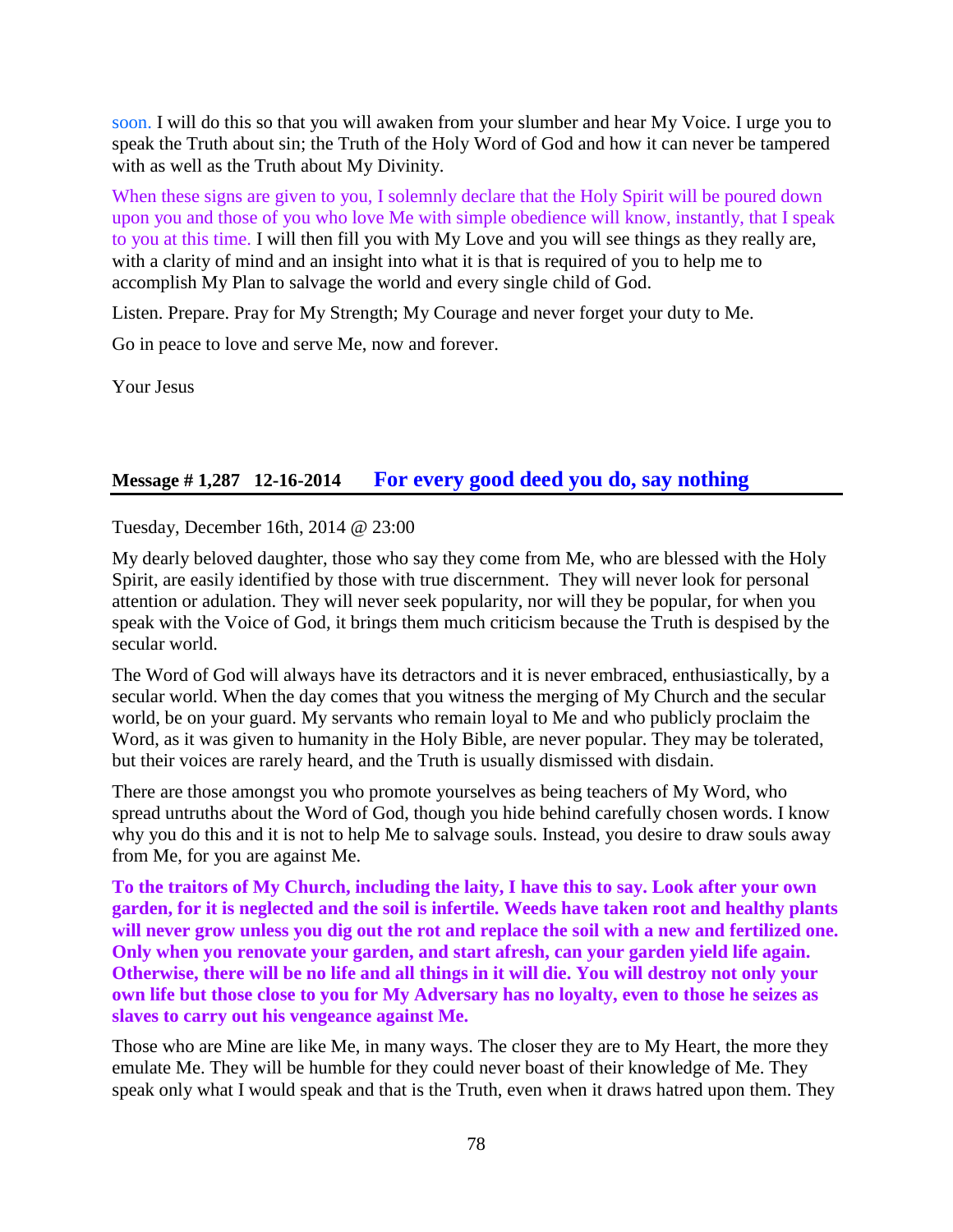soon. I will do this so that you will awaken from your slumber and hear My Voice. I urge you to speak the Truth about sin; the Truth of the Holy Word of God and how it can never be tampered with as well as the Truth about My Divinity.

When these signs are given to you, I solemnly declare that the Holy Spirit will be poured down upon you and those of you who love Me with simple obedience will know, instantly, that I speak to you at this time. I will then fill you with My Love and you will see things as they really are, with a clarity of mind and an insight into what it is that is required of you to help me to accomplish My Plan to salvage the world and every single child of God.

Listen. Prepare. Pray for My Strength; My Courage and never forget your duty to Me.

Go in peace to love and serve Me, now and forever.

Your Jesus

## Message # 1,287 12-16-2014 For every good deed you do, say nothing

Tuesday, December 16th, 2014 @ 23:00

My dearly beloved daughter, those who say they come from Me, who are blessed with the Holy Spirit, are easily identified by those with true discernment. They will never look for personal attention or adulation. They will never seek popularity, nor will they be popular, for when you speak with the Voice of God, it brings them much criticism because the Truth is despised by the secular world.

The Word of God will always have its detractors and it is never embraced, enthusiastically, by a secular world. When the day comes that you witness the merging of My Church and the secular world, be on your guard. My servants who remain loyal to Me and who publicly proclaim the Word, as it was given to humanity in the Holy Bible, are never popular. They may be tolerated, but their voices are rarely heard, and the Truth is usually dismissed with disdain.

There are those amongst you who promote yourselves as being teachers of My Word, who spread untruths about the Word of God, though you hide behind carefully chosen words. I know why you do this and it is not to help Me to salvage souls. Instead, you desire to draw souls away from Me, for you are against Me.

**To the traitors of My Church, including the laity, I have this to say. Look after your own garden, for it is neglected and the soil is infertile. Weeds have taken root and healthy plants will never grow unless you dig out the rot and replace the soil with a new and fertilized one. Only when you renovate your garden, and start afresh, can your garden yield life again. Otherwise, there will be no life and all things in it will die. You will destroy not only your own life but those close to you for My Adversary has no loyalty, even to those he seizes as slaves to carry out his vengeance against Me.**

Those who are Mine are like Me, in many ways. The closer they are to My Heart, the more they emulate Me. They will be humble for they could never boast of their knowledge of Me. They speak only what I would speak and that is the Truth, even when it draws hatred upon them. They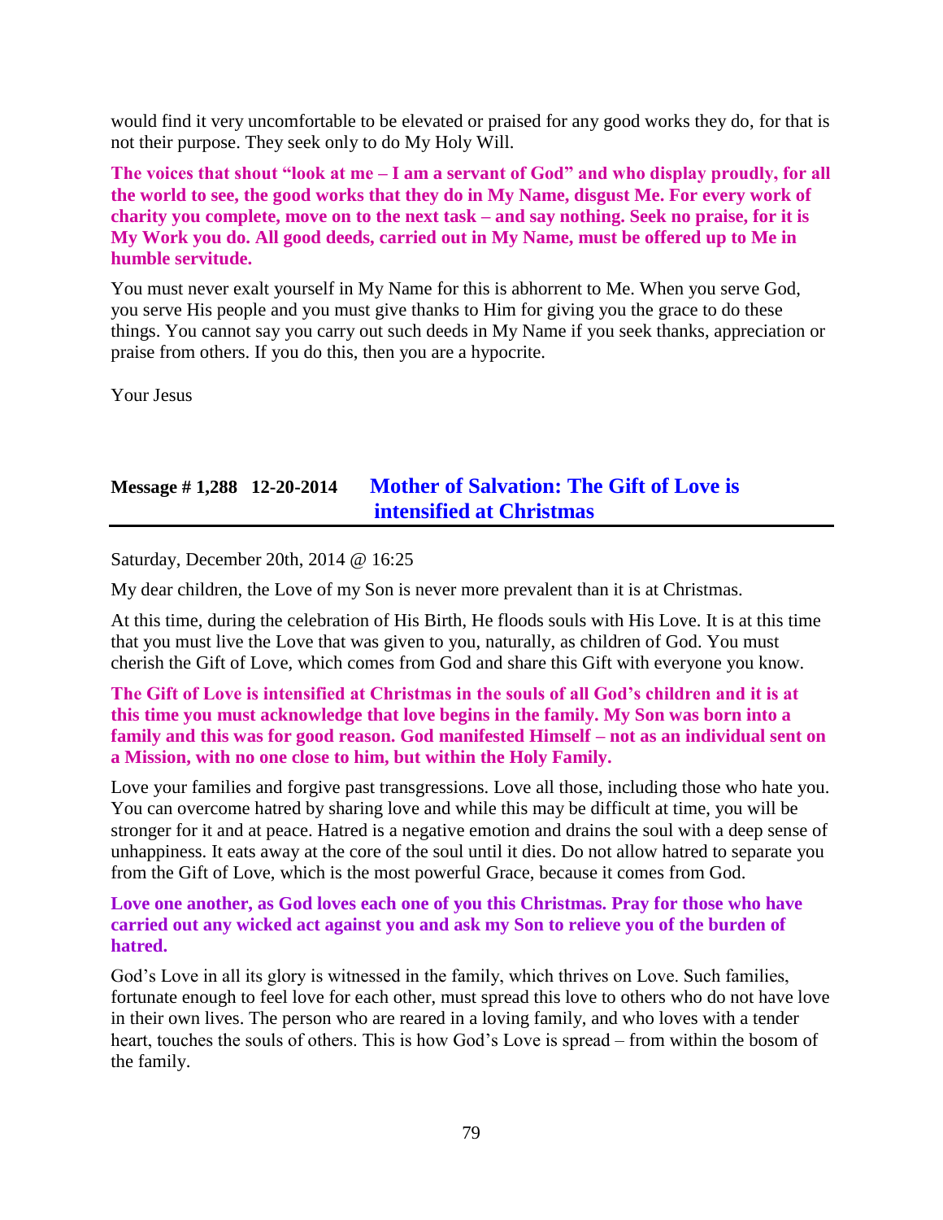would find it very uncomfortable to be elevated or praised for any good works they do, for that is not their purpose. They seek only to do My Holy Will.

**The voices that shout "look at me – I am a servant of God" and who display proudly, for all the world to see, the good works that they do in My Name, disgust Me. For every work of charity you complete, move on to the next task – and say nothing. Seek no praise, for it is My Work you do. All good deeds, carried out in My Name, must be offered up to Me in humble servitude.**

You must never exalt yourself in My Name for this is abhorrent to Me. When you serve God, you serve His people and you must give thanks to Him for giving you the grace to do these things. You cannot say you carry out such deeds in My Name if you seek thanks, appreciation or praise from others. If you do this, then you are a hypocrite.

Your Jesus

## Message # 1,288 12-20-2014 Mother of Salvation: The Gift of Love is intensified at Christmas

Saturday, December 20th, 2014 @ 16:25

My dear children, the Love of my Son is never more prevalent than it is at Christmas.

At this time, during the celebration of His Birth, He floods souls with His Love. It is at this time that you must live the Love that was given to you, naturally, as children of God. You must cherish the Gift of Love, which comes from God and share this Gift with everyone you know.

**The Gift of Love is intensified at Christmas in the souls of all God's children and it is at this time you must acknowledge that love begins in the family. My Son was born into a family and this was for good reason. God manifested Himself – not as an individual sent on a Mission, with no one close to him, but within the Holy Family.**

Love your families and forgive past transgressions. Love all those, including those who hate you. You can overcome hatred by sharing love and while this may be difficult at time, you will be stronger for it and at peace. Hatred is a negative emotion and drains the soul with a deep sense of unhappiness. It eats away at the core of the soul until it dies. Do not allow hatred to separate you from the Gift of Love, which is the most powerful Grace, because it comes from God.

**Love one another, as God loves each one of you this Christmas. Pray for those who have carried out any wicked act against you and ask my Son to relieve you of the burden of hatred.**

God's Love in all its glory is witnessed in the family, which thrives on Love. Such families, fortunate enough to feel love for each other, must spread this love to others who do not have love in their own lives. The person who are reared in a loving family, and who loves with a tender heart, touches the souls of others. This is how God's Love is spread – from within the bosom of the family.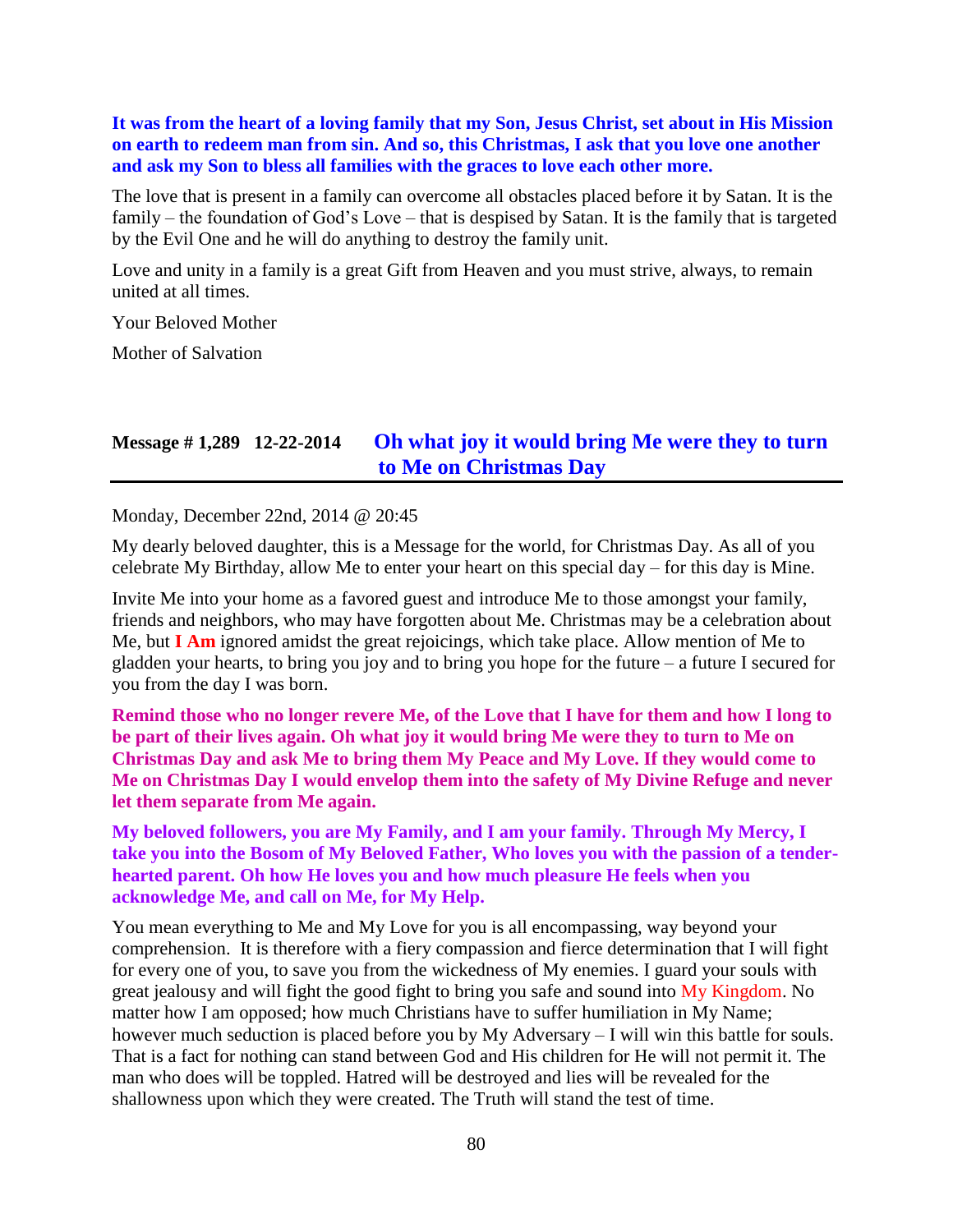**It was from the heart of a loving family that my Son, Jesus Christ, set about in His Mission on earth to redeem man from sin. And so, this Christmas, I ask that you love one another and ask my Son to bless all families with the graces to love each other more.**

The love that is present in a family can overcome all obstacles placed before it by Satan. It is the family – the foundation of God's Love – that is despised by Satan. It is the family that is targeted by the Evil One and he will do anything to destroy the family unit.

Love and unity in a family is a great Gift from Heaven and you must strive, always, to remain united at all times.

Your Beloved Mother

Mother of Salvation

## Message # 1,289 12-22-2014 Oh what joy it would bring Me were they to turn to Me on Christmas Day

Monday, December 22nd, 2014 @ 20:45

My dearly beloved daughter, this is a Message for the world, for Christmas Day. As all of you celebrate My Birthday, allow Me to enter your heart on this special day – for this day is Mine.

Invite Me into your home as a favored guest and introduce Me to those amongst your family, friends and neighbors, who may have forgotten about Me. Christmas may be a celebration about Me, but **I Am** ignored amidst the great rejoicings, which take place. Allow mention of Me to gladden your hearts, to bring you joy and to bring you hope for the future – a future I secured for you from the day I was born.

**Remind those who no longer revere Me, of the Love that I have for them and how I long to be part of their lives again. Oh what joy it would bring Me were they to turn to Me on Christmas Day and ask Me to bring them My Peace and My Love. If they would come to Me on Christmas Day I would envelop them into the safety of My Divine Refuge and never let them separate from Me again.**

**My beloved followers, you are My Family, and I am your family. Through My Mercy, I take you into the Bosom of My Beloved Father, Who loves you with the passion of a tender-hearted parent. Oh how He loves you and how much pleasure He feels when you acknowledge Me, and call on Me, for My Help.**

You mean everything to Me and My Love for you is all encompassing, way beyond your comprehension. It is therefore with a fiery compassion and fierce determination that I will fight for every one of you, to save you from the wickedness of My enemies. I guard your souls with great jealousy and will fight the good fight to bring you safe and sound into My Kingdom. No matter how I am opposed; how much Christians have to suffer humiliation in My Name; however much seduction is placed before you by My Adversary – I will win this battle for souls. That is a fact for nothing can stand between God and His children for He will not permit it. The man who does will be toppled. Hatred will be destroyed and lies will be revealed for the shallowness upon which they were created. The Truth will stand the test of time.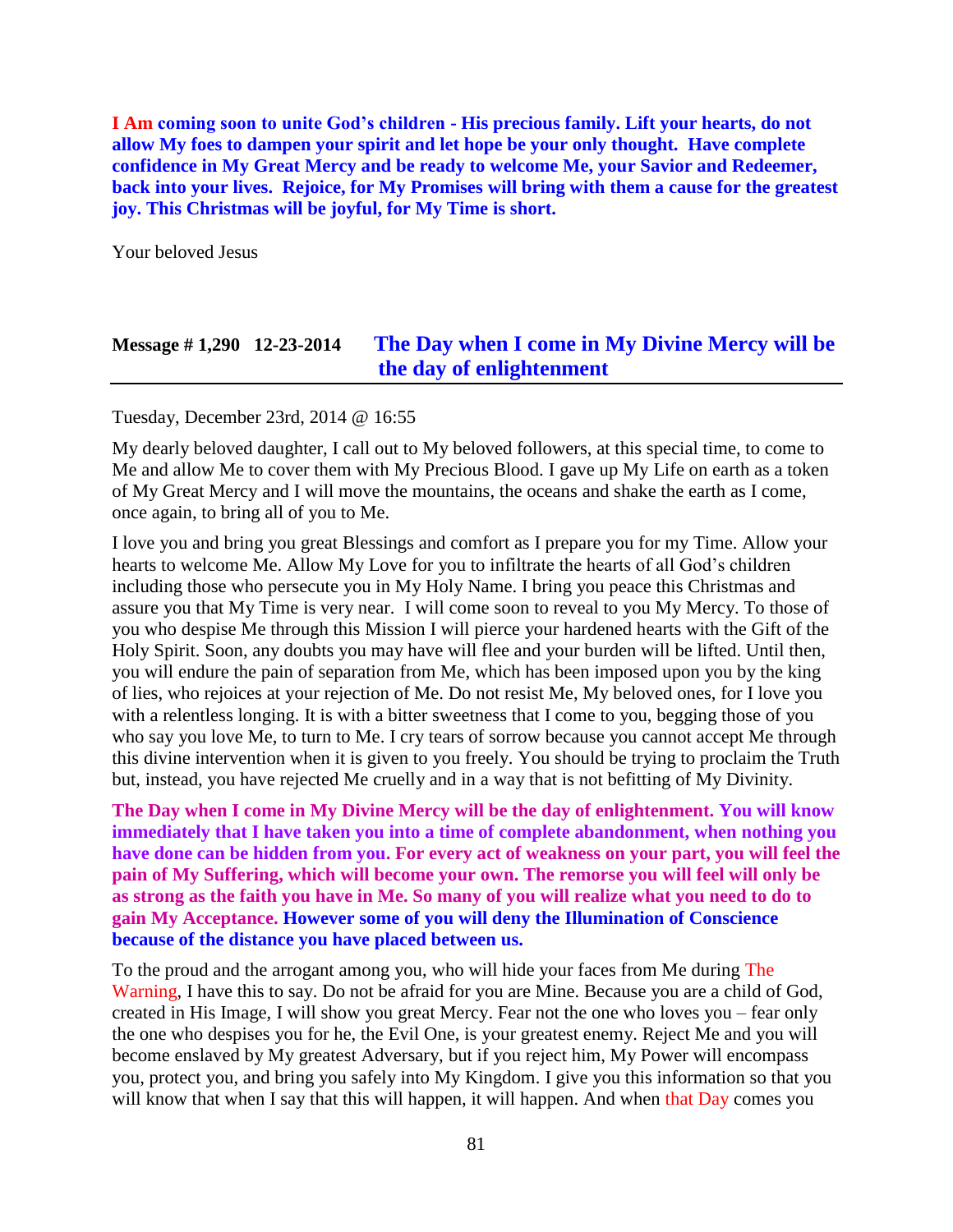**I Am coming soon to unite God's children - His precious family. Lift your hearts, do not allow My foes to dampen your spirit and let hope be your only thought. Have complete confidence in My Great Mercy and be ready to welcome Me, your Savior and Redeemer, back into your lives. Rejoice, for My Promises will bring with them a cause for the greatest joy. This Christmas will be joyful, for My Time is short.**

Your beloved Jesus

## Message # 1,290 12-23-2014 The Day when I come in My Divine Mercy will be the day of enlightenment

Tuesday, December 23rd, 2014 @ 16:55

My dearly beloved daughter, I call out to My beloved followers, at this special time, to come to Me and allow Me to cover them with My Precious Blood. I gave up My Life on earth as a token of My Great Mercy and I will move the mountains, the oceans and shake the earth as I come, once again, to bring all of you to Me.

I love you and bring you great Blessings and comfort as I prepare you for my Time. Allow your hearts to welcome Me. Allow My Love for you to infiltrate the hearts of all God's children including those who persecute you in My Holy Name. I bring you peace this Christmas and assure you that My Time is very near. I will come soon to reveal to you My Mercy. To those of you who despise Me through this Mission I will pierce your hardened hearts with the Gift of the Holy Spirit. Soon, any doubts you may have will flee and your burden will be lifted. Until then, you will endure the pain of separation from Me, which has been imposed upon you by the king of lies, who rejoices at your rejection of Me. Do not resist Me, My beloved ones, for I love you with a relentless longing. It is with a bitter sweetness that I come to you, begging those of you who say you love Me, to turn to Me. I cry tears of sorrow because you cannot accept Me through this divine intervention when it is given to you freely. You should be trying to proclaim the Truth but, instead, you have rejected Me cruelly and in a way that is not befitting of My Divinity.

**The Day when I come in My Divine Mercy will be the day of enlightenment. You will know immediately that I have taken you into a time of complete abandonment, when nothing you have done can be hidden from you. For every act of weakness on your part, you will feel the pain of My Suffering, which will become your own. The remorse you will feel will only be as strong as the faith you have in Me. So many of you will realize what you need to do to gain My Acceptance. However some of you will deny the Illumination of Conscience because of the distance you have placed between us.**

To the proud and the arrogant among you, who will hide your faces from Me during The Warning, I have this to say. Do not be afraid for you are Mine. Because you are a child of God, created in His Image, I will show you great Mercy. Fear not the one who loves you – fear only the one who despises you for he, the Evil One, is your greatest enemy. Reject Me and you will become enslaved by My greatest Adversary, but if you reject him, My Power will encompass you, protect you, and bring you safely into My Kingdom. I give you this information so that you will know that when I say that this will happen, it will happen. And when that Day comes you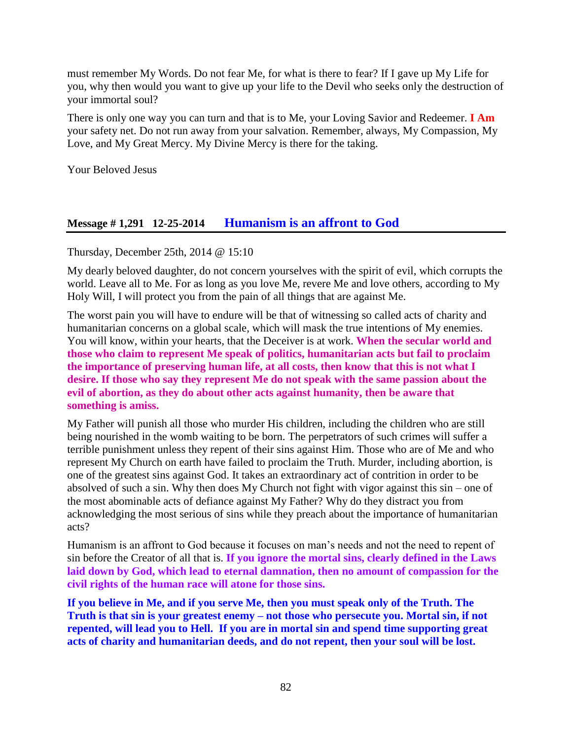must remember My Words. Do not fear Me, for what is there to fear? If I gave up My Life for you, why then would you want to give up your life to the Devil who seeks only the destruction of your immortal soul?

There is only one way you can turn and that is to Me, your Loving Savior and Redeemer. **I Am** your safety net. Do not run away from your salvation. Remember, always, My Compassion, My Love, and My Great Mercy. My Divine Mercy is there for the taking.

Your Beloved Jesus

## Message # 1,291 12-25-2014 Humanism is an affront to God

Thursday, December 25th, 2014 @ 15:10

My dearly beloved daughter, do not concern yourselves with the spirit of evil, which corrupts the world. Leave all to Me. For as long as you love Me, revere Me and love others, according to My Holy Will, I will protect you from the pain of all things that are against Me.

The worst pain you will have to endure will be that of witnessing so called acts of charity and humanitarian concerns on a global scale, which will mask the true intentions of My enemies. You will know, within your hearts, that the Deceiver is at work. **When the secular world and those who claim to represent Me speak of politics, humanitarian acts but fail to proclaim the importance of preserving human life, at all costs, then know that this is not what I desire. If those who say they represent Me do not speak with the same passion about the evil of abortion, as they do about other acts against humanity, then be aware that something is amiss.**

My Father will punish all those who murder His children, including the children who are still being nourished in the womb waiting to be born. The perpetrators of such crimes will suffer a terrible punishment unless they repent of their sins against Him. Those who are of Me and who represent My Church on earth have failed to proclaim the Truth. Murder, including abortion, is one of the greatest sins against God. It takes an extraordinary act of contrition in order to be absolved of such a sin. Why then does My Church not fight with vigor against this sin – one of the most abominable acts of defiance against My Father? Why do they distract you from acknowledging the most serious of sins while they preach about the importance of humanitarian acts?

Humanism is an affront to God because it focuses on man's needs and not the need to repent of sin before the Creator of all that is. **If you ignore the mortal sins, clearly defined in the Laws laid down by God, which lead to eternal damnation, then no amount of compassion for the civil rights of the human race will atone for those sins.**

**If you believe in Me, and if you serve Me, then you must speak only of the Truth. The Truth is that sin is your greatest enemy – not those who persecute you. Mortal sin, if not repented, will lead you to Hell. If you are in mortal sin and spend time supporting great acts of charity and humanitarian deeds, and do not repent, then your soul will be lost.**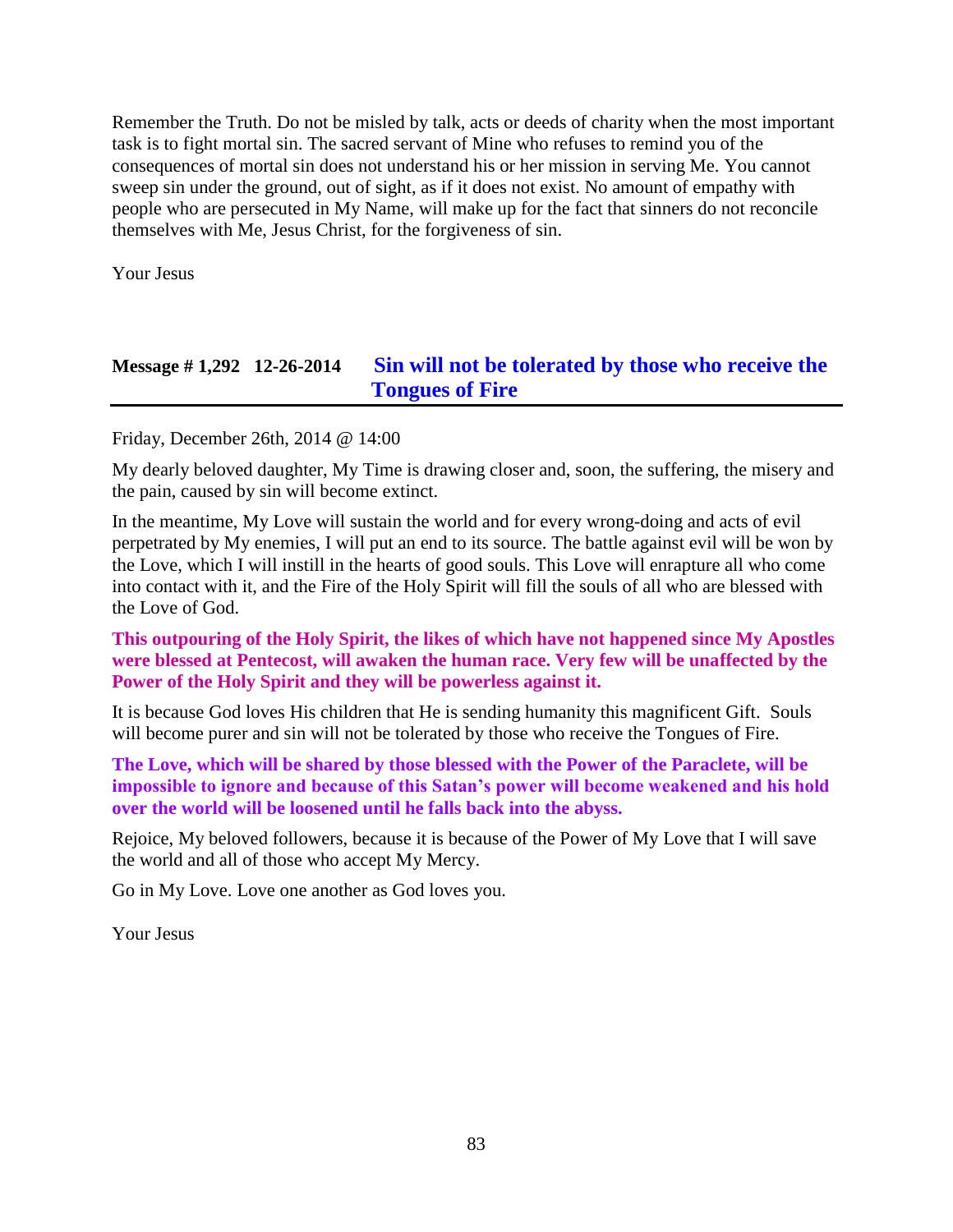Remember the Truth. Do not be misled by talk, acts or deeds of charity when the most important task is to fight mortal sin. The sacred servant of Mine who refuses to remind you of the consequences of mortal sin does not understand his or her mission in serving Me. You cannot sweep sin under the ground, out of sight, as if it does not exist. No amount of empathy with people who are persecuted in My Name, will make up for the fact that sinners do not reconcile themselves with Me, Jesus Christ, for the forgiveness of sin.

Your Jesus

## Message # 1,292   12-26-2014   Sin will not be tolerated by those who receive the Tongues of Fire

Friday, December 26th, 2014 @ 14:00

My dearly beloved daughter, My Time is drawing closer and, soon, the suffering, the misery and the pain, caused by sin will become extinct.

In the meantime, My Love will sustain the world and for every wrong-doing and acts of evil perpetrated by My enemies, I will put an end to its source. The battle against evil will be won by the Love, which I will instill in the hearts of good souls. This Love will enrapture all who come into contact with it, and the Fire of the Holy Spirit will fill the souls of all who are blessed with the Love of God.

**This outpouring of the Holy Spirit, the likes of which have not happened since My Apostles were blessed at Pentecost, will awaken the human race. Very few will be unaffected by the Power of the Holy Spirit and they will be powerless against it.**

It is because God loves His children that He is sending humanity this magnificent Gift. Souls will become purer and sin will not be tolerated by those who receive the Tongues of Fire.

**The Love, which will be shared by those blessed with the Power of the Paraclete, will be impossible to ignore and because of this Satan's power will become weakened and his hold over the world will be loosened until he falls back into the abyss.**

Rejoice, My beloved followers, because it is because of the Power of My Love that I will save the world and all of those who accept My Mercy.

Go in My Love. Love one another as God loves you.

Your Jesus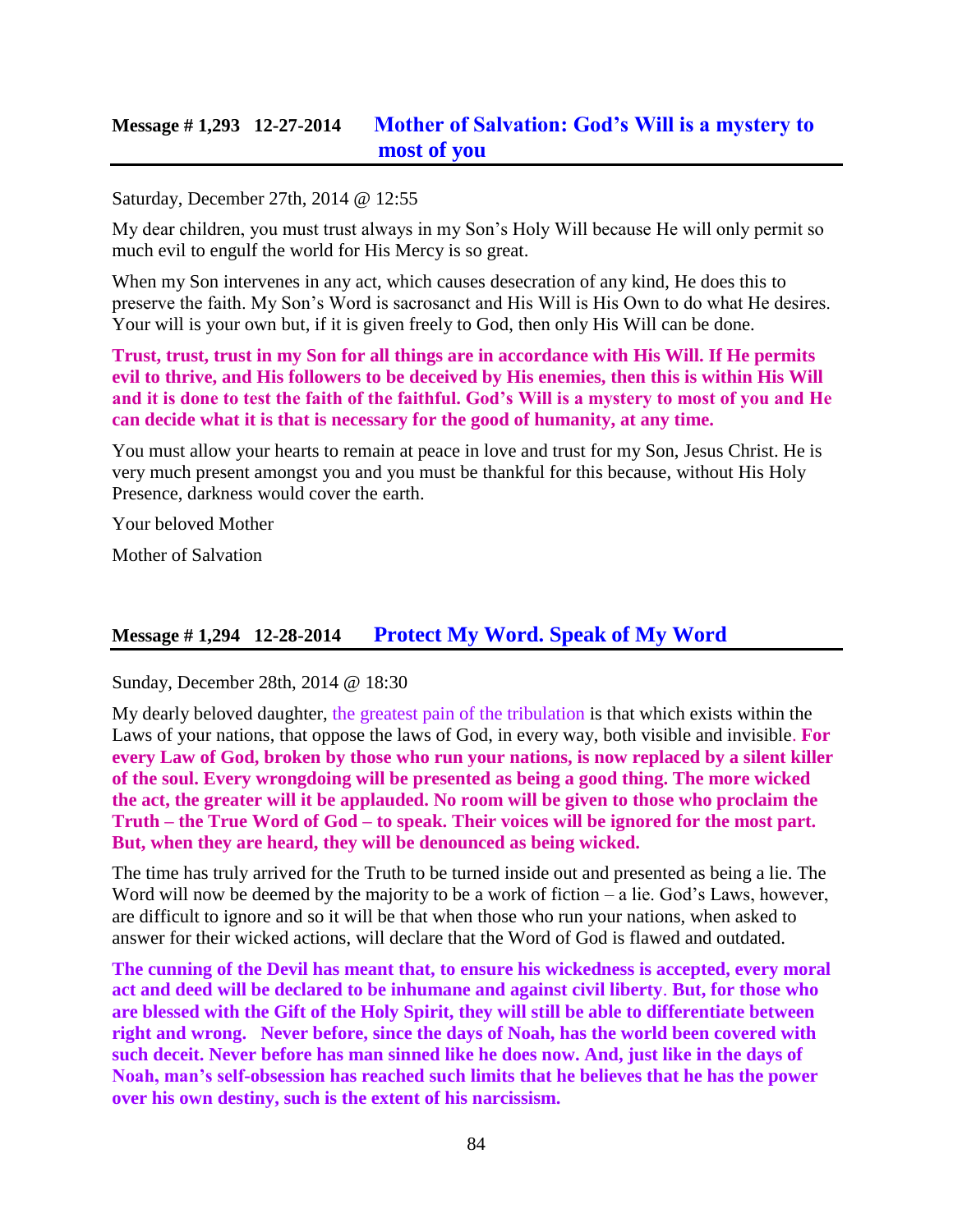## Message # 1,293   12-27-2014   Mother of Salvation: God's Will is a mystery to most of you

Saturday, December 27th, 2014 @ 12:55

My dear children, you must trust always in my Son's Holy Will because He will only permit so much evil to engulf the world for His Mercy is so great.

When my Son intervenes in any act, which causes desecration of any kind, He does this to preserve the faith. My Son's Word is sacrosanct and His Will is His Own to do what He desires. Your will is your own but, if it is given freely to God, then only His Will can be done.

**Trust, trust, trust in my Son for all things are in accordance with His Will. If He permits evil to thrive, and His followers to be deceived by His enemies, then this is within His Will and it is done to test the faith of the faithful. God's Will is a mystery to most of you and He can decide what it is that is necessary for the good of humanity, at any time.**

You must allow your hearts to remain at peace in love and trust for my Son, Jesus Christ. He is very much present amongst you and you must be thankful for this because, without His Holy Presence, darkness would cover the earth.

Your beloved Mother

Mother of Salvation

## Message # 1,294   12-28-2014   Protect My Word. Speak of My Word

Sunday, December 28th, 2014 @ 18:30

My dearly beloved daughter, the greatest pain of the tribulation is that which exists within the Laws of your nations, that oppose the laws of God, in every way, both visible and invisible. **For every Law of God, broken by those who run your nations, is now replaced by a silent killer of the soul. Every wrongdoing will be presented as being a good thing. The more wicked the act, the greater will it be applauded. No room will be given to those who proclaim the Truth – the True Word of God – to speak. Their voices will be ignored for the most part. But, when they are heard, they will be denounced as being wicked.**

The time has truly arrived for the Truth to be turned inside out and presented as being a lie. The Word will now be deemed by the majority to be a work of fiction – a lie. God's Laws, however, are difficult to ignore and so it will be that when those who run your nations, when asked to answer for their wicked actions, will declare that the Word of God is flawed and outdated.

**The cunning of the Devil has meant that, to ensure his wickedness is accepted, every moral act and deed will be declared to be inhumane and against civil liberty. But, for those who are blessed with the Gift of the Holy Spirit, they will still be able to differentiate between right and wrong. Never before, since the days of Noah, has the world been covered with such deceit. Never before has man sinned like he does now. And, just like in the days of Noah, man's self-obsession has reached such limits that he believes that he has the power over his own destiny, such is the extent of his narcissism.**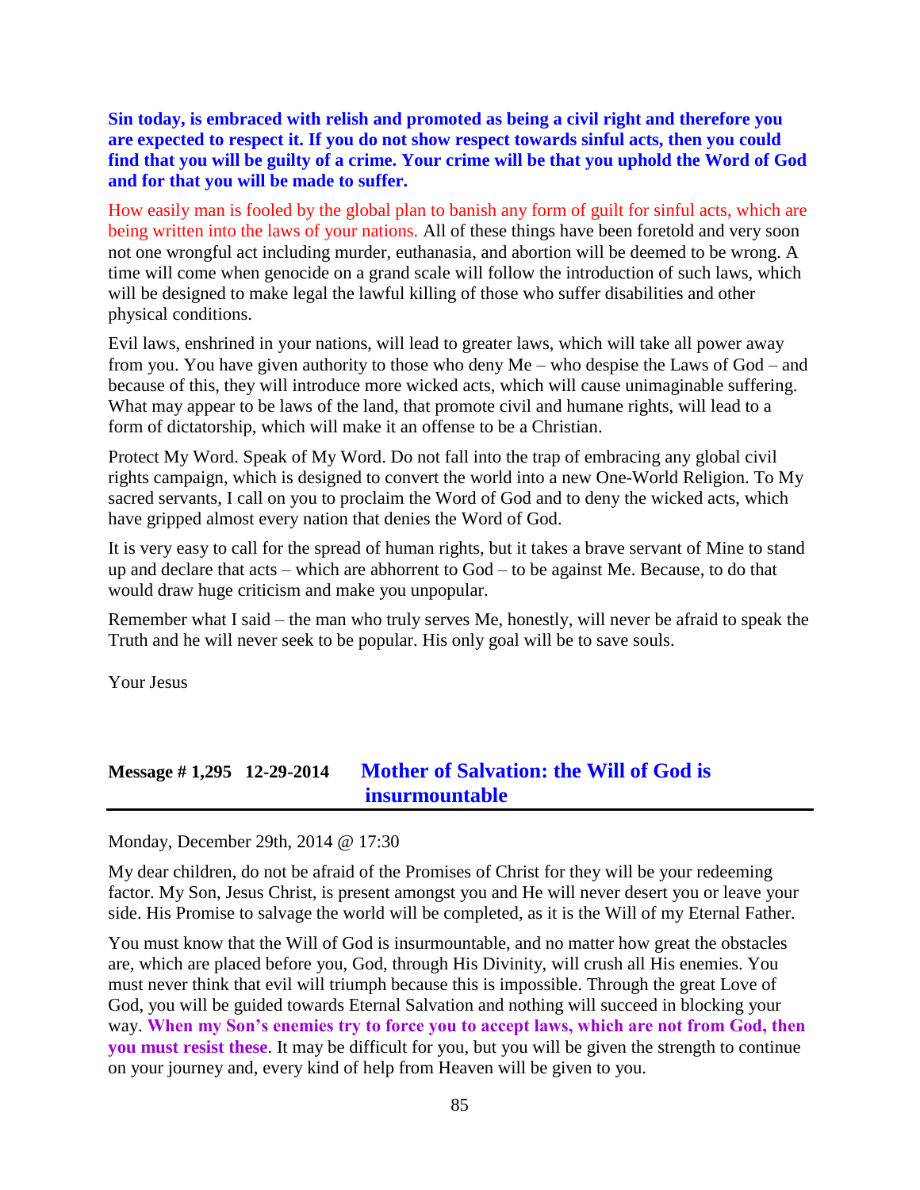**Sin today, is embraced with relish and promoted as being a civil right and therefore you are expected to respect it. If you do not show respect towards sinful acts, then you could find that you will be guilty of a crime. Your crime will be that you uphold the Word of God and for that you will be made to suffer.**

How easily man is fooled by the global plan to banish any form of guilt for sinful acts, which are being written into the laws of your nations. All of these things have been foretold and very soon not one wrongful act including murder, euthanasia, and abortion will be deemed to be wrong. A time will come when genocide on a grand scale will follow the introduction of such laws, which will be designed to make legal the lawful killing of those who suffer disabilities and other physical conditions.

Evil laws, enshrined in your nations, will lead to greater laws, which will take all power away from you. You have given authority to those who deny Me – who despise the Laws of God – and because of this, they will introduce more wicked acts, which will cause unimaginable suffering. What may appear to be laws of the land, that promote civil and humane rights, will lead to a form of dictatorship, which will make it an offense to be a Christian.

Protect My Word. Speak of My Word. Do not fall into the trap of embracing any global civil rights campaign, which is designed to convert the world into a new One-World Religion. To My sacred servants, I call on you to proclaim the Word of God and to deny the wicked acts, which have gripped almost every nation that denies the Word of God.

It is very easy to call for the spread of human rights, but it takes a brave servant of Mine to stand up and declare that acts – which are abhorrent to God – to be against Me. Because, to do that would draw huge criticism and make you unpopular.

Remember what I said – the man who truly serves Me, honestly, will never be afraid to speak the Truth and he will never seek to be popular. His only goal will be to save souls.

Your Jesus

## Message # 1,295 12-29-2014 Mother of Salvation: the Will of God is insurmountable

Monday, December 29th, 2014 @ 17:30

My dear children, do not be afraid of the Promises of Christ for they will be your redeeming factor. My Son, Jesus Christ, is present amongst you and He will never desert you or leave your side. His Promise to salvage the world will be completed, as it is the Will of my Eternal Father.

You must know that the Will of God is insurmountable, and no matter how great the obstacles are, which are placed before you, God, through His Divinity, will crush all His enemies. You must never think that evil will triumph because this is impossible. Through the great Love of God, you will be guided towards Eternal Salvation and nothing will succeed in blocking your way. **When my Son's enemies try to force you to accept laws, which are not from God, then you must resist these**. It may be difficult for you, but you will be given the strength to continue on your journey and, every kind of help from Heaven will be given to you.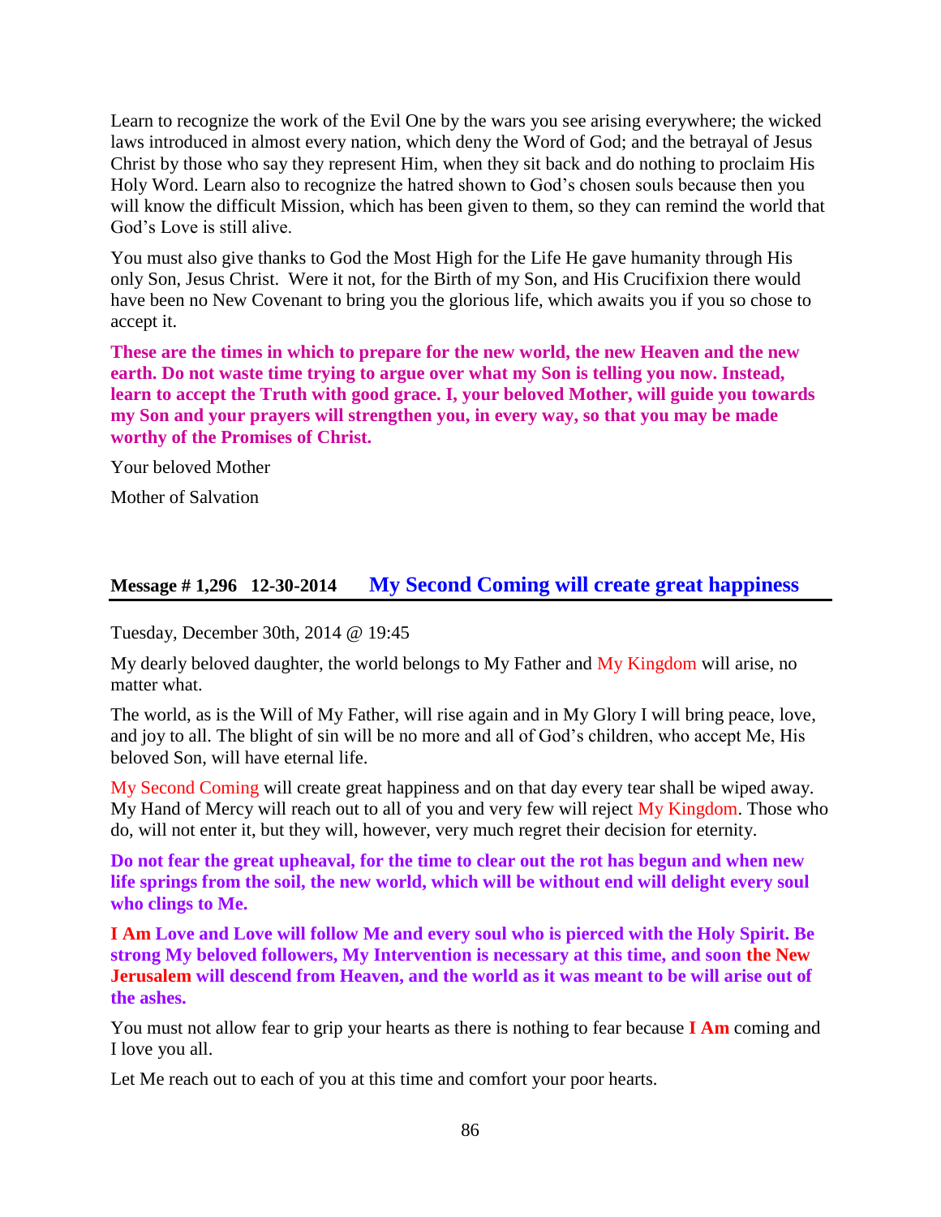Learn to recognize the work of the Evil One by the wars you see arising everywhere; the wicked laws introduced in almost every nation, which deny the Word of God; and the betrayal of Jesus Christ by those who say they represent Him, when they sit back and do nothing to proclaim His Holy Word. Learn also to recognize the hatred shown to God's chosen souls because then you will know the difficult Mission, which has been given to them, so they can remind the world that God's Love is still alive.

You must also give thanks to God the Most High for the Life He gave humanity through His only Son, Jesus Christ. Were it not, for the Birth of my Son, and His Crucifixion there would have been no New Covenant to bring you the glorious life, which awaits you if you so chose to accept it.

**These are the times in which to prepare for the new world, the new Heaven and the new earth. Do not waste time trying to argue over what my Son is telling you now. Instead, learn to accept the Truth with good grace. I, your beloved Mother, will guide you towards my Son and your prayers will strengthen you, in every way, so that you may be made worthy of the Promises of Christ.**

Your beloved Mother

Mother of Salvation

## Message # 1,296 12-30-2014 My Second Coming will create great happiness

Tuesday, December 30th, 2014 @ 19:45

My dearly beloved daughter, the world belongs to My Father and My Kingdom will arise, no matter what.

The world, as is the Will of My Father, will rise again and in My Glory I will bring peace, love, and joy to all. The blight of sin will be no more and all of God's children, who accept Me, His beloved Son, will have eternal life.

My Second Coming will create great happiness and on that day every tear shall be wiped away. My Hand of Mercy will reach out to all of you and very few will reject My Kingdom. Those who do, will not enter it, but they will, however, very much regret their decision for eternity.

**Do not fear the great upheaval, for the time to clear out the rot has begun and when new life springs from the soil, the new world, which will be without end will delight every soul who clings to Me.**

**I Am Love and Love will follow Me and every soul who is pierced with the Holy Spirit. Be strong My beloved followers, My Intervention is necessary at this time, and soon the New Jerusalem will descend from Heaven, and the world as it was meant to be will arise out of the ashes.**

You must not allow fear to grip your hearts as there is nothing to fear because **I Am** coming and I love you all.

Let Me reach out to each of you at this time and comfort your poor hearts.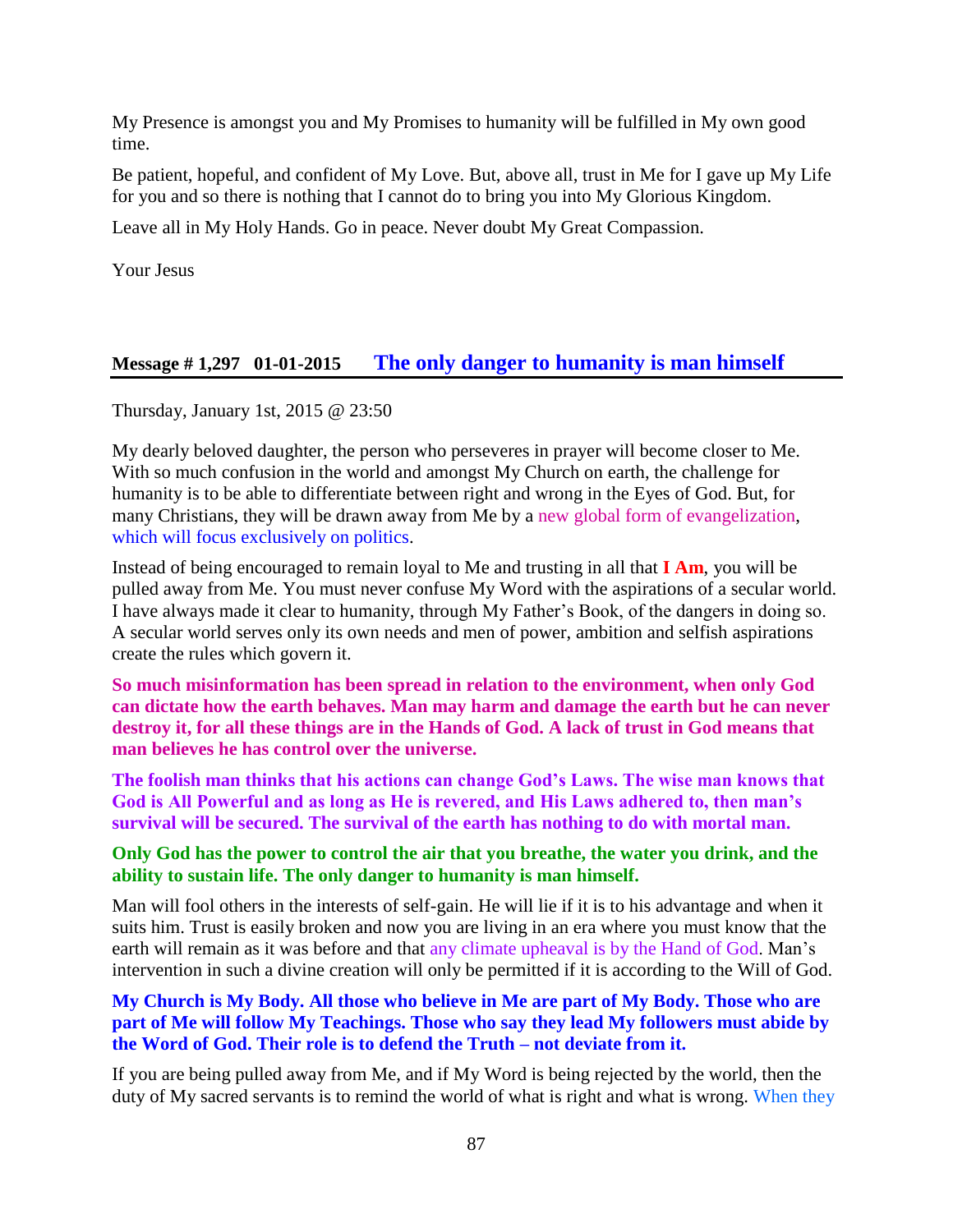My Presence is amongst you and My Promises to humanity will be fulfilled in My own good time.

Be patient, hopeful, and confident of My Love. But, above all, trust in Me for I gave up My Life for you and so there is nothing that I cannot do to bring you into My Glorious Kingdom.

Leave all in My Holy Hands. Go in peace. Never doubt My Great Compassion.

Your Jesus

## Message # 1,297 01-01-2015 The only danger to humanity is man himself

Thursday, January 1st, 2015 @ 23:50

My dearly beloved daughter, the person who perseveres in prayer will become closer to Me. With so much confusion in the world and amongst My Church on earth, the challenge for humanity is to be able to differentiate between right and wrong in the Eyes of God. But, for many Christians, they will be drawn away from Me by a new global form of evangelization, which will focus exclusively on politics.

Instead of being encouraged to remain loyal to Me and trusting in all that **I Am**, you will be pulled away from Me. You must never confuse My Word with the aspirations of a secular world. I have always made it clear to humanity, through My Father's Book, of the dangers in doing so. A secular world serves only its own needs and men of power, ambition and selfish aspirations create the rules which govern it.

**So much misinformation has been spread in relation to the environment, when only God can dictate how the earth behaves. Man may harm and damage the earth but he can never destroy it, for all these things are in the Hands of God. A lack of trust in God means that man believes he has control over the universe.**

**The foolish man thinks that his actions can change God's Laws. The wise man knows that God is All Powerful and as long as He is revered, and His Laws adhered to, then man's survival will be secured. The survival of the earth has nothing to do with mortal man.**

**Only God has the power to control the air that you breathe, the water you drink, and the ability to sustain life. The only danger to humanity is man himself.**

Man will fool others in the interests of self-gain. He will lie if it is to his advantage and when it suits him. Trust is easily broken and now you are living in an era where you must know that the earth will remain as it was before and that any climate upheaval is by the Hand of God. Man's intervention in such a divine creation will only be permitted if it is according to the Will of God.

**My Church is My Body. All those who believe in Me are part of My Body. Those who are part of Me will follow My Teachings. Those who say they lead My followers must abide by the Word of God. Their role is to defend the Truth – not deviate from it.**

If you are being pulled away from Me, and if My Word is being rejected by the world, then the duty of My sacred servants is to remind the world of what is right and what is wrong. When they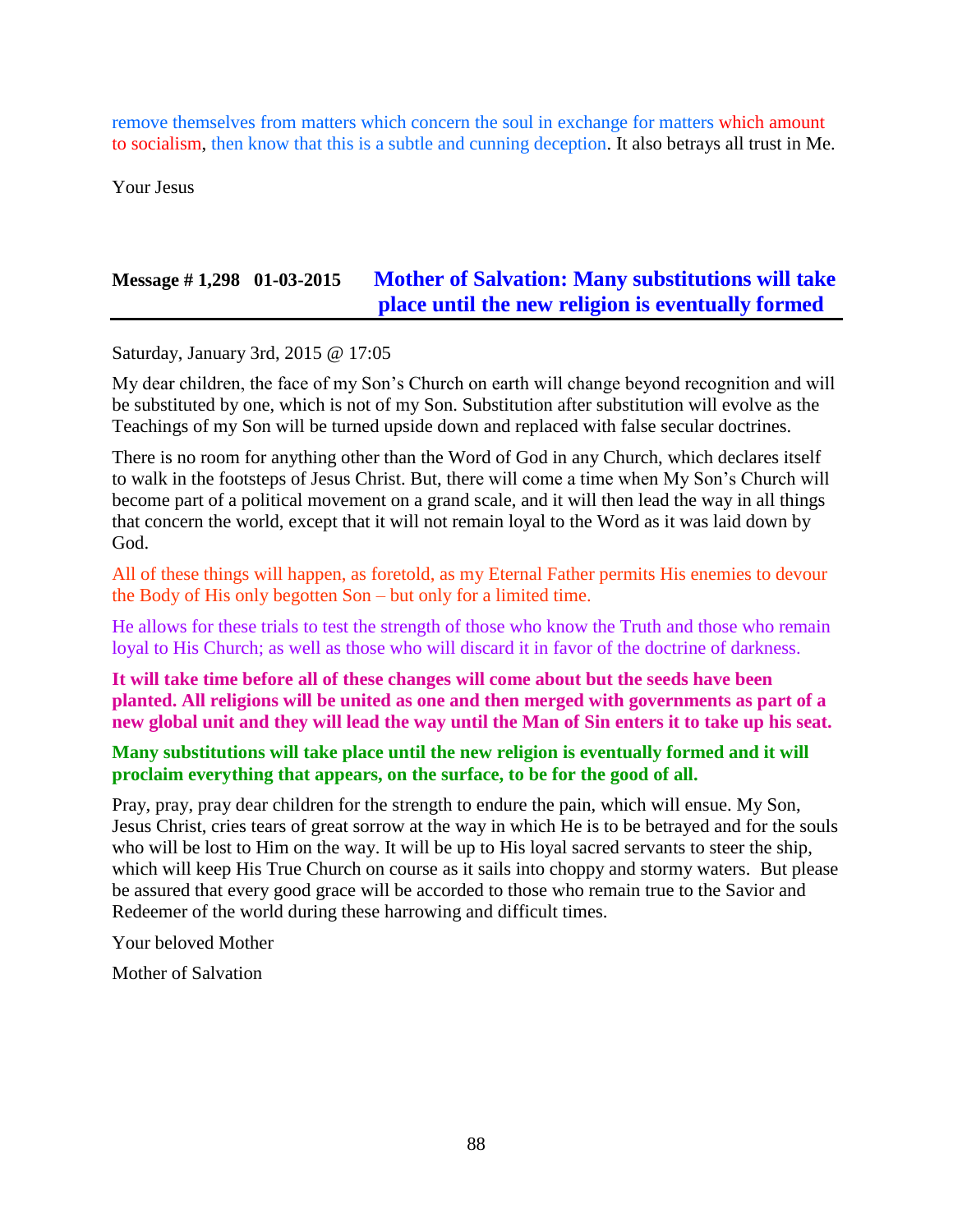remove themselves from matters which concern the soul in exchange for matters which amount to socialism, then know that this is a subtle and cunning deception. It also betrays all trust in Me.

Your Jesus

## Message # 1,298 01-03-2015 Mother of Salvation: Many substitutions will take place until the new religion is eventually formed

Saturday, January 3rd, 2015 @ 17:05

My dear children, the face of my Son's Church on earth will change beyond recognition and will be substituted by one, which is not of my Son. Substitution after substitution will evolve as the Teachings of my Son will be turned upside down and replaced with false secular doctrines.

There is no room for anything other than the Word of God in any Church, which declares itself to walk in the footsteps of Jesus Christ. But, there will come a time when My Son's Church will become part of a political movement on a grand scale, and it will then lead the way in all things that concern the world, except that it will not remain loyal to the Word as it was laid down by God.

All of these things will happen, as foretold, as my Eternal Father permits His enemies to devour the Body of His only begotten Son – but only for a limited time.

He allows for these trials to test the strength of those who know the Truth and those who remain loyal to His Church; as well as those who will discard it in favor of the doctrine of darkness.

**It will take time before all of these changes will come about but the seeds have been planted. All religions will be united as one and then merged with governments as part of a new global unit and they will lead the way until the Man of Sin enters it to take up his seat.**

**Many substitutions will take place until the new religion is eventually formed and it will proclaim everything that appears, on the surface, to be for the good of all.**

Pray, pray, pray dear children for the strength to endure the pain, which will ensue. My Son, Jesus Christ, cries tears of great sorrow at the way in which He is to be betrayed and for the souls who will be lost to Him on the way. It will be up to His loyal sacred servants to steer the ship, which will keep His True Church on course as it sails into choppy and stormy waters. But please be assured that every good grace will be accorded to those who remain true to the Savior and Redeemer of the world during these harrowing and difficult times.

Your beloved Mother

Mother of Salvation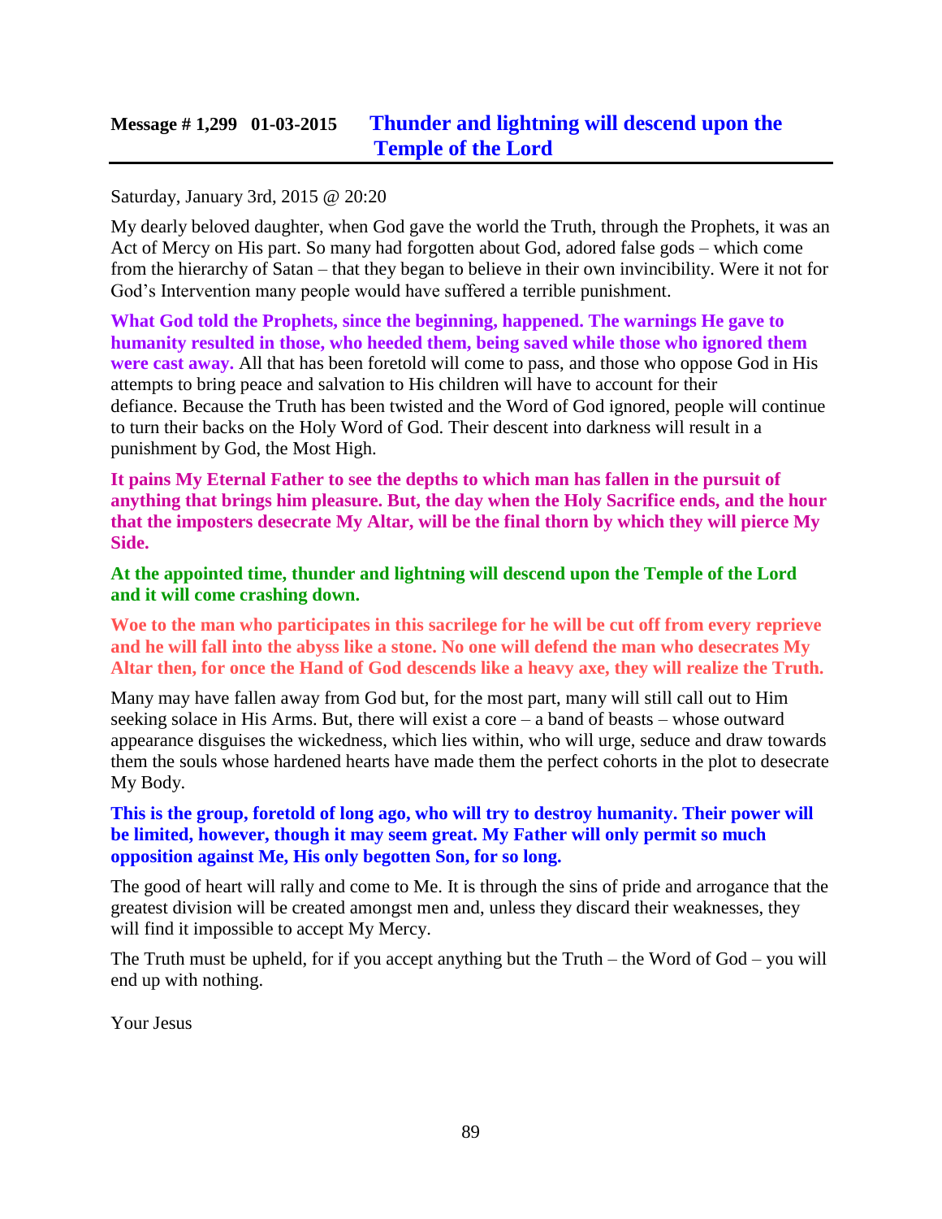## Message # 1,299 01-03-2015 Thunder and lightning will descend upon the Temple of the Lord

Saturday, January 3rd, 2015 @ 20:20

My dearly beloved daughter, when God gave the world the Truth, through the Prophets, it was an Act of Mercy on His part. So many had forgotten about God, adored false gods – which come from the hierarchy of Satan – that they began to believe in their own invincibility. Were it not for God's Intervention many people would have suffered a terrible punishment.

**What God told the Prophets, since the beginning, happened. The warnings He gave to humanity resulted in those, who heeded them, being saved while those who ignored them were cast away.** All that has been foretold will come to pass, and those who oppose God in His attempts to bring peace and salvation to His children will have to account for their defiance. Because the Truth has been twisted and the Word of God ignored, people will continue to turn their backs on the Holy Word of God. Their descent into darkness will result in a punishment by God, the Most High.

**It pains My Eternal Father to see the depths to which man has fallen in the pursuit of anything that brings him pleasure. But, the day when the Holy Sacrifice ends, and the hour that the imposters desecrate My Altar, will be the final thorn by which they will pierce My Side.**

**At the appointed time, thunder and lightning will descend upon the Temple of the Lord and it will come crashing down.**

**Woe to the man who participates in this sacrilege for he will be cut off from every reprieve and he will fall into the abyss like a stone. No one will defend the man who desecrates My Altar then, for once the Hand of God descends like a heavy axe, they will realize the Truth.**

Many may have fallen away from God but, for the most part, many will still call out to Him seeking solace in His Arms. But, there will exist a core – a band of beasts – whose outward appearance disguises the wickedness, which lies within, who will urge, seduce and draw towards them the souls whose hardened hearts have made them the perfect cohorts in the plot to desecrate My Body.

**This is the group, foretold of long ago, who will try to destroy humanity. Their power will be limited, however, though it may seem great. My Father will only permit so much opposition against Me, His only begotten Son, for so long.**

The good of heart will rally and come to Me. It is through the sins of pride and arrogance that the greatest division will be created amongst men and, unless they discard their weaknesses, they will find it impossible to accept My Mercy.

The Truth must be upheld, for if you accept anything but the Truth – the Word of God – you will end up with nothing.

Your Jesus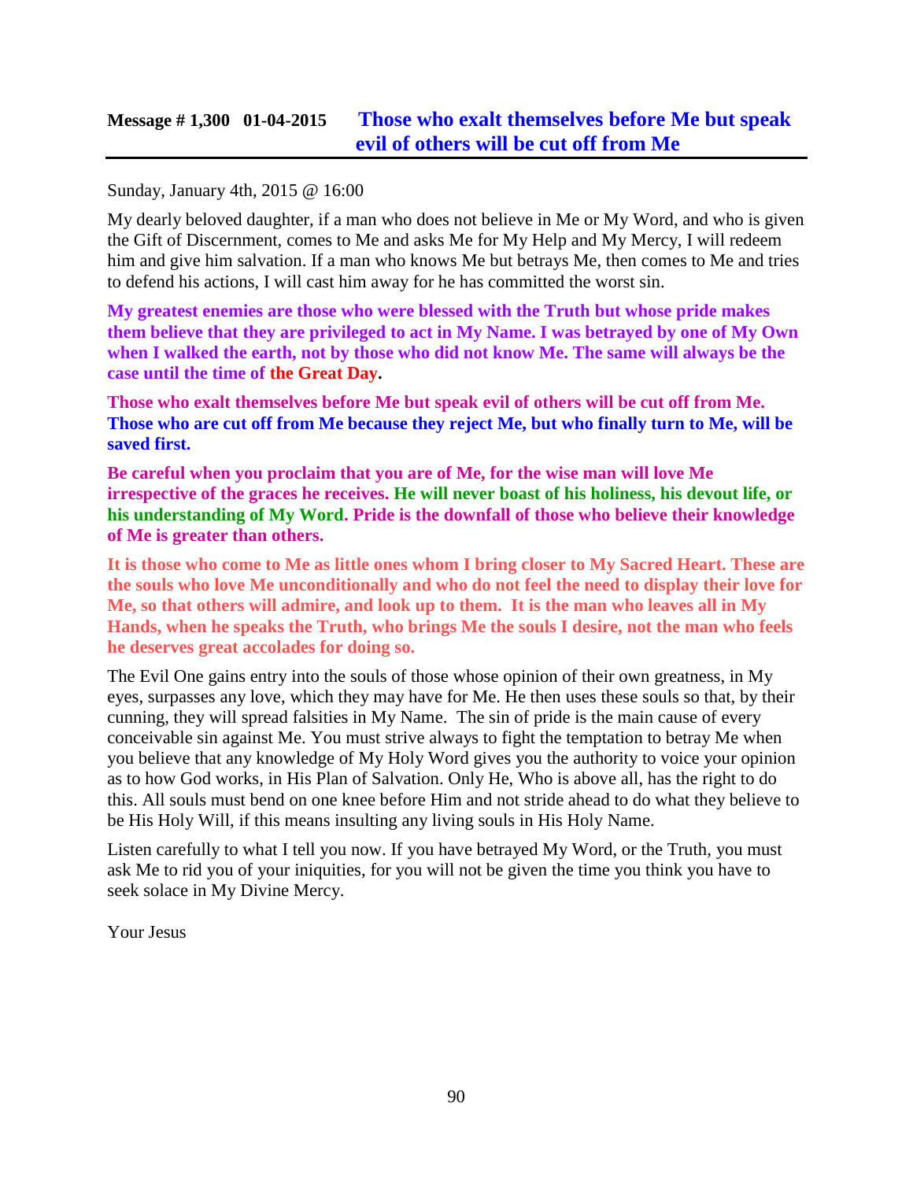## Message # 1,300 01-04-2015 Those who exalt themselves before Me but speak evil of others will be cut off from Me

Sunday, January 4th, 2015 @ 16:00

My dearly beloved daughter, if a man who does not believe in Me or My Word, and who is given the Gift of Discernment, comes to Me and asks Me for My Help and My Mercy, I will redeem him and give him salvation. If a man who knows Me but betrays Me, then comes to Me and tries to defend his actions, I will cast him away for he has committed the worst sin.

**My greatest enemies are those who were blessed with the Truth but whose pride makes them believe that they are privileged to act in My Name. I was betrayed by one of My Own when I walked the earth, not by those who did not know Me. The same will always be the case until the time of the Great Day.**

**Those who exalt themselves before Me but speak evil of others will be cut off from Me. Those who are cut off from Me because they reject Me, but who finally turn to Me, will be saved first.**

**Be careful when you proclaim that you are of Me, for the wise man will love Me irrespective of the graces he receives. He will never boast of his holiness, his devout life, or his understanding of My Word. Pride is the downfall of those who believe their knowledge of Me is greater than others.**

**It is those who come to Me as little ones whom I bring closer to My Sacred Heart. These are the souls who love Me unconditionally and who do not feel the need to display their love for Me, so that others will admire, and look up to them. It is the man who leaves all in My Hands, when he speaks the Truth, who brings Me the souls I desire, not the man who feels he deserves great accolades for doing so.**

The Evil One gains entry into the souls of those whose opinion of their own greatness, in My eyes, surpasses any love, which they may have for Me. He then uses these souls so that, by their cunning, they will spread falsities in My Name. The sin of pride is the main cause of every conceivable sin against Me. You must strive always to fight the temptation to betray Me when you believe that any knowledge of My Holy Word gives you the authority to voice your opinion as to how God works, in His Plan of Salvation. Only He, Who is above all, has the right to do this. All souls must bend on one knee before Him and not stride ahead to do what they believe to be His Holy Will, if this means insulting any living souls in His Holy Name.

Listen carefully to what I tell you now. If you have betrayed My Word, or the Truth, you must ask Me to rid you of your iniquities, for you will not be given the time you think you have to seek solace in My Divine Mercy.

Your Jesus